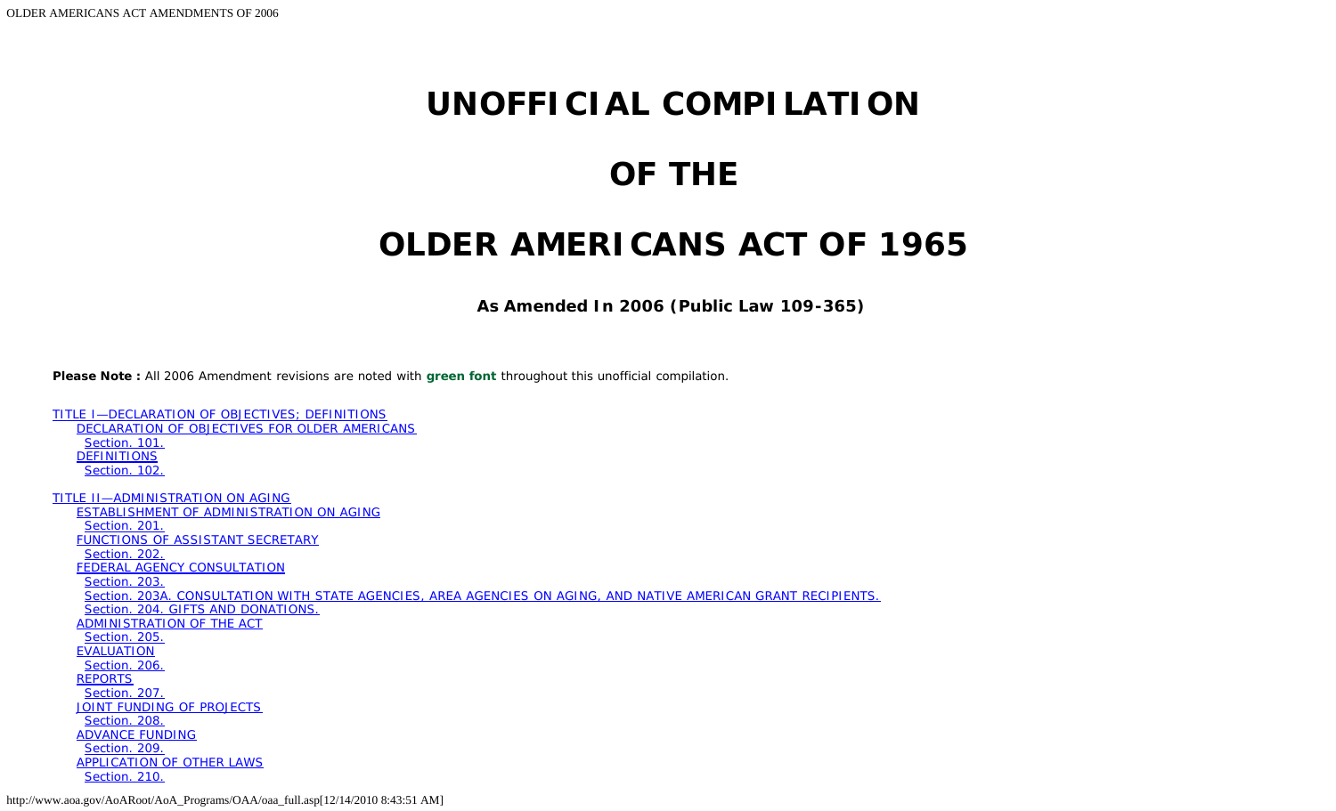# UNOFFICIAL COMPILATION

# OF THE

# OLDER AMERICANS ACT OF 1965

**As Amended In 2006 (Public Law 109-365)**

**Please Note :** All 2006 Amendment revisions are noted with **green font** throughout this unofficial compilation.

TITLE I—DECLARATION OF OBJECTIVES; DEFINITIONS
- DECLARATION OF OBJECTIVES FOR OLDER AMERICANS
  - Section. 101.
- DEFINITIONS
  - Section. 102.

TITLE II—ADMINISTRATION ON AGING
- ESTABLISHMENT OF ADMINISTRATION ON AGING
  - Section. 201.
- FUNCTIONS OF ASSISTANT SECRETARY
  - Section. 202.
- FEDERAL AGENCY CONSULTATION
  - Section. 203.
  - Section. 203A. CONSULTATION WITH STATE AGENCIES, AREA AGENCIES ON AGING, AND NATIVE AMERICAN GRANT RECIPIENTS.
  - Section. 204. GIFTS AND DONATIONS.
- ADMINISTRATION OF THE ACT
  - Section. 205.
- EVALUATION
  - Section. 206.
- REPORTS
  - Section. 207.
- JOINT FUNDING OF PROJECTS
  - Section. 208.
- ADVANCE FUNDING
  - Section. 209.
- APPLICATION OF OTHER LAWS
  - Section. 210.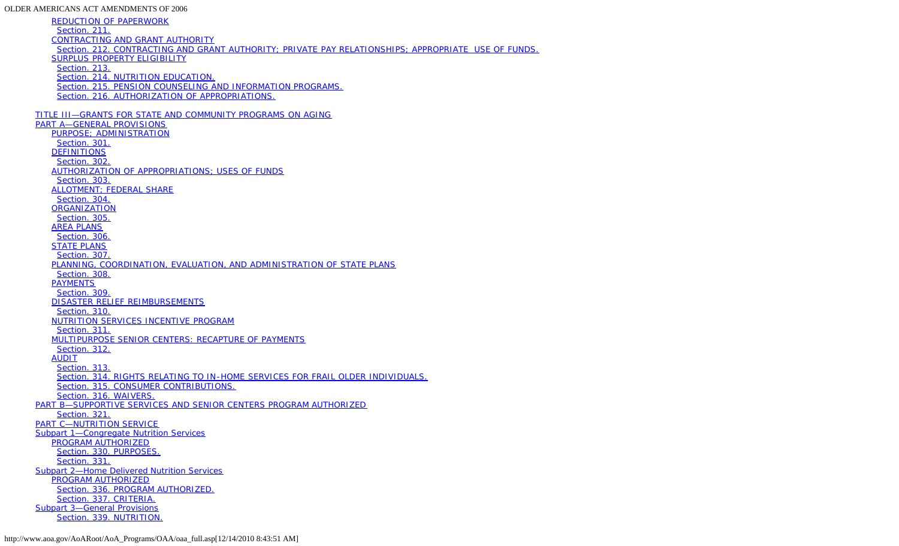REDUCTION OF PAPERWORK

Section. 211.

CONTRACTING AND GRANT AUTHORITY

Section. 212. CONTRACTING AND GRANT AUTHORITY; PRIVATE PAY RELATIONSHIPS; APPROPRIATE USE OF FUNDS.

SURPLUS PROPERTY ELIGIBILITY

Section. 213.

Section. 214. NUTRITION EDUCATION.

Section. 215. PENSION COUNSELING AND INFORMATION PROGRAMS.

Section. 216. AUTHORIZATION OF APPROPRIATIONS.

TITLE III—GRANTS FOR STATE AND COMMUNITY PROGRAMS ON AGING

PART A—GENERAL PROVISIONS

PURPOSE; ADMINISTRATION

Section. 301.

DEFINITIONS

Section. 302.

AUTHORIZATION OF APPROPRIATIONS; USES OF FUNDS

Section. 303.

ALLOTMENT; FEDERAL SHARE

Section. 304.

ORGANIZATION

Section. 305.

AREA PLANS

Section. 306.

STATE PLANS

Section. 307.

PLANNING, COORDINATION, EVALUATION, AND ADMINISTRATION OF STATE PLANS

Section. 308.

PAYMENTS

Section. 309.

DISASTER RELIEF REIMBURSEMENTS

Section. 310.

NUTRITION SERVICES INCENTIVE PROGRAM

Section. 311.

MULTIPURPOSE SENIOR CENTERS: RECAPTURE OF PAYMENTS

Section. 312.

AUDIT

Section. 313.

Section. 314. RIGHTS RELATING TO IN-HOME SERVICES FOR FRAIL OLDER INDIVIDUALS.

Section. 315. CONSUMER CONTRIBUTIONS.

Section. 316. WAIVERS.

PART B—SUPPORTIVE SERVICES AND SENIOR CENTERS PROGRAM AUTHORIZED

Section. 321.

PART C—NUTRITION SERVICE

Subpart 1—Congregate Nutrition Services

PROGRAM AUTHORIZED

Section. 330. PURPOSES.

Section. 331.

Subpart 2—Home Delivered Nutrition Services

PROGRAM AUTHORIZED

Section. 336. PROGRAM AUTHORIZED.

Section. 337. CRITERIA.

Subpart 3—General Provisions

Section. 339. NUTRITION.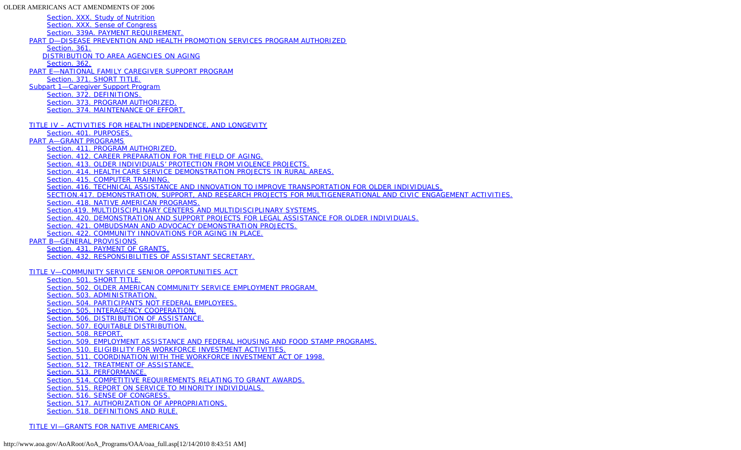Section. XXX. Study of Nutrition
Section. XXX. Sense of Congress
Section. 339A. PAYMENT REQUIREMENT.
PART D—DISEASE PREVENTION AND HEALTH PROMOTION SERVICES PROGRAM AUTHORIZED
Section. 361.
DISTRIBUTION TO AREA AGENCIES ON AGING
Section. 362.
PART E—NATIONAL FAMILY CAREGIVER SUPPORT PROGRAM
Section. 371. SHORT TITLE.
Subpart 1—Caregiver Support Program
Section. 372. DEFINITIONS.
Section. 373. PROGRAM AUTHORIZED.
Section. 374. MAINTENANCE OF EFFORT.

TITLE IV – ACTIVITIES FOR HEALTH INDEPENDENCE, AND LONGEVITY
Section. 401. PURPOSES.
PART A—GRANT PROGRAMS
Section. 411. PROGRAM AUTHORIZED.
Section. 412. CAREER PREPARATION FOR THE FIELD OF AGING.
Section. 413. OLDER INDIVIDUALS' PROTECTION FROM VIOLENCE PROJECTS.
Section. 414. HEALTH CARE SERVICE DEMONSTRATION PROJECTS IN RURAL AREAS.
Section. 415. COMPUTER TRAINING.
Section. 416. TECHNICAL ASSISTANCE AND INNOVATION TO IMPROVE TRANSPORTATION FOR OLDER INDIVIDUALS.
SECTION.417. DEMONSTRATION, SUPPORT, AND RESEARCH PROJECTS FOR MULTIGENERATIONAL AND CIVIC ENGAGEMENT ACTIVITIES.
Section. 418. NATIVE AMERICAN PROGRAMS.
Section.419. MULTIDISCIPLINARY CENTERS AND MULTIDISCIPLINARY SYSTEMS.
Section. 420. DEMONSTRATION AND SUPPORT PROJECTS FOR LEGAL ASSISTANCE FOR OLDER INDIVIDUALS.
Section. 421. OMBUDSMAN AND ADVOCACY DEMONSTRATION PROJECTS.
Section. 422. COMMUNITY INNOVATIONS FOR AGING IN PLACE.
PART B—GENERAL PROVISIONS
Section. 431. PAYMENT OF GRANTS.
Section. 432. RESPONSIBILITIES OF ASSISTANT SECRETARY.

TITLE V—COMMUNITY SERVICE SENIOR OPPORTUNITIES ACT
Section. 501. SHORT TITLE.
Section. 502. OLDER AMERICAN COMMUNITY SERVICE EMPLOYMENT PROGRAM.
Section. 503. ADMINISTRATION.
Section. 504. PARTICIPANTS NOT FEDERAL EMPLOYEES.
Section. 505. INTERAGENCY COOPERATION.
Section. 506. DISTRIBUTION OF ASSISTANCE.
Section. 507. EQUITABLE DISTRIBUTION.
Section. 508. REPORT.
Section. 509. EMPLOYMENT ASSISTANCE AND FEDERAL HOUSING AND FOOD STAMP PROGRAMS.
Section. 510. ELIGIBILITY FOR WORKFORCE INVESTMENT ACTIVITIES.
Section. 511. COORDINATION WITH THE WORKFORCE INVESTMENT ACT OF 1998.
Section. 512. TREATMENT OF ASSISTANCE.
Section. 513. PERFORMANCE.
Section. 514. COMPETITIVE REQUIREMENTS RELATING TO GRANT AWARDS.
Section. 515. REPORT ON SERVICE TO MINORITY INDIVIDUALS.
Section. 516. SENSE OF CONGRESS.
Section. 517. AUTHORIZATION OF APPROPRIATIONS.
Section. 518. DEFINITIONS AND RULE.

TITLE VI—GRANTS FOR NATIVE AMERICANS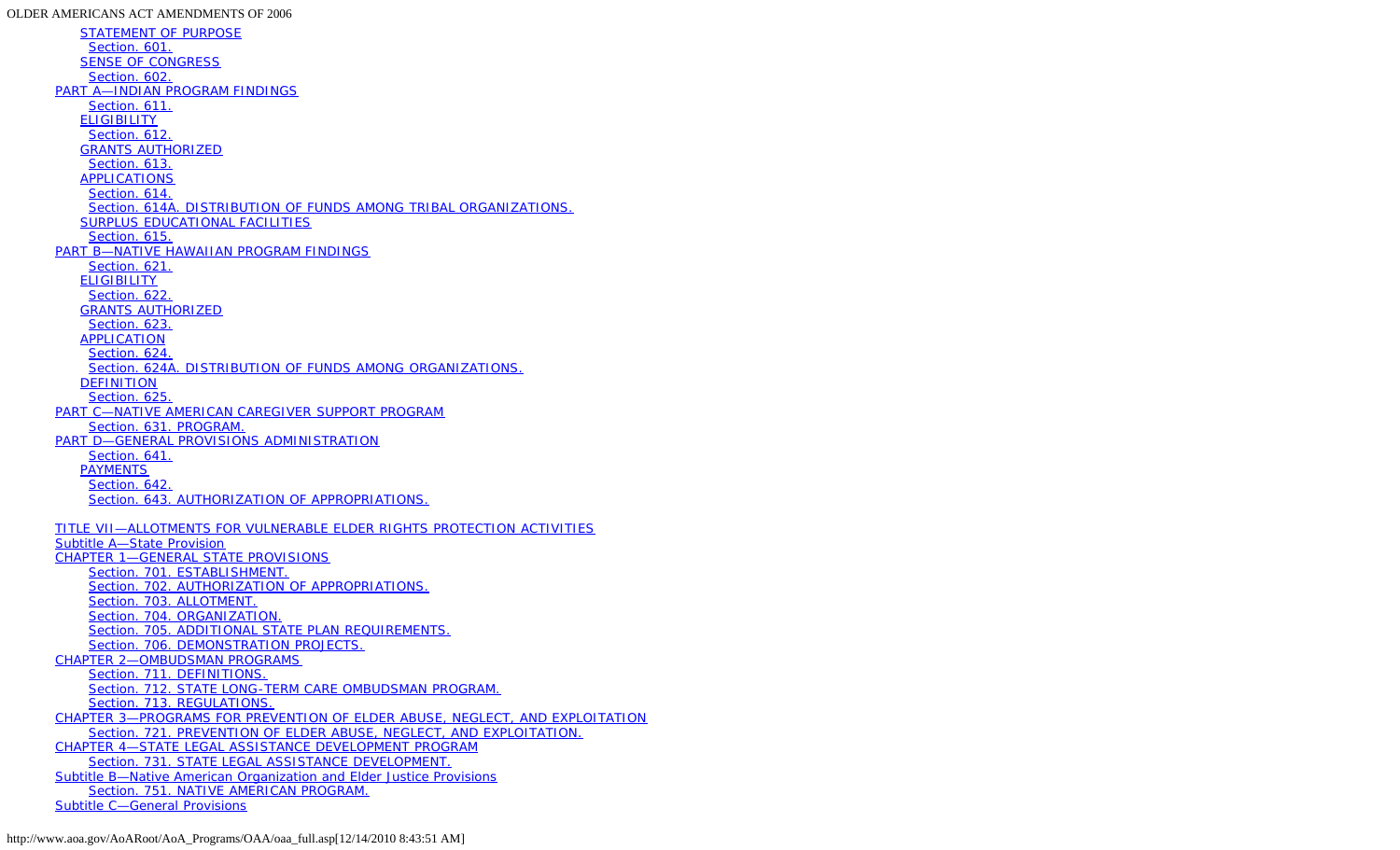STATEMENT OF PURPOSE
Section. 601.
SENSE OF CONGRESS
Section. 602.
PART A—INDIAN PROGRAM FINDINGS
Section. 611.
ELIGIBILITY
Section. 612.
GRANTS AUTHORIZED
Section. 613.
APPLICATIONS
Section. 614.
Section. 614A. DISTRIBUTION OF FUNDS AMONG TRIBAL ORGANIZATIONS.
SURPLUS EDUCATIONAL FACILITIES
Section. 615.
PART B—NATIVE HAWAIIAN PROGRAM FINDINGS
Section. 621.
ELIGIBILITY
Section. 622.
GRANTS AUTHORIZED
Section. 623.
APPLICATION
Section. 624.
Section. 624A. DISTRIBUTION OF FUNDS AMONG ORGANIZATIONS.
DEFINITION
Section. 625.
PART C—NATIVE AMERICAN CAREGIVER SUPPORT PROGRAM
Section. 631. PROGRAM.
PART D—GENERAL PROVISIONS ADMINISTRATION
Section. 641.
PAYMENTS
Section. 642.
Section. 643. AUTHORIZATION OF APPROPRIATIONS.

TITLE VII—ALLOTMENTS FOR VULNERABLE ELDER RIGHTS PROTECTION ACTIVITIES
Subtitle A—State Provision
CHAPTER 1—GENERAL STATE PROVISIONS
Section. 701. ESTABLISHMENT.
Section. 702. AUTHORIZATION OF APPROPRIATIONS.
Section. 703. ALLOTMENT.
Section. 704. ORGANIZATION.
Section. 705. ADDITIONAL STATE PLAN REQUIREMENTS.
Section. 706. DEMONSTRATION PROJECTS.
CHAPTER 2—OMBUDSMAN PROGRAMS
Section. 711. DEFINITIONS.
Section. 712. STATE LONG-TERM CARE OMBUDSMAN PROGRAM.
Section. 713. REGULATIONS.
CHAPTER 3—PROGRAMS FOR PREVENTION OF ELDER ABUSE, NEGLECT, AND EXPLOITATION
Section. 721. PREVENTION OF ELDER ABUSE, NEGLECT, AND EXPLOITATION.
CHAPTER 4—STATE LEGAL ASSISTANCE DEVELOPMENT PROGRAM
Section. 731. STATE LEGAL ASSISTANCE DEVELOPMENT.
Subtitle B—Native American Organization and Elder Justice Provisions
Section. 751. NATIVE AMERICAN PROGRAM.
Subtitle C—General Provisions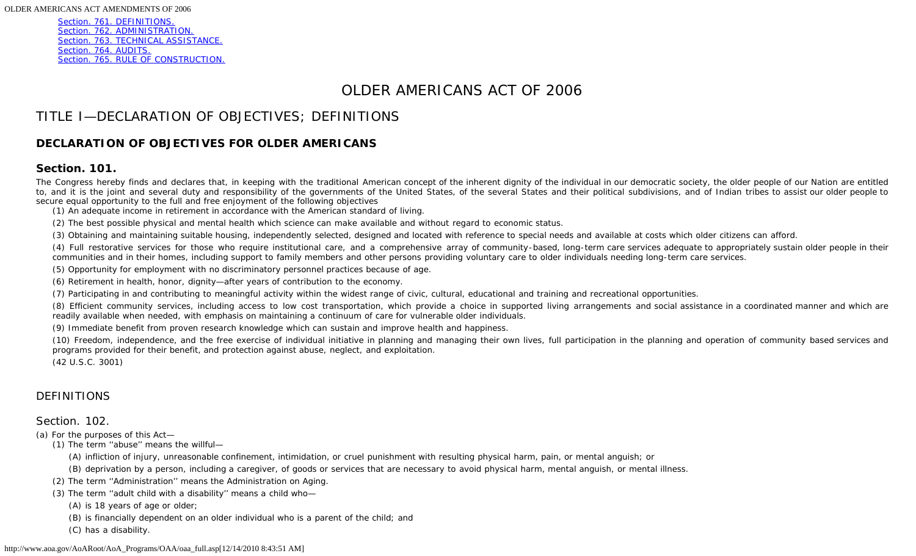Section. 761. DEFINITIONS.
Section. 762. ADMINISTRATION.
Section. 763. TECHNICAL ASSISTANCE.
Section. 764. AUDITS.
Section. 765. RULE OF CONSTRUCTION.

# OLDER AMERICANS ACT OF 2006

## TITLE I—DECLARATION OF OBJECTIVES; DEFINITIONS

### DECLARATION OF OBJECTIVES FOR OLDER AMERICANS

### Section. 101.

The Congress hereby finds and declares that, in keeping with the traditional American concept of the inherent dignity of the individual in our democratic society, the older people of our Nation are entitled to, and it is the joint and several duty and responsibility of the governments of the United States, of the several States and their political subdivisions, and of Indian tribes to assist our older people to secure equal opportunity to the full and free enjoyment of the following objectives

(1) An adequate income in retirement in accordance with the American standard of living.

(2) The best possible physical and mental health which science can make available and without regard to economic status.

(3) Obtaining and maintaining suitable housing, independently selected, designed and located with reference to special needs and available at costs which older citizens can afford.

(4) Full restorative services for those who require institutional care, and a comprehensive array of community-based, long-term care services adequate to appropriately sustain older people in their communities and in their homes, including support to family members and other persons providing voluntary care to older individuals needing long-term care services.

(5) Opportunity for employment with no discriminatory personnel practices because of age.

(6) Retirement in health, honor, dignity—after years of contribution to the economy.

(7) Participating in and contributing to meaningful activity within the widest range of civic, cultural, educational and training and recreational opportunities.

(8) Efficient community services, including access to low cost transportation, which provide a choice in supported living arrangements and social assistance in a coordinated manner and which are readily available when needed, with emphasis on maintaining a continuum of care for vulnerable older individuals.

(9) Immediate benefit from proven research knowledge which can sustain and improve health and happiness.

(10) Freedom, independence, and the free exercise of individual initiative in planning and managing their own lives, full participation in the planning and operation of community based services and programs provided for their benefit, and protection against abuse, neglect, and exploitation.

(42 U.S.C. 3001)

### DEFINITIONS

### Section. 102.

(a) For the purposes of this Act—

(1) The term ''abuse'' means the willful—

(A) infliction of injury, unreasonable confinement, intimidation, or cruel punishment with resulting physical harm, pain, or mental anguish; or

(B) deprivation by a person, including a caregiver, of goods or services that are necessary to avoid physical harm, mental anguish, or mental illness.

(2) The term ''Administration'' means the Administration on Aging.

(3) The term ''adult child with a disability'' means a child who—

(A) is 18 years of age or older;

(B) is financially dependent on an older individual who is a parent of the child; and

(C) has a disability.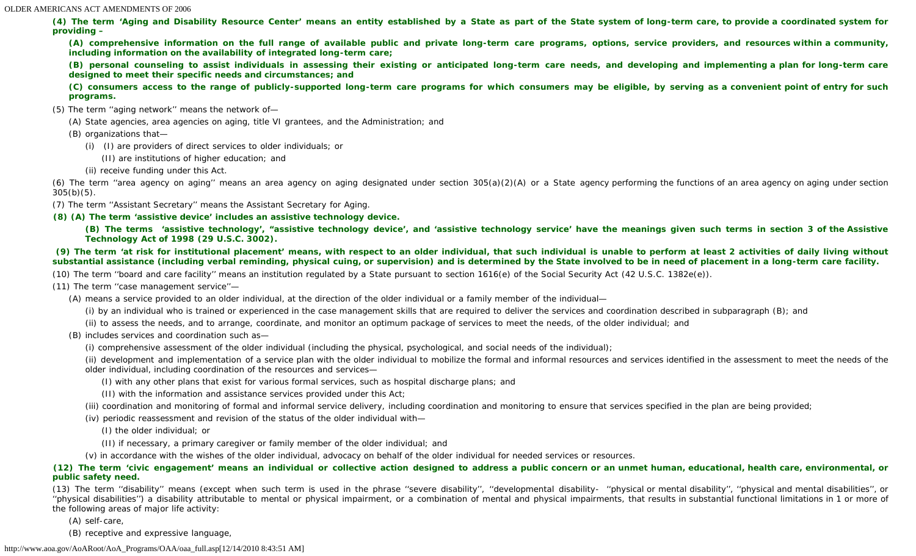**(4) The term 'Aging and Disability Resource Center' means an entity established by a State as part of the State system of long-term care, to provide a coordinated system for providing –**

**(A) comprehensive information on the full range of available public and private long-term care programs, options, service providers, and resources within a community, including information on the availability of integrated long-term care;**

**(B) personal counseling to assist individuals in assessing their existing or anticipated long-term care needs, and developing and implementing a plan for long-term care designed to meet their specific needs and circumstances; and**

**(C) consumers access to the range of publicly-supported long-term care programs for which consumers may be eligible, by serving as a convenient point of entry for such programs.**

(5) The term ''aging network'' means the network of—

(A) State agencies, area agencies on aging, title VI grantees, and the Administration; and

(B) organizations that—

(i) (I) are providers of direct services to older individuals; or

(II) are institutions of higher education; and

(ii) receive funding under this Act.

(6) The term ''area agency on aging'' means an area agency on aging designated under section 305(a)(2)(A) or a State agency performing the functions of an area agency on aging under section 305(b)(5).

(7) The term ''Assistant Secretary'' means the Assistant Secretary for Aging.

**(8) (A) The term 'assistive device' includes an assistive technology device.**

**(B) The terms 'assistive technology', ''assistive technology device', and 'assistive technology service' have the meanings given such terms in section 3 of the Assistive Technology Act of 1998 (29 U.S.C. 3002).**

**(9) The term 'at risk for institutional placement' means, with respect to an older individual, that such individual is unable to perform at least 2 activities of daily living without substantial assistance (including verbal reminding, physical cuing, or supervision) and is determined by the State involved to be in need of placement in a long-term care facility.**

(10) The term ''board and care facility'' means an institution regulated by a State pursuant to section 1616(e) of the Social Security Act (42 U.S.C. 1382e(e)).

(11) The term ''case management service''—

(A) means a service provided to an older individual, at the direction of the older individual or a family member of the individual—

(i) by an individual who is trained or experienced in the case management skills that are required to deliver the services and coordination described in subparagraph (B); and

(ii) to assess the needs, and to arrange, coordinate, and monitor an optimum package of services to meet the needs, of the older individual; and

(B) includes services and coordination such as—

(i) comprehensive assessment of the older individual (including the physical, psychological, and social needs of the individual);

(ii) development and implementation of a service plan with the older individual to mobilize the formal and informal resources and services identified in the assessment to meet the needs of the older individual, including coordination of the resources and services—

(I) with any other plans that exist for various formal services, such as hospital discharge plans; and

(II) with the information and assistance services provided under this Act;

(iii) coordination and monitoring of formal and informal service delivery, including coordination and monitoring to ensure that services specified in the plan are being provided;

(iv) periodic reassessment and revision of the status of the older individual with—

(I) the older individual; or

(II) if necessary, a primary caregiver or family member of the older individual; and

(v) in accordance with the wishes of the older individual, advocacy on behalf of the older individual for needed services or resources.

**(12) The term 'civic engagement' means an individual or collective action designed to address a public concern or an unmet human, educational, health care, environmental, or public safety need.**

(13) The term ''disability'' means (except when such term is used in the phrase ''severe disability'', ''developmental disability- ''physical or mental disability'', ''physical and mental disabilities'', or ''physical disabilities'') a disability attributable to mental or physical impairment, or a combination of mental and physical impairments, that results in substantial functional limitations in 1 or more of the following areas of major life activity:

(A) self-care,

(B) receptive and expressive language,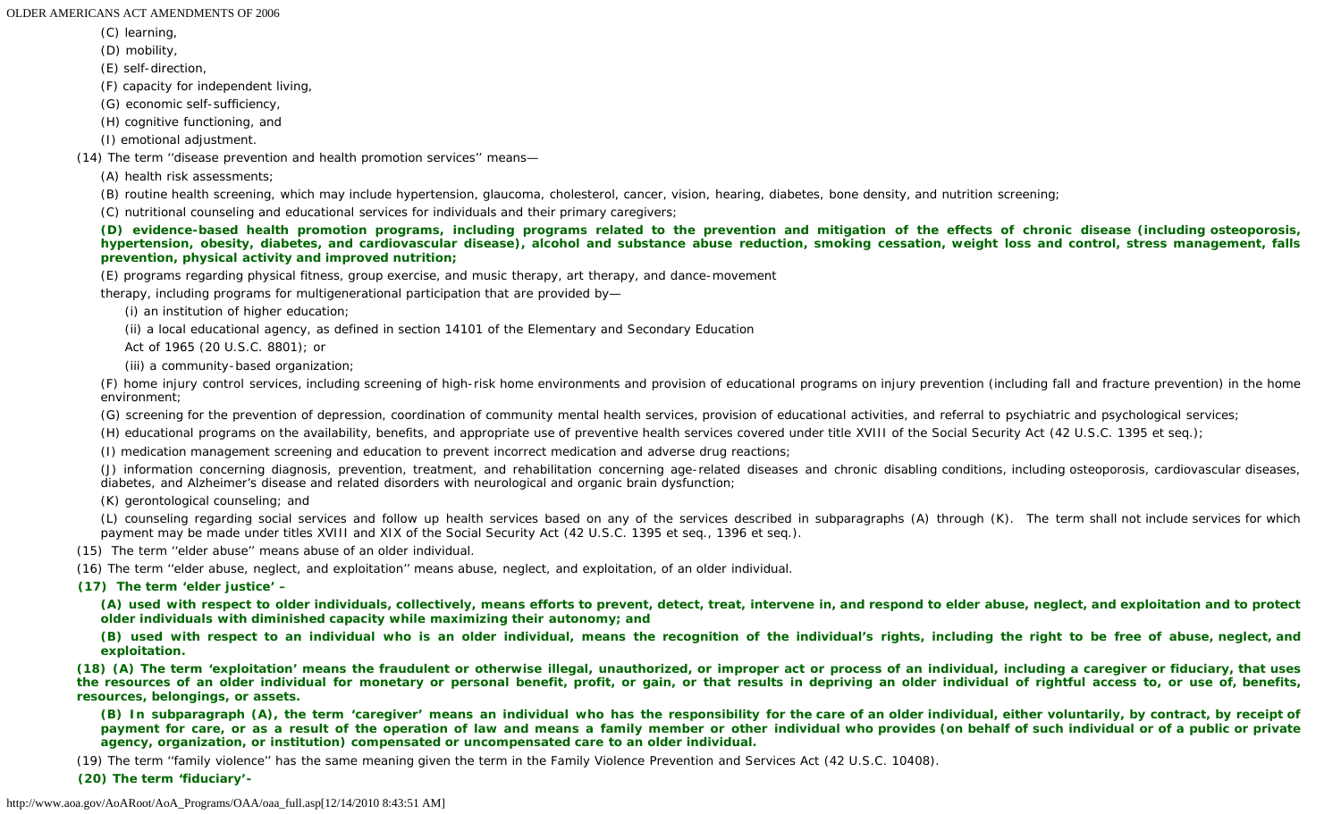(C) learning,

(D) mobility,

(E) self-direction,

(F) capacity for independent living,

(G) economic self-sufficiency,

(H) cognitive functioning, and

(I) emotional adjustment.

(14) The term ''disease prevention and health promotion services'' means—

(A) health risk assessments;

(B) routine health screening, which may include hypertension, glaucoma, cholesterol, cancer, vision, hearing, diabetes, bone density, and nutrition screening;

(C) nutritional counseling and educational services for individuals and their primary caregivers;

**(D) evidence-based health promotion programs, including programs related to the prevention and mitigation of the effects of chronic disease (including osteoporosis, hypertension, obesity, diabetes, and cardiovascular disease), alcohol and substance abuse reduction, smoking cessation, weight loss and control, stress management, falls prevention, physical activity and improved nutrition;**

(E) programs regarding physical fitness, group exercise, and music therapy, art therapy, and dance-movement therapy, including programs for multigenerational participation that are provided by—

(i) an institution of higher education;

(ii) a local educational agency, as defined in section 14101 of the Elementary and Secondary Education Act of 1965 (20 U.S.C. 8801); or

(iii) a community-based organization;

(F) home injury control services, including screening of high-risk home environments and provision of educational programs on injury prevention (including fall and fracture prevention) in the home environment;

(G) screening for the prevention of depression, coordination of community mental health services, provision of educational activities, and referral to psychiatric and psychological services;

(H) educational programs on the availability, benefits, and appropriate use of preventive health services covered under title XVIII of the Social Security Act (42 U.S.C. 1395 et seq.);

(I) medication management screening and education to prevent incorrect medication and adverse drug reactions;

(J) information concerning diagnosis, prevention, treatment, and rehabilitation concerning age-related diseases and chronic disabling conditions, including osteoporosis, cardiovascular diseases, diabetes, and Alzheimer's disease and related disorders with neurological and organic brain dysfunction;

(K) gerontological counseling; and

(L) counseling regarding social services and follow up health services based on any of the services described in subparagraphs (A) through (K). The term shall not include services for which payment may be made under titles XVIII and XIX of the Social Security Act (42 U.S.C. 1395 et seq., 1396 et seq.).

(15) The term ''elder abuse'' means abuse of an older individual.

(16) The term ''elder abuse, neglect, and exploitation'' means abuse, neglect, and exploitation, of an older individual.

**(17) The term 'elder justice' –**

**(A) used with respect to older individuals, collectively, means efforts to prevent, detect, treat, intervene in, and respond to elder abuse, neglect, and exploitation and to protect older individuals with diminished capacity while maximizing their autonomy; and**

**(B) used with respect to an individual who is an older individual, means the recognition of the individual's rights, including the right to be free of abuse, neglect, and exploitation.**

**(18) (A) The term 'exploitation' means the fraudulent or otherwise illegal, unauthorized, or improper act or process of an individual, including a caregiver or fiduciary, that uses the resources of an older individual for monetary or personal benefit, profit, or gain, or that results in depriving an older individual of rightful access to, or use of, benefits, resources, belongings, or assets.**

**(B) In subparagraph (A), the term 'caregiver' means an individual who has the responsibility for the care of an older individual, either voluntarily, by contract, by receipt of payment for care, or as a result of the operation of law and means a family member or other individual who provides (on behalf of such individual or of a public or private agency, organization, or institution) compensated or uncompensated care to an older individual.**

(19) The term ''family violence'' has the same meaning given the term in the Family Violence Prevention and Services Act (42 U.S.C. 10408).

**(20) The term 'fiduciary'-**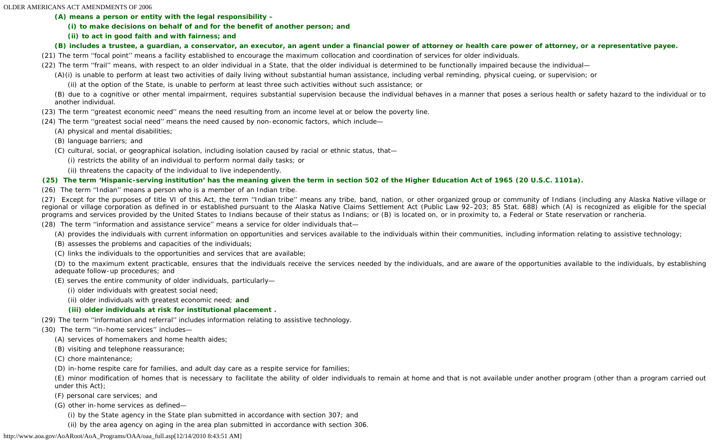**(A) means a person or entity with the legal responsibility –**

**(i) to make decisions on behalf of and for the benefit of another person; and**

**(ii) to act in good faith and with fairness; and**

**(B) includes a trustee, a guardian, a conservator, an executor, an agent under a financial power of attorney or health care power of attorney, or a representative payee.**

(21) The term ''focal point'' means a facility established to encourage the maximum collocation and coordination of services for older individuals.

(22) The term ''frail'' means, with respect to an older individual in a State, that the older individual is determined to be functionally impaired because the individual—

(A)(i) is unable to perform at least two activities of daily living without substantial human assistance, including verbal reminding, physical cueing, or supervision; or

(ii) at the option of the State, is unable to perform at least three such activities without such assistance; or

(B) due to a cognitive or other mental impairment, requires substantial supervision because the individual behaves in a manner that poses a serious health or safety hazard to the individual or to another individual.

(23) The term ''greatest economic need'' means the need resulting from an income level at or below the poverty line.

(24) The term ''greatest social need'' means the need caused by non-economic factors, which include—

(A) physical and mental disabilities;

(B) language barriers; and

(C) cultural, social, or geographical isolation, including isolation caused by racial or ethnic status, that—

(i) restricts the ability of an individual to perform normal daily tasks; or

(ii) threatens the capacity of the individual to live independently.

**(25) The term 'Hispanic-serving institution' has the meaning given the term in section 502 of the Higher Education Act of 1965 (20 U.S.C. 1101a).**

(26) The term ''Indian'' means a person who is a member of an Indian tribe.

(27) Except for the purposes of title VI of this Act, the term ''Indian tribe'' means any tribe, band, nation, or other organized group or community of Indians (including any Alaska Native village or regional or village corporation as defined in or established pursuant to the Alaska Native Claims Settlement Act (Public Law 92–203; 85 Stat. 688) which (A) is recognized as eligible for the special programs and services provided by the United States to Indians because of their status as Indians; or (B) is located on, or in proximity to, a Federal or State reservation or rancheria.

(28) The term ''information and assistance service'' means a service for older individuals that—

(A) provides the individuals with current information on opportunities and services available to the individuals within their communities, including information relating to assistive technology;

(B) assesses the problems and capacities of the individuals;

(C) links the individuals to the opportunities and services that are available;

(D) to the maximum extent practicable, ensures that the individuals receive the services needed by the individuals, and are aware of the opportunities available to the individuals, by establishing adequate follow-up procedures; and

(E) serves the entire community of older individuals, particularly—

(i) older individuals with greatest social need;

(ii) older individuals with greatest economic need; **and**

**(iii) older individuals at risk for institutional placement .**

(29) The term ''information and referral'' includes information relating to assistive technology.

(30) The term ''in-home services'' includes—

(A) services of homemakers and home health aides;

(B) visiting and telephone reassurance;

(C) chore maintenance;

(D) in-home respite care for families, and adult day care as a respite service for families;

(E) minor modification of homes that is necessary to facilitate the ability of older individuals to remain at home and that is not available under another program (other than a program carried out under this Act);

(F) personal care services; and

(G) other in-home services as defined—

(i) by the State agency in the State plan submitted in accordance with section 307; and

(ii) by the area agency on aging in the area plan submitted in accordance with section 306.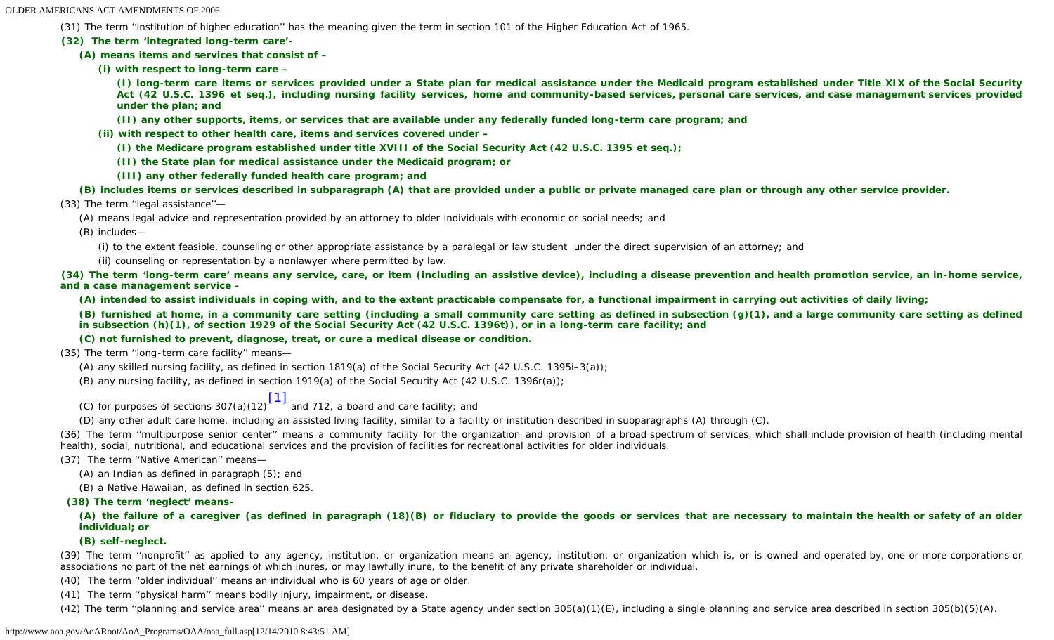(31) The term ''institution of higher education'' has the meaning given the term in section 101 of the Higher Education Act of 1965.

**(32) The term 'integrated long-term care'-**

**(A) means items and services that consist of –**

**(i) with respect to long-term care –**

**(I) long-term care items or services provided under a State plan for medical assistance under the Medicaid program established under Title XIX of the Social Security Act (42 U.S.C. 1396 et seq.), including nursing facility services, home and community-based services, personal care services, and case management services provided under the plan; and**

**(II) any other supports, items, or services that are available under any federally funded long-term care program; and**

**(ii) with respect to other health care, items and services covered under –**

**(I) the Medicare program established under title XVIII of the Social Security Act (42 U.S.C. 1395 et seq.);**

**(II) the State plan for medical assistance under the Medicaid program; or**

**(III) any other federally funded health care program; and**

**(B) includes items or services described in subparagraph (A) that are provided under a public or private managed care plan or through any other service provider.**

(33) The term ''legal assistance''—

(A) means legal advice and representation provided by an attorney to older individuals with economic or social needs; and

(B) includes—

(i) to the extent feasible, counseling or other appropriate assistance by a paralegal or law student under the direct supervision of an attorney; and

(ii) counseling or representation by a nonlawyer where permitted by law.

**(34) The term 'long-term care' means any service, care, or item (including an assistive device), including a disease prevention and health promotion service, an in-home service, and a case management service –**

**(A) intended to assist individuals in coping with, and to the extent practicable compensate for, a functional impairment in carrying out activities of daily living;**

**(B) furnished at home, in a community care setting (including a small community care setting as defined in subsection (g)(1), and a large community care setting as defined in subsection (h)(1), of section 1929 of the Social Security Act (42 U.S.C. 1396t)), or in a long-term care facility; and**

**(C) not furnished to prevent, diagnose, treat, or cure a medical disease or condition.**

(35) The term ''long-term care facility'' means—

(A) any skilled nursing facility, as defined in section 1819(a) of the Social Security Act (42 U.S.C. 1395i–3(a));

(B) any nursing facility, as defined in section 1919(a) of the Social Security Act (42 U.S.C. 1396r(a));

(C) for purposes of sections 307(a)(12)[1] and 712, a board and care facility; and

(D) any other adult care home, including an assisted living facility, similar to a facility or institution described in subparagraphs (A) through (C).

(36) The term ''multipurpose senior center'' means a community facility for the organization and provision of a broad spectrum of services, which shall include provision of health (including mental health), social, nutritional, and educational services and the provision of facilities for recreational activities for older individuals.

(37) The term ''Native American'' means—

(A) an Indian as defined in paragraph (5); and

(B) a Native Hawaiian, as defined in section 625.

**(38) The term 'neglect' means-**

**(A) the failure of a caregiver (as defined in paragraph (18)(B) or fiduciary to provide the goods or services that are necessary to maintain the health or safety of an older individual; or**

**(B) self-neglect.**

(39) The term ''nonprofit'' as applied to any agency, institution, or organization means an agency, institution, or organization which is, or is owned and operated by, one or more corporations or associations no part of the net earnings of which inures, or may lawfully inure, to the benefit of any private shareholder or individual.

(40) The term ''older individual'' means an individual who is 60 years of age or older.

(41) The term ''physical harm'' means bodily injury, impairment, or disease.

(42) The term ''planning and service area'' means an area designated by a State agency under section 305(a)(1)(E), including a single planning and service area described in section 305(b)(5)(A).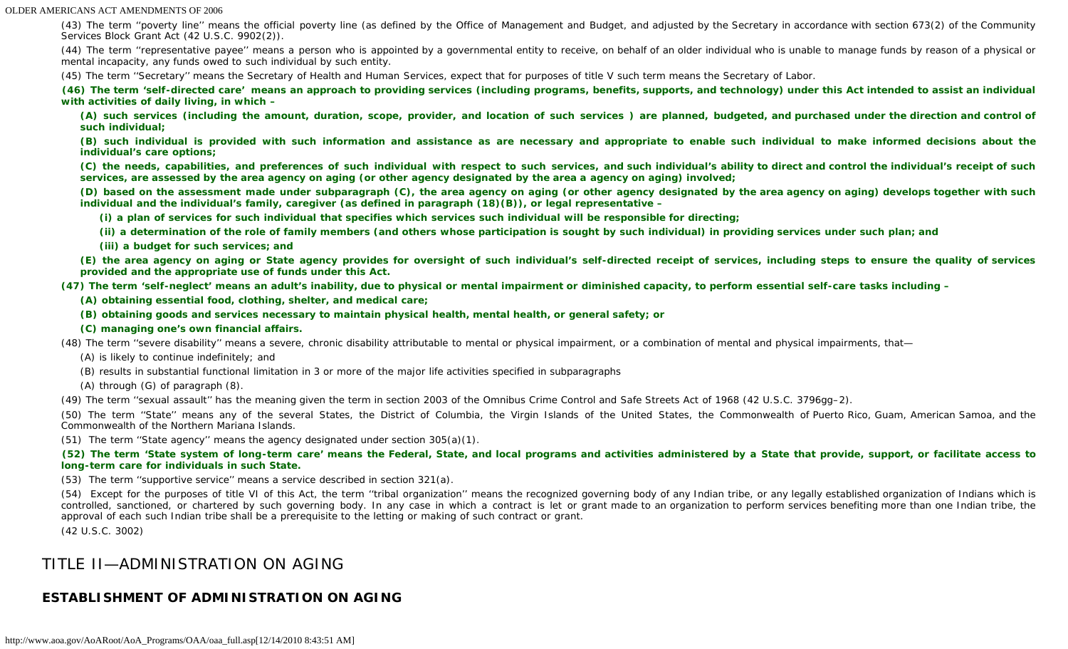(43) The term ''poverty line'' means the official poverty line (as defined by the Office of Management and Budget, and adjusted by the Secretary in accordance with section 673(2) of the Community Services Block Grant Act (42 U.S.C. 9902(2)).

(44) The term ''representative payee'' means a person who is appointed by a governmental entity to receive, on behalf of an older individual who is unable to manage funds by reason of a physical or mental incapacity, any funds owed to such individual by such entity.

(45) The term ''Secretary'' means the Secretary of Health and Human Services, expect that for purposes of title V such term means the Secretary of Labor.

**(46) The term 'self-directed care' means an approach to providing services (including programs, benefits, supports, and technology) under this Act intended to assist an individual with activities of daily living, in which –**

**(A) such services (including the amount, duration, scope, provider, and location of such services ) are planned, budgeted, and purchased under the direction and control of such individual;**

**(B) such individual is provided with such information and assistance as are necessary and appropriate to enable such individual to make informed decisions about the individual's care options;**

**(C) the needs, capabilities, and preferences of such individual with respect to such services, and such individual's ability to direct and control the individual's receipt of such services, are assessed by the area agency on aging (or other agency designated by the area a agency on aging) involved;**

**(D) based on the assessment made under subparagraph (C), the area agency on aging (or other agency designated by the area agency on aging) develops together with such individual and the individual's family, caregiver (as defined in paragraph (18)(B)), or legal representative –**

**(i) a plan of services for such individual that specifies which services such individual will be responsible for directing;**

**(ii) a determination of the role of family members (and others whose participation is sought by such individual) in providing services under such plan; and**

**(iii) a budget for such services; and**

**(E) the area agency on aging or State agency provides for oversight of such individual's self-directed receipt of services, including steps to ensure the quality of services provided and the appropriate use of funds under this Act.**

**(47) The term 'self-neglect' means an adult's inability, due to physical or mental impairment or diminished capacity, to perform essential self-care tasks including –**

**(A) obtaining essential food, clothing, shelter, and medical care;**

**(B) obtaining goods and services necessary to maintain physical health, mental health, or general safety; or**

**(C) managing one's own financial affairs.**

(48) The term ''severe disability'' means a severe, chronic disability attributable to mental or physical impairment, or a combination of mental and physical impairments, that—

(A) is likely to continue indefinitely; and

(B) results in substantial functional limitation in 3 or more of the major life activities specified in subparagraphs

(A) through (G) of paragraph (8).

(49) The term ''sexual assault'' has the meaning given the term in section 2003 of the Omnibus Crime Control and Safe Streets Act of 1968 (42 U.S.C. 3796gg–2).

(50) The term ''State'' means any of the several States, the District of Columbia, the Virgin Islands of the United States, the Commonwealth of Puerto Rico, Guam, American Samoa, and the Commonwealth of the Northern Mariana Islands.

(51) The term ''State agency'' means the agency designated under section 305(a)(1).

**(52) The term 'State system of long-term care' means the Federal, State, and local programs and activities administered by a State that provide, support, or facilitate access to long-term care for individuals in such State.**

(53) The term ''supportive service'' means a service described in section 321(a).

(54) Except for the purposes of title VI of this Act, the term ''tribal organization'' means the recognized governing body of any Indian tribe, or any legally established organization of Indians which is controlled, sanctioned, or chartered by such governing body. In any case in which a contract is let or grant made to an organization to perform services benefiting more than one Indian tribe, the approval of each such Indian tribe shall be a prerequisite to the letting or making of such contract or grant.

(42 U.S.C. 3002)

# TITLE II—ADMINISTRATION ON AGING

## ESTABLISHMENT OF ADMINISTRATION ON AGING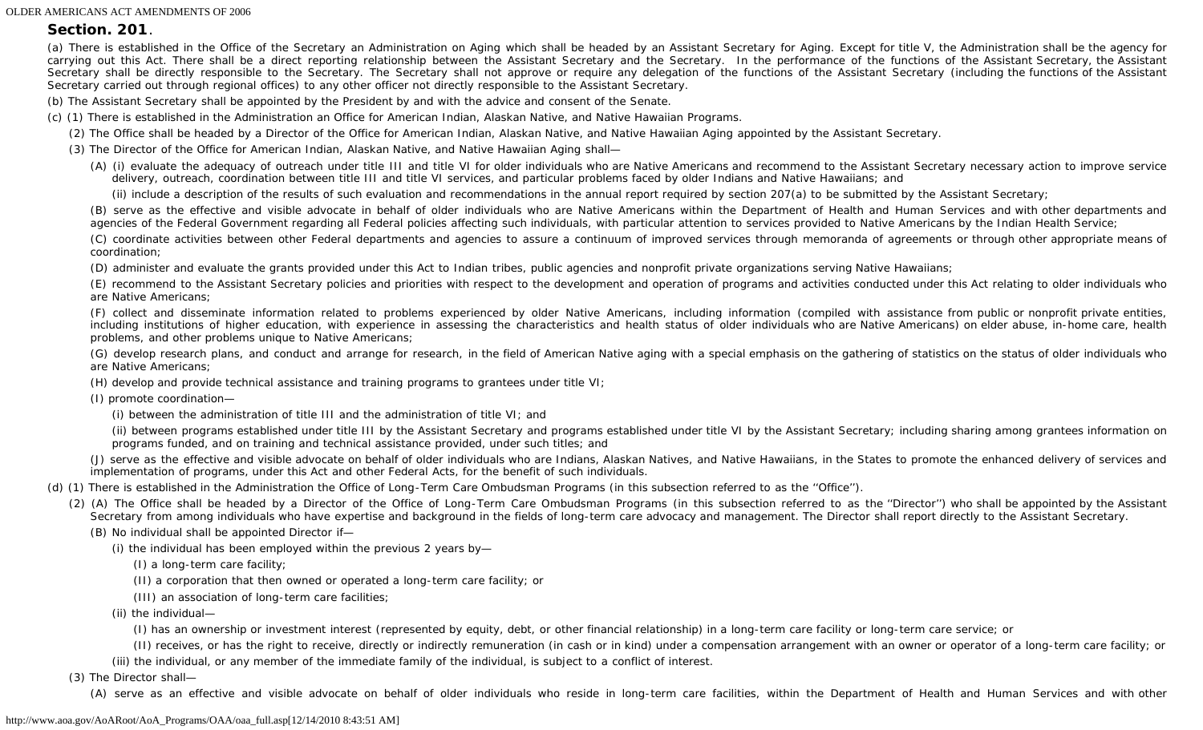**Section. 201**.

(a) There is established in the Office of the Secretary an Administration on Aging which shall be headed by an Assistant Secretary for Aging. Except for title V, the Administration shall be the agency for carrying out this Act. There shall be a direct reporting relationship between the Assistant Secretary and the Secretary. In the performance of the functions of the Assistant Secretary, the Assistant Secretary shall be directly responsible to the Secretary. The Secretary shall not approve or require any delegation of the functions of the Assistant Secretary (including the functions of the Assistant Secretary carried out through regional offices) to any other officer not directly responsible to the Assistant Secretary.

(b) The Assistant Secretary shall be appointed by the President by and with the advice and consent of the Senate.

(c) (1) There is established in the Administration an Office for American Indian, Alaskan Native, and Native Hawaiian Programs.

(2) The Office shall be headed by a Director of the Office for American Indian, Alaskan Native, and Native Hawaiian Aging appointed by the Assistant Secretary.

(3) The Director of the Office for American Indian, Alaskan Native, and Native Hawaiian Aging shall—

(A) (i) evaluate the adequacy of outreach under title III and title VI for older individuals who are Native Americans and recommend to the Assistant Secretary necessary action to improve service delivery, outreach, coordination between title III and title VI services, and particular problems faced by older Indians and Native Hawaiians; and

(ii) include a description of the results of such evaluation and recommendations in the annual report required by section 207(a) to be submitted by the Assistant Secretary;

(B) serve as the effective and visible advocate in behalf of older individuals who are Native Americans within the Department of Health and Human Services and with other departments and agencies of the Federal Government regarding all Federal policies affecting such individuals, with particular attention to services provided to Native Americans by the Indian Health Service;

(C) coordinate activities between other Federal departments and agencies to assure a continuum of improved services through memoranda of agreements or through other appropriate means of coordination;

(D) administer and evaluate the grants provided under this Act to Indian tribes, public agencies and nonprofit private organizations serving Native Hawaiians;

(E) recommend to the Assistant Secretary policies and priorities with respect to the development and operation of programs and activities conducted under this Act relating to older individuals who are Native Americans;

(F) collect and disseminate information related to problems experienced by older Native Americans, including information (compiled with assistance from public or nonprofit private entities, including institutions of higher education, with experience in assessing the characteristics and health status of older individuals who are Native Americans) on elder abuse, in-home care, health problems, and other problems unique to Native Americans;

(G) develop research plans, and conduct and arrange for research, in the field of American Native aging with a special emphasis on the gathering of statistics on the status of older individuals who are Native Americans;

(H) develop and provide technical assistance and training programs to grantees under title VI;

(I) promote coordination—

(i) between the administration of title III and the administration of title VI; and

(ii) between programs established under title III by the Assistant Secretary and programs established under title VI by the Assistant Secretary; including sharing among grantees information on programs funded, and on training and technical assistance provided, under such titles; and

(J) serve as the effective and visible advocate on behalf of older individuals who are Indians, Alaskan Natives, and Native Hawaiians, in the States to promote the enhanced delivery of services and implementation of programs, under this Act and other Federal Acts, for the benefit of such individuals.

(d) (1) There is established in the Administration the Office of Long-Term Care Ombudsman Programs (in this subsection referred to as the ''Office'').

(2) (A) The Office shall be headed by a Director of the Office of Long-Term Care Ombudsman Programs (in this subsection referred to as the ''Director'') who shall be appointed by the Assistant Secretary from among individuals who have expertise and background in the fields of long-term care advocacy and management. The Director shall report directly to the Assistant Secretary.

(B) No individual shall be appointed Director if—

(i) the individual has been employed within the previous 2 years by—

(I) a long-term care facility;

(II) a corporation that then owned or operated a long-term care facility; or

(III) an association of long-term care facilities;

(ii) the individual—

(I) has an ownership or investment interest (represented by equity, debt, or other financial relationship) in a long-term care facility or long-term care service; or

(II) receives, or has the right to receive, directly or indirectly remuneration (in cash or in kind) under a compensation arrangement with an owner or operator of a long-term care facility; or

(iii) the individual, or any member of the immediate family of the individual, is subject to a conflict of interest.

(3) The Director shall—

(A) serve as an effective and visible advocate on behalf of older individuals who reside in long-term care facilities, within the Department of Health and Human Services and with other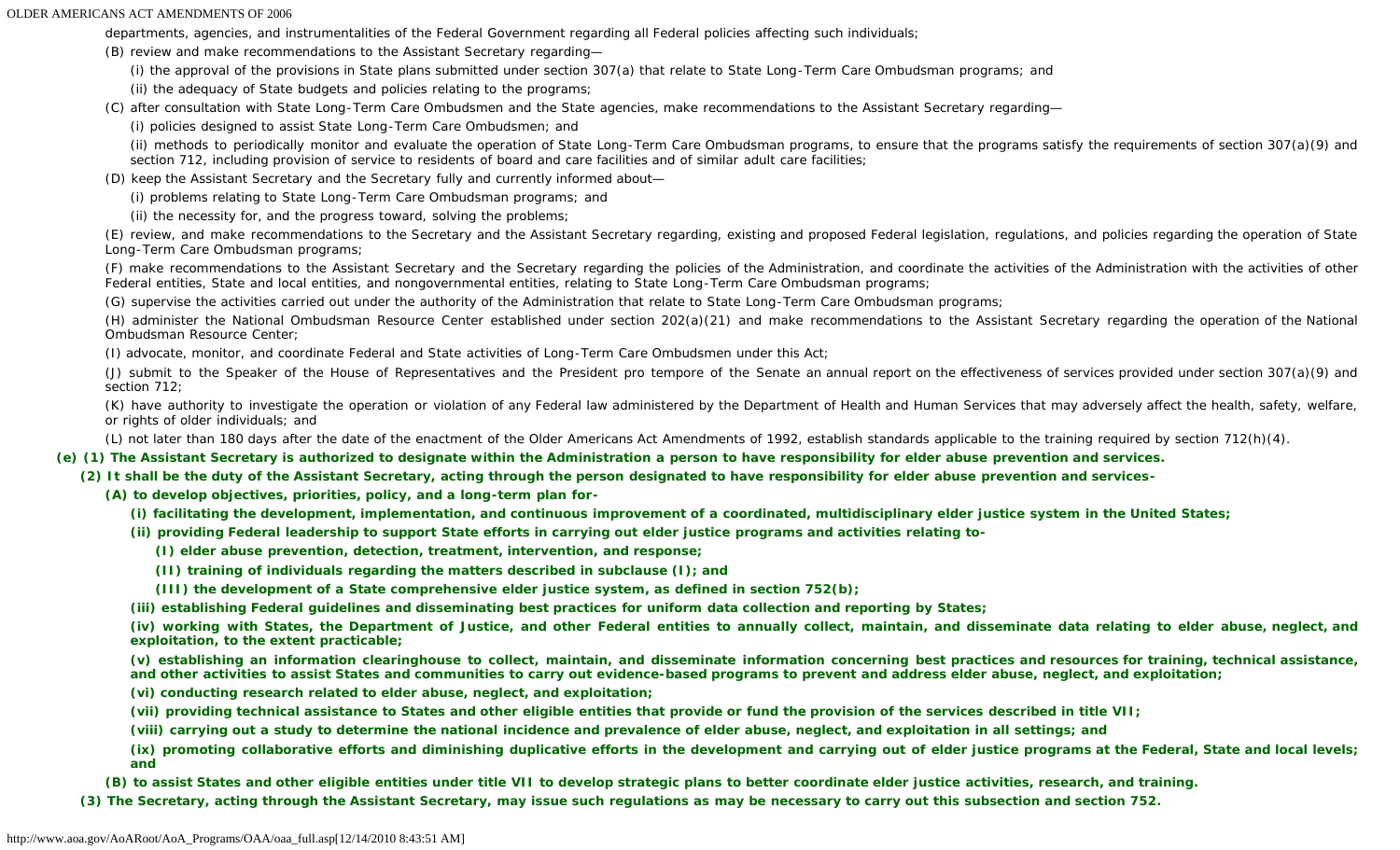departments, agencies, and instrumentalities of the Federal Government regarding all Federal policies affecting such individuals;

(B) review and make recommendations to the Assistant Secretary regarding—

(i) the approval of the provisions in State plans submitted under section 307(a) that relate to State Long-Term Care Ombudsman programs; and

(ii) the adequacy of State budgets and policies relating to the programs;

(C) after consultation with State Long-Term Care Ombudsmen and the State agencies, make recommendations to the Assistant Secretary regarding—

(i) policies designed to assist State Long-Term Care Ombudsmen; and

(ii) methods to periodically monitor and evaluate the operation of State Long-Term Care Ombudsman programs, to ensure that the programs satisfy the requirements of section 307(a)(9) and section 712, including provision of service to residents of board and care facilities and of similar adult care facilities;

(D) keep the Assistant Secretary and the Secretary fully and currently informed about—

(i) problems relating to State Long-Term Care Ombudsman programs; and

(ii) the necessity for, and the progress toward, solving the problems;

(E) review, and make recommendations to the Secretary and the Assistant Secretary regarding, existing and proposed Federal legislation, regulations, and policies regarding the operation of State Long-Term Care Ombudsman programs;

(F) make recommendations to the Assistant Secretary and the Secretary regarding the policies of the Administration, and coordinate the activities of the Administration with the activities of other Federal entities, State and local entities, and nongovernmental entities, relating to State Long-Term Care Ombudsman programs;

(G) supervise the activities carried out under the authority of the Administration that relate to State Long-Term Care Ombudsman programs;

(H) administer the National Ombudsman Resource Center established under section 202(a)(21) and make recommendations to the Assistant Secretary regarding the operation of the National Ombudsman Resource Center;

(I) advocate, monitor, and coordinate Federal and State activities of Long-Term Care Ombudsmen under this Act;

(J) submit to the Speaker of the House of Representatives and the President pro tempore of the Senate an annual report on the effectiveness of services provided under section 307(a)(9) and section 712;

(K) have authority to investigate the operation or violation of any Federal law administered by the Department of Health and Human Services that may adversely affect the health, safety, welfare, or rights of older individuals; and

(L) not later than 180 days after the date of the enactment of the Older Americans Act Amendments of 1992, establish standards applicable to the training required by section 712(h)(4).

**(e) (1) The Assistant Secretary is authorized to designate within the Administration a person to have responsibility for elder abuse prevention and services.**

**(2) It shall be the duty of the Assistant Secretary, acting through the person designated to have responsibility for elder abuse prevention and services-**

**(A) to develop objectives, priorities, policy, and a long-term plan for-**

**(i) facilitating the development, implementation, and continuous improvement of a coordinated, multidisciplinary elder justice system in the United States;**

**(ii) providing Federal leadership to support State efforts in carrying out elder justice programs and activities relating to-**

**(I) elder abuse prevention, detection, treatment, intervention, and response;**

**(II) training of individuals regarding the matters described in subclause (I); and**

**(III) the development of a State comprehensive elder justice system, as defined in section 752(b);**

**(iii) establishing Federal guidelines and disseminating best practices for uniform data collection and reporting by States;**

**(iv) working with States, the Department of Justice, and other Federal entities to annually collect, maintain, and disseminate data relating to elder abuse, neglect, and exploitation, to the extent practicable;**

**(v) establishing an information clearinghouse to collect, maintain, and disseminate information concerning best practices and resources for training, technical assistance, and other activities to assist States and communities to carry out evidence-based programs to prevent and address elder abuse, neglect, and exploitation;**

**(vi) conducting research related to elder abuse, neglect, and exploitation;**

**(vii) providing technical assistance to States and other eligible entities that provide or fund the provision of the services described in title VII;**

**(viii) carrying out a study to determine the national incidence and prevalence of elder abuse, neglect, and exploitation in all settings; and**

**(ix) promoting collaborative efforts and diminishing duplicative efforts in the development and carrying out of elder justice programs at the Federal, State and local levels; and**

**(B) to assist States and other eligible entities under title VII to develop strategic plans to better coordinate elder justice activities, research, and training.**

**(3) The Secretary, acting through the Assistant Secretary, may issue such regulations as may be necessary to carry out this subsection and section 752.**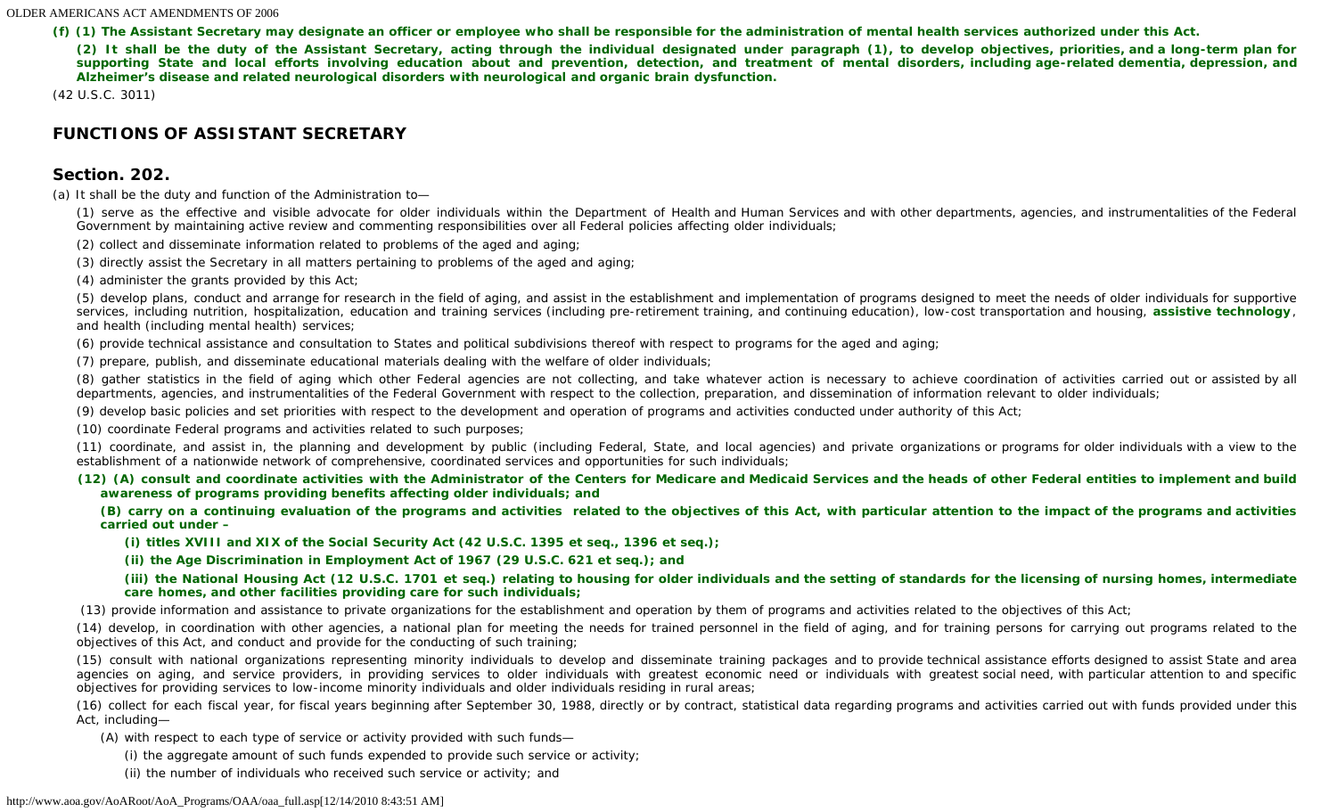**(f) (1) The Assistant Secretary may designate an officer or employee who shall be responsible for the administration of mental health services authorized under this Act.**

**(2) It shall be the duty of the Assistant Secretary, acting through the individual designated under paragraph (1), to develop objectives, priorities, and a long-term plan for supporting State and local efforts involving education about and prevention, detection, and treatment of mental disorders, including age-related dementia, depression, and Alzheimer's disease and related neurological disorders with neurological and organic brain dysfunction.**

(42 U.S.C. 3011)

## FUNCTIONS OF ASSISTANT SECRETARY

## Section. 202.

(a) It shall be the duty and function of the Administration to—

(1) serve as the effective and visible advocate for older individuals within the Department of Health and Human Services and with other departments, agencies, and instrumentalities of the Federal Government by maintaining active review and commenting responsibilities over all Federal policies affecting older individuals;

(2) collect and disseminate information related to problems of the aged and aging;

(3) directly assist the Secretary in all matters pertaining to problems of the aged and aging;

(4) administer the grants provided by this Act;

(5) develop plans, conduct and arrange for research in the field of aging, and assist in the establishment and implementation of programs designed to meet the needs of older individuals for supportive services, including nutrition, hospitalization, education and training services (including pre-retirement training, and continuing education), low-cost transportation and housing, **assistive technology**, and health (including mental health) services;

(6) provide technical assistance and consultation to States and political subdivisions thereof with respect to programs for the aged and aging;

(7) prepare, publish, and disseminate educational materials dealing with the welfare of older individuals;

(8) gather statistics in the field of aging which other Federal agencies are not collecting, and take whatever action is necessary to achieve coordination of activities carried out or assisted by all departments, agencies, and instrumentalities of the Federal Government with respect to the collection, preparation, and dissemination of information relevant to older individuals;

(9) develop basic policies and set priorities with respect to the development and operation of programs and activities conducted under authority of this Act;

(10) coordinate Federal programs and activities related to such purposes;

(11) coordinate, and assist in, the planning and development by public (including Federal, State, and local agencies) and private organizations or programs for older individuals with a view to the establishment of a nationwide network of comprehensive, coordinated services and opportunities for such individuals;

**(12) (A) consult and coordinate activities with the Administrator of the Centers for Medicare and Medicaid Services and the heads of other Federal entities to implement and build awareness of programs providing benefits affecting older individuals; and**

**(B) carry on a continuing evaluation of the programs and activities related to the objectives of this Act, with particular attention to the impact of the programs and activities carried out under –**

**(i) titles XVIII and XIX of the Social Security Act (42 U.S.C. 1395 et seq., 1396 et seq.);**

**(ii) the Age Discrimination in Employment Act of 1967 (29 U.S.C. 621 et seq.); and**

**(iii) the National Housing Act (12 U.S.C. 1701 et seq.) relating to housing for older individuals and the setting of standards for the licensing of nursing homes, intermediate care homes, and other facilities providing care for such individuals;**

(13) provide information and assistance to private organizations for the establishment and operation by them of programs and activities related to the objectives of this Act;

(14) develop, in coordination with other agencies, a national plan for meeting the needs for trained personnel in the field of aging, and for training persons for carrying out programs related to the objectives of this Act, and conduct and provide for the conducting of such training;

(15) consult with national organizations representing minority individuals to develop and disseminate training packages and to provide technical assistance efforts designed to assist State and area agencies on aging, and service providers, in providing services to older individuals with greatest economic need or individuals with greatest social need, with particular attention to and specific objectives for providing services to low-income minority individuals and older individuals residing in rural areas;

(16) collect for each fiscal year, for fiscal years beginning after September 30, 1988, directly or by contract, statistical data regarding programs and activities carried out with funds provided under this Act, including—

(A) with respect to each type of service or activity provided with such funds—

(i) the aggregate amount of such funds expended to provide such service or activity;

(ii) the number of individuals who received such service or activity; and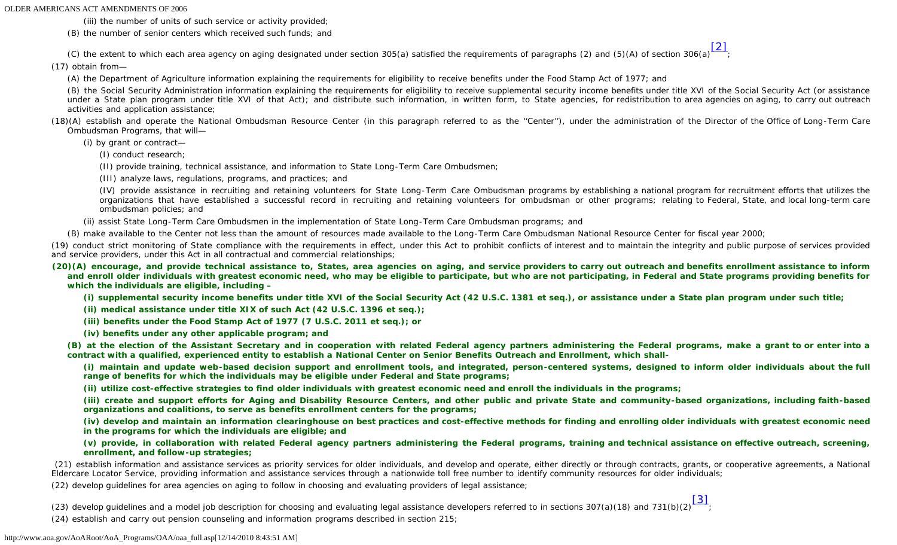(iii) the number of units of such service or activity provided;

(B) the number of senior centers which received such funds; and

(C) the extent to which each area agency on aging designated under section 305(a) satisfied the requirements of paragraphs (2) and (5)(A) of section 306(a)[2];

(17) obtain from—

(A) the Department of Agriculture information explaining the requirements for eligibility to receive benefits under the Food Stamp Act of 1977; and

(B) the Social Security Administration information explaining the requirements for eligibility to receive supplemental security income benefits under title XVI of the Social Security Act (or assistance under a State plan program under title XVI of that Act); and distribute such information, in written form, to State agencies, for redistribution to area agencies on aging, to carry out outreach activities and application assistance;

(18)(A) establish and operate the National Ombudsman Resource Center (in this paragraph referred to as the ''Center''), under the administration of the Director of the Office of Long-Term Care Ombudsman Programs, that will—

(i) by grant or contract—

(I) conduct research;

(II) provide training, technical assistance, and information to State Long-Term Care Ombudsmen;

(III) analyze laws, regulations, programs, and practices; and

(IV) provide assistance in recruiting and retaining volunteers for State Long-Term Care Ombudsman programs by establishing a national program for recruitment efforts that utilizes the organizations that have established a successful record in recruiting and retaining volunteers for ombudsman or other programs; relating to Federal, State, and local long-term care ombudsman policies; and

(ii) assist State Long-Term Care Ombudsmen in the implementation of State Long-Term Care Ombudsman programs; and

(B) make available to the Center not less than the amount of resources made available to the Long-Term Care Ombudsman National Resource Center for fiscal year 2000;

(19) conduct strict monitoring of State compliance with the requirements in effect, under this Act to prohibit conflicts of interest and to maintain the integrity and public purpose of services provided and service providers, under this Act in all contractual and commercial relationships;

**(20)(A) encourage, and provide technical assistance to, States, area agencies on aging, and service providers to carry out outreach and benefits enrollment assistance to inform and enroll older individuals with greatest economic need, who may be eligible to participate, but who are not participating, in Federal and State programs providing benefits for which the individuals are eligible, including –**

**(i) supplemental security income benefits under title XVI of the Social Security Act (42 U.S.C. 1381 et seq.), or assistance under a State plan program under such title;**

**(ii) medical assistance under title XIX of such Act (42 U.S.C. 1396 et seq.);**

**(iii) benefits under the Food Stamp Act of 1977 (7 U.S.C. 2011 et seq.); or**

**(iv) benefits under any other applicable program; and**

**(B) at the election of the Assistant Secretary and in cooperation with related Federal agency partners administering the Federal programs, make a grant to or enter into a contract with a qualified, experienced entity to establish a National Center on Senior Benefits Outreach and Enrollment, which shall-**

**(i) maintain and update web-based decision support and enrollment tools, and integrated, person-centered systems, designed to inform older individuals about the full range of benefits for which the individuals may be eligible under Federal and State programs;**

**(ii) utilize cost-effective strategies to find older individuals with greatest economic need and enroll the individuals in the programs;**

**(iii) create and support efforts for Aging and Disability Resource Centers, and other public and private State and community-based organizations, including faith-based organizations and coalitions, to serve as benefits enrollment centers for the programs;**

**(iv) develop and maintain an information clearinghouse on best practices and cost-effective methods for finding and enrolling older individuals with greatest economic need in the programs for which the individuals are eligible; and**

**(v) provide, in collaboration with related Federal agency partners administering the Federal programs, training and technical assistance on effective outreach, screening, enrollment, and follow-up strategies;**

(21) establish information and assistance services as priority services for older individuals, and develop and operate, either directly or through contracts, grants, or cooperative agreements, a National Eldercare Locator Service, providing information and assistance services through a nationwide toll free number to identify community resources for older individuals;

(22) develop guidelines for area agencies on aging to follow in choosing and evaluating providers of legal assistance;

(23) develop guidelines and a model job description for choosing and evaluating legal assistance developers referred to in sections 307(a)(18) and 731(b)(2)[3];

(24) establish and carry out pension counseling and information programs described in section 215;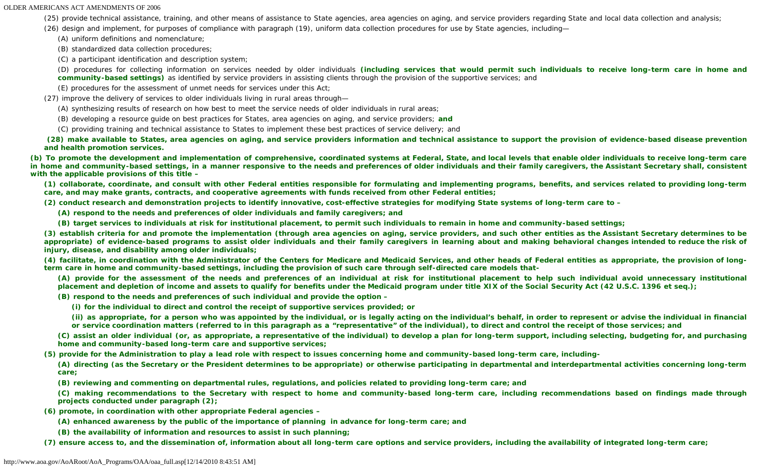(25) provide technical assistance, training, and other means of assistance to State agencies, area agencies on aging, and service providers regarding State and local data collection and analysis;

(26) design and implement, for purposes of compliance with paragraph (19), uniform data collection procedures for use by State agencies, including—

(A) uniform definitions and nomenclature;

(B) standardized data collection procedures;

(C) a participant identification and description system;

(D) procedures for collecting information on services needed by older individuals **(including services that would permit such individuals to receive long-term care in home and community-based settings)** as identified by service providers in assisting clients through the provision of the supportive services; and

(E) procedures for the assessment of unmet needs for services under this Act;

(27) improve the delivery of services to older individuals living in rural areas through—

(A) synthesizing results of research on how best to meet the service needs of older individuals in rural areas;

(B) developing a resource guide on best practices for States, area agencies on aging, and service providers; **and**

(C) providing training and technical assistance to States to implement these best practices of service delivery; and

**(28) make available to States, area agencies on aging, and service providers information and technical assistance to support the provision of evidence-based disease prevention and health promotion services.**

**(b) To promote the development and implementation of comprehensive, coordinated systems at Federal, State, and local levels that enable older individuals to receive long-term care in home and community-based settings, in a manner responsive to the needs and preferences of older individuals and their family caregivers, the Assistant Secretary shall, consistent with the applicable provisions of this title –**

**(1) collaborate, coordinate, and consult with other Federal entities responsible for formulating and implementing programs, benefits, and services related to providing long-term care, and may make grants, contracts, and cooperative agreements with funds received from other Federal entities;**

**(2) conduct research and demonstration projects to identify innovative, cost-effective strategies for modifying State systems of long-term care to –**

**(A) respond to the needs and preferences of older individuals and family caregivers; and**

**(B) target services to individuals at risk for institutional placement, to permit such individuals to remain in home and community-based settings;**

**(3) establish criteria for and promote the implementation (through area agencies on aging, service providers, and such other entities as the Assistant Secretary determines to be appropriate) of evidence-based programs to assist older individuals and their family caregivers in learning about and making behavioral changes intended to reduce the risk of injury, disease, and disability among older individuals;**

**(4) facilitate, in coordination with the Administrator of the Centers for Medicare and Medicaid Services, and other heads of Federal entities as appropriate, the provision of long-term care in home and community-based settings, including the provision of such care through self-directed care models that-**

**(A) provide for the assessment of the needs and preferences of an individual at risk for institutional placement to help such individual avoid unnecessary institutional placement and depletion of income and assets to qualify for benefits under the Medicaid program under title XIX of the Social Security Act (42 U.S.C. 1396 et seq.);**

**(B) respond to the needs and preferences of such individual and provide the option –**

**(i) for the individual to direct and control the receipt of supportive services provided; or**

**(ii) as appropriate, for a person who was appointed by the individual, or is legally acting on the individual's behalf, in order to represent or advise the individual in financial or service coordination matters (referred to in this paragraph as a "representative" of the individual), to direct and control the receipt of those services; and**

**(C) assist an older individual (or, as appropriate, a representative of the individual) to develop a plan for long-term support, including selecting, budgeting for, and purchasing home and community-based long-term care and supportive services;**

**(5) provide for the Administration to play a lead role with respect to issues concerning home and community-based long-term care, including-**

**(A) directing (as the Secretary or the President determines to be appropriate) or otherwise participating in departmental and interdepartmental activities concerning long-term care;**

**(B) reviewing and commenting on departmental rules, regulations, and policies related to providing long-term care; and**

**(C) making recommendations to the Secretary with respect to home and community-based long-term care, including recommendations based on findings made through projects conducted under paragraph (2);**

**(6) promote, in coordination with other appropriate Federal agencies –**

**(A) enhanced awareness by the public of the importance of planning in advance for long-term care; and**

**(B) the availability of information and resources to assist in such planning;**

**(7) ensure access to, and the dissemination of, information about all long-term care options and service providers, including the availability of integrated long-term care;**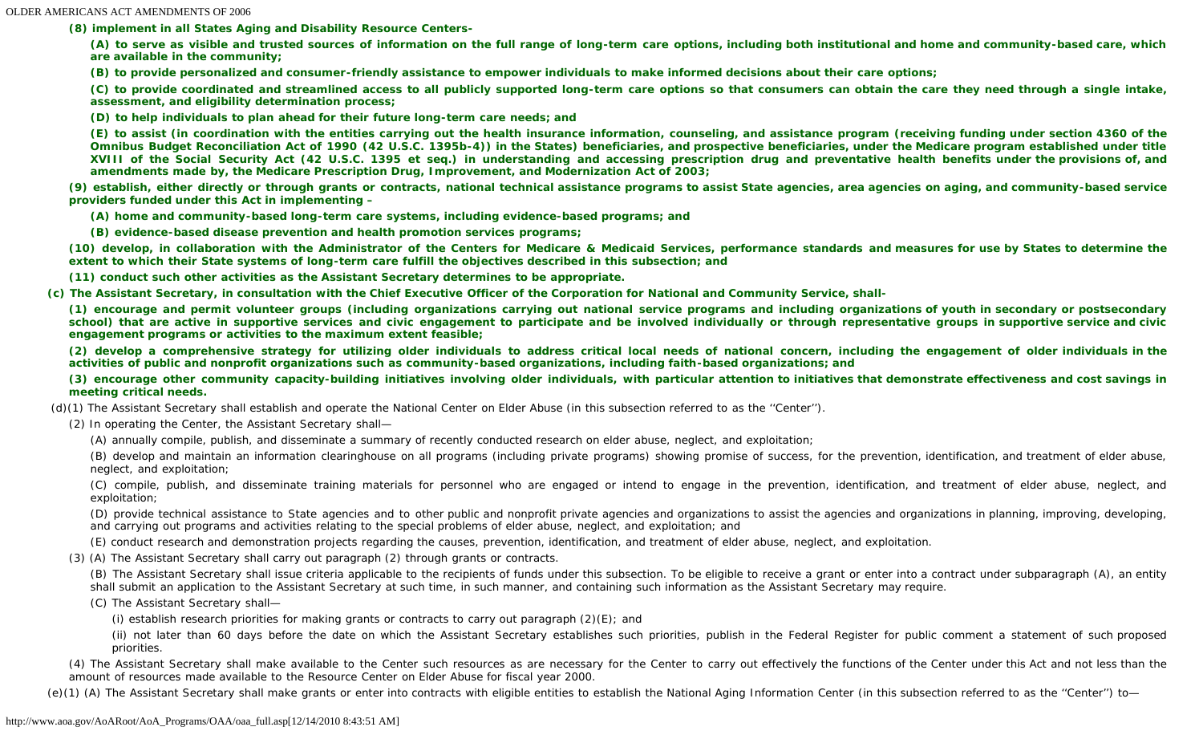**(8) implement in all States Aging and Disability Resource Centers-**

**(A) to serve as visible and trusted sources of information on the full range of long-term care options, including both institutional and home and community-based care, which are available in the community;**

**(B) to provide personalized and consumer-friendly assistance to empower individuals to make informed decisions about their care options;**

**(C) to provide coordinated and streamlined access to all publicly supported long-term care options so that consumers can obtain the care they need through a single intake, assessment, and eligibility determination process;**

**(D) to help individuals to plan ahead for their future long-term care needs; and**

**(E) to assist (in coordination with the entities carrying out the health insurance information, counseling, and assistance program (receiving funding under section 4360 of the Omnibus Budget Reconciliation Act of 1990 (42 U.S.C. 1395b-4)) in the States) beneficiaries, and prospective beneficiaries, under the Medicare program established under title XVIII of the Social Security Act (42 U.S.C. 1395 et seq.) in understanding and accessing prescription drug and preventative health benefits under the provisions of, and amendments made by, the Medicare Prescription Drug, Improvement, and Modernization Act of 2003;**

**(9) establish, either directly or through grants or contracts, national technical assistance programs to assist State agencies, area agencies on aging, and community-based service providers funded under this Act in implementing –**

**(A) home and community-based long-term care systems, including evidence-based programs; and**

**(B) evidence-based disease prevention and health promotion services programs;**

**(10) develop, in collaboration with the Administrator of the Centers for Medicare & Medicaid Services, performance standards and measures for use by States to determine the extent to which their State systems of long-term care fulfill the objectives described in this subsection; and**

**(11) conduct such other activities as the Assistant Secretary determines to be appropriate.**

**(c) The Assistant Secretary, in consultation with the Chief Executive Officer of the Corporation for National and Community Service, shall-**

**(1) encourage and permit volunteer groups (including organizations carrying out national service programs and including organizations of youth in secondary or postsecondary school) that are active in supportive services and civic engagement to participate and be involved individually or through representative groups in supportive service and civic engagement programs or activities to the maximum extent feasible;**

**(2) develop a comprehensive strategy for utilizing older individuals to address critical local needs of national concern, including the engagement of older individuals in the activities of public and nonprofit organizations such as community-based organizations, including faith-based organizations; and**

**(3) encourage other community capacity-building initiatives involving older individuals, with particular attention to initiatives that demonstrate effectiveness and cost savings in meeting critical needs.**

(d)(1) The Assistant Secretary shall establish and operate the National Center on Elder Abuse (in this subsection referred to as the ''Center'').

(2) In operating the Center, the Assistant Secretary shall—

(A) annually compile, publish, and disseminate a summary of recently conducted research on elder abuse, neglect, and exploitation;

(B) develop and maintain an information clearinghouse on all programs (including private programs) showing promise of success, for the prevention, identification, and treatment of elder abuse, neglect, and exploitation;

(C) compile, publish, and disseminate training materials for personnel who are engaged or intend to engage in the prevention, identification, and treatment of elder abuse, neglect, and exploitation;

(D) provide technical assistance to State agencies and to other public and nonprofit private agencies and organizations to assist the agencies and organizations in planning, improving, developing, and carrying out programs and activities relating to the special problems of elder abuse, neglect, and exploitation; and

(E) conduct research and demonstration projects regarding the causes, prevention, identification, and treatment of elder abuse, neglect, and exploitation.

(3) (A) The Assistant Secretary shall carry out paragraph (2) through grants or contracts.

(B) The Assistant Secretary shall issue criteria applicable to the recipients of funds under this subsection. To be eligible to receive a grant or enter into a contract under subparagraph (A), an entity shall submit an application to the Assistant Secretary at such time, in such manner, and containing such information as the Assistant Secretary may require.

(C) The Assistant Secretary shall—

(i) establish research priorities for making grants or contracts to carry out paragraph (2)(E); and

(ii) not later than 60 days before the date on which the Assistant Secretary establishes such priorities, publish in the Federal Register for public comment a statement of such proposed priorities.

(4) The Assistant Secretary shall make available to the Center such resources as are necessary for the Center to carry out effectively the functions of the Center under this Act and not less than the amount of resources made available to the Resource Center on Elder Abuse for fiscal year 2000.

(e)(1) (A) The Assistant Secretary shall make grants or enter into contracts with eligible entities to establish the National Aging Information Center (in this subsection referred to as the ''Center'') to—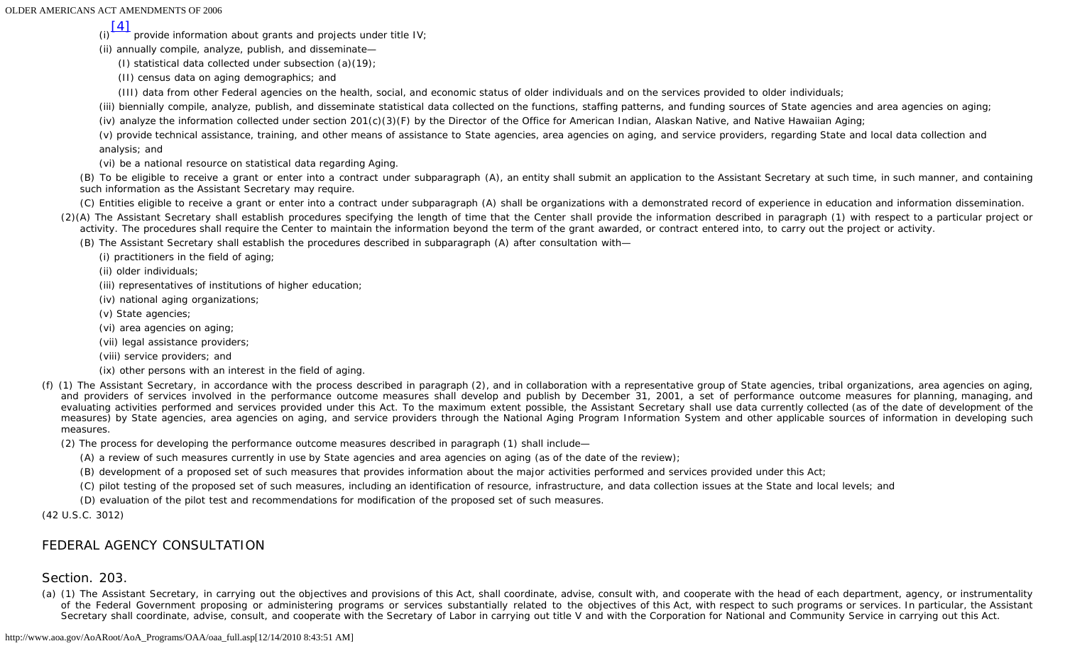(i)[4] provide information about grants and projects under title IV;

(ii) annually compile, analyze, publish, and disseminate—

(I) statistical data collected under subsection (a)(19);

(II) census data on aging demographics; and

(III) data from other Federal agencies on the health, social, and economic status of older individuals and on the services provided to older individuals;

(iii) biennially compile, analyze, publish, and disseminate statistical data collected on the functions, staffing patterns, and funding sources of State agencies and area agencies on aging;

(iv) analyze the information collected under section 201(c)(3)(F) by the Director of the Office for American Indian, Alaskan Native, and Native Hawaiian Aging;

(v) provide technical assistance, training, and other means of assistance to State agencies, area agencies on aging, and service providers, regarding State and local data collection and analysis; and

(vi) be a national resource on statistical data regarding Aging.

(B) To be eligible to receive a grant or enter into a contract under subparagraph (A), an entity shall submit an application to the Assistant Secretary at such time, in such manner, and containing such information as the Assistant Secretary may require.

(C) Entities eligible to receive a grant or enter into a contract under subparagraph (A) shall be organizations with a demonstrated record of experience in education and information dissemination.

(2)(A) The Assistant Secretary shall establish procedures specifying the length of time that the Center shall provide the information described in paragraph (1) with respect to a particular project or activity. The procedures shall require the Center to maintain the information beyond the term of the grant awarded, or contract entered into, to carry out the project or activity.

(B) The Assistant Secretary shall establish the procedures described in subparagraph (A) after consultation with—

(i) practitioners in the field of aging;

(ii) older individuals;

(iii) representatives of institutions of higher education;

(iv) national aging organizations;

(v) State agencies;

(vi) area agencies on aging;

(vii) legal assistance providers;

(viii) service providers; and

(ix) other persons with an interest in the field of aging.

(f) (1) The Assistant Secretary, in accordance with the process described in paragraph (2), and in collaboration with a representative group of State agencies, tribal organizations, area agencies on aging, and providers of services involved in the performance outcome measures shall develop and publish by December 31, 2001, a set of performance outcome measures for planning, managing, and evaluating activities performed and services provided under this Act. To the maximum extent possible, the Assistant Secretary shall use data currently collected (as of the date of development of the measures) by State agencies, area agencies on aging, and service providers through the National Aging Program Information System and other applicable sources of information in developing such measures.

(2) The process for developing the performance outcome measures described in paragraph (1) shall include—

(A) a review of such measures currently in use by State agencies and area agencies on aging (as of the date of the review);

(B) development of a proposed set of such measures that provides information about the major activities performed and services provided under this Act;

(C) pilot testing of the proposed set of such measures, including an identification of resource, infrastructure, and data collection issues at the State and local levels; and

(D) evaluation of the pilot test and recommendations for modification of the proposed set of such measures.

(42 U.S.C. 3012)

## FEDERAL AGENCY CONSULTATION

### Section. 203.

(a) (1) The Assistant Secretary, in carrying out the objectives and provisions of this Act, shall coordinate, advise, consult with, and cooperate with the head of each department, agency, or instrumentality of the Federal Government proposing or administering programs or services substantially related to the objectives of this Act, with respect to such programs or services. In particular, the Assistant Secretary shall coordinate, advise, consult, and cooperate with the Secretary of Labor in carrying out title V and with the Corporation for National and Community Service in carrying out this Act.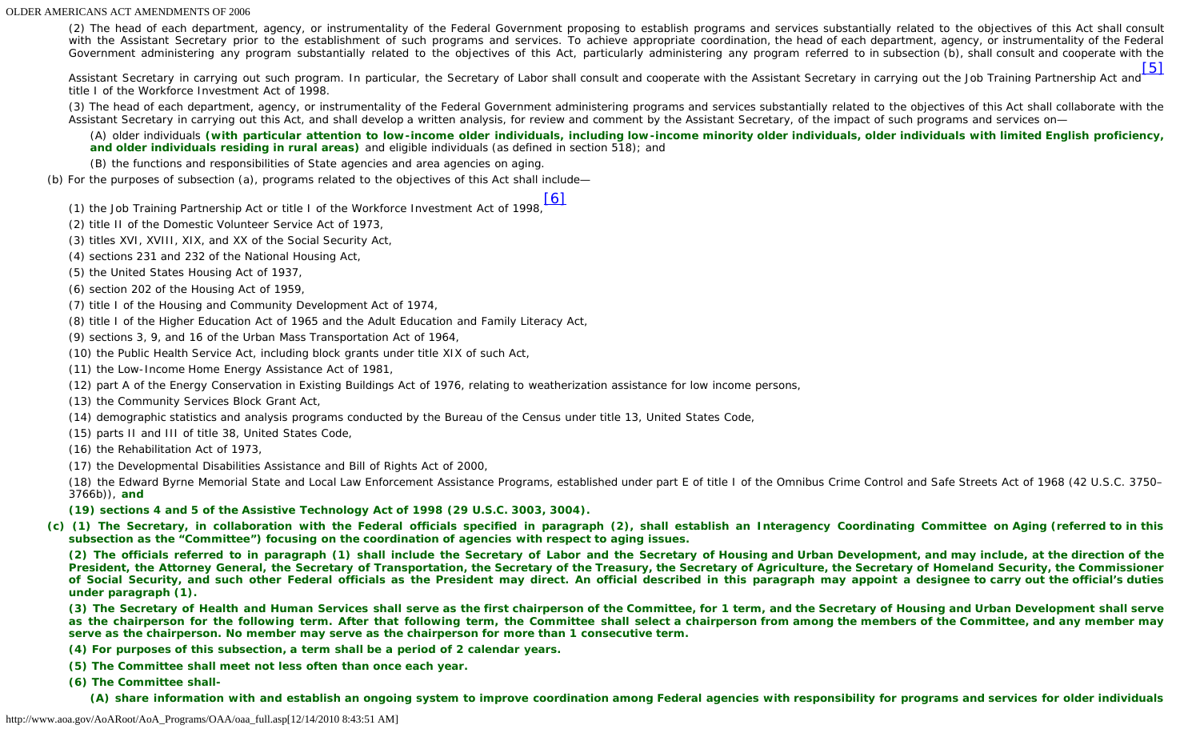(2) The head of each department, agency, or instrumentality of the Federal Government proposing to establish programs and services substantially related to the objectives of this Act shall consult with the Assistant Secretary prior to the establishment of such programs and services. To achieve appropriate coordination, the head of each department, agency, or instrumentality of the Federal Government administering any program substantially related to the objectives of this Act, particularly administering any program referred to in subsection (b), shall consult and cooperate with the Assistant Secretary in carrying out such program. In particular, the Secretary of Labor shall consult and cooperate with the Assistant Secretary in carrying out the Job Training Partnership Act and[5] title I of the Workforce Investment Act of 1998.

(3) The head of each department, agency, or instrumentality of the Federal Government administering programs and services substantially related to the objectives of this Act shall collaborate with the Assistant Secretary in carrying out this Act, and shall develop a written analysis, for review and comment by the Assistant Secretary, of the impact of such programs and services on—

(A) older individuals **(with particular attention to low-income older individuals, including low-income minority older individuals, older individuals with limited English proficiency, and older individuals residing in rural areas)** and eligible individuals (as defined in section 518); and

(B) the functions and responsibilities of State agencies and area agencies on aging.

(b) For the purposes of subsection (a), programs related to the objectives of this Act shall include—

(1) the Job Training Partnership Act or title I of the Workforce Investment Act of 1998,[6]

(2) title II of the Domestic Volunteer Service Act of 1973,

(3) titles XVI, XVIII, XIX, and XX of the Social Security Act,

(4) sections 231 and 232 of the National Housing Act,

(5) the United States Housing Act of 1937,

(6) section 202 of the Housing Act of 1959,

(7) title I of the Housing and Community Development Act of 1974,

(8) title I of the Higher Education Act of 1965 and the Adult Education and Family Literacy Act,

(9) sections 3, 9, and 16 of the Urban Mass Transportation Act of 1964,

(10) the Public Health Service Act, including block grants under title XIX of such Act,

(11) the Low-Income Home Energy Assistance Act of 1981,

(12) part A of the Energy Conservation in Existing Buildings Act of 1976, relating to weatherization assistance for low income persons,

(13) the Community Services Block Grant Act,

(14) demographic statistics and analysis programs conducted by the Bureau of the Census under title 13, United States Code,

(15) parts II and III of title 38, United States Code,

(16) the Rehabilitation Act of 1973,

(17) the Developmental Disabilities Assistance and Bill of Rights Act of 2000,

(18) the Edward Byrne Memorial State and Local Law Enforcement Assistance Programs, established under part E of title I of the Omnibus Crime Control and Safe Streets Act of 1968 (42 U.S.C. 3750–3766b)), **and**

**(19) sections 4 and 5 of the Assistive Technology Act of 1998 (29 U.S.C. 3003, 3004).**

**(c) (1) The Secretary, in collaboration with the Federal officials specified in paragraph (2), shall establish an Interagency Coordinating Committee on Aging (referred to in this subsection as the "Committee") focusing on the coordination of agencies with respect to aging issues.**

**(2) The officials referred to in paragraph (1) shall include the Secretary of Labor and the Secretary of Housing and Urban Development, and may include, at the direction of the President, the Attorney General, the Secretary of Transportation, the Secretary of the Treasury, the Secretary of Agriculture, the Secretary of Homeland Security, the Commissioner of Social Security, and such other Federal officials as the President may direct. An official described in this paragraph may appoint a designee to carry out the official's duties under paragraph (1).**

**(3) The Secretary of Health and Human Services shall serve as the first chairperson of the Committee, for 1 term, and the Secretary of Housing and Urban Development shall serve as the chairperson for the following term. After that following term, the Committee shall select a chairperson from among the members of the Committee, and any member may serve as the chairperson. No member may serve as the chairperson for more than 1 consecutive term.**

**(4) For purposes of this subsection, a term shall be a period of 2 calendar years.**

**(5) The Committee shall meet not less often than once each year.**

**(6) The Committee shall-**

**(A) share information with and establish an ongoing system to improve coordination among Federal agencies with responsibility for programs and services for older individuals**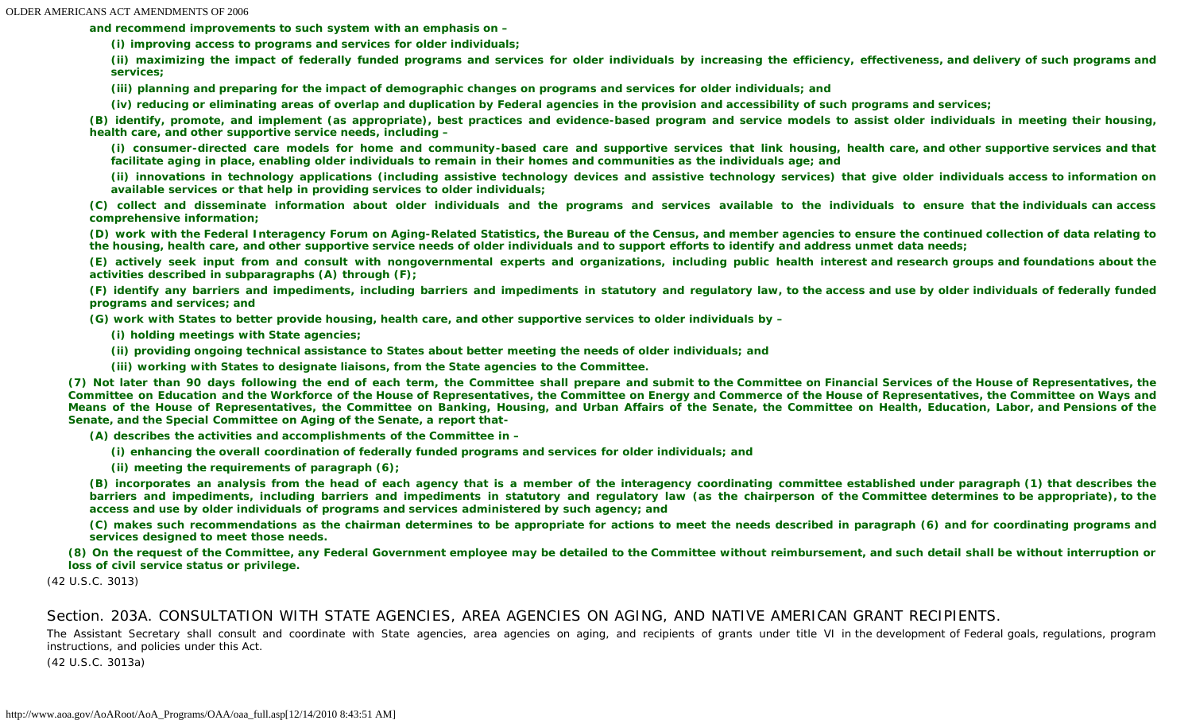**and recommend improvements to such system with an emphasis on –**

**(i) improving access to programs and services for older individuals;**

**(ii) maximizing the impact of federally funded programs and services for older individuals by increasing the efficiency, effectiveness, and delivery of such programs and services;**

**(iii) planning and preparing for the impact of demographic changes on programs and services for older individuals; and**

**(iv) reducing or eliminating areas of overlap and duplication by Federal agencies in the provision and accessibility of such programs and services;**

**(B) identify, promote, and implement (as appropriate), best practices and evidence-based program and service models to assist older individuals in meeting their housing, health care, and other supportive service needs, including –**

**(i) consumer-directed care models for home and community-based care and supportive services that link housing, health care, and other supportive services and that facilitate aging in place, enabling older individuals to remain in their homes and communities as the individuals age; and**

**(ii) innovations in technology applications (including assistive technology devices and assistive technology services) that give older individuals access to information on available services or that help in providing services to older individuals;**

**(C) collect and disseminate information about older individuals and the programs and services available to the individuals to ensure that the individuals can access comprehensive information;**

**(D) work with the Federal Interagency Forum on Aging-Related Statistics, the Bureau of the Census, and member agencies to ensure the continued collection of data relating to the housing, health care, and other supportive service needs of older individuals and to support efforts to identify and address unmet data needs;**

**(E) actively seek input from and consult with nongovernmental experts and organizations, including public health interest and research groups and foundations about the activities described in subparagraphs (A) through (F);**

**(F) identify any barriers and impediments, including barriers and impediments in statutory and regulatory law, to the access and use by older individuals of federally funded programs and services; and**

**(G) work with States to better provide housing, health care, and other supportive services to older individuals by –**

**(i) holding meetings with State agencies;**

**(ii) providing ongoing technical assistance to States about better meeting the needs of older individuals; and**

**(iii) working with States to designate liaisons, from the State agencies to the Committee.**

**(7) Not later than 90 days following the end of each term, the Committee shall prepare and submit to the Committee on Financial Services of the House of Representatives, the Committee on Education and the Workforce of the House of Representatives, the Committee on Energy and Commerce of the House of Representatives, the Committee on Ways and Means of the House of Representatives, the Committee on Banking, Housing, and Urban Affairs of the Senate, the Committee on Health, Education, Labor, and Pensions of the Senate, and the Special Committee on Aging of the Senate, a report that-**

**(A) describes the activities and accomplishments of the Committee in –**

**(i) enhancing the overall coordination of federally funded programs and services for older individuals; and**

**(ii) meeting the requirements of paragraph (6);**

**(B) incorporates an analysis from the head of each agency that is a member of the interagency coordinating committee established under paragraph (1) that describes the barriers and impediments, including barriers and impediments in statutory and regulatory law (as the chairperson of the Committee determines to be appropriate), to the access and use by older individuals of programs and services administered by such agency; and**

**(C) makes such recommendations as the chairman determines to be appropriate for actions to meet the needs described in paragraph (6) and for coordinating programs and services designed to meet those needs.**

**(8) On the request of the Committee, any Federal Government employee may be detailed to the Committee without reimbursement, and such detail shall be without interruption or loss of civil service status or privilege.**

(42 U.S.C. 3013)

## Section. 203A. CONSULTATION WITH STATE AGENCIES, AREA AGENCIES ON AGING, AND NATIVE AMERICAN GRANT RECIPIENTS.

The Assistant Secretary shall consult and coordinate with State agencies, area agencies on aging, and recipients of grants under title VI in the development of Federal goals, regulations, program instructions, and policies under this Act.

(42 U.S.C. 3013a)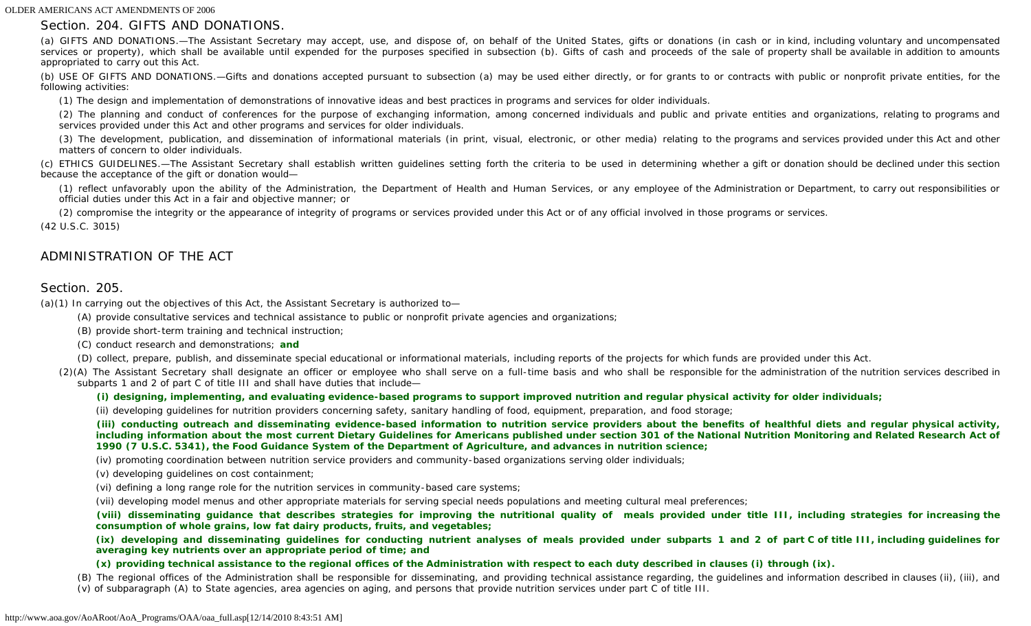## Section. 204. GIFTS AND DONATIONS.

(a) GIFTS AND DONATIONS.—The Assistant Secretary may accept, use, and dispose of, on behalf of the United States, gifts or donations (in cash or in kind, including voluntary and uncompensated services or property), which shall be available until expended for the purposes specified in subsection (b). Gifts of cash and proceeds of the sale of property shall be available in addition to amounts appropriated to carry out this Act.

(b) USE OF GIFTS AND DONATIONS.—Gifts and donations accepted pursuant to subsection (a) may be used either directly, or for grants to or contracts with public or nonprofit private entities, for the following activities:

(1) The design and implementation of demonstrations of innovative ideas and best practices in programs and services for older individuals.

(2) The planning and conduct of conferences for the purpose of exchanging information, among concerned individuals and public and private entities and organizations, relating to programs and services provided under this Act and other programs and services for older individuals.

(3) The development, publication, and dissemination of informational materials (in print, visual, electronic, or other media) relating to the programs and services provided under this Act and other matters of concern to older individuals.

(c) ETHICS GUIDELINES.—The Assistant Secretary shall establish written guidelines setting forth the criteria to be used in determining whether a gift or donation should be declined under this section because the acceptance of the gift or donation would—

(1) reflect unfavorably upon the ability of the Administration, the Department of Health and Human Services, or any employee of the Administration or Department, to carry out responsibilities or official duties under this Act in a fair and objective manner; or

(2) compromise the integrity or the appearance of integrity of programs or services provided under this Act or of any official involved in those programs or services.

(42 U.S.C. 3015)

## ADMINISTRATION OF THE ACT

## Section. 205.

(a)(1) In carrying out the objectives of this Act, the Assistant Secretary is authorized to—

(A) provide consultative services and technical assistance to public or nonprofit private agencies and organizations;

(B) provide short-term training and technical instruction;

(C) conduct research and demonstrations; **and**

(D) collect, prepare, publish, and disseminate special educational or informational materials, including reports of the projects for which funds are provided under this Act.

(2)(A) The Assistant Secretary shall designate an officer or employee who shall serve on a full-time basis and who shall be responsible for the administration of the nutrition services described in subparts 1 and 2 of part C of title III and shall have duties that include—

**(i) designing, implementing, and evaluating evidence-based programs to support improved nutrition and regular physical activity for older individuals;**

(ii) developing guidelines for nutrition providers concerning safety, sanitary handling of food, equipment, preparation, and food storage;

**(iii) conducting outreach and disseminating evidence-based information to nutrition service providers about the benefits of healthful diets and regular physical activity, including information about the most current Dietary Guidelines for Americans published under section 301 of the National Nutrition Monitoring and Related Research Act of 1990 (7 U.S.C. 5341), the Food Guidance System of the Department of Agriculture, and advances in nutrition science;**

(iv) promoting coordination between nutrition service providers and community-based organizations serving older individuals;

(v) developing guidelines on cost containment;

(vi) defining a long range role for the nutrition services in community-based care systems;

(vii) developing model menus and other appropriate materials for serving special needs populations and meeting cultural meal preferences;

**(viii) disseminating guidance that describes strategies for improving the nutritional quality of meals provided under title III, including strategies for increasing the consumption of whole grains, low fat dairy products, fruits, and vegetables;**

**(ix) developing and disseminating guidelines for conducting nutrient analyses of meals provided under subparts 1 and 2 of part C of title III, including guidelines for averaging key nutrients over an appropriate period of time; and**

**(x) providing technical assistance to the regional offices of the Administration with respect to each duty described in clauses (i) through (ix).**

(B) The regional offices of the Administration shall be responsible for disseminating, and providing technical assistance regarding, the guidelines and information described in clauses (ii), (iii), and (v) of subparagraph (A) to State agencies, area agencies on aging, and persons that provide nutrition services under part C of title III.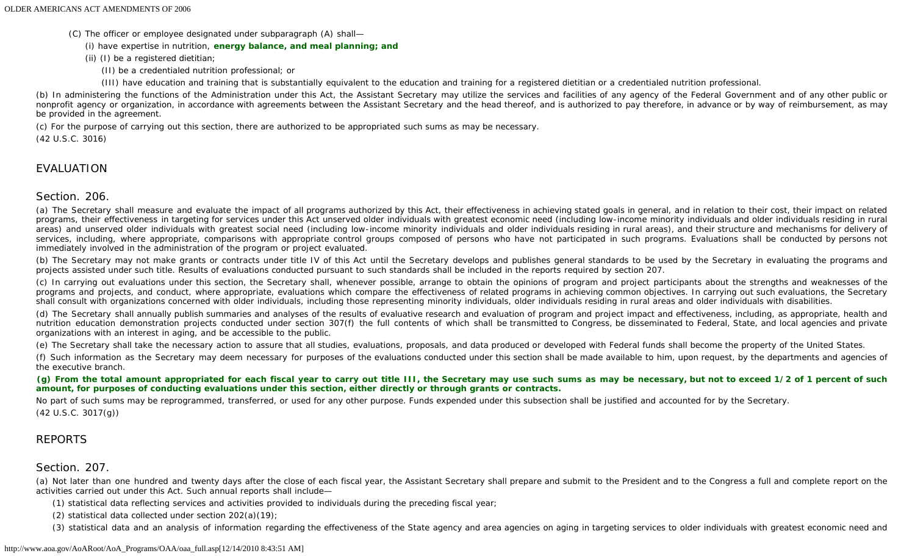(C) The officer or employee designated under subparagraph (A) shall—

(i) have expertise in nutrition, **energy balance, and meal planning; and**

(ii) (I) be a registered dietitian;

(II) be a credentialed nutrition professional; or

(III) have education and training that is substantially equivalent to the education and training for a registered dietitian or a credentialed nutrition professional.

(b) In administering the functions of the Administration under this Act, the Assistant Secretary may utilize the services and facilities of any agency of the Federal Government and of any other public or nonprofit agency or organization, in accordance with agreements between the Assistant Secretary and the head thereof, and is authorized to pay therefore, in advance or by way of reimbursement, as may be provided in the agreement.

(c) For the purpose of carrying out this section, there are authorized to be appropriated such sums as may be necessary.

(42 U.S.C. 3016)

## EVALUATION

## Section. 206.

(a) The Secretary shall measure and evaluate the impact of all programs authorized by this Act, their effectiveness in achieving stated goals in general, and in relation to their cost, their impact on related programs, their effectiveness in targeting for services under this Act unserved older individuals with greatest economic need (including low-income minority individuals and older individuals residing in rural areas) and unserved older individuals with greatest social need (including low-income minority individuals and older individuals residing in rural areas), and their structure and mechanisms for delivery of services, including, where appropriate, comparisons with appropriate control groups composed of persons who have not participated in such programs. Evaluations shall be conducted by persons not immediately involved in the administration of the program or project evaluated.

(b) The Secretary may not make grants or contracts under title IV of this Act until the Secretary develops and publishes general standards to be used by the Secretary in evaluating the programs and projects assisted under such title. Results of evaluations conducted pursuant to such standards shall be included in the reports required by section 207.

(c) In carrying out evaluations under this section, the Secretary shall, whenever possible, arrange to obtain the opinions of program and project participants about the strengths and weaknesses of the programs and projects, and conduct, where appropriate, evaluations which compare the effectiveness of related programs in achieving common objectives. In carrying out such evaluations, the Secretary shall consult with organizations concerned with older individuals, including those representing minority individuals, older individuals residing in rural areas and older individuals with disabilities.

(d) The Secretary shall annually publish summaries and analyses of the results of evaluative research and evaluation of program and project impact and effectiveness, including, as appropriate, health and nutrition education demonstration projects conducted under section 307(f) the full contents of which shall be transmitted to Congress, be disseminated to Federal, State, and local agencies and private organizations with an interest in aging, and be accessible to the public.

(e) The Secretary shall take the necessary action to assure that all studies, evaluations, proposals, and data produced or developed with Federal funds shall become the property of the United States.

(f) Such information as the Secretary may deem necessary for purposes of the evaluations conducted under this section shall be made available to him, upon request, by the departments and agencies of the executive branch.

**(g) From the total amount appropriated for each fiscal year to carry out title III, the Secretary may use such sums as may be necessary, but not to exceed 1/2 of 1 percent of such amount, for purposes of conducting evaluations under this section, either directly or through grants or contracts.**

No part of such sums may be reprogrammed, transferred, or used for any other purpose. Funds expended under this subsection shall be justified and accounted for by the Secretary.

(42 U.S.C. 3017(g))

## REPORTS

## Section. 207.

(a) Not later than one hundred and twenty days after the close of each fiscal year, the Assistant Secretary shall prepare and submit to the President and to the Congress a full and complete report on the activities carried out under this Act. Such annual reports shall include—

(1) statistical data reflecting services and activities provided to individuals during the preceding fiscal year;

(2) statistical data collected under section 202(a)(19);

(3) statistical data and an analysis of information regarding the effectiveness of the State agency and area agencies on aging in targeting services to older individuals with greatest economic need and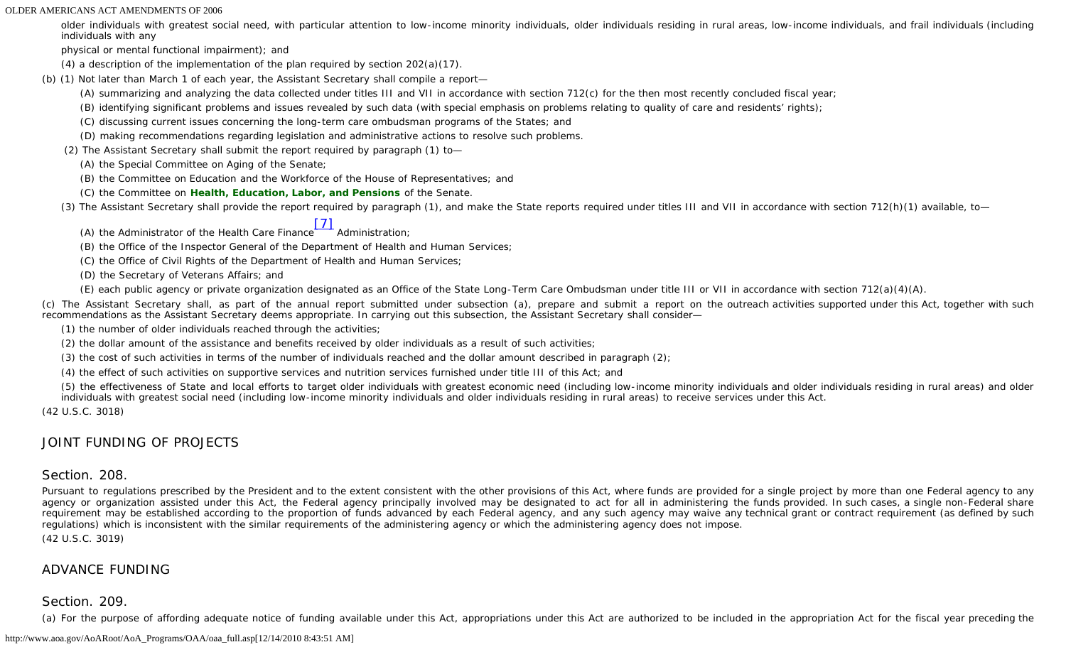older individuals with greatest social need, with particular attention to low-income minority individuals, older individuals residing in rural areas, low-income individuals, and frail individuals (including individuals with any physical or mental functional impairment); and

(4) a description of the implementation of the plan required by section 202(a)(17).

(b) (1) Not later than March 1 of each year, the Assistant Secretary shall compile a report—

(A) summarizing and analyzing the data collected under titles III and VII in accordance with section 712(c) for the then most recently concluded fiscal year;

(B) identifying significant problems and issues revealed by such data (with special emphasis on problems relating to quality of care and residents' rights);

(C) discussing current issues concerning the long-term care ombudsman programs of the States; and

(D) making recommendations regarding legislation and administrative actions to resolve such problems.

(2) The Assistant Secretary shall submit the report required by paragraph (1) to—

(A) the Special Committee on Aging of the Senate;

(B) the Committee on Education and the Workforce of the House of Representatives; and

(C) the Committee on **Health, Education, Labor, and Pensions** of the Senate.

(3) The Assistant Secretary shall provide the report required by paragraph (1), and make the State reports required under titles III and VII in accordance with section 712(h)(1) available, to—

(A) the Administrator of the Health Care Finance[7] Administration;

(B) the Office of the Inspector General of the Department of Health and Human Services;

(C) the Office of Civil Rights of the Department of Health and Human Services;

(D) the Secretary of Veterans Affairs; and

(E) each public agency or private organization designated as an Office of the State Long-Term Care Ombudsman under title III or VII in accordance with section 712(a)(4)(A).

(c) The Assistant Secretary shall, as part of the annual report submitted under subsection (a), prepare and submit a report on the outreach activities supported under this Act, together with such recommendations as the Assistant Secretary deems appropriate. In carrying out this subsection, the Assistant Secretary shall consider—

(1) the number of older individuals reached through the activities;

(2) the dollar amount of the assistance and benefits received by older individuals as a result of such activities;

(3) the cost of such activities in terms of the number of individuals reached and the dollar amount described in paragraph (2);

(4) the effect of such activities on supportive services and nutrition services furnished under title III of this Act; and

(5) the effectiveness of State and local efforts to target older individuals with greatest economic need (including low-income minority individuals and older individuals residing in rural areas) and older individuals with greatest social need (including low-income minority individuals and older individuals residing in rural areas) to receive services under this Act.

(42 U.S.C. 3018)

## JOINT FUNDING OF PROJECTS

### Section. 208.

Pursuant to regulations prescribed by the President and to the extent consistent with the other provisions of this Act, where funds are provided for a single project by more than one Federal agency to any agency or organization assisted under this Act, the Federal agency principally involved may be designated to act for all in administering the funds provided. In such cases, a single non-Federal share requirement may be established according to the proportion of funds advanced by each Federal agency, and any such agency may waive any technical grant or contract requirement (as defined by such regulations) which is inconsistent with the similar requirements of the administering agency or which the administering agency does not impose.

(42 U.S.C. 3019)

## ADVANCE FUNDING

### Section. 209.

(a) For the purpose of affording adequate notice of funding available under this Act, appropriations under this Act are authorized to be included in the appropriation Act for the fiscal year preceding the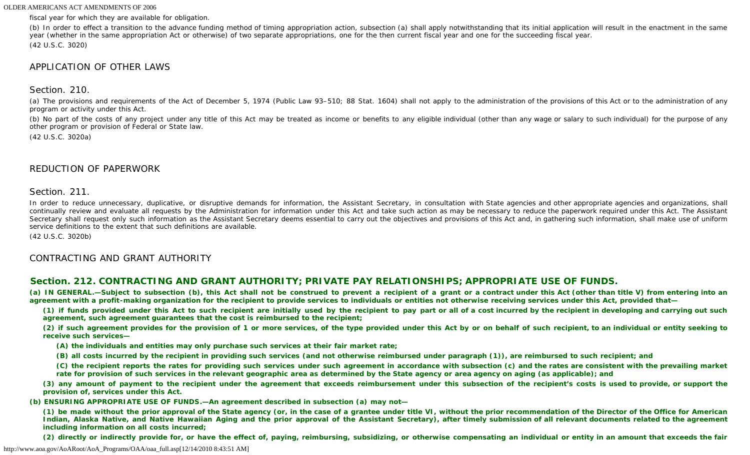fiscal year for which they are available for obligation.

(b) In order to effect a transition to the advance funding method of timing appropriation action, subsection (a) shall apply notwithstanding that its initial application will result in the enactment in the same year (whether in the same appropriation Act or otherwise) of two separate appropriations, one for the then current fiscal year and one for the succeeding fiscal year.

(42 U.S.C. 3020)

## APPLICATION OF OTHER LAWS

### Section. 210.

(a) The provisions and requirements of the Act of December 5, 1974 (Public Law 93–510; 88 Stat. 1604) shall not apply to the administration of the provisions of this Act or to the administration of any program or activity under this Act.

(b) No part of the costs of any project under any title of this Act may be treated as income or benefits to any eligible individual (other than any wage or salary to such individual) for the purpose of any other program or provision of Federal or State law.

(42 U.S.C. 3020a)

## REDUCTION OF PAPERWORK

### Section. 211.

In order to reduce unnecessary, duplicative, or disruptive demands for information, the Assistant Secretary, in consultation with State agencies and other appropriate agencies and organizations, shall continually review and evaluate all requests by the Administration for information under this Act and take such action as may be necessary to reduce the paperwork required under this Act. The Assistant Secretary shall request only such information as the Assistant Secretary deems essential to carry out the objectives and provisions of this Act and, in gathering such information, shall make use of uniform service definitions to the extent that such definitions are available.

(42 U.S.C. 3020b)

## CONTRACTING AND GRANT AUTHORITY

### Section. 212. CONTRACTING AND GRANT AUTHORITY; PRIVATE PAY RELATIONSHIPS; APPROPRIATE USE OF FUNDS.

**(a) IN GENERAL.—Subject to subsection (b), this Act shall not be construed to prevent a recipient of a grant or a contract under this Act (other than title V) from entering into an agreement with a profit-making organization for the recipient to provide services to individuals or entities not otherwise receiving services under this Act, provided that—**

**(1) if funds provided under this Act to such recipient are initially used by the recipient to pay part or all of a cost incurred by the recipient in developing and carrying out such agreement, such agreement guarantees that the cost is reimbursed to the recipient;**

**(2) if such agreement provides for the provision of 1 or more services, of the type provided under this Act by or on behalf of such recipient, to an individual or entity seeking to receive such services—**

**(A) the individuals and entities may only purchase such services at their fair market rate;**

**(B) all costs incurred by the recipient in providing such services (and not otherwise reimbursed under paragraph (1)), are reimbursed to such recipient; and**

**(C) the recipient reports the rates for providing such services under such agreement in accordance with subsection (c) and the rates are consistent with the prevailing market rate for provision of such services in the relevant geographic area as determined by the State agency or area agency on aging (as applicable); and**

**(3) any amount of payment to the recipient under the agreement that exceeds reimbursement under this subsection of the recipient's costs is used to provide, or support the provision of, services under this Act.**

**(b) ENSURING APPROPRIATE USE OF FUNDS.—An agreement described in subsection (a) may not—**

**(1) be made without the prior approval of the State agency (or, in the case of a grantee under title VI, without the prior recommendation of the Director of the Office for American Indian, Alaska Native, and Native Hawaiian Aging and the prior approval of the Assistant Secretary), after timely submission of all relevant documents related to the agreement including information on all costs incurred;**

**(2) directly or indirectly provide for, or have the effect of, paying, reimbursing, subsidizing, or otherwise compensating an individual or entity in an amount that exceeds the fair**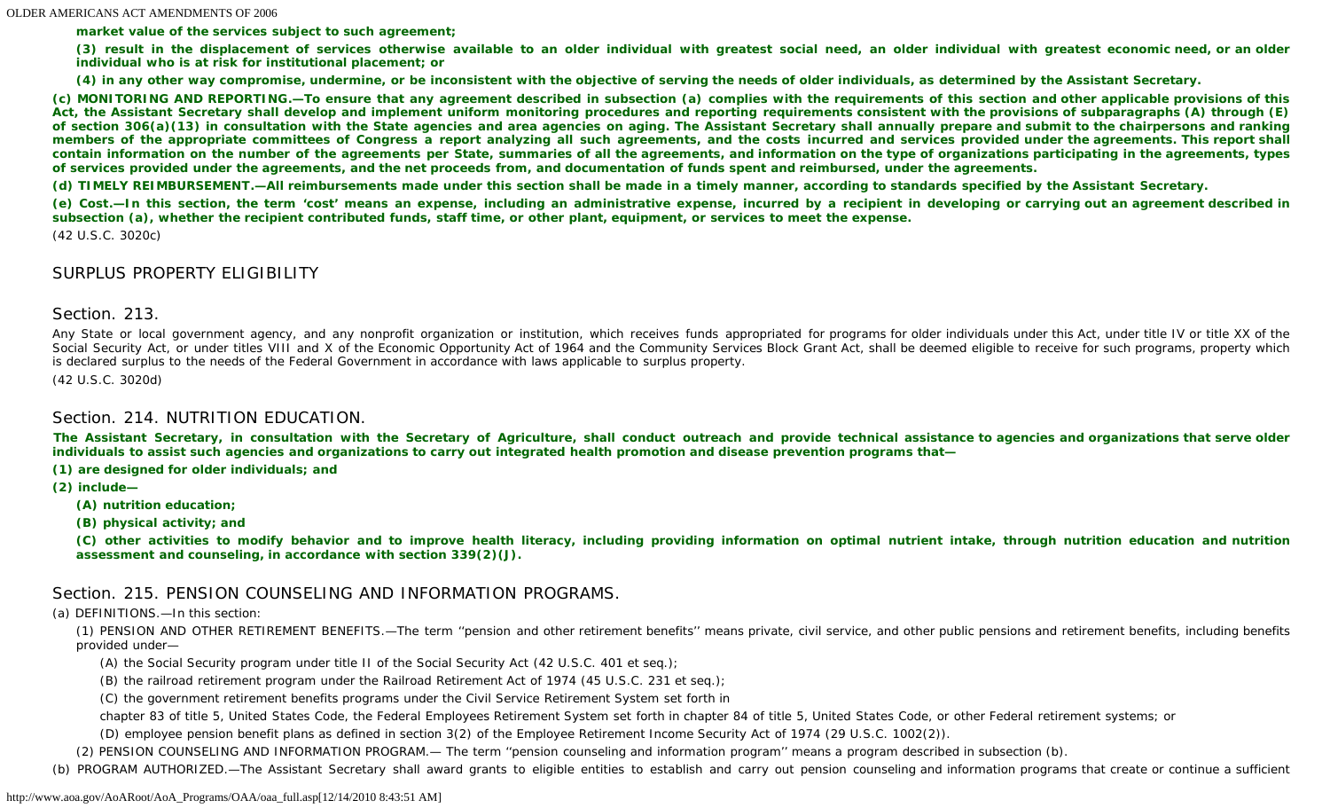**market value of the services subject to such agreement;**

**(3) result in the displacement of services otherwise available to an older individual with greatest social need, an older individual with greatest economic need, or an older individual who is at risk for institutional placement; or**

**(4) in any other way compromise, undermine, or be inconsistent with the objective of serving the needs of older individuals, as determined by the Assistant Secretary.**

**(c) MONITORING AND REPORTING.—To ensure that any agreement described in subsection (a) complies with the requirements of this section and other applicable provisions of this Act, the Assistant Secretary shall develop and implement uniform monitoring procedures and reporting requirements consistent with the provisions of subparagraphs (A) through (E) of section 306(a)(13) in consultation with the State agencies and area agencies on aging. The Assistant Secretary shall annually prepare and submit to the chairpersons and ranking members of the appropriate committees of Congress a report analyzing all such agreements, and the costs incurred and services provided under the agreements. This report shall contain information on the number of the agreements per State, summaries of all the agreements, and information on the type of organizations participating in the agreements, types of services provided under the agreements, and the net proceeds from, and documentation of funds spent and reimbursed, under the agreements.**

**(d) TIMELY REIMBURSEMENT.—All reimbursements made under this section shall be made in a timely manner, according to standards specified by the Assistant Secretary.**

**(e) Cost.—In this section, the term 'cost' means an expense, including an administrative expense, incurred by a recipient in developing or carrying out an agreement described in subsection (a), whether the recipient contributed funds, staff time, or other plant, equipment, or services to meet the expense.**

(42 U.S.C. 3020c)

## SURPLUS PROPERTY ELIGIBILITY

## Section. 213.

Any State or local government agency, and any nonprofit organization or institution, which receives funds appropriated for programs for older individuals under this Act, under title IV or title XX of the Social Security Act, or under titles VIII and X of the Economic Opportunity Act of 1964 and the Community Services Block Grant Act, shall be deemed eligible to receive for such programs, property which is declared surplus to the needs of the Federal Government in accordance with laws applicable to surplus property.

(42 U.S.C. 3020d)

## Section. 214. NUTRITION EDUCATION.

**The Assistant Secretary, in consultation with the Secretary of Agriculture, shall conduct outreach and provide technical assistance to agencies and organizations that serve older individuals to assist such agencies and organizations to carry out integrated health promotion and disease prevention programs that—**

**(1) are designed for older individuals; and**

**(2) include—**

**(A) nutrition education;**

**(B) physical activity; and**

**(C) other activities to modify behavior and to improve health literacy, including providing information on optimal nutrient intake, through nutrition education and nutrition assessment and counseling, in accordance with section 339(2)(J).**

## Section. 215. PENSION COUNSELING AND INFORMATION PROGRAMS.

(a) DEFINITIONS.—In this section:

(1) PENSION AND OTHER RETIREMENT BENEFITS.—The term ''pension and other retirement benefits'' means private, civil service, and other public pensions and retirement benefits, including benefits provided under—

(A) the Social Security program under title II of the Social Security Act (42 U.S.C. 401 et seq.);

(B) the railroad retirement program under the Railroad Retirement Act of 1974 (45 U.S.C. 231 et seq.);

(C) the government retirement benefits programs under the Civil Service Retirement System set forth in

chapter 83 of title 5, United States Code, the Federal Employees Retirement System set forth in chapter 84 of title 5, United States Code, or other Federal retirement systems; or

(D) employee pension benefit plans as defined in section 3(2) of the Employee Retirement Income Security Act of 1974 (29 U.S.C. 1002(2)).

(2) PENSION COUNSELING AND INFORMATION PROGRAM.— The term ''pension counseling and information program'' means a program described in subsection (b).

(b) PROGRAM AUTHORIZED.—The Assistant Secretary shall award grants to eligible entities to establish and carry out pension counseling and information programs that create or continue a sufficient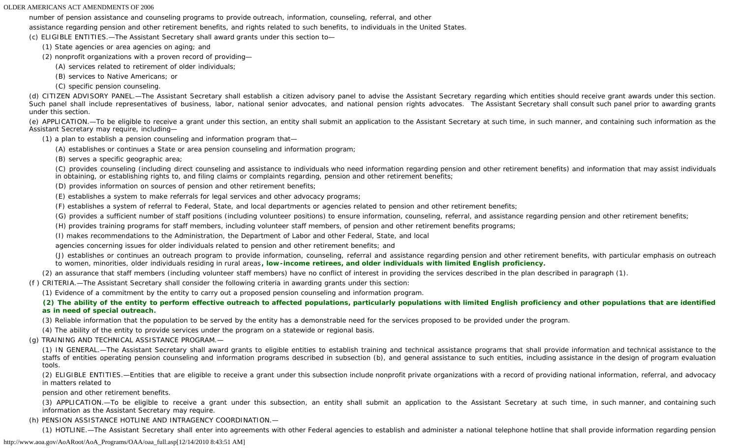number of pension assistance and counseling programs to provide outreach, information, counseling, referral, and other assistance regarding pension and other retirement benefits, and rights related to such benefits, to individuals in the United States.

(c) ELIGIBLE ENTITIES.—The Assistant Secretary shall award grants under this section to—

(1) State agencies or area agencies on aging; and

(2) nonprofit organizations with a proven record of providing—

(A) services related to retirement of older individuals;

(B) services to Native Americans; or

(C) specific pension counseling.

(d) CITIZEN ADVISORY PANEL.—The Assistant Secretary shall establish a citizen advisory panel to advise the Assistant Secretary regarding which entities should receive grant awards under this section. Such panel shall include representatives of business, labor, national senior advocates, and national pension rights advocates. The Assistant Secretary shall consult such panel prior to awarding grants under this section.

(e) APPLICATION.—To be eligible to receive a grant under this section, an entity shall submit an application to the Assistant Secretary at such time, in such manner, and containing such information as the Assistant Secretary may require, including—

(1) a plan to establish a pension counseling and information program that—

(A) establishes or continues a State or area pension counseling and information program;

(B) serves a specific geographic area;

(C) provides counseling (including direct counseling and assistance to individuals who need information regarding pension and other retirement benefits) and information that may assist individuals in obtaining, or establishing rights to, and filing claims or complaints regarding, pension and other retirement benefits;

(D) provides information on sources of pension and other retirement benefits;

(E) establishes a system to make referrals for legal services and other advocacy programs;

(F) establishes a system of referral to Federal, State, and local departments or agencies related to pension and other retirement benefits;

(G) provides a sufficient number of staff positions (including volunteer positions) to ensure information, counseling, referral, and assistance regarding pension and other retirement benefits;

(H) provides training programs for staff members, including volunteer staff members, of pension and other retirement benefits programs;

(I) makes recommendations to the Administration, the Department of Labor and other Federal, State, and local agencies concerning issues for older individuals related to pension and other retirement benefits; and

(J) establishes or continues an outreach program to provide information, counseling, referral and assistance regarding pension and other retirement benefits, with particular emphasis on outreach to women, minorities, older individuals residing in rural areas**, low-income retirees, and older individuals with limited English proficiency.**

(2) an assurance that staff members (including volunteer staff members) have no conflict of interest in providing the services described in the plan described in paragraph (1).

(f ) CRITERIA.—The Assistant Secretary shall consider the following criteria in awarding grants under this section:

(1) Evidence of a commitment by the entity to carry out a proposed pension counseling and information program.

**(2) The ability of the entity to perform effective outreach to affected populations, particularly populations with limited English proficiency and other populations that are identified as in need of special outreach.**

(3) Reliable information that the population to be served by the entity has a demonstrable need for the services proposed to be provided under the program.

(4) The ability of the entity to provide services under the program on a statewide or regional basis.

(g) TRAINING AND TECHNICAL ASSISTANCE PROGRAM.—

(1) IN GENERAL.—The Assistant Secretary shall award grants to eligible entities to establish training and technical assistance programs that shall provide information and technical assistance to the staffs of entities operating pension counseling and information programs described in subsection (b), and general assistance to such entities, including assistance in the design of program evaluation tools.

(2) ELIGIBLE ENTITIES.—Entities that are eligible to receive a grant under this subsection include nonprofit private organizations with a record of providing national information, referral, and advocacy in matters related to pension and other retirement benefits.

(3) APPLICATION.—To be eligible to receive a grant under this subsection, an entity shall submit an application to the Assistant Secretary at such time, in such manner, and containing such information as the Assistant Secretary may require.

(h) PENSION ASSISTANCE HOTLINE AND INTRAGENCY COORDINATION.—

(1) HOTLINE.—The Assistant Secretary shall enter into agreements with other Federal agencies to establish and administer a national telephone hotline that shall provide information regarding pension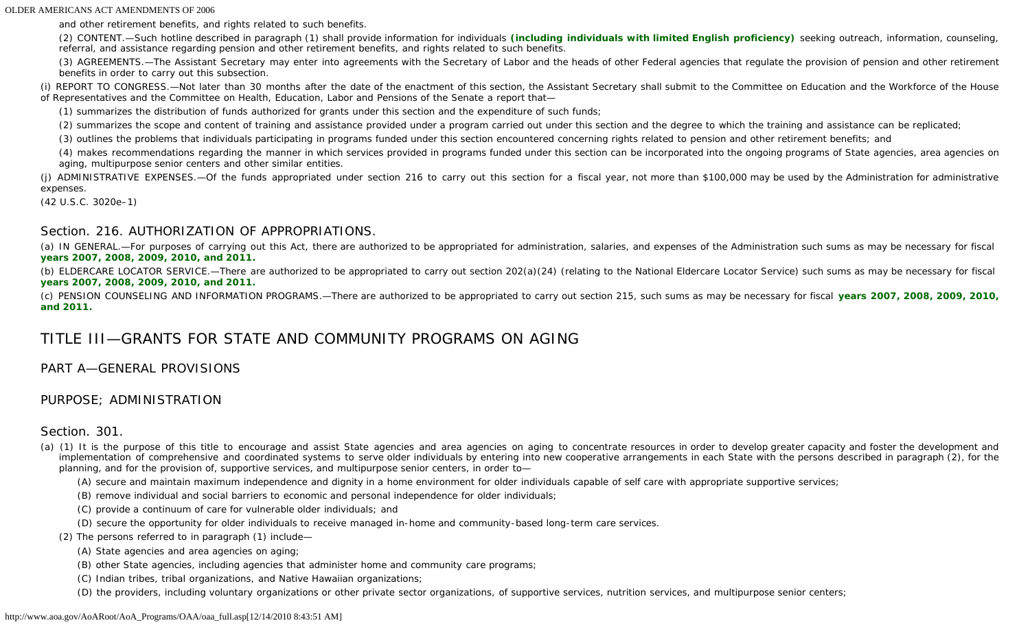and other retirement benefits, and rights related to such benefits.

(2) CONTENT.—Such hotline described in paragraph (1) shall provide information for individuals **(including individuals with limited English proficiency)** seeking outreach, information, counseling, referral, and assistance regarding pension and other retirement benefits, and rights related to such benefits.

(3) AGREEMENTS.—The Assistant Secretary may enter into agreements with the Secretary of Labor and the heads of other Federal agencies that regulate the provision of pension and other retirement benefits in order to carry out this subsection.

(i) REPORT TO CONGRESS.—Not later than 30 months after the date of the enactment of this section, the Assistant Secretary shall submit to the Committee on Education and the Workforce of the House of Representatives and the Committee on Health, Education, Labor and Pensions of the Senate a report that—

(1) summarizes the distribution of funds authorized for grants under this section and the expenditure of such funds;

(2) summarizes the scope and content of training and assistance provided under a program carried out under this section and the degree to which the training and assistance can be replicated;

(3) outlines the problems that individuals participating in programs funded under this section encountered concerning rights related to pension and other retirement benefits; and

(4) makes recommendations regarding the manner in which services provided in programs funded under this section can be incorporated into the ongoing programs of State agencies, area agencies on aging, multipurpose senior centers and other similar entities.

(j) ADMINISTRATIVE EXPENSES.—Of the funds appropriated under section 216 to carry out this section for a fiscal year, not more than $100,000 may be used by the Administration for administrative expenses.

(42 U.S.C. 3020e–1)

### Section. 216. AUTHORIZATION OF APPROPRIATIONS.

(a) IN GENERAL.—For purposes of carrying out this Act, there are authorized to be appropriated for administration, salaries, and expenses of the Administration such sums as may be necessary for fiscal **years 2007, 2008, 2009, 2010, and 2011.**

(b) ELDERCARE LOCATOR SERVICE.—There are authorized to be appropriated to carry out section 202(a)(24) (relating to the National Eldercare Locator Service) such sums as may be necessary for fiscal **years 2007, 2008, 2009, 2010, and 2011.**

(c) PENSION COUNSELING AND INFORMATION PROGRAMS.—There are authorized to be appropriated to carry out section 215, such sums as may be necessary for fiscal **years 2007, 2008, 2009, 2010, and 2011.**

# TITLE III—GRANTS FOR STATE AND COMMUNITY PROGRAMS ON AGING

## PART A—GENERAL PROVISIONS

## PURPOSE; ADMINISTRATION

### Section. 301.

(a) (1) It is the purpose of this title to encourage and assist State agencies and area agencies on aging to concentrate resources in order to develop greater capacity and foster the development and implementation of comprehensive and coordinated systems to serve older individuals by entering into new cooperative arrangements in each State with the persons described in paragraph (2), for the planning, and for the provision of, supportive services, and multipurpose senior centers, in order to—

(A) secure and maintain maximum independence and dignity in a home environment for older individuals capable of self care with appropriate supportive services;

(B) remove individual and social barriers to economic and personal independence for older individuals;

(C) provide a continuum of care for vulnerable older individuals; and

(D) secure the opportunity for older individuals to receive managed in-home and community-based long-term care services.

(2) The persons referred to in paragraph (1) include—

(A) State agencies and area agencies on aging;

(B) other State agencies, including agencies that administer home and community care programs;

(C) Indian tribes, tribal organizations, and Native Hawaiian organizations;

(D) the providers, including voluntary organizations or other private sector organizations, of supportive services, nutrition services, and multipurpose senior centers;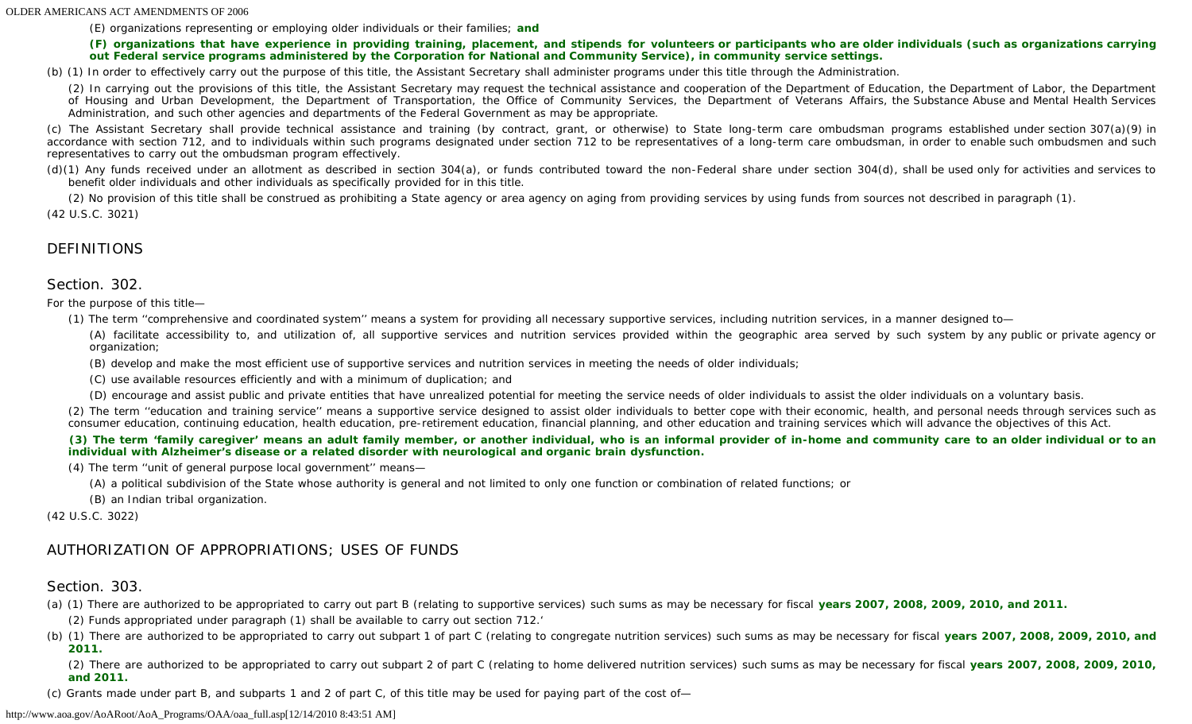(E) organizations representing or employing older individuals or their families; **and**

**(F) organizations that have experience in providing training, placement, and stipends for volunteers or participants who are older individuals (such as organizations carrying out Federal service programs administered by the Corporation for National and Community Service), in community service settings.**

(b) (1) In order to effectively carry out the purpose of this title, the Assistant Secretary shall administer programs under this title through the Administration.

(2) In carrying out the provisions of this title, the Assistant Secretary may request the technical assistance and cooperation of the Department of Education, the Department of Labor, the Department of Housing and Urban Development, the Department of Transportation, the Office of Community Services, the Department of Veterans Affairs, the Substance Abuse and Mental Health Services Administration, and such other agencies and departments of the Federal Government as may be appropriate.

(c) The Assistant Secretary shall provide technical assistance and training (by contract, grant, or otherwise) to State long-term care ombudsman programs established under section 307(a)(9) in accordance with section 712, and to individuals within such programs designated under section 712 to be representatives of a long-term care ombudsman, in order to enable such ombudsmen and such representatives to carry out the ombudsman program effectively.

(d)(1) Any funds received under an allotment as described in section 304(a), or funds contributed toward the non-Federal share under section 304(d), shall be used only for activities and services to benefit older individuals and other individuals as specifically provided for in this title.

(2) No provision of this title shall be construed as prohibiting a State agency or area agency on aging from providing services by using funds from sources not described in paragraph (1).

(42 U.S.C. 3021)

## DEFINITIONS

### Section. 302.

For the purpose of this title—

(1) The term ''comprehensive and coordinated system'' means a system for providing all necessary supportive services, including nutrition services, in a manner designed to—

(A) facilitate accessibility to, and utilization of, all supportive services and nutrition services provided within the geographic area served by such system by any public or private agency or organization;

(B) develop and make the most efficient use of supportive services and nutrition services in meeting the needs of older individuals;

(C) use available resources efficiently and with a minimum of duplication; and

(D) encourage and assist public and private entities that have unrealized potential for meeting the service needs of older individuals to assist the older individuals on a voluntary basis.

(2) The term ''education and training service'' means a supportive service designed to assist older individuals to better cope with their economic, health, and personal needs through services such as consumer education, continuing education, health education, pre-retirement education, financial planning, and other education and training services which will advance the objectives of this Act.

**(3) The term 'family caregiver' means an adult family member, or another individual, who is an informal provider of in-home and community care to an older individual or to an individual with Alzheimer's disease or a related disorder with neurological and organic brain dysfunction.**

(4) The term ''unit of general purpose local government'' means—

(A) a political subdivision of the State whose authority is general and not limited to only one function or combination of related functions; or

(B) an Indian tribal organization.

(42 U.S.C. 3022)

## AUTHORIZATION OF APPROPRIATIONS; USES OF FUNDS

### Section. 303.

(a) (1) There are authorized to be appropriated to carry out part B (relating to supportive services) such sums as may be necessary for fiscal **years 2007, 2008, 2009, 2010, and 2011.**

(2) Funds appropriated under paragraph (1) shall be available to carry out section 712.'

(b) (1) There are authorized to be appropriated to carry out subpart 1 of part C (relating to congregate nutrition services) such sums as may be necessary for fiscal **years 2007, 2008, 2009, 2010, and 2011.**

(2) There are authorized to be appropriated to carry out subpart 2 of part C (relating to home delivered nutrition services) such sums as may be necessary for fiscal **years 2007, 2008, 2009, 2010, and 2011.**

(c) Grants made under part B, and subparts 1 and 2 of part C, of this title may be used for paying part of the cost of—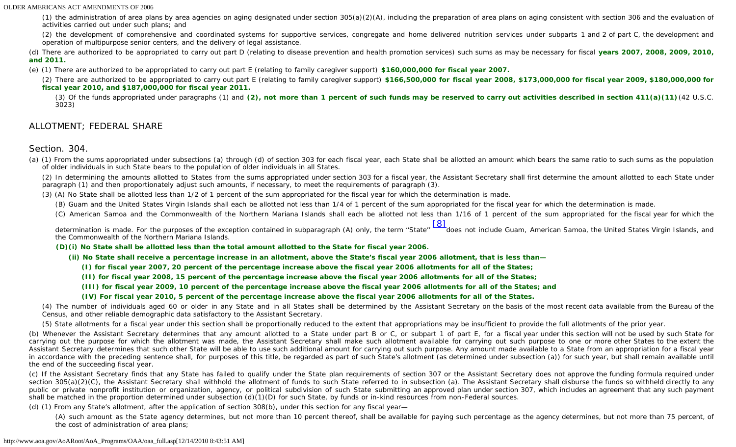(1) the administration of area plans by area agencies on aging designated under section 305(a)(2)(A), including the preparation of area plans on aging consistent with section 306 and the evaluation of activities carried out under such plans; and

(2) the development of comprehensive and coordinated systems for supportive services, congregate and home delivered nutrition services under subparts 1 and 2 of part C, the development and operation of multipurpose senior centers, and the delivery of legal assistance.

(d) There are authorized to be appropriated to carry out part D (relating to disease prevention and health promotion services) such sums as may be necessary for fiscal **years 2007, 2008, 2009, 2010, and 2011.**

(e) (1) There are authorized to be appropriated to carry out part E (relating to family caregiver support) **$160,000,000 for fiscal year 2007.**

(2) There are authorized to be appropriated to carry out part E (relating to family caregiver support) **$166,500,000 for fiscal year 2008, $173,000,000 for fiscal year 2009, $180,000,000 for fiscal year 2010, and $187,000,000 for fiscal year 2011.**

(3) Of the funds appropriated under paragraphs (1) and **(2), not more than 1 percent of such funds may be reserved to carry out activities described in section 411(a)(11)** (42 U.S.C. 3023)

## ALLOTMENT; FEDERAL SHARE

### Section. 304.

(a) (1) From the sums appropriated under subsections (a) through (d) of section 303 for each fiscal year, each State shall be allotted an amount which bears the same ratio to such sums as the population of older individuals in such State bears to the population of older individuals in all States.

(2) In determining the amounts allotted to States from the sums appropriated under section 303 for a fiscal year, the Assistant Secretary shall first determine the amount allotted to each State under paragraph (1) and then proportionately adjust such amounts, if necessary, to meet the requirements of paragraph (3).

(3) (A) No State shall be allotted less than 1/2 of 1 percent of the sum appropriated for the fiscal year for which the determination is made.

(B) Guam and the United States Virgin Islands shall each be allotted not less than 1/4 of 1 percent of the sum appropriated for the fiscal year for which the determination is made.

(C) American Samoa and the Commonwealth of the Northern Mariana Islands shall each be allotted not less than 1/16 of 1 percent of the sum appropriated for the fiscal year for which the determination is made. For the purposes of the exception contained in subparagraph (A) only, the term ''State'' [8] does not include Guam, American Samoa, the United States Virgin Islands, and the Commonwealth of the Northern Mariana Islands.

**(D)(i) No State shall be allotted less than the total amount allotted to the State for fiscal year 2006.**

**(ii) No State shall receive a percentage increase in an allotment, above the State's fiscal year 2006 allotment, that is less than—**

**(I) for fiscal year 2007, 20 percent of the percentage increase above the fiscal year 2006 allotments for all of the States;**

**(II) for fiscal year 2008, 15 percent of the percentage increase above the fiscal year 2006 allotments for all of the States;**

**(III) for fiscal year 2009, 10 percent of the percentage increase above the fiscal year 2006 allotments for all of the States; and**

**(IV) For fiscal year 2010, 5 percent of the percentage increase above the fiscal year 2006 allotments for all of the States.**

(4) The number of individuals aged 60 or older in any State and in all States shall be determined by the Assistant Secretary on the basis of the most recent data available from the Bureau of the Census, and other reliable demographic data satisfactory to the Assistant Secretary.

(5) State allotments for a fiscal year under this section shall be proportionally reduced to the extent that appropriations may be insufficient to provide the full allotments of the prior year.

(b) Whenever the Assistant Secretary determines that any amount allotted to a State under part B or C, or subpart 1 of part E, for a fiscal year under this section will not be used by such State for carrying out the purpose for which the allotment was made, the Assistant Secretary shall make such allotment available for carrying out such purpose to one or more other States to the extent the Assistant Secretary determines that such other State will be able to use such additional amount for carrying out such purpose. Any amount made available to a State from an appropriation for a fiscal year in accordance with the preceding sentence shall, for purposes of this title, be regarded as part of such State's allotment (as determined under subsection (a)) for such year, but shall remain available until the end of the succeeding fiscal year.

(c) If the Assistant Secretary finds that any State has failed to qualify under the State plan requirements of section 307 or the Assistant Secretary does not approve the funding formula required under section 305(a)(2)(C), the Assistant Secretary shall withhold the allotment of funds to such State referred to in subsection (a). The Assistant Secretary shall disburse the funds so withheld directly to any public or private nonprofit institution or organization, agency, or political subdivision of such State submitting an approved plan under section 307, which includes an agreement that any such payment shall be matched in the proportion determined under subsection (d)(1)(D) for such State, by funds or in-kind resources from non-Federal sources.

(d) (1) From any State's allotment, after the application of section 308(b), under this section for any fiscal year—

(A) such amount as the State agency determines, but not more than 10 percent thereof, shall be available for paying such percentage as the agency determines, but not more than 75 percent, of the cost of administration of area plans;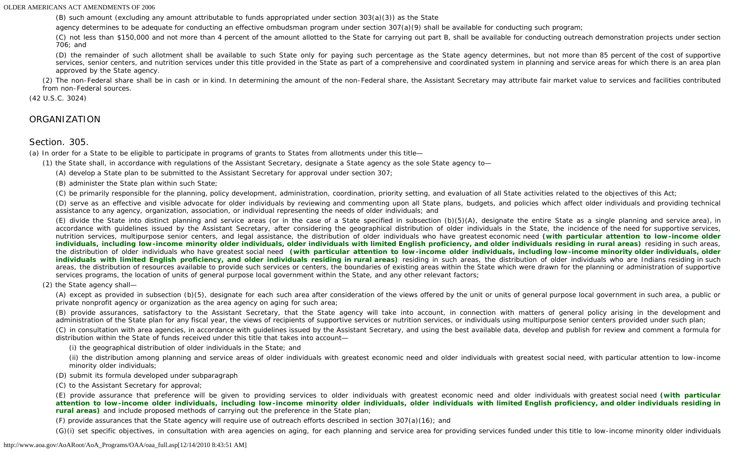(B) such amount (excluding any amount attributable to funds appropriated under section 303(a)(3)) as the State agency determines to be adequate for conducting an effective ombudsman program under section 307(a)(9) shall be available for conducting such program;

(C) not less than $150,000 and not more than 4 percent of the amount allotted to the State for carrying out part B, shall be available for conducting outreach demonstration projects under section 706; and

(D) the remainder of such allotment shall be available to such State only for paying such percentage as the State agency determines, but not more than 85 percent of the cost of supportive services, senior centers, and nutrition services under this title provided in the State as part of a comprehensive and coordinated system in planning and service areas for which there is an area plan approved by the State agency.

(2) The non-Federal share shall be in cash or in kind. In determining the amount of the non-Federal share, the Assistant Secretary may attribute fair market value to services and facilities contributed from non-Federal sources.

(42 U.S.C. 3024)

## ORGANIZATION

### Section. 305.

(a) In order for a State to be eligible to participate in programs of grants to States from allotments under this title—

(1) the State shall, in accordance with regulations of the Assistant Secretary, designate a State agency as the sole State agency to—

(A) develop a State plan to be submitted to the Assistant Secretary for approval under section 307;

(B) administer the State plan within such State;

(C) be primarily responsible for the planning, policy development, administration, coordination, priority setting, and evaluation of all State activities related to the objectives of this Act;

(D) serve as an effective and visible advocate for older individuals by reviewing and commenting upon all State plans, budgets, and policies which affect older individuals and providing technical assistance to any agency, organization, association, or individual representing the needs of older individuals; and

(E) divide the State into distinct planning and service areas (or in the case of a State specified in subsection (b)(5)(A), designate the entire State as a single planning and service area), in accordance with guidelines issued by the Assistant Secretary, after considering the geographical distribution of older individuals in the State, the incidence of the need for supportive services, nutrition services, multipurpose senior centers, and legal assistance, the distribution of older individuals who have greatest economic need **(with particular attention to low-income older individuals, including low-income minority older individuals, older individuals with limited English proficiency, and older individuals residing in rural areas)** residing in such areas, the distribution of older individuals who have greatest social need **(with particular attention to low-income older individuals, including low-income minority older individuals, older individuals with limited English proficiency, and older individuals residing in rural areas)** residing in such areas, the distribution of older individuals who are Indians residing in such areas, the distribution of resources available to provide such services or centers, the boundaries of existing areas within the State which were drawn for the planning or administration of supportive services programs, the location of units of general purpose local government within the State, and any other relevant factors;

(2) the State agency shall—

(A) except as provided in subsection (b)(5), designate for each such area after consideration of the views offered by the unit or units of general purpose local government in such area, a public or private nonprofit agency or organization as the area agency on aging for such area;

(B) provide assurances, satisfactory to the Assistant Secretary, that the State agency will take into account, in connection with matters of general policy arising in the development and administration of the State plan for any fiscal year, the views of recipients of supportive services or nutrition services, or individuals using multipurpose senior centers provided under such plan;

(C) in consultation with area agencies, in accordance with guidelines issued by the Assistant Secretary, and using the best available data, develop and publish for review and comment a formula for distribution within the State of funds received under this title that takes into account—

(i) the geographical distribution of older individuals in the State; and

(ii) the distribution among planning and service areas of older individuals with greatest economic need and older individuals with greatest social need, with particular attention to low-income minority older individuals;

(D) submit its formula developed under subparagraph

(C) to the Assistant Secretary for approval;

(E) provide assurance that preference will be given to providing services to older individuals with greatest economic need and older individuals with greatest social need **(with particular attention to low-income older individuals, including low-income minority older individuals, older individuals with limited English proficiency, and older individuals residing in rural areas)** and include proposed methods of carrying out the preference in the State plan;

(F) provide assurances that the State agency will require use of outreach efforts described in section 307(a)(16); and

(G)(i) set specific objectives, in consultation with area agencies on aging, for each planning and service area for providing services funded under this title to low-income minority older individuals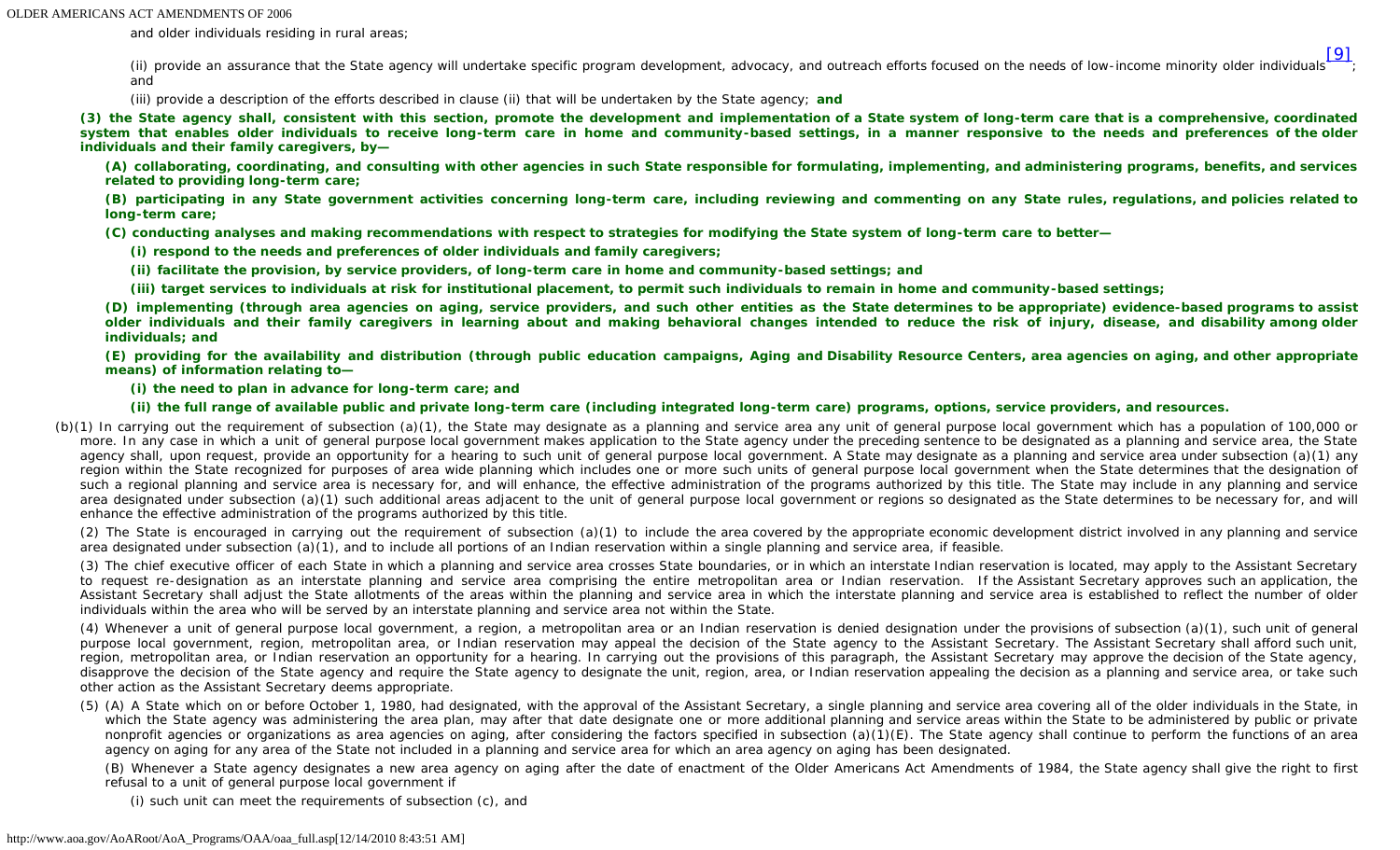and older individuals residing in rural areas;

(ii) provide an assurance that the State agency will undertake specific program development, advocacy, and outreach efforts focused on the needs of low-income minority older individuals[9]; and

(iii) provide a description of the efforts described in clause (ii) that will be undertaken by the State agency; **and**

**(3) the State agency shall, consistent with this section, promote the development and implementation of a State system of long-term care that is a comprehensive, coordinated system that enables older individuals to receive long-term care in home and community-based settings, in a manner responsive to the needs and preferences of the older individuals and their family caregivers, by—**

**(A) collaborating, coordinating, and consulting with other agencies in such State responsible for formulating, implementing, and administering programs, benefits, and services related to providing long-term care;**

**(B) participating in any State government activities concerning long-term care, including reviewing and commenting on any State rules, regulations, and policies related to long-term care;**

**(C) conducting analyses and making recommendations with respect to strategies for modifying the State system of long-term care to better—**

**(i) respond to the needs and preferences of older individuals and family caregivers;**

**(ii) facilitate the provision, by service providers, of long-term care in home and community-based settings; and**

**(iii) target services to individuals at risk for institutional placement, to permit such individuals to remain in home and community-based settings;**

**(D) implementing (through area agencies on aging, service providers, and such other entities as the State determines to be appropriate) evidence-based programs to assist older individuals and their family caregivers in learning about and making behavioral changes intended to reduce the risk of injury, disease, and disability among older individuals; and**

**(E) providing for the availability and distribution (through public education campaigns, Aging and Disability Resource Centers, area agencies on aging, and other appropriate means) of information relating to—**

**(i) the need to plan in advance for long-term care; and**

**(ii) the full range of available public and private long-term care (including integrated long-term care) programs, options, service providers, and resources.**

(b)(1) In carrying out the requirement of subsection (a)(1), the State may designate as a planning and service area any unit of general purpose local government which has a population of 100,000 or more. In any case in which a unit of general purpose local government makes application to the State agency under the preceding sentence to be designated as a planning and service area, the State agency shall, upon request, provide an opportunity for a hearing to such unit of general purpose local government. A State may designate as a planning and service area under subsection (a)(1) any region within the State recognized for purposes of area wide planning which includes one or more such units of general purpose local government when the State determines that the designation of such a regional planning and service area is necessary for, and will enhance, the effective administration of the programs authorized by this title. The State may include in any planning and service area designated under subsection (a)(1) such additional areas adjacent to the unit of general purpose local government or regions so designated as the State determines to be necessary for, and will enhance the effective administration of the programs authorized by this title.

(2) The State is encouraged in carrying out the requirement of subsection (a)(1) to include the area covered by the appropriate economic development district involved in any planning and service area designated under subsection (a)(1), and to include all portions of an Indian reservation within a single planning and service area, if feasible.

(3) The chief executive officer of each State in which a planning and service area crosses State boundaries, or in which an interstate Indian reservation is located, may apply to the Assistant Secretary to request re-designation as an interstate planning and service area comprising the entire metropolitan area or Indian reservation. If the Assistant Secretary approves such an application, the Assistant Secretary shall adjust the State allotments of the areas within the planning and service area in which the interstate planning and service area is established to reflect the number of older individuals within the area who will be served by an interstate planning and service area not within the State.

(4) Whenever a unit of general purpose local government, a region, a metropolitan area or an Indian reservation is denied designation under the provisions of subsection (a)(1), such unit of general purpose local government, region, metropolitan area, or Indian reservation may appeal the decision of the State agency to the Assistant Secretary. The Assistant Secretary shall afford such unit, region, metropolitan area, or Indian reservation an opportunity for a hearing. In carrying out the provisions of this paragraph, the Assistant Secretary may approve the decision of the State agency, disapprove the decision of the State agency and require the State agency to designate the unit, region, area, or Indian reservation appealing the decision as a planning and service area, or take such other action as the Assistant Secretary deems appropriate.

(5) (A) A State which on or before October 1, 1980, had designated, with the approval of the Assistant Secretary, a single planning and service area covering all of the older individuals in the State, in which the State agency was administering the area plan, may after that date designate one or more additional planning and service areas within the State to be administered by public or private nonprofit agencies or organizations as area agencies on aging, after considering the factors specified in subsection (a)(1)(E). The State agency shall continue to perform the functions of an area agency on aging for any area of the State not included in a planning and service area for which an area agency on aging has been designated.

(B) Whenever a State agency designates a new area agency on aging after the date of enactment of the Older Americans Act Amendments of 1984, the State agency shall give the right to first refusal to a unit of general purpose local government if

(i) such unit can meet the requirements of subsection (c), and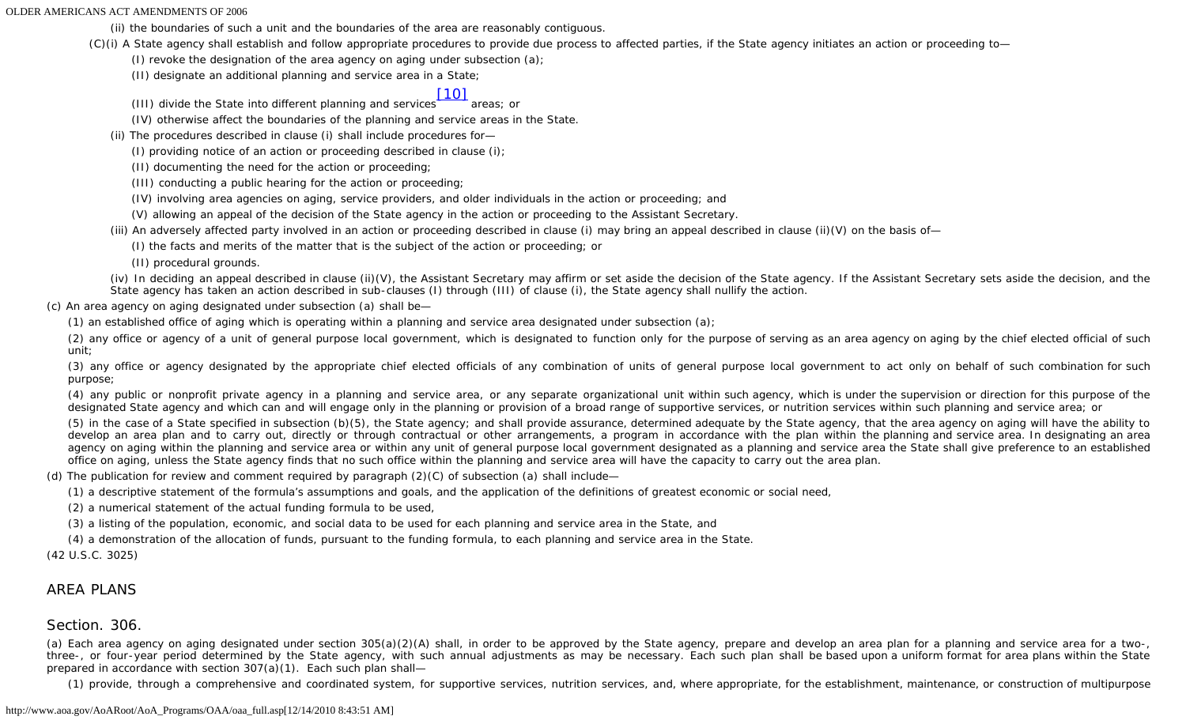(ii) the boundaries of such a unit and the boundaries of the area are reasonably contiguous.

(C)(i) A State agency shall establish and follow appropriate procedures to provide due process to affected parties, if the State agency initiates an action or proceeding to—

(I) revoke the designation of the area agency on aging under subsection (a);

(II) designate an additional planning and service area in a State;

(III) divide the State into different planning and services [10] areas; or

(IV) otherwise affect the boundaries of the planning and service areas in the State.

(ii) The procedures described in clause (i) shall include procedures for—

(I) providing notice of an action or proceeding described in clause (i);

(II) documenting the need for the action or proceeding;

(III) conducting a public hearing for the action or proceeding;

(IV) involving area agencies on aging, service providers, and older individuals in the action or proceeding; and

(V) allowing an appeal of the decision of the State agency in the action or proceeding to the Assistant Secretary.

(iii) An adversely affected party involved in an action or proceeding described in clause (i) may bring an appeal described in clause (ii)(V) on the basis of—

(I) the facts and merits of the matter that is the subject of the action or proceeding; or

(II) procedural grounds.

(iv) In deciding an appeal described in clause (ii)(V), the Assistant Secretary may affirm or set aside the decision of the State agency. If the Assistant Secretary sets aside the decision, and the State agency has taken an action described in sub-clauses (I) through (III) of clause (i), the State agency shall nullify the action.

(c) An area agency on aging designated under subsection (a) shall be—

(1) an established office of aging which is operating within a planning and service area designated under subsection (a);

(2) any office or agency of a unit of general purpose local government, which is designated to function only for the purpose of serving as an area agency on aging by the chief elected official of such unit;

(3) any office or agency designated by the appropriate chief elected officials of any combination of units of general purpose local government to act only on behalf of such combination for such purpose;

(4) any public or nonprofit private agency in a planning and service area, or any separate organizational unit within such agency, which is under the supervision or direction for this purpose of the designated State agency and which can and will engage only in the planning or provision of a broad range of supportive services, or nutrition services within such planning and service area; or

(5) in the case of a State specified in subsection (b)(5), the State agency; and shall provide assurance, determined adequate by the State agency, that the area agency on aging will have the ability to develop an area plan and to carry out, directly or through contractual or other arrangements, a program in accordance with the plan within the planning and service area. In designating an area agency on aging within the planning and service area or within any unit of general purpose local government designated as a planning and service area the State shall give preference to an established office on aging, unless the State agency finds that no such office within the planning and service area will have the capacity to carry out the area plan.

(d) The publication for review and comment required by paragraph (2)(C) of subsection (a) shall include—

(1) a descriptive statement of the formula's assumptions and goals, and the application of the definitions of greatest economic or social need,

(2) a numerical statement of the actual funding formula to be used,

(3) a listing of the population, economic, and social data to be used for each planning and service area in the State, and

(4) a demonstration of the allocation of funds, pursuant to the funding formula, to each planning and service area in the State.

(42 U.S.C. 3025)

## AREA PLANS

### Section. 306.

(a) Each area agency on aging designated under section 305(a)(2)(A) shall, in order to be approved by the State agency, prepare and develop an area plan for a planning and service area for a two-, three-, or four-year period determined by the State agency, with such annual adjustments as may be necessary. Each such plan shall be based upon a uniform format for area plans within the State prepared in accordance with section 307(a)(1). Each such plan shall—

(1) provide, through a comprehensive and coordinated system, for supportive services, nutrition services, and, where appropriate, for the establishment, maintenance, or construction of multipurpose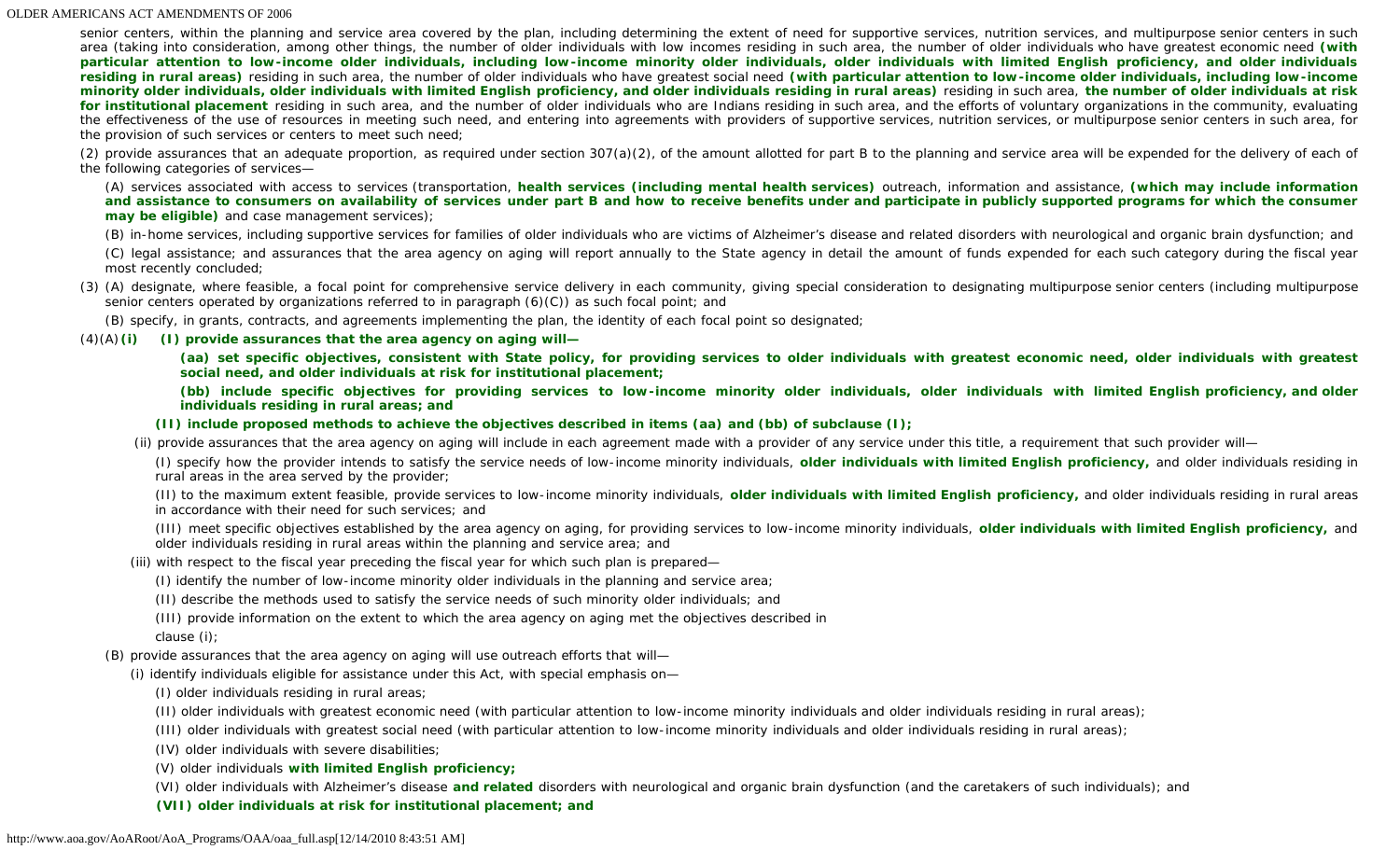senior centers, within the planning and service area covered by the plan, including determining the extent of need for supportive services, nutrition services, and multipurpose senior centers in such area (taking into consideration, among other things, the number of older individuals with low incomes residing in such area, the number of older individuals who have greatest economic need **(with particular attention to low-income older individuals, including low-income minority older individuals, older individuals with limited English proficiency, and older individuals residing in rural areas)** residing in such area, the number of older individuals who have greatest social need **(with particular attention to low-income older individuals, including low-income minority older individuals, older individuals with limited English proficiency, and older individuals residing in rural areas)** residing in such area, **the number of older individuals at risk for institutional placement** residing in such area, and the number of older individuals who are Indians residing in such area, and the efforts of voluntary organizations in the community, evaluating the effectiveness of the use of resources in meeting such need, and entering into agreements with providers of supportive services, nutrition services, or multipurpose senior centers in such area, for the provision of such services or centers to meet such need;

(2) provide assurances that an adequate proportion, as required under section 307(a)(2), of the amount allotted for part B to the planning and service area will be expended for the delivery of each of the following categories of services—

(A) services associated with access to services (transportation, **health services (including mental health services)** outreach, information and assistance, **(which may include information and assistance to consumers on availability of services under part B and how to receive benefits under and participate in publicly supported programs for which the consumer may be eligible)** and case management services);

(B) in-home services, including supportive services for families of older individuals who are victims of Alzheimer's disease and related disorders with neurological and organic brain dysfunction; and

(C) legal assistance; and assurances that the area agency on aging will report annually to the State agency in detail the amount of funds expended for each such category during the fiscal year most recently concluded;

(3) (A) designate, where feasible, a focal point for comprehensive service delivery in each community, giving special consideration to designating multipurpose senior centers (including multipurpose senior centers operated by organizations referred to in paragraph (6)(C)) as such focal point; and

(B) specify, in grants, contracts, and agreements implementing the plan, the identity of each focal point so designated;

(4)(A) **(i) (I) provide assurances that the area agency on aging will—**

**(aa) set specific objectives, consistent with State policy, for providing services to older individuals with greatest economic need, older individuals with greatest social need, and older individuals at risk for institutional placement;**

**(bb) include specific objectives for providing services to low-income minority older individuals, older individuals with limited English proficiency, and older individuals residing in rural areas; and**

**(II) include proposed methods to achieve the objectives described in items (aa) and (bb) of subclause (I);**

(ii) provide assurances that the area agency on aging will include in each agreement made with a provider of any service under this title, a requirement that such provider will—

(I) specify how the provider intends to satisfy the service needs of low-income minority individuals, **older individuals with limited English proficiency,** and older individuals residing in rural areas in the area served by the provider;

(II) to the maximum extent feasible, provide services to low-income minority individuals, **older individuals with limited English proficiency,** and older individuals residing in rural areas in accordance with their need for such services; and

(III) meet specific objectives established by the area agency on aging, for providing services to low-income minority individuals, **older individuals with limited English proficiency,** and older individuals residing in rural areas within the planning and service area; and

(iii) with respect to the fiscal year preceding the fiscal year for which such plan is prepared—

(I) identify the number of low-income minority older individuals in the planning and service area;

(II) describe the methods used to satisfy the service needs of such minority older individuals; and

(III) provide information on the extent to which the area agency on aging met the objectives described in clause (i);

(B) provide assurances that the area agency on aging will use outreach efforts that will—

(i) identify individuals eligible for assistance under this Act, with special emphasis on—

(I) older individuals residing in rural areas;

(II) older individuals with greatest economic need (with particular attention to low-income minority individuals and older individuals residing in rural areas);

(III) older individuals with greatest social need (with particular attention to low-income minority individuals and older individuals residing in rural areas);

(IV) older individuals with severe disabilities;

(V) older individuals **with limited English proficiency;**

(VI) older individuals with Alzheimer's disease **and related** disorders with neurological and organic brain dysfunction (and the caretakers of such individuals); and

**(VII) older individuals at risk for institutional placement; and**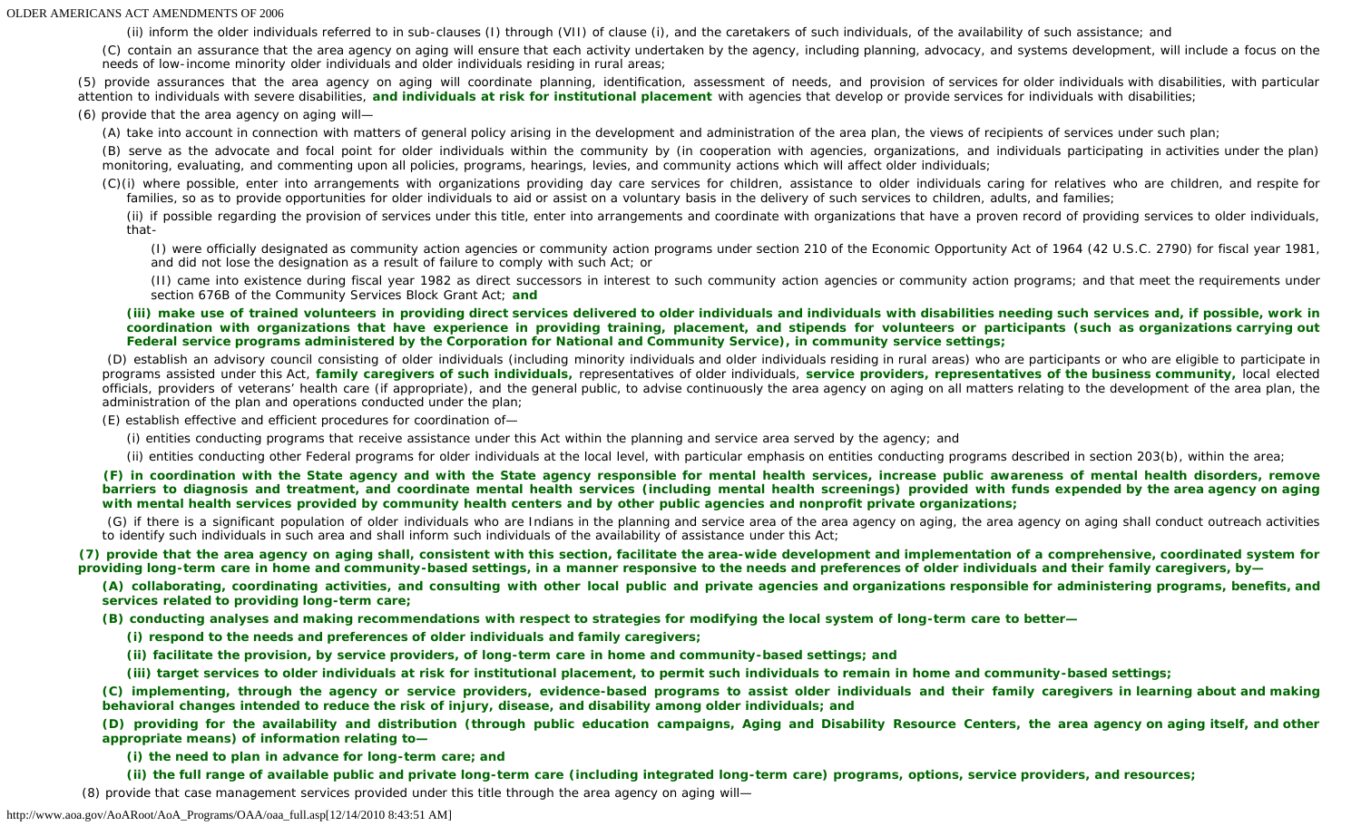(ii) inform the older individuals referred to in sub-clauses (I) through (VII) of clause (i), and the caretakers of such individuals, of the availability of such assistance; and

(C) contain an assurance that the area agency on aging will ensure that each activity undertaken by the agency, including planning, advocacy, and systems development, will include a focus on the needs of low-income minority older individuals and older individuals residing in rural areas;

(5) provide assurances that the area agency on aging will coordinate planning, identification, assessment of needs, and provision of services for older individuals with disabilities, with particular attention to individuals with severe disabilities, **and individuals at risk for institutional placement** with agencies that develop or provide services for individuals with disabilities;

(6) provide that the area agency on aging will—

(A) take into account in connection with matters of general policy arising in the development and administration of the area plan, the views of recipients of services under such plan;

(B) serve as the advocate and focal point for older individuals within the community by (in cooperation with agencies, organizations, and individuals participating in activities under the plan) monitoring, evaluating, and commenting upon all policies, programs, hearings, levies, and community actions which will affect older individuals;

(C)(i) where possible, enter into arrangements with organizations providing day care services for children, assistance to older individuals caring for relatives who are children, and respite for families, so as to provide opportunities for older individuals to aid or assist on a voluntary basis in the delivery of such services to children, adults, and families;

(ii) if possible regarding the provision of services under this title, enter into arrangements and coordinate with organizations that have a proven record of providing services to older individuals, that-

(I) were officially designated as community action agencies or community action programs under section 210 of the Economic Opportunity Act of 1964 (42 U.S.C. 2790) for fiscal year 1981, and did not lose the designation as a result of failure to comply with such Act; or

(II) came into existence during fiscal year 1982 as direct successors in interest to such community action agencies or community action programs; and that meet the requirements under section 676B of the Community Services Block Grant Act; **and**

**(iii) make use of trained volunteers in providing direct services delivered to older individuals and individuals with disabilities needing such services and, if possible, work in coordination with organizations that have experience in providing training, placement, and stipends for volunteers or participants (such as organizations carrying out Federal service programs administered by the Corporation for National and Community Service), in community service settings;**

(D) establish an advisory council consisting of older individuals (including minority individuals and older individuals residing in rural areas) who are participants or who are eligible to participate in programs assisted under this Act, **family caregivers of such individuals,** representatives of older individuals, **service providers, representatives of the business community,** local elected officials, providers of veterans' health care (if appropriate), and the general public, to advise continuously the area agency on aging on all matters relating to the development of the area plan, the administration of the plan and operations conducted under the plan;

(E) establish effective and efficient procedures for coordination of—

(i) entities conducting programs that receive assistance under this Act within the planning and service area served by the agency; and

(ii) entities conducting other Federal programs for older individuals at the local level, with particular emphasis on entities conducting programs described in section 203(b), within the area;

**(F) in coordination with the State agency and with the State agency responsible for mental health services, increase public awareness of mental health disorders, remove barriers to diagnosis and treatment, and coordinate mental health services (including mental health screenings) provided with funds expended by the area agency on aging with mental health services provided by community health centers and by other public agencies and nonprofit private organizations;**

(G) if there is a significant population of older individuals who are Indians in the planning and service area of the area agency on aging, the area agency on aging shall conduct outreach activities to identify such individuals in such area and shall inform such individuals of the availability of assistance under this Act;

**(7) provide that the area agency on aging shall, consistent with this section, facilitate the area-wide development and implementation of a comprehensive, coordinated system for providing long-term care in home and community-based settings, in a manner responsive to the needs and preferences of older individuals and their family caregivers, by—**

**(A) collaborating, coordinating activities, and consulting with other local public and private agencies and organizations responsible for administering programs, benefits, and services related to providing long-term care;**

**(B) conducting analyses and making recommendations with respect to strategies for modifying the local system of long-term care to better—**

**(i) respond to the needs and preferences of older individuals and family caregivers;**

**(ii) facilitate the provision, by service providers, of long-term care in home and community-based settings; and**

**(iii) target services to older individuals at risk for institutional placement, to permit such individuals to remain in home and community-based settings;**

**(C) implementing, through the agency or service providers, evidence-based programs to assist older individuals and their family caregivers in learning about and making behavioral changes intended to reduce the risk of injury, disease, and disability among older individuals; and**

**(D) providing for the availability and distribution (through public education campaigns, Aging and Disability Resource Centers, the area agency on aging itself, and other appropriate means) of information relating to—**

**(i) the need to plan in advance for long-term care; and**

**(ii) the full range of available public and private long-term care (including integrated long-term care) programs, options, service providers, and resources;**

(8) provide that case management services provided under this title through the area agency on aging will—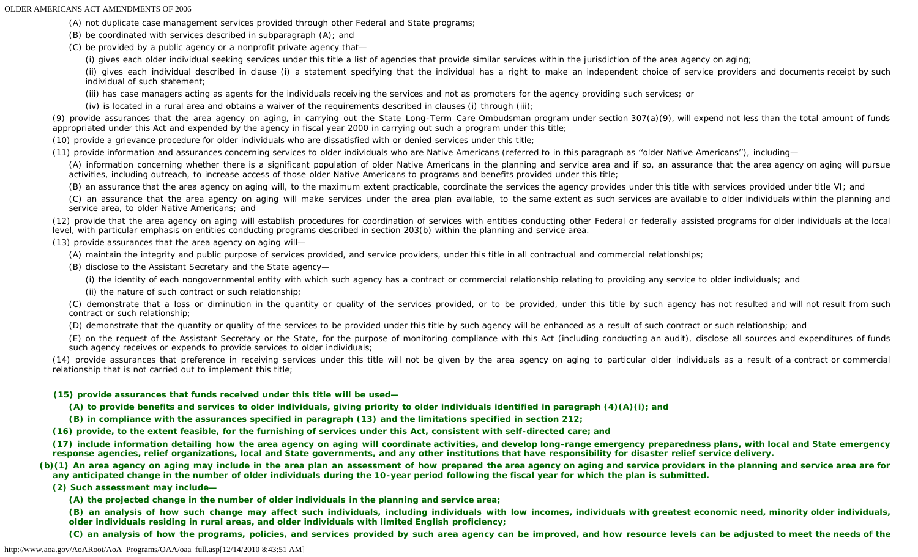(A) not duplicate case management services provided through other Federal and State programs;

(B) be coordinated with services described in subparagraph (A); and

(C) be provided by a public agency or a nonprofit private agency that—

(i) gives each older individual seeking services under this title a list of agencies that provide similar services within the jurisdiction of the area agency on aging;

(ii) gives each individual described in clause (i) a statement specifying that the individual has a right to make an independent choice of service providers and documents receipt by such individual of such statement;

(iii) has case managers acting as agents for the individuals receiving the services and not as promoters for the agency providing such services; or

(iv) is located in a rural area and obtains a waiver of the requirements described in clauses (i) through (iii);

(9) provide assurances that the area agency on aging, in carrying out the State Long-Term Care Ombudsman program under section 307(a)(9), will expend not less than the total amount of funds appropriated under this Act and expended by the agency in fiscal year 2000 in carrying out such a program under this title;

(10) provide a grievance procedure for older individuals who are dissatisfied with or denied services under this title;

(11) provide information and assurances concerning services to older individuals who are Native Americans (referred to in this paragraph as ''older Native Americans''), including—

(A) information concerning whether there is a significant population of older Native Americans in the planning and service area and if so, an assurance that the area agency on aging will pursue activities, including outreach, to increase access of those older Native Americans to programs and benefits provided under this title;

(B) an assurance that the area agency on aging will, to the maximum extent practicable, coordinate the services the agency provides under this title with services provided under title VI; and

(C) an assurance that the area agency on aging will make services under the area plan available, to the same extent as such services are available to older individuals within the planning and service area, to older Native Americans; and

(12) provide that the area agency on aging will establish procedures for coordination of services with entities conducting other Federal or federally assisted programs for older individuals at the local level, with particular emphasis on entities conducting programs described in section 203(b) within the planning and service area.

(13) provide assurances that the area agency on aging will—

(A) maintain the integrity and public purpose of services provided, and service providers, under this title in all contractual and commercial relationships;

(B) disclose to the Assistant Secretary and the State agency—

(i) the identity of each nongovernmental entity with which such agency has a contract or commercial relationship relating to providing any service to older individuals; and

(ii) the nature of such contract or such relationship;

(C) demonstrate that a loss or diminution in the quantity or quality of the services provided, or to be provided, under this title by such agency has not resulted and will not result from such contract or such relationship;

(D) demonstrate that the quantity or quality of the services to be provided under this title by such agency will be enhanced as a result of such contract or such relationship; and

(E) on the request of the Assistant Secretary or the State, for the purpose of monitoring compliance with this Act (including conducting an audit), disclose all sources and expenditures of funds such agency receives or expends to provide services to older individuals;

(14) provide assurances that preference in receiving services under this title will not be given by the area agency on aging to particular older individuals as a result of a contract or commercial relationship that is not carried out to implement this title;

**(15) provide assurances that funds received under this title will be used—**

**(A) to provide benefits and services to older individuals, giving priority to older individuals identified in paragraph (4)(A)(i); and**

**(B) in compliance with the assurances specified in paragraph (13) and the limitations specified in section 212;**

**(16) provide, to the extent feasible, for the furnishing of services under this Act, consistent with self-directed care; and**

**(17) include information detailing how the area agency on aging will coordinate activities, and develop long-range emergency preparedness plans, with local and State emergency response agencies, relief organizations, local and State governments, and any other institutions that have responsibility for disaster relief service delivery.**

**(b)(1) An area agency on aging may include in the area plan an assessment of how prepared the area agency on aging and service providers in the planning and service area are for any anticipated change in the number of older individuals during the 10-year period following the fiscal year for which the plan is submitted.**

**(2) Such assessment may include—**

**(A) the projected change in the number of older individuals in the planning and service area;**

**(B) an analysis of how such change may affect such individuals, including individuals with low incomes, individuals with greatest economic need, minority older individuals, older individuals residing in rural areas, and older individuals with limited English proficiency;**

**(C) an analysis of how the programs, policies, and services provided by such area agency can be improved, and how resource levels can be adjusted to meet the needs of the**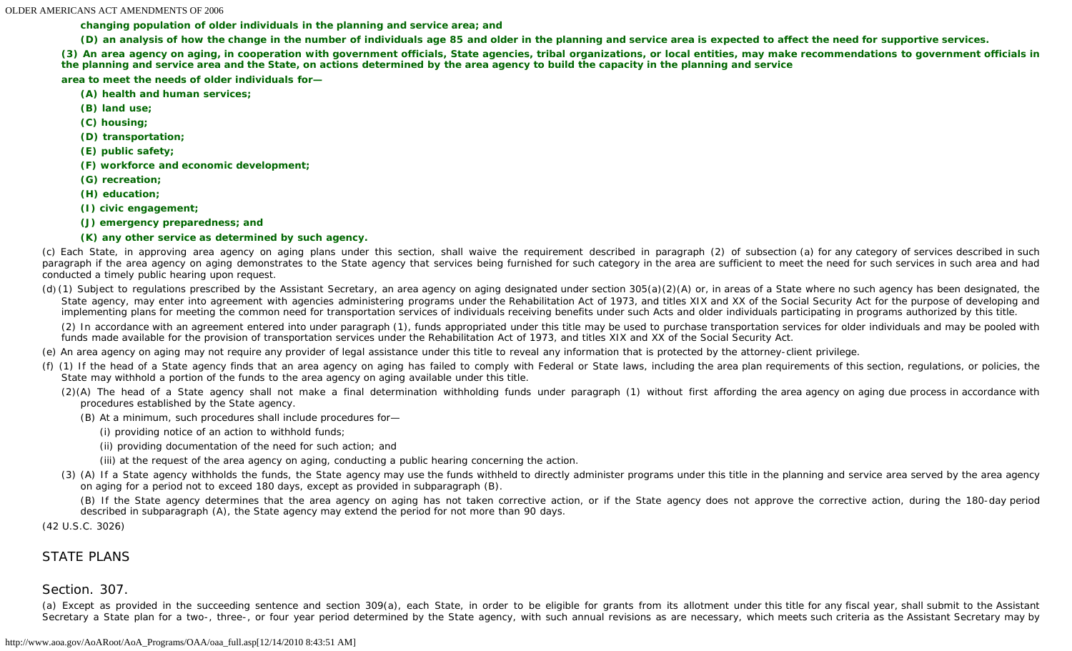**changing population of older individuals in the planning and service area; and**

**(D) an analysis of how the change in the number of individuals age 85 and older in the planning and service area is expected to affect the need for supportive services.**

**(3) An area agency on aging, in cooperation with government officials, State agencies, tribal organizations, or local entities, may make recommendations to government officials in the planning and service area and the State, on actions determined by the area agency to build the capacity in the planning and service area to meet the needs of older individuals for—**

**(A) health and human services;**

**(B) land use;**

**(C) housing;**

**(D) transportation;**

**(E) public safety;**

**(F) workforce and economic development;**

**(G) recreation;**

**(H) education;**

**(I) civic engagement;**

**(J) emergency preparedness; and**

**(K) any other service as determined by such agency.**

(c) Each State, in approving area agency on aging plans under this section, shall waive the requirement described in paragraph (2) of subsection (a) for any category of services described in such paragraph if the area agency on aging demonstrates to the State agency that services being furnished for such category in the area are sufficient to meet the need for such services in such area and had conducted a timely public hearing upon request.

(d) (1) Subject to regulations prescribed by the Assistant Secretary, an area agency on aging designated under section 305(a)(2)(A) or, in areas of a State where no such agency has been designated, the State agency, may enter into agreement with agencies administering programs under the Rehabilitation Act of 1973, and titles XIX and XX of the Social Security Act for the purpose of developing and implementing plans for meeting the common need for transportation services of individuals receiving benefits under such Acts and older individuals participating in programs authorized by this title.

(2) In accordance with an agreement entered into under paragraph (1), funds appropriated under this title may be used to purchase transportation services for older individuals and may be pooled with funds made available for the provision of transportation services under the Rehabilitation Act of 1973, and titles XIX and XX of the Social Security Act.

(e) An area agency on aging may not require any provider of legal assistance under this title to reveal any information that is protected by the attorney-client privilege.

(f) (1) If the head of a State agency finds that an area agency on aging has failed to comply with Federal or State laws, including the area plan requirements of this section, regulations, or policies, the State may withhold a portion of the funds to the area agency on aging available under this title.

(2)(A) The head of a State agency shall not make a final determination withholding funds under paragraph (1) without first affording the area agency on aging due process in accordance with procedures established by the State agency.

(B) At a minimum, such procedures shall include procedures for—

(i) providing notice of an action to withhold funds;

(ii) providing documentation of the need for such action; and

(iii) at the request of the area agency on aging, conducting a public hearing concerning the action.

(3) (A) If a State agency withholds the funds, the State agency may use the funds withheld to directly administer programs under this title in the planning and service area served by the area agency on aging for a period not to exceed 180 days, except as provided in subparagraph (B).

(B) If the State agency determines that the area agency on aging has not taken corrective action, or if the State agency does not approve the corrective action, during the 180-day period described in subparagraph (A), the State agency may extend the period for not more than 90 days.

(42 U.S.C. 3026)

## STATE PLANS

### Section. 307.

(a) Except as provided in the succeeding sentence and section 309(a), each State, in order to be eligible for grants from its allotment under this title for any fiscal year, shall submit to the Assistant Secretary a State plan for a two-, three-, or four year period determined by the State agency, with such annual revisions as are necessary, which meets such criteria as the Assistant Secretary may by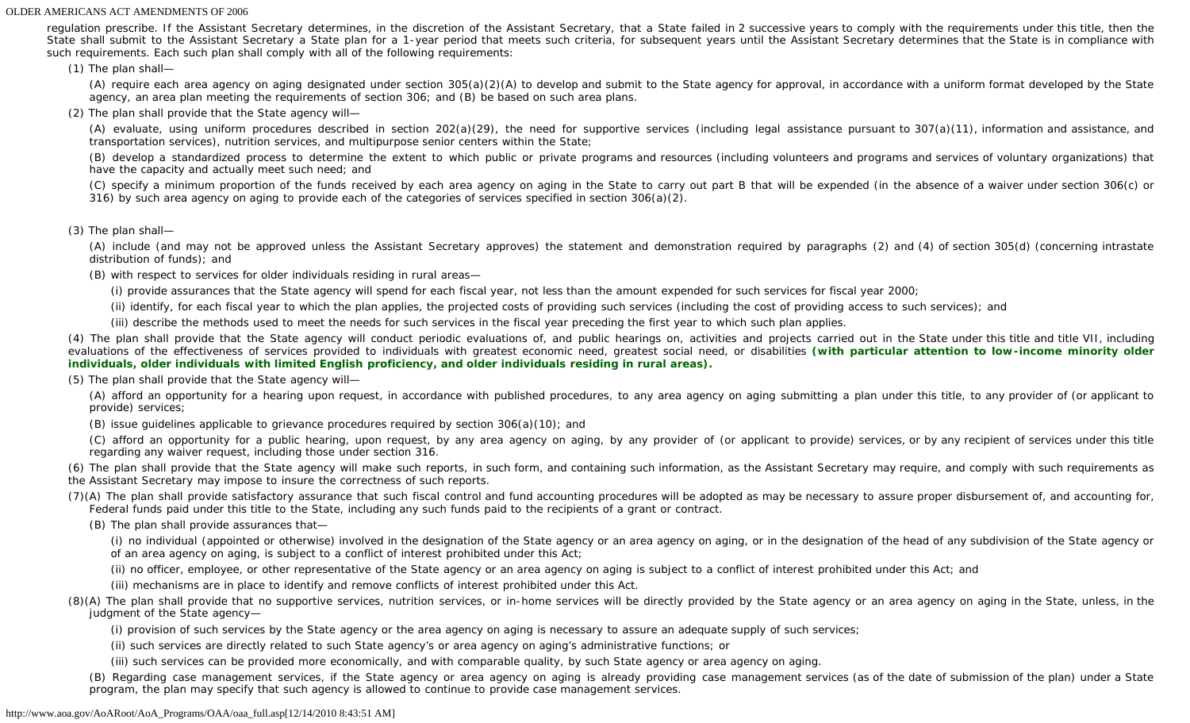regulation prescribe. If the Assistant Secretary determines, in the discretion of the Assistant Secretary, that a State failed in 2 successive years to comply with the requirements under this title, then the State shall submit to the Assistant Secretary a State plan for a 1-year period that meets such criteria, for subsequent years until the Assistant Secretary determines that the State is in compliance with such requirements. Each such plan shall comply with all of the following requirements:

(1) The plan shall—

(A) require each area agency on aging designated under section 305(a)(2)(A) to develop and submit to the State agency for approval, in accordance with a uniform format developed by the State agency, an area plan meeting the requirements of section 306; and (B) be based on such area plans.

(2) The plan shall provide that the State agency will—

(A) evaluate, using uniform procedures described in section 202(a)(29), the need for supportive services (including legal assistance pursuant to 307(a)(11), information and assistance, and transportation services), nutrition services, and multipurpose senior centers within the State;

(B) develop a standardized process to determine the extent to which public or private programs and resources (including volunteers and programs and services of voluntary organizations) that have the capacity and actually meet such need; and

(C) specify a minimum proportion of the funds received by each area agency on aging in the State to carry out part B that will be expended (in the absence of a waiver under section 306(c) or 316) by such area agency on aging to provide each of the categories of services specified in section 306(a)(2).

(3) The plan shall—

(A) include (and may not be approved unless the Assistant Secretary approves) the statement and demonstration required by paragraphs (2) and (4) of section 305(d) (concerning intrastate distribution of funds); and

(B) with respect to services for older individuals residing in rural areas—

(i) provide assurances that the State agency will spend for each fiscal year, not less than the amount expended for such services for fiscal year 2000;

(ii) identify, for each fiscal year to which the plan applies, the projected costs of providing such services (including the cost of providing access to such services); and

(iii) describe the methods used to meet the needs for such services in the fiscal year preceding the first year to which such plan applies.

(4) The plan shall provide that the State agency will conduct periodic evaluations of, and public hearings on, activities and projects carried out in the State under this title and title VII, including evaluations of the effectiveness of services provided to individuals with greatest economic need, greatest social need, or disabilities **(with particular attention to low-income minority older individuals, older individuals with limited English proficiency, and older individuals residing in rural areas).**

(5) The plan shall provide that the State agency will—

(A) afford an opportunity for a hearing upon request, in accordance with published procedures, to any area agency on aging submitting a plan under this title, to any provider of (or applicant to provide) services;

(B) issue guidelines applicable to grievance procedures required by section 306(a)(10); and

(C) afford an opportunity for a public hearing, upon request, by any area agency on aging, by any provider of (or applicant to provide) services, or by any recipient of services under this title regarding any waiver request, including those under section 316.

(6) The plan shall provide that the State agency will make such reports, in such form, and containing such information, as the Assistant Secretary may require, and comply with such requirements as the Assistant Secretary may impose to insure the correctness of such reports.

(7)(A) The plan shall provide satisfactory assurance that such fiscal control and fund accounting procedures will be adopted as may be necessary to assure proper disbursement of, and accounting for, Federal funds paid under this title to the State, including any such funds paid to the recipients of a grant or contract.

(B) The plan shall provide assurances that—

(i) no individual (appointed or otherwise) involved in the designation of the State agency or an area agency on aging, or in the designation of the head of any subdivision of the State agency or of an area agency on aging, is subject to a conflict of interest prohibited under this Act;

(ii) no officer, employee, or other representative of the State agency or an area agency on aging is subject to a conflict of interest prohibited under this Act; and

(iii) mechanisms are in place to identify and remove conflicts of interest prohibited under this Act.

(8)(A) The plan shall provide that no supportive services, nutrition services, or in-home services will be directly provided by the State agency or an area agency on aging in the State, unless, in the judgment of the State agency—

(i) provision of such services by the State agency or the area agency on aging is necessary to assure an adequate supply of such services;

(ii) such services are directly related to such State agency's or area agency on aging's administrative functions; or

(iii) such services can be provided more economically, and with comparable quality, by such State agency or area agency on aging.

(B) Regarding case management services, if the State agency or area agency on aging is already providing case management services (as of the date of submission of the plan) under a State program, the plan may specify that such agency is allowed to continue to provide case management services.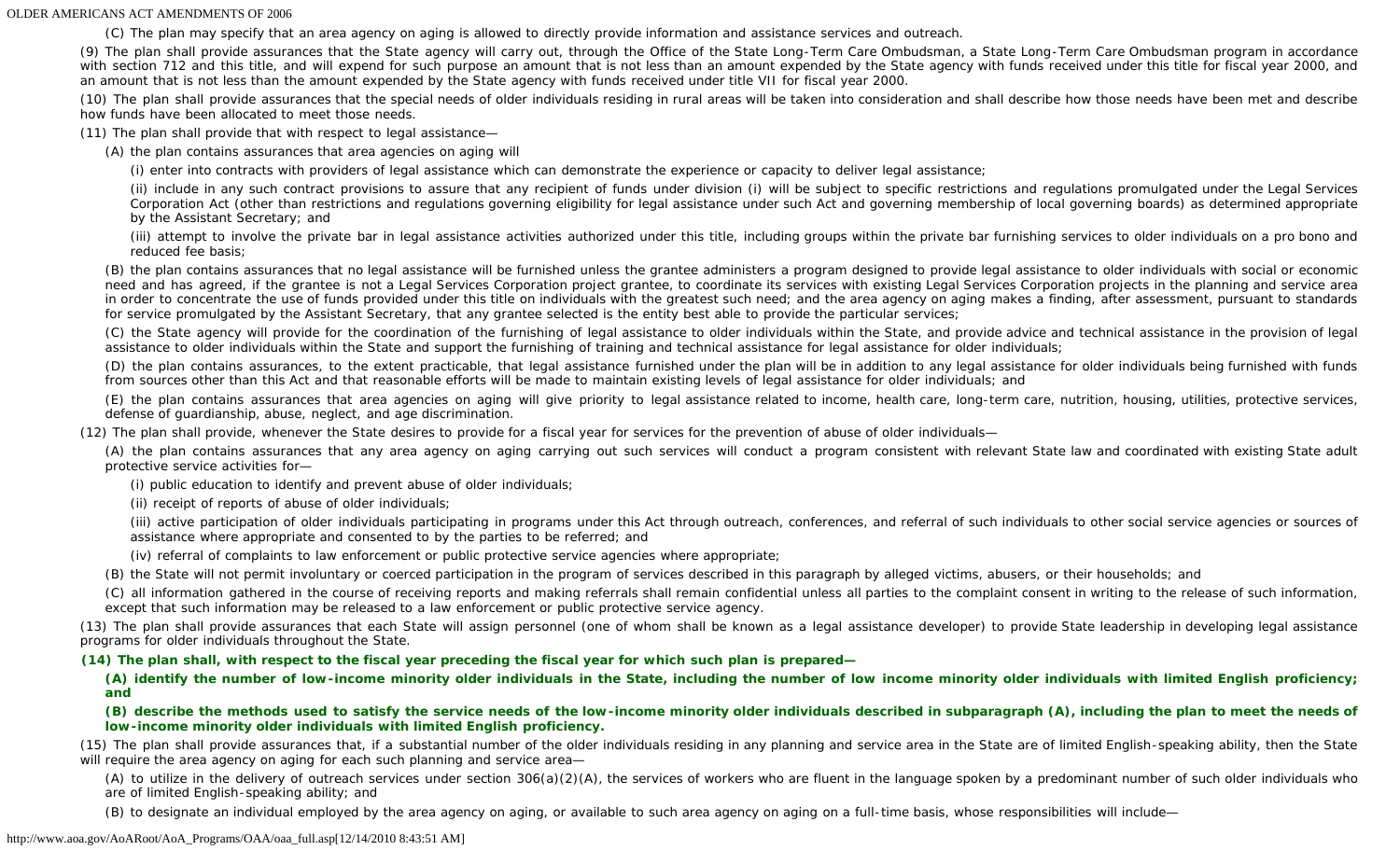(C) The plan may specify that an area agency on aging is allowed to directly provide information and assistance services and outreach.

(9) The plan shall provide assurances that the State agency will carry out, through the Office of the State Long-Term Care Ombudsman, a State Long-Term Care Ombudsman program in accordance with section 712 and this title, and will expend for such purpose an amount that is not less than an amount expended by the State agency with funds received under this title for fiscal year 2000, and an amount that is not less than the amount expended by the State agency with funds received under title VII for fiscal year 2000.

(10) The plan shall provide assurances that the special needs of older individuals residing in rural areas will be taken into consideration and shall describe how those needs have been met and describe how funds have been allocated to meet those needs.

(11) The plan shall provide that with respect to legal assistance—

(A) the plan contains assurances that area agencies on aging will

(i) enter into contracts with providers of legal assistance which can demonstrate the experience or capacity to deliver legal assistance;

(ii) include in any such contract provisions to assure that any recipient of funds under division (i) will be subject to specific restrictions and regulations promulgated under the Legal Services Corporation Act (other than restrictions and regulations governing eligibility for legal assistance under such Act and governing membership of local governing boards) as determined appropriate by the Assistant Secretary; and

(iii) attempt to involve the private bar in legal assistance activities authorized under this title, including groups within the private bar furnishing services to older individuals on a pro bono and reduced fee basis;

(B) the plan contains assurances that no legal assistance will be furnished unless the grantee administers a program designed to provide legal assistance to older individuals with social or economic need and has agreed, if the grantee is not a Legal Services Corporation project grantee, to coordinate its services with existing Legal Services Corporation projects in the planning and service area in order to concentrate the use of funds provided under this title on individuals with the greatest such need; and the area agency on aging makes a finding, after assessment, pursuant to standards for service promulgated by the Assistant Secretary, that any grantee selected is the entity best able to provide the particular services;

(C) the State agency will provide for the coordination of the furnishing of legal assistance to older individuals within the State, and provide advice and technical assistance in the provision of legal assistance to older individuals within the State and support the furnishing of training and technical assistance for legal assistance for older individuals;

(D) the plan contains assurances, to the extent practicable, that legal assistance furnished under the plan will be in addition to any legal assistance for older individuals being furnished with funds from sources other than this Act and that reasonable efforts will be made to maintain existing levels of legal assistance for older individuals; and

(E) the plan contains assurances that area agencies on aging will give priority to legal assistance related to income, health care, long-term care, nutrition, housing, utilities, protective services, defense of guardianship, abuse, neglect, and age discrimination.

(12) The plan shall provide, whenever the State desires to provide for a fiscal year for services for the prevention of abuse of older individuals—

(A) the plan contains assurances that any area agency on aging carrying out such services will conduct a program consistent with relevant State law and coordinated with existing State adult protective service activities for—

(i) public education to identify and prevent abuse of older individuals;

(ii) receipt of reports of abuse of older individuals;

(iii) active participation of older individuals participating in programs under this Act through outreach, conferences, and referral of such individuals to other social service agencies or sources of assistance where appropriate and consented to by the parties to be referred; and

(iv) referral of complaints to law enforcement or public protective service agencies where appropriate;

(B) the State will not permit involuntary or coerced participation in the program of services described in this paragraph by alleged victims, abusers, or their households; and

(C) all information gathered in the course of receiving reports and making referrals shall remain confidential unless all parties to the complaint consent in writing to the release of such information, except that such information may be released to a law enforcement or public protective service agency.

(13) The plan shall provide assurances that each State will assign personnel (one of whom shall be known as a legal assistance developer) to provide State leadership in developing legal assistance programs for older individuals throughout the State.

**(14) The plan shall, with respect to the fiscal year preceding the fiscal year for which such plan is prepared—**

**(A) identify the number of low-income minority older individuals in the State, including the number of low income minority older individuals with limited English proficiency; and**

**(B) describe the methods used to satisfy the service needs of the low-income minority older individuals described in subparagraph (A), including the plan to meet the needs of low-income minority older individuals with limited English proficiency.**

(15) The plan shall provide assurances that, if a substantial number of the older individuals residing in any planning and service area in the State are of limited English-speaking ability, then the State will require the area agency on aging for each such planning and service area—

(A) to utilize in the delivery of outreach services under section 306(a)(2)(A), the services of workers who are fluent in the language spoken by a predominant number of such older individuals who are of limited English-speaking ability; and

(B) to designate an individual employed by the area agency on aging, or available to such area agency on aging on a full-time basis, whose responsibilities will include—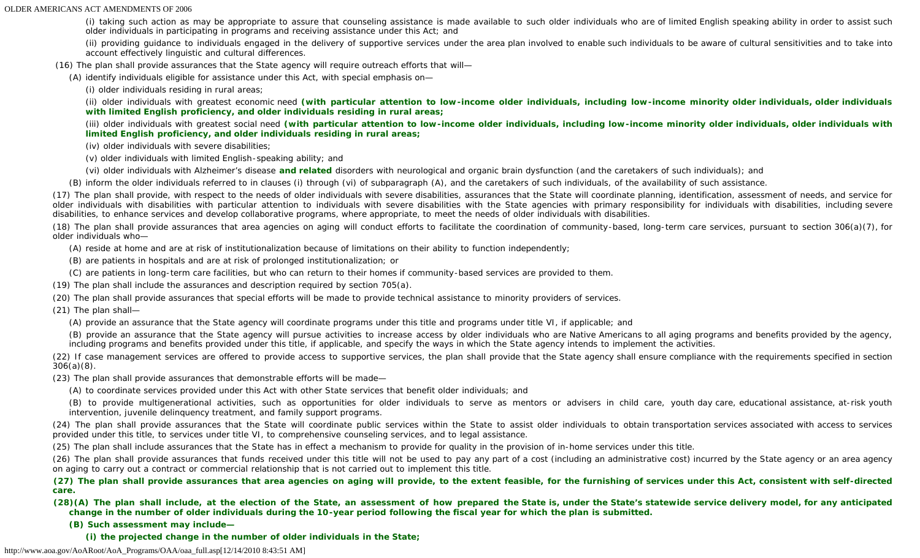(i) taking such action as may be appropriate to assure that counseling assistance is made available to such older individuals who are of limited English speaking ability in order to assist such older individuals in participating in programs and receiving assistance under this Act; and

(ii) providing guidance to individuals engaged in the delivery of supportive services under the area plan involved to enable such individuals to be aware of cultural sensitivities and to take into account effectively linguistic and cultural differences.

(16) The plan shall provide assurances that the State agency will require outreach efforts that will—

(A) identify individuals eligible for assistance under this Act, with special emphasis on—

(i) older individuals residing in rural areas;

(ii) older individuals with greatest economic need **(with particular attention to low-income older individuals, including low-income minority older individuals, older individuals with limited English proficiency, and older individuals residing in rural areas;**

(iii) older individuals with greatest social need **(with particular attention to low-income older individuals, including low-income minority older individuals, older individuals with limited English proficiency, and older individuals residing in rural areas;**

(iv) older individuals with severe disabilities;

(v) older individuals with limited English-speaking ability; and

(vi) older individuals with Alzheimer's disease **and related** disorders with neurological and organic brain dysfunction (and the caretakers of such individuals); and

(B) inform the older individuals referred to in clauses (i) through (vi) of subparagraph (A), and the caretakers of such individuals, of the availability of such assistance.

(17) The plan shall provide, with respect to the needs of older individuals with severe disabilities, assurances that the State will coordinate planning, identification, assessment of needs, and service for older individuals with disabilities with particular attention to individuals with severe disabilities with the State agencies with primary responsibility for individuals with disabilities, including severe disabilities, to enhance services and develop collaborative programs, where appropriate, to meet the needs of older individuals with disabilities.

(18) The plan shall provide assurances that area agencies on aging will conduct efforts to facilitate the coordination of community-based, long-term care services, pursuant to section 306(a)(7), for older individuals who—

(A) reside at home and are at risk of institutionalization because of limitations on their ability to function independently;

(B) are patients in hospitals and are at risk of prolonged institutionalization; or

(C) are patients in long-term care facilities, but who can return to their homes if community-based services are provided to them.

(19) The plan shall include the assurances and description required by section 705(a).

(20) The plan shall provide assurances that special efforts will be made to provide technical assistance to minority providers of services.

(21) The plan shall—

(A) provide an assurance that the State agency will coordinate programs under this title and programs under title VI, if applicable; and

(B) provide an assurance that the State agency will pursue activities to increase access by older individuals who are Native Americans to all aging programs and benefits provided by the agency, including programs and benefits provided under this title, if applicable, and specify the ways in which the State agency intends to implement the activities.

(22) If case management services are offered to provide access to supportive services, the plan shall provide that the State agency shall ensure compliance with the requirements specified in section 306(a)(8).

(23) The plan shall provide assurances that demonstrable efforts will be made—

(A) to coordinate services provided under this Act with other State services that benefit older individuals; and

(B) to provide multigenerational activities, such as opportunities for older individuals to serve as mentors or advisers in child care, youth day care, educational assistance, at-risk youth intervention, juvenile delinquency treatment, and family support programs.

(24) The plan shall provide assurances that the State will coordinate public services within the State to assist older individuals to obtain transportation services associated with access to services provided under this title, to services under title VI, to comprehensive counseling services, and to legal assistance.

(25) The plan shall include assurances that the State has in effect a mechanism to provide for quality in the provision of in-home services under this title.

(26) The plan shall provide assurances that funds received under this title will not be used to pay any part of a cost (including an administrative cost) incurred by the State agency or an area agency on aging to carry out a contract or commercial relationship that is not carried out to implement this title.

**(27) The plan shall provide assurances that area agencies on aging will provide, to the extent feasible, for the furnishing of services under this Act, consistent with self-directed care.**

**(28)(A) The plan shall include, at the election of the State, an assessment of how prepared the State is, under the State's statewide service delivery model, for any anticipated change in the number of older individuals during the 10-year period following the fiscal year for which the plan is submitted.**

**(B) Such assessment may include—**

**(i) the projected change in the number of older individuals in the State;**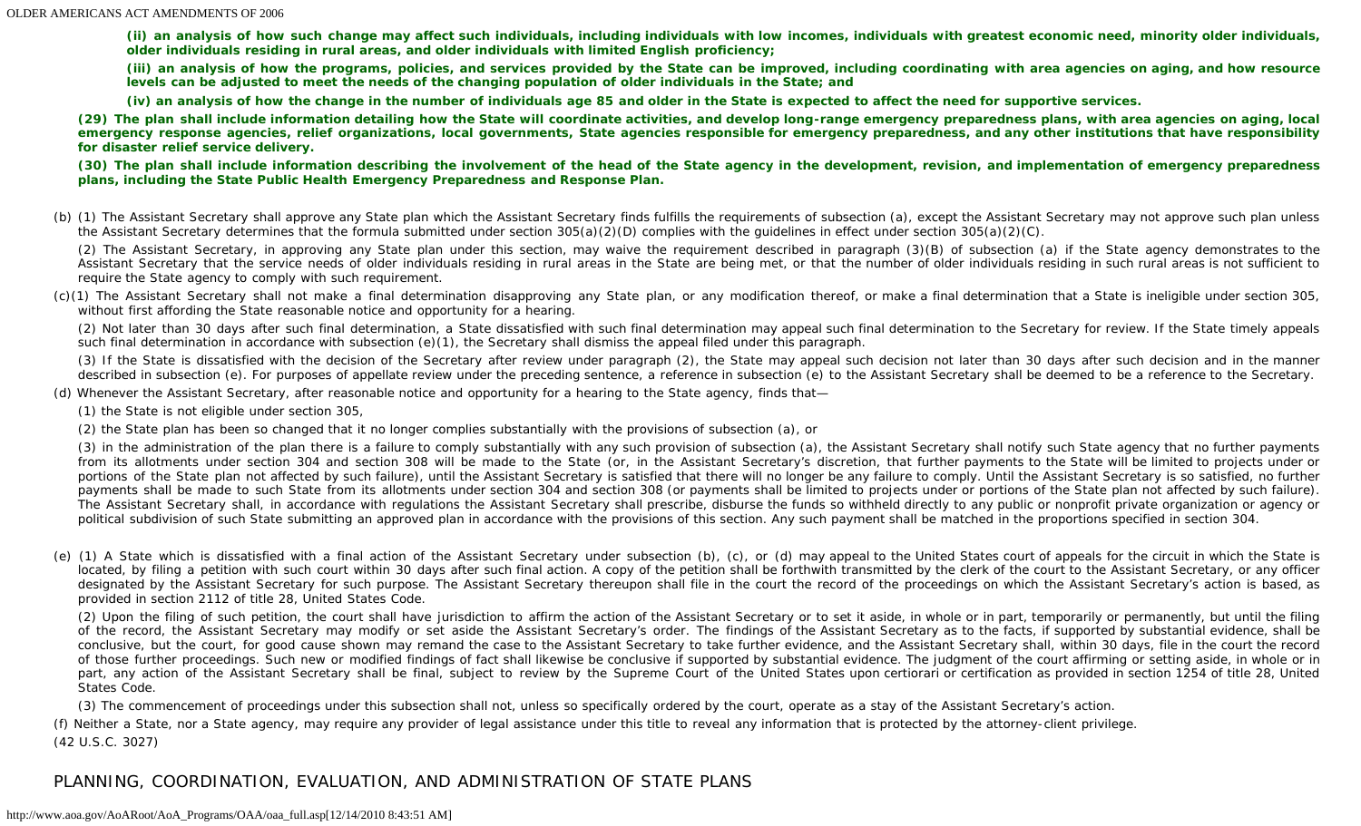**(ii) an analysis of how such change may affect such individuals, including individuals with low incomes, individuals with greatest economic need, minority older individuals, older individuals residing in rural areas, and older individuals with limited English proficiency;**

**(iii) an analysis of how the programs, policies, and services provided by the State can be improved, including coordinating with area agencies on aging, and how resource levels can be adjusted to meet the needs of the changing population of older individuals in the State; and**

**(iv) an analysis of how the change in the number of individuals age 85 and older in the State is expected to affect the need for supportive services.**

**(29) The plan shall include information detailing how the State will coordinate activities, and develop long-range emergency preparedness plans, with area agencies on aging, local emergency response agencies, relief organizations, local governments, State agencies responsible for emergency preparedness, and any other institutions that have responsibility for disaster relief service delivery.**

**(30) The plan shall include information describing the involvement of the head of the State agency in the development, revision, and implementation of emergency preparedness plans, including the State Public Health Emergency Preparedness and Response Plan.**

(b) (1) The Assistant Secretary shall approve any State plan which the Assistant Secretary finds fulfills the requirements of subsection (a), except the Assistant Secretary may not approve such plan unless the Assistant Secretary determines that the formula submitted under section 305(a)(2)(D) complies with the guidelines in effect under section 305(a)(2)(C).

(2) The Assistant Secretary, in approving any State plan under this section, may waive the requirement described in paragraph (3)(B) of subsection (a) if the State agency demonstrates to the Assistant Secretary that the service needs of older individuals residing in rural areas in the State are being met, or that the number of older individuals residing in such rural areas is not sufficient to require the State agency to comply with such requirement.

(c)(1) The Assistant Secretary shall not make a final determination disapproving any State plan, or any modification thereof, or make a final determination that a State is ineligible under section 305, without first affording the State reasonable notice and opportunity for a hearing.

(2) Not later than 30 days after such final determination, a State dissatisfied with such final determination may appeal such final determination to the Secretary for review. If the State timely appeals such final determination in accordance with subsection (e)(1), the Secretary shall dismiss the appeal filed under this paragraph.

(3) If the State is dissatisfied with the decision of the Secretary after review under paragraph (2), the State may appeal such decision not later than 30 days after such decision and in the manner described in subsection (e). For purposes of appellate review under the preceding sentence, a reference in subsection (e) to the Assistant Secretary shall be deemed to be a reference to the Secretary.

(d) Whenever the Assistant Secretary, after reasonable notice and opportunity for a hearing to the State agency, finds that—

(1) the State is not eligible under section 305,

(2) the State plan has been so changed that it no longer complies substantially with the provisions of subsection (a), or

(3) in the administration of the plan there is a failure to comply substantially with any such provision of subsection (a), the Assistant Secretary shall notify such State agency that no further payments from its allotments under section 304 and section 308 will be made to the State (or, in the Assistant Secretary's discretion, that further payments to the State will be limited to projects under or portions of the State plan not affected by such failure), until the Assistant Secretary is satisfied that there will no longer be any failure to comply. Until the Assistant Secretary is so satisfied, no further payments shall be made to such State from its allotments under section 304 and section 308 (or payments shall be limited to projects under or portions of the State plan not affected by such failure). The Assistant Secretary shall, in accordance with regulations the Assistant Secretary shall prescribe, disburse the funds so withheld directly to any public or nonprofit private organization or agency or political subdivision of such State submitting an approved plan in accordance with the provisions of this section. Any such payment shall be matched in the proportions specified in section 304.

(e) (1) A State which is dissatisfied with a final action of the Assistant Secretary under subsection (b), (c), or (d) may appeal to the United States court of appeals for the circuit in which the State is located, by filing a petition with such court within 30 days after such final action. A copy of the petition shall be forthwith transmitted by the clerk of the court to the Assistant Secretary, or any officer designated by the Assistant Secretary for such purpose. The Assistant Secretary thereupon shall file in the court the record of the proceedings on which the Assistant Secretary's action is based, as provided in section 2112 of title 28, United States Code.

(2) Upon the filing of such petition, the court shall have jurisdiction to affirm the action of the Assistant Secretary or to set it aside, in whole or in part, temporarily or permanently, but until the filing of the record, the Assistant Secretary may modify or set aside the Assistant Secretary's order. The findings of the Assistant Secretary as to the facts, if supported by substantial evidence, shall be conclusive, but the court, for good cause shown may remand the case to the Assistant Secretary to take further evidence, and the Assistant Secretary shall, within 30 days, file in the court the record of those further proceedings. Such new or modified findings of fact shall likewise be conclusive if supported by substantial evidence. The judgment of the court affirming or setting aside, in whole or in part, any action of the Assistant Secretary shall be final, subject to review by the Supreme Court of the United States upon certiorari or certification as provided in section 1254 of title 28, United States Code.

(3) The commencement of proceedings under this subsection shall not, unless so specifically ordered by the court, operate as a stay of the Assistant Secretary's action.

(f) Neither a State, nor a State agency, may require any provider of legal assistance under this title to reveal any information that is protected by the attorney-client privilege.

(42 U.S.C. 3027)

## PLANNING, COORDINATION, EVALUATION, AND ADMINISTRATION OF STATE PLANS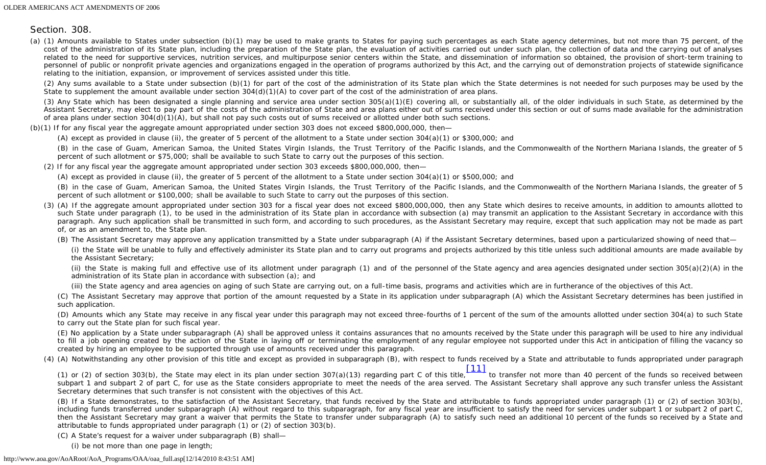Section. 308.

(a) (1) Amounts available to States under subsection (b)(1) may be used to make grants to States for paying such percentages as each State agency determines, but not more than 75 percent, of the cost of the administration of its State plan, including the preparation of the State plan, the evaluation of activities carried out under such plan, the collection of data and the carrying out of analyses related to the need for supportive services, nutrition services, and multipurpose senior centers within the State, and dissemination of information so obtained, the provision of short-term training to personnel of public or nonprofit private agencies and organizations engaged in the operation of programs authorized by this Act, and the carrying out of demonstration projects of statewide significance relating to the initiation, expansion, or improvement of services assisted under this title.

(2) Any sums available to a State under subsection (b)(1) for part of the cost of the administration of its State plan which the State determines is not needed for such purposes may be used by the State to supplement the amount available under section 304(d)(1)(A) to cover part of the cost of the administration of area plans.

(3) Any State which has been designated a single planning and service area under section 305(a)(1)(E) covering all, or substantially all, of the older individuals in such State, as determined by the Assistant Secretary, may elect to pay part of the costs of the administration of State and area plans either out of sums received under this section or out of sums made available for the administration of area plans under section 304(d)(1)(A), but shall not pay such costs out of sums received or allotted under both such sections.

(b)(1) If for any fiscal year the aggregate amount appropriated under section 303 does not exceed $800,000,000, then—

(A) except as provided in clause (ii), the greater of 5 percent of the allotment to a State under section 304(a)(1) or $300,000; and

(B) in the case of Guam, American Samoa, the United States Virgin Islands, the Trust Territory of the Pacific Islands, and the Commonwealth of the Northern Mariana Islands, the greater of 5 percent of such allotment or $75,000; shall be available to such State to carry out the purposes of this section.

(2) If for any fiscal year the aggregate amount appropriated under section 303 exceeds $800,000,000, then—

(A) except as provided in clause (ii), the greater of 5 percent of the allotment to a State under section 304(a)(1) or $500,000; and

(B) in the case of Guam, American Samoa, the United States Virgin Islands, the Trust Territory of the Pacific Islands, and the Commonwealth of the Northern Mariana Islands, the greater of 5 percent of such allotment or $100,000; shall be available to such State to carry out the purposes of this section.

(3) (A) If the aggregate amount appropriated under section 303 for a fiscal year does not exceed $800,000,000, then any State which desires to receive amounts, in addition to amounts allotted to such State under paragraph (1), to be used in the administration of its State plan in accordance with subsection (a) may transmit an application to the Assistant Secretary in accordance with this paragraph. Any such application shall be transmitted in such form, and according to such procedures, as the Assistant Secretary may require, except that such application may not be made as part of, or as an amendment to, the State plan.

(B) The Assistant Secretary may approve any application transmitted by a State under subparagraph (A) if the Assistant Secretary determines, based upon a particularized showing of need that—

(i) the State will be unable to fully and effectively administer its State plan and to carry out programs and projects authorized by this title unless such additional amounts are made available by the Assistant Secretary;

(ii) the State is making full and effective use of its allotment under paragraph (1) and of the personnel of the State agency and area agencies designated under section 305(a)(2)(A) in the administration of its State plan in accordance with subsection (a); and

(iii) the State agency and area agencies on aging of such State are carrying out, on a full-time basis, programs and activities which are in furtherance of the objectives of this Act.

(C) The Assistant Secretary may approve that portion of the amount requested by a State in its application under subparagraph (A) which the Assistant Secretary determines has been justified in such application.

(D) Amounts which any State may receive in any fiscal year under this paragraph may not exceed three-fourths of 1 percent of the sum of the amounts allotted under section 304(a) to such State to carry out the State plan for such fiscal year.

(E) No application by a State under subparagraph (A) shall be approved unless it contains assurances that no amounts received by the State under this paragraph will be used to hire any individual to fill a job opening created by the action of the State in laying off or terminating the employment of any regular employee not supported under this Act in anticipation of filling the vacancy so created by hiring an employee to be supported through use of amounts received under this paragraph.

(4) (A) Notwithstanding any other provision of this title and except as provided in subparagraph (B), with respect to funds received by a State and attributable to funds appropriated under paragraph (1) or (2) of section 303(b), the State may elect in its plan under section 307(a)(13) regarding part C of this title,[11] to transfer not more than 40 percent of the funds so received between subpart 1 and subpart 2 of part C, for use as the State considers appropriate to meet the needs of the area served. The Assistant Secretary shall approve any such transfer unless the Assistant Secretary determines that such transfer is not consistent with the objectives of this Act.

(B) If a State demonstrates, to the satisfaction of the Assistant Secretary, that funds received by the State and attributable to funds appropriated under paragraph (1) or (2) of section 303(b), including funds transferred under subparagraph (A) without regard to this subparagraph, for any fiscal year are insufficient to satisfy the need for services under subpart 1 or subpart 2 of part C, then the Assistant Secretary may grant a waiver that permits the State to transfer under subparagraph (A) to satisfy such need an additional 10 percent of the funds so received by a State and attributable to funds appropriated under paragraph (1) or (2) of section 303(b).

(C) A State's request for a waiver under subparagraph (B) shall—

(i) be not more than one page in length;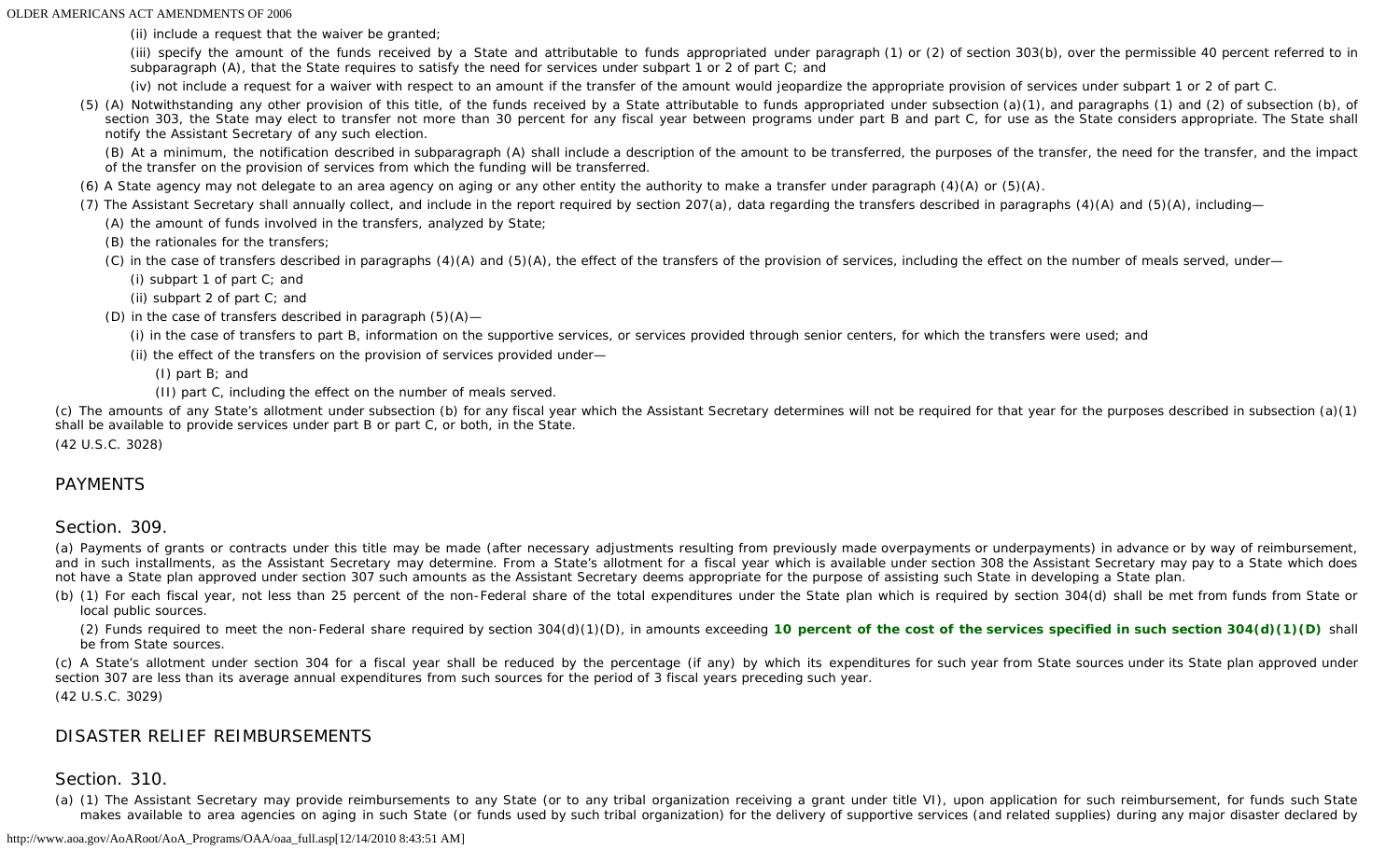(ii) include a request that the waiver be granted;

(iii) specify the amount of the funds received by a State and attributable to funds appropriated under paragraph (1) or (2) of section 303(b), over the permissible 40 percent referred to in subparagraph (A), that the State requires to satisfy the need for services under subpart 1 or 2 of part C; and

(iv) not include a request for a waiver with respect to an amount if the transfer of the amount would jeopardize the appropriate provision of services under subpart 1 or 2 of part C.

(5) (A) Notwithstanding any other provision of this title, of the funds received by a State attributable to funds appropriated under subsection (a)(1), and paragraphs (1) and (2) of subsection (b), of section 303, the State may elect to transfer not more than 30 percent for any fiscal year between programs under part B and part C, for use as the State considers appropriate. The State shall notify the Assistant Secretary of any such election.

(B) At a minimum, the notification described in subparagraph (A) shall include a description of the amount to be transferred, the purposes of the transfer, the need for the transfer, and the impact of the transfer on the provision of services from which the funding will be transferred.

(6) A State agency may not delegate to an area agency on aging or any other entity the authority to make a transfer under paragraph (4)(A) or (5)(A).

(7) The Assistant Secretary shall annually collect, and include in the report required by section 207(a), data regarding the transfers described in paragraphs (4)(A) and (5)(A), including—

(A) the amount of funds involved in the transfers, analyzed by State;

(B) the rationales for the transfers;

(C) in the case of transfers described in paragraphs (4)(A) and (5)(A), the effect of the transfers of the provision of services, including the effect on the number of meals served, under—

(i) subpart 1 of part C; and

(ii) subpart 2 of part C; and

(D) in the case of transfers described in paragraph (5)(A)—

(i) in the case of transfers to part B, information on the supportive services, or services provided through senior centers, for which the transfers were used; and

(ii) the effect of the transfers on the provision of services provided under—

(I) part B; and

(II) part C, including the effect on the number of meals served.

(c) The amounts of any State's allotment under subsection (b) for any fiscal year which the Assistant Secretary determines will not be required for that year for the purposes described in subsection (a)(1) shall be available to provide services under part B or part C, or both, in the State.

(42 U.S.C. 3028)

## PAYMENTS

### Section. 309.

(a) Payments of grants or contracts under this title may be made (after necessary adjustments resulting from previously made overpayments or underpayments) in advance or by way of reimbursement, and in such installments, as the Assistant Secretary may determine. From a State's allotment for a fiscal year which is available under section 308 the Assistant Secretary may pay to a State which does not have a State plan approved under section 307 such amounts as the Assistant Secretary deems appropriate for the purpose of assisting such State in developing a State plan.

(b) (1) For each fiscal year, not less than 25 percent of the non-Federal share of the total expenditures under the State plan which is required by section 304(d) shall be met from funds from State or local public sources.

(2) Funds required to meet the non-Federal share required by section 304(d)(1)(D), in amounts exceeding **10 percent of the cost of the services specified in such section 304(d)(1)(D)** shall be from State sources.

(c) A State's allotment under section 304 for a fiscal year shall be reduced by the percentage (if any) by which its expenditures for such year from State sources under its State plan approved under section 307 are less than its average annual expenditures from such sources for the period of 3 fiscal years preceding such year.

(42 U.S.C. 3029)

## DISASTER RELIEF REIMBURSEMENTS

### Section. 310.

(a) (1) The Assistant Secretary may provide reimbursements to any State (or to any tribal organization receiving a grant under title VI), upon application for such reimbursement, for funds such State makes available to area agencies on aging in such State (or funds used by such tribal organization) for the delivery of supportive services (and related supplies) during any major disaster declared by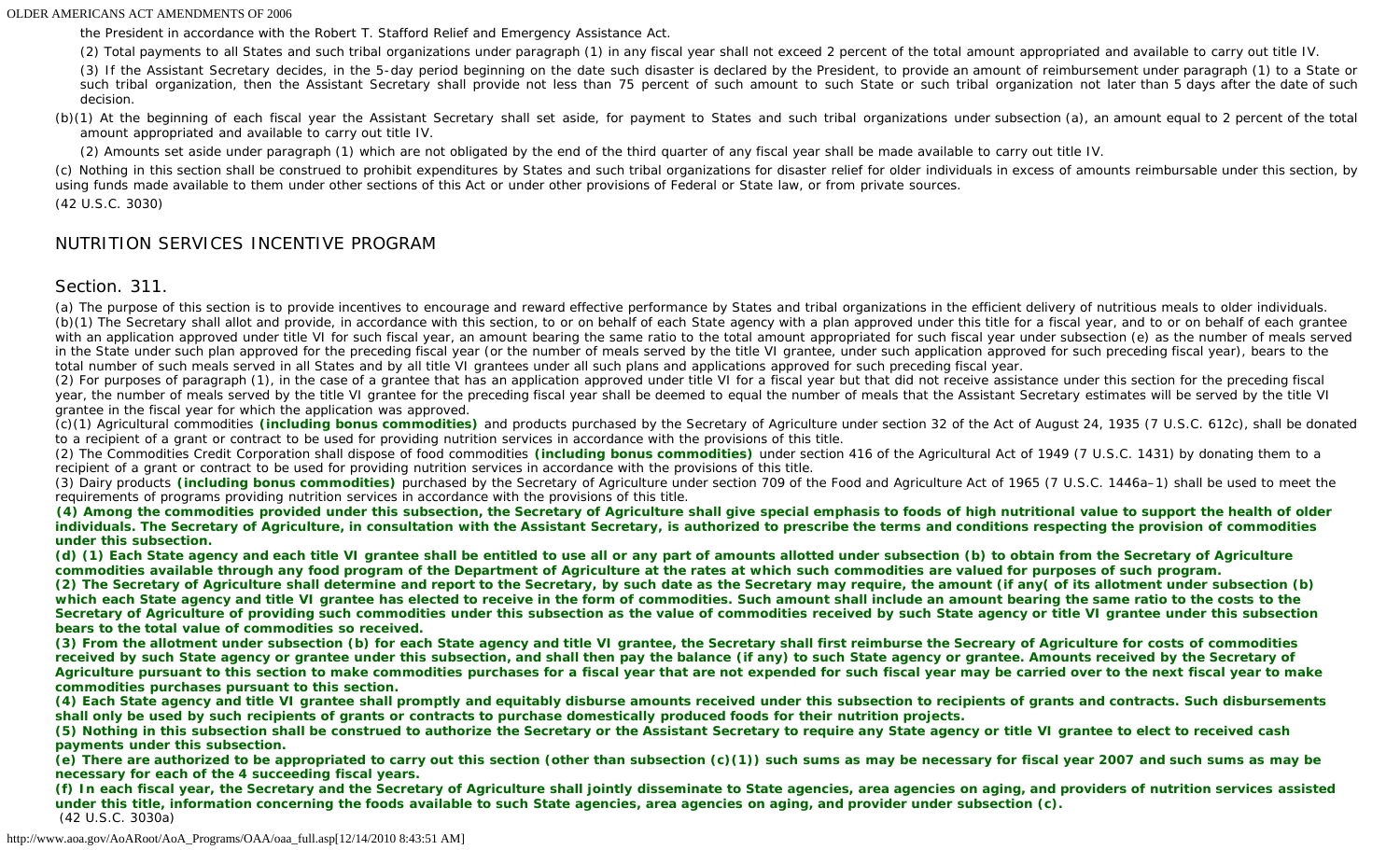the President in accordance with the Robert T. Stafford Relief and Emergency Assistance Act.

(2) Total payments to all States and such tribal organizations under paragraph (1) in any fiscal year shall not exceed 2 percent of the total amount appropriated and available to carry out title IV.

(3) If the Assistant Secretary decides, in the 5-day period beginning on the date such disaster is declared by the President, to provide an amount of reimbursement under paragraph (1) to a State or such tribal organization, then the Assistant Secretary shall provide not less than 75 percent of such amount to such State or such tribal organization not later than 5 days after the date of such decision.

(b)(1) At the beginning of each fiscal year the Assistant Secretary shall set aside, for payment to States and such tribal organizations under subsection (a), an amount equal to 2 percent of the total amount appropriated and available to carry out title IV.

(2) Amounts set aside under paragraph (1) which are not obligated by the end of the third quarter of any fiscal year shall be made available to carry out title IV.

(c) Nothing in this section shall be construed to prohibit expenditures by States and such tribal organizations for disaster relief for older individuals in excess of amounts reimbursable under this section, by using funds made available to them under other sections of this Act or under other provisions of Federal or State law, or from private sources.

(42 U.S.C. 3030)

## NUTRITION SERVICES INCENTIVE PROGRAM

### Section. 311.

(a) The purpose of this section is to provide incentives to encourage and reward effective performance by States and tribal organizations in the efficient delivery of nutritious meals to older individuals.

(b)(1) The Secretary shall allot and provide, in accordance with this section, to or on behalf of each State agency with a plan approved under this title for a fiscal year, and to or on behalf of each grantee with an application approved under title VI for such fiscal year, an amount bearing the same ratio to the total amount appropriated for such fiscal year under subsection (e) as the number of meals served in the State under such plan approved for the preceding fiscal year (or the number of meals served by the title VI grantee, under such application approved for such preceding fiscal year), bears to the total number of such meals served in all States and by all title VI grantees under all such plans and applications approved for such preceding fiscal year.

(2) For purposes of paragraph (1), in the case of a grantee that has an application approved under title VI for a fiscal year but that did not receive assistance under this section for the preceding fiscal year, the number of meals served by the title VI grantee for the preceding fiscal year shall be deemed to equal the number of meals that the Assistant Secretary estimates will be served by the title VI grantee in the fiscal year for which the application was approved.

(c)(1) Agricultural commodities **(including bonus commodities)** and products purchased by the Secretary of Agriculture under section 32 of the Act of August 24, 1935 (7 U.S.C. 612c), shall be donated to a recipient of a grant or contract to be used for providing nutrition services in accordance with the provisions of this title.

(2) The Commodities Credit Corporation shall dispose of food commodities **(including bonus commodities)** under section 416 of the Agricultural Act of 1949 (7 U.S.C. 1431) by donating them to a recipient of a grant or contract to be used for providing nutrition services in accordance with the provisions of this title.

(3) Dairy products **(including bonus commodities)** purchased by the Secretary of Agriculture under section 709 of the Food and Agriculture Act of 1965 (7 U.S.C. 1446a–1) shall be used to meet the requirements of programs providing nutrition services in accordance with the provisions of this title.

**(4) Among the commodities provided under this subsection, the Secretary of Agriculture shall give special emphasis to foods of high nutritional value to support the health of older individuals. The Secretary of Agriculture, in consultation with the Assistant Secretary, is authorized to prescribe the terms and conditions respecting the provision of commodities under this subsection.**

**(d) (1) Each State agency and each title VI grantee shall be entitled to use all or any part of amounts allotted under subsection (b) to obtain from the Secretary of Agriculture commodities available through any food program of the Department of Agriculture at the rates at which such commodities are valued for purposes of such program.**

**(2) The Secretary of Agriculture shall determine and report to the Secretary, by such date as the Secretary may require, the amount (if any( of its allotment under subsection (b) which each State agency and title VI grantee has elected to receive in the form of commodities. Such amount shall include an amount bearing the same ratio to the costs to the Secretary of Agriculture of providing such commodities under this subsection as the value of commodities received by such State agency or title VI grantee under this subsection bears to the total value of commodities so received.**

**(3) From the allotment under subsection (b) for each State agency and title VI grantee, the Secretary shall first reimburse the Secreary of Agriculture for costs of commodities received by such State agency or grantee under this subsection, and shall then pay the balance (if any) to such State agency or grantee. Amounts received by the Secretary of Agriculture pursuant to this section to make commodities purchases for a fiscal year that are not expended for such fiscal year may be carried over to the next fiscal year to make commodities purchases pursuant to this section.**

**(4) Each State agency and title VI grantee shall promptly and equitably disburse amounts received under this subsection to recipients of grants and contracts. Such disbursements shall only be used by such recipients of grants or contracts to purchase domestically produced foods for their nutrition projects.**

**(5) Nothing in this subsection shall be construed to authorize the Secretary or the Assistant Secretary to require any State agency or title VI grantee to elect to received cash payments under this subsection.**

**(e) There are authorized to be appropriated to carry out this section (other than subsection (c)(1)) such sums as may be necessary for fiscal year 2007 and such sums as may be necessary for each of the 4 succeeding fiscal years.**

**(f) In each fiscal year, the Secretary and the Secretary of Agriculture shall jointly disseminate to State agencies, area agencies on aging, and providers of nutrition services assisted under this title, information concerning the foods available to such State agencies, area agencies on aging, and provider under subsection (c).**

(42 U.S.C. 3030a)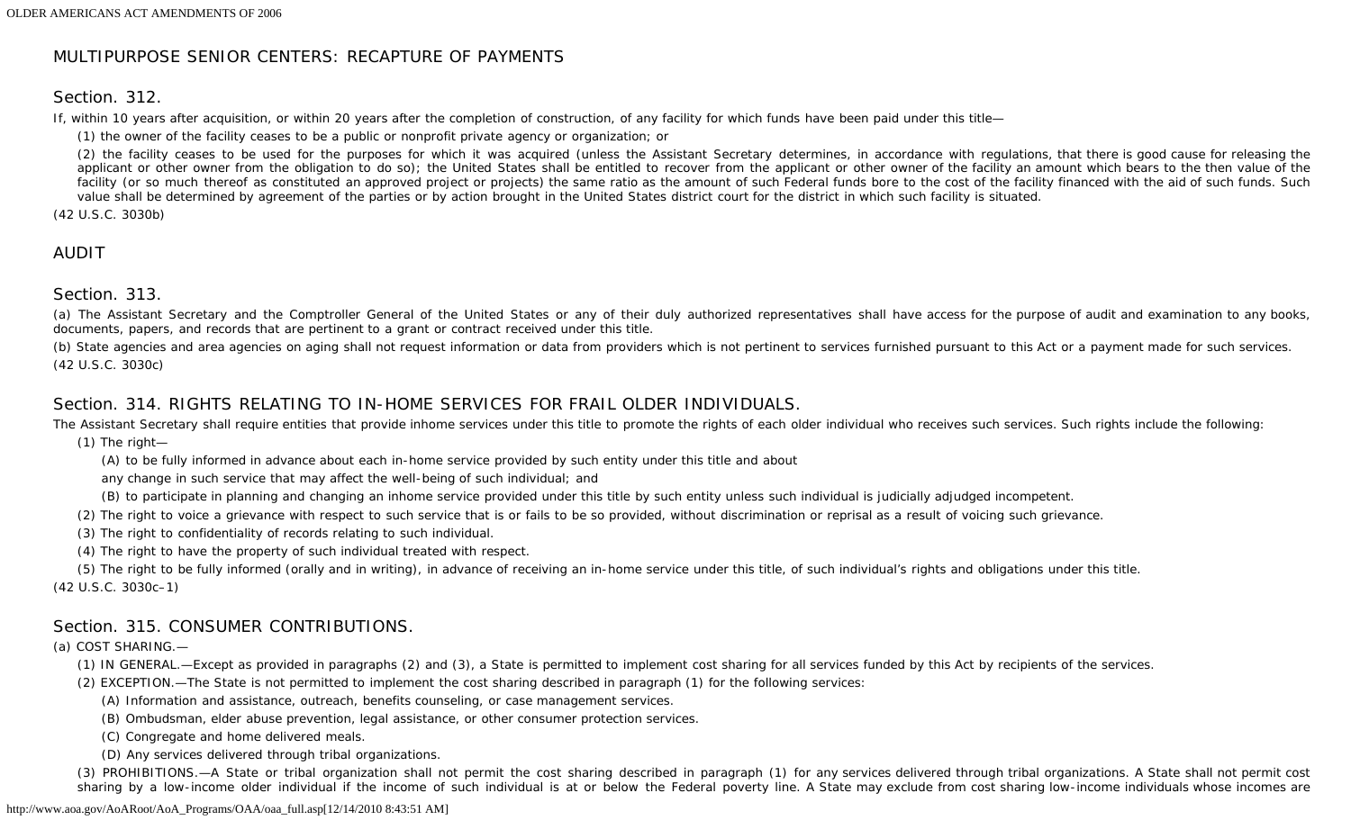## MULTIPURPOSE SENIOR CENTERS: RECAPTURE OF PAYMENTS

### Section. 312.

If, within 10 years after acquisition, or within 20 years after the completion of construction, of any facility for which funds have been paid under this title—

(1) the owner of the facility ceases to be a public or nonprofit private agency or organization; or

(2) the facility ceases to be used for the purposes for which it was acquired (unless the Assistant Secretary determines, in accordance with regulations, that there is good cause for releasing the applicant or other owner from the obligation to do so); the United States shall be entitled to recover from the applicant or other owner of the facility an amount which bears to the then value of the facility (or so much thereof as constituted an approved project or projects) the same ratio as the amount of such Federal funds bore to the cost of the facility financed with the aid of such funds. Such value shall be determined by agreement of the parties or by action brought in the United States district court for the district in which such facility is situated.

(42 U.S.C. 3030b)

## AUDIT

### Section. 313.

(a) The Assistant Secretary and the Comptroller General of the United States or any of their duly authorized representatives shall have access for the purpose of audit and examination to any books, documents, papers, and records that are pertinent to a grant or contract received under this title.

(b) State agencies and area agencies on aging shall not request information or data from providers which is not pertinent to services furnished pursuant to this Act or a payment made for such services.

(42 U.S.C. 3030c)

## Section. 314. RIGHTS RELATING TO IN-HOME SERVICES FOR FRAIL OLDER INDIVIDUALS.

The Assistant Secretary shall require entities that provide inhome services under this title to promote the rights of each older individual who receives such services. Such rights include the following:

(1) The right—

(A) to be fully informed in advance about each in-home service provided by such entity under this title and about any change in such service that may affect the well-being of such individual; and

(B) to participate in planning and changing an inhome service provided under this title by such entity unless such individual is judicially adjudged incompetent.

(2) The right to voice a grievance with respect to such service that is or fails to be so provided, without discrimination or reprisal as a result of voicing such grievance.

(3) The right to confidentiality of records relating to such individual.

(4) The right to have the property of such individual treated with respect.

(5) The right to be fully informed (orally and in writing), in advance of receiving an in-home service under this title, of such individual's rights and obligations under this title.

(42 U.S.C. 3030c–1)

## Section. 315. CONSUMER CONTRIBUTIONS.

(a) COST SHARING.—

(1) IN GENERAL.—Except as provided in paragraphs (2) and (3), a State is permitted to implement cost sharing for all services funded by this Act by recipients of the services.

(2) EXCEPTION.—The State is not permitted to implement the cost sharing described in paragraph (1) for the following services:

(A) Information and assistance, outreach, benefits counseling, or case management services.

(B) Ombudsman, elder abuse prevention, legal assistance, or other consumer protection services.

(C) Congregate and home delivered meals.

(D) Any services delivered through tribal organizations.

(3) PROHIBITIONS.—A State or tribal organization shall not permit the cost sharing described in paragraph (1) for any services delivered through tribal organizations. A State shall not permit cost sharing by a low-income older individual if the income of such individual is at or below the Federal poverty line. A State may exclude from cost sharing low-income individuals whose incomes are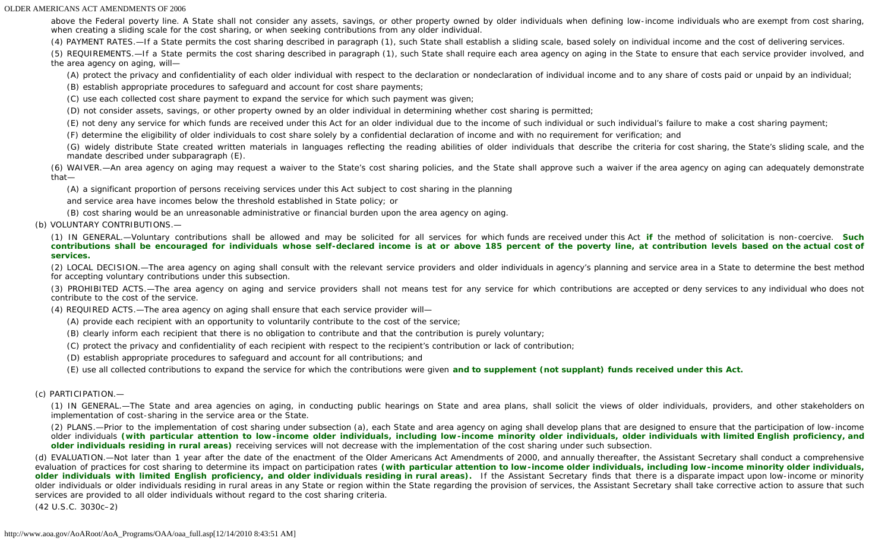above the Federal poverty line. A State shall not consider any assets, savings, or other property owned by older individuals when defining low-income individuals who are exempt from cost sharing, when creating a sliding scale for the cost sharing, or when seeking contributions from any older individual.

(4) PAYMENT RATES.—If a State permits the cost sharing described in paragraph (1), such State shall establish a sliding scale, based solely on individual income and the cost of delivering services.

(5) REQUIREMENTS.—If a State permits the cost sharing described in paragraph (1), such State shall require each area agency on aging in the State to ensure that each service provider involved, and the area agency on aging, will—

(A) protect the privacy and confidentiality of each older individual with respect to the declaration or nondeclaration of individual income and to any share of costs paid or unpaid by an individual;

(B) establish appropriate procedures to safeguard and account for cost share payments;

(C) use each collected cost share payment to expand the service for which such payment was given;

(D) not consider assets, savings, or other property owned by an older individual in determining whether cost sharing is permitted;

(E) not deny any service for which funds are received under this Act for an older individual due to the income of such individual or such individual's failure to make a cost sharing payment;

(F) determine the eligibility of older individuals to cost sharing solely by a confidential declaration of income and with no requirement for verification; and

(G) widely distribute State created written materials in languages reflecting the reading abilities of older individuals that describe the criteria for cost sharing, the State's sliding scale, and the mandate described under subparagraph (E).

(6) WAIVER.—An area agency on aging may request a waiver to the State's cost sharing policies, and the State shall approve such a waiver if the area agency on aging can adequately demonstrate that—

(A) a significant proportion of persons receiving services under this Act subject to cost sharing in the planning and service area have incomes below the threshold established in State policy; or

(B) cost sharing would be an unreasonable administrative or financial burden upon the area agency on aging.

(b) VOLUNTARY CONTRIBUTIONS.—

(1) IN GENERAL.—Voluntary contributions shall be allowed and may be solicited for all services for which funds are received under this Act **if** the method of solicitation is non-coercive. **Such contributions shall be encouraged for individuals whose self-declared income is at or above 185 percent of the poverty line, at contribution levels based on the actual cost of services.**

(2) LOCAL DECISION.—The area agency on aging shall consult with the relevant service providers and older individuals in agency's planning and service area in a State to determine the best method for accepting voluntary contributions under this subsection.

(3) PROHIBITED ACTS.—The area agency on aging and service providers shall not means test for any service for which contributions are accepted or deny services to any individual who does not contribute to the cost of the service.

(4) REQUIRED ACTS.—The area agency on aging shall ensure that each service provider will—

(A) provide each recipient with an opportunity to voluntarily contribute to the cost of the service;

(B) clearly inform each recipient that there is no obligation to contribute and that the contribution is purely voluntary;

(C) protect the privacy and confidentiality of each recipient with respect to the recipient's contribution or lack of contribution;

(D) establish appropriate procedures to safeguard and account for all contributions; and

(E) use all collected contributions to expand the service for which the contributions were given **and to supplement (not supplant) funds received under this Act.**

(c) PARTICIPATION.—

(1) IN GENERAL.—The State and area agencies on aging, in conducting public hearings on State and area plans, shall solicit the views of older individuals, providers, and other stakeholders on implementation of cost-sharing in the service area or the State.

(2) PLANS.—Prior to the implementation of cost sharing under subsection (a), each State and area agency on aging shall develop plans that are designed to ensure that the participation of low-income older individuals **(with particular attention to low-income older individuals, including low-income minority older individuals, older individuals with limited English proficiency, and older individuals residing in rural areas)** receiving services will not decrease with the implementation of the cost sharing under such subsection.

(d) EVALUATION.—Not later than 1 year after the date of the enactment of the Older Americans Act Amendments of 2000, and annually thereafter, the Assistant Secretary shall conduct a comprehensive evaluation of practices for cost sharing to determine its impact on participation rates **(with particular attention to low-income older individuals, including low-income minority older individuals, older individuals with limited English proficiency, and older individuals residing in rural areas).** If the Assistant Secretary finds that there is a disparate impact upon low-income or minority older individuals or older individuals residing in rural areas in any State or region within the State regarding the provision of services, the Assistant Secretary shall take corrective action to assure that such services are provided to all older individuals without regard to the cost sharing criteria.

(42 U.S.C. 3030c–2)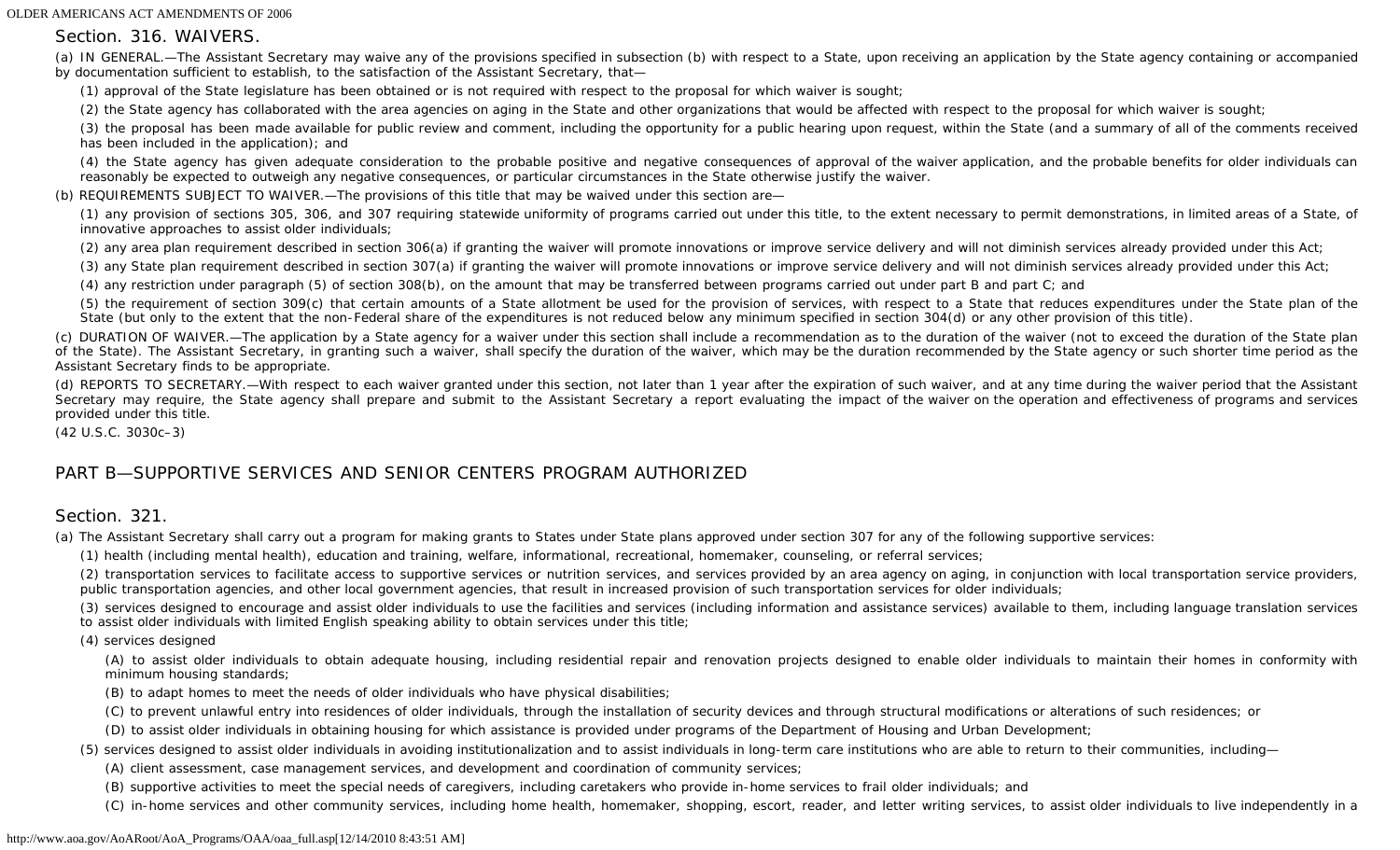## Section. 316. WAIVERS.

(a) IN GENERAL.—The Assistant Secretary may waive any of the provisions specified in subsection (b) with respect to a State, upon receiving an application by the State agency containing or accompanied by documentation sufficient to establish, to the satisfaction of the Assistant Secretary, that—

(1) approval of the State legislature has been obtained or is not required with respect to the proposal for which waiver is sought;

(2) the State agency has collaborated with the area agencies on aging in the State and other organizations that would be affected with respect to the proposal for which waiver is sought;

(3) the proposal has been made available for public review and comment, including the opportunity for a public hearing upon request, within the State (and a summary of all of the comments received has been included in the application); and

(4) the State agency has given adequate consideration to the probable positive and negative consequences of approval of the waiver application, and the probable benefits for older individuals can reasonably be expected to outweigh any negative consequences, or particular circumstances in the State otherwise justify the waiver.

(b) REQUIREMENTS SUBJECT TO WAIVER.—The provisions of this title that may be waived under this section are—

(1) any provision of sections 305, 306, and 307 requiring statewide uniformity of programs carried out under this title, to the extent necessary to permit demonstrations, in limited areas of a State, of innovative approaches to assist older individuals;

(2) any area plan requirement described in section 306(a) if granting the waiver will promote innovations or improve service delivery and will not diminish services already provided under this Act;

(3) any State plan requirement described in section 307(a) if granting the waiver will promote innovations or improve service delivery and will not diminish services already provided under this Act;

(4) any restriction under paragraph (5) of section 308(b), on the amount that may be transferred between programs carried out under part B and part C; and

(5) the requirement of section 309(c) that certain amounts of a State allotment be used for the provision of services, with respect to a State that reduces expenditures under the State plan of the State (but only to the extent that the non-Federal share of the expenditures is not reduced below any minimum specified in section 304(d) or any other provision of this title).

(c) DURATION OF WAIVER.—The application by a State agency for a waiver under this section shall include a recommendation as to the duration of the waiver (not to exceed the duration of the State plan of the State). The Assistant Secretary, in granting such a waiver, shall specify the duration of the waiver, which may be the duration recommended by the State agency or such shorter time period as the Assistant Secretary finds to be appropriate.

(d) REPORTS TO SECRETARY.—With respect to each waiver granted under this section, not later than 1 year after the expiration of such waiver, and at any time during the waiver period that the Assistant Secretary may require, the State agency shall prepare and submit to the Assistant Secretary a report evaluating the impact of the waiver on the operation and effectiveness of programs and services provided under this title.

(42 U.S.C. 3030c–3)

## PART B—SUPPORTIVE SERVICES AND SENIOR CENTERS PROGRAM AUTHORIZED

## Section. 321.

(a) The Assistant Secretary shall carry out a program for making grants to States under State plans approved under section 307 for any of the following supportive services:

(1) health (including mental health), education and training, welfare, informational, recreational, homemaker, counseling, or referral services;

(2) transportation services to facilitate access to supportive services or nutrition services, and services provided by an area agency on aging, in conjunction with local transportation service providers, public transportation agencies, and other local government agencies, that result in increased provision of such transportation services for older individuals;

(3) services designed to encourage and assist older individuals to use the facilities and services (including information and assistance services) available to them, including language translation services to assist older individuals with limited English speaking ability to obtain services under this title;

(4) services designed

(A) to assist older individuals to obtain adequate housing, including residential repair and renovation projects designed to enable older individuals to maintain their homes in conformity with minimum housing standards;

(B) to adapt homes to meet the needs of older individuals who have physical disabilities;

(C) to prevent unlawful entry into residences of older individuals, through the installation of security devices and through structural modifications or alterations of such residences; or

(D) to assist older individuals in obtaining housing for which assistance is provided under programs of the Department of Housing and Urban Development;

(5) services designed to assist older individuals in avoiding institutionalization and to assist individuals in long-term care institutions who are able to return to their communities, including—

(A) client assessment, case management services, and development and coordination of community services;

(B) supportive activities to meet the special needs of caregivers, including caretakers who provide in-home services to frail older individuals; and

(C) in-home services and other community services, including home health, homemaker, shopping, escort, reader, and letter writing services, to assist older individuals to live independently in a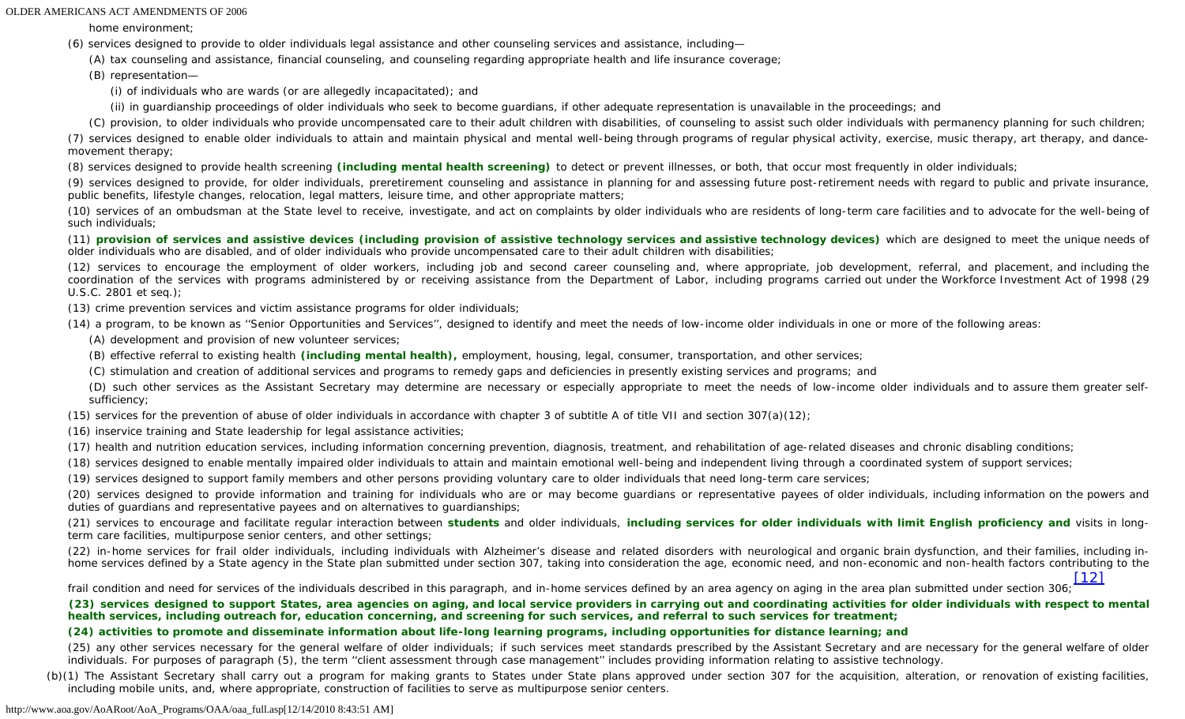home environment;

(6) services designed to provide to older individuals legal assistance and other counseling services and assistance, including—

(A) tax counseling and assistance, financial counseling, and counseling regarding appropriate health and life insurance coverage;

(B) representation—

(i) of individuals who are wards (or are allegedly incapacitated); and

(ii) in guardianship proceedings of older individuals who seek to become guardians, if other adequate representation is unavailable in the proceedings; and

(C) provision, to older individuals who provide uncompensated care to their adult children with disabilities, of counseling to assist such older individuals with permanency planning for such children;

(7) services designed to enable older individuals to attain and maintain physical and mental well-being through programs of regular physical activity, exercise, music therapy, art therapy, and dance-movement therapy;

(8) services designed to provide health screening **(including mental health screening)** to detect or prevent illnesses, or both, that occur most frequently in older individuals;

(9) services designed to provide, for older individuals, preretirement counseling and assistance in planning for and assessing future post-retirement needs with regard to public and private insurance, public benefits, lifestyle changes, relocation, legal matters, leisure time, and other appropriate matters;

(10) services of an ombudsman at the State level to receive, investigate, and act on complaints by older individuals who are residents of long-term care facilities and to advocate for the well-being of such individuals;

(11) **provision of services and assistive devices (including provision of assistive technology services and assistive technology devices)** which are designed to meet the unique needs of older individuals who are disabled, and of older individuals who provide uncompensated care to their adult children with disabilities;

(12) services to encourage the employment of older workers, including job and second career counseling and, where appropriate, job development, referral, and placement, and including the coordination of the services with programs administered by or receiving assistance from the Department of Labor, including programs carried out under the Workforce Investment Act of 1998 (29 U.S.C. 2801 et seq.);

(13) crime prevention services and victim assistance programs for older individuals;

(14) a program, to be known as ''Senior Opportunities and Services'', designed to identify and meet the needs of low-income older individuals in one or more of the following areas:

(A) development and provision of new volunteer services;

(B) effective referral to existing health **(including mental health),** employment, housing, legal, consumer, transportation, and other services;

(C) stimulation and creation of additional services and programs to remedy gaps and deficiencies in presently existing services and programs; and

(D) such other services as the Assistant Secretary may determine are necessary or especially appropriate to meet the needs of low-income older individuals and to assure them greater self-sufficiency;

(15) services for the prevention of abuse of older individuals in accordance with chapter 3 of subtitle A of title VII and section 307(a)(12);

(16) inservice training and State leadership for legal assistance activities;

(17) health and nutrition education services, including information concerning prevention, diagnosis, treatment, and rehabilitation of age-related diseases and chronic disabling conditions;

(18) services designed to enable mentally impaired older individuals to attain and maintain emotional well-being and independent living through a coordinated system of support services;

(19) services designed to support family members and other persons providing voluntary care to older individuals that need long-term care services;

(20) services designed to provide information and training for individuals who are or may become guardians or representative payees of older individuals, including information on the powers and duties of guardians and representative payees and on alternatives to guardianships;

(21) services to encourage and facilitate regular interaction between **students** and older individuals, **including services for older individuals with limit English proficiency and** visits in long-term care facilities, multipurpose senior centers, and other settings;

(22) in-home services for frail older individuals, including individuals with Alzheimer's disease and related disorders with neurological and organic brain dysfunction, and their families, including in-home services defined by a State agency in the State plan submitted under section 307, taking into consideration the age, economic need, and non-economic and non-health factors contributing to the frail condition and need for services of the individuals described in this paragraph, and in-home services defined by an area agency on aging in the area plan submitted under section 306;[12]

**(23) services designed to support States, area agencies on aging, and local service providers in carrying out and coordinating activities for older individuals with respect to mental health services, including outreach for, education concerning, and screening for such services, and referral to such services for treatment;**

**(24) activities to promote and disseminate information about life-long learning programs, including opportunities for distance learning; and**

(25) any other services necessary for the general welfare of older individuals; if such services meet standards prescribed by the Assistant Secretary and are necessary for the general welfare of older individuals. For purposes of paragraph (5), the term ''client assessment through case management'' includes providing information relating to assistive technology.

(b)(1) The Assistant Secretary shall carry out a program for making grants to States under State plans approved under section 307 for the acquisition, alteration, or renovation of existing facilities, including mobile units, and, where appropriate, construction of facilities to serve as multipurpose senior centers.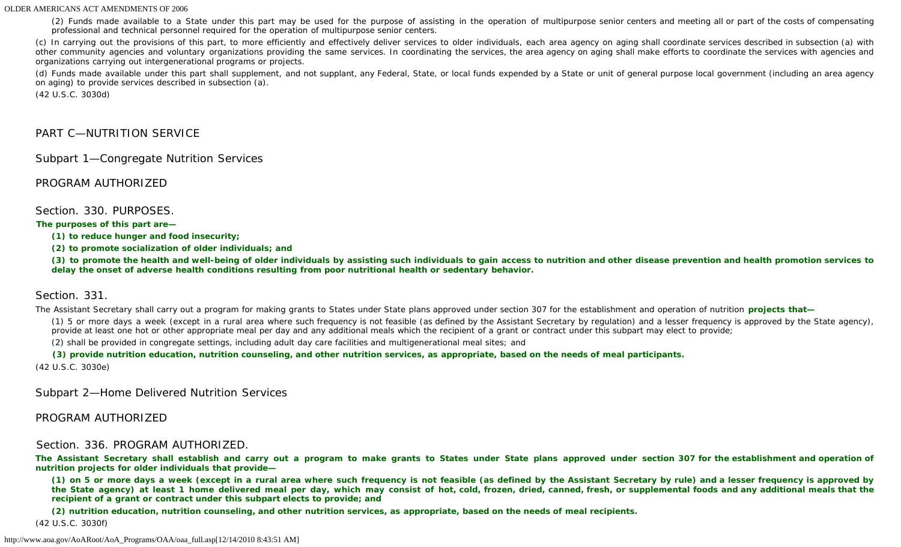(2) Funds made available to a State under this part may be used for the purpose of assisting in the operation of multipurpose senior centers and meeting all or part of the costs of compensating professional and technical personnel required for the operation of multipurpose senior centers.

(c) In carrying out the provisions of this part, to more efficiently and effectively deliver services to older individuals, each area agency on aging shall coordinate services described in subsection (a) with other community agencies and voluntary organizations providing the same services. In coordinating the services, the area agency on aging shall make efforts to coordinate the services with agencies and organizations carrying out intergenerational programs or projects.

(d) Funds made available under this part shall supplement, and not supplant, any Federal, State, or local funds expended by a State or unit of general purpose local government (including an area agency on aging) to provide services described in subsection (a).

(42 U.S.C. 3030d)

## PART C—NUTRITION SERVICE

### Subpart 1—Congregate Nutrition Services

### PROGRAM AUTHORIZED

#### Section. 330. PURPOSES.

**The purposes of this part are—**

**(1) to reduce hunger and food insecurity;**

**(2) to promote socialization of older individuals; and**

**(3) to promote the health and well-being of older individuals by assisting such individuals to gain access to nutrition and other disease prevention and health promotion services to delay the onset of adverse health conditions resulting from poor nutritional health or sedentary behavior.**

#### Section. 331.

The Assistant Secretary shall carry out a program for making grants to States under State plans approved under section 307 for the establishment and operation of nutrition **projects that—**

(1) 5 or more days a week (except in a rural area where such frequency is not feasible (as defined by the Assistant Secretary by regulation) and a lesser frequency is approved by the State agency), provide at least one hot or other appropriate meal per day and any additional meals which the recipient of a grant or contract under this subpart may elect to provide;

(2) shall be provided in congregate settings, including adult day care facilities and multigenerational meal sites; and

**(3) provide nutrition education, nutrition counseling, and other nutrition services, as appropriate, based on the needs of meal participants.**

(42 U.S.C. 3030e)

### Subpart 2—Home Delivered Nutrition Services

### PROGRAM AUTHORIZED

#### Section. 336. PROGRAM AUTHORIZED.

**The Assistant Secretary shall establish and carry out a program to make grants to States under State plans approved under section 307 for the establishment and operation of nutrition projects for older individuals that provide—**

**(1) on 5 or more days a week (except in a rural area where such frequency is not feasible (as defined by the Assistant Secretary by rule) and a lesser frequency is approved by the State agency) at least 1 home delivered meal per day, which may consist of hot, cold, frozen, dried, canned, fresh, or supplemental foods and any additional meals that the recipient of a grant or contract under this subpart elects to provide; and**

**(2) nutrition education, nutrition counseling, and other nutrition services, as appropriate, based on the needs of meal recipients.**

(42 U.S.C. 3030f)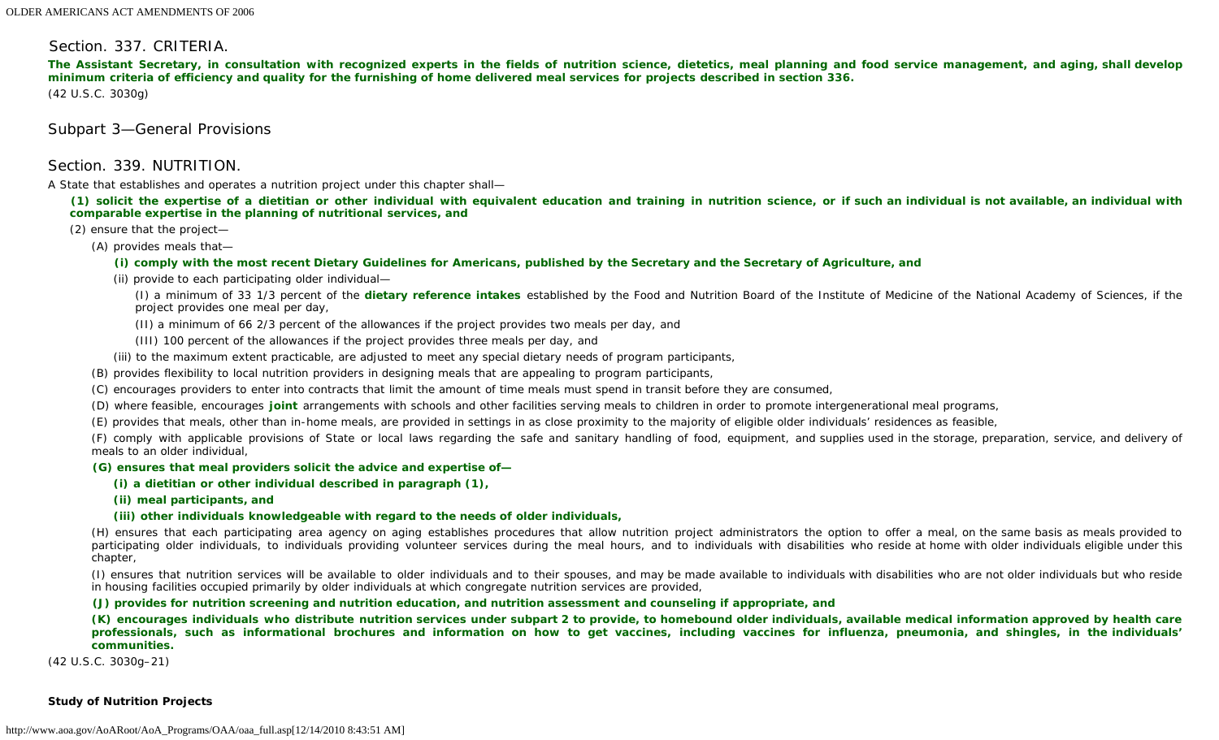## Section. 337. CRITERIA.

**The Assistant Secretary, in consultation with recognized experts in the fields of nutrition science, dietetics, meal planning and food service management, and aging, shall develop minimum criteria of efficiency and quality for the furnishing of home delivered meal services for projects described in section 336.**

(42 U.S.C. 3030g)

## Subpart 3—General Provisions

## Section. 339. NUTRITION.

A State that establishes and operates a nutrition project under this chapter shall—

**(1) solicit the expertise of a dietitian or other individual with equivalent education and training in nutrition science, or if such an individual is not available, an individual with comparable expertise in the planning of nutritional services, and**

(2) ensure that the project—

(A) provides meals that—

**(i) comply with the most recent Dietary Guidelines for Americans, published by the Secretary and the Secretary of Agriculture, and**

(ii) provide to each participating older individual—

(I) a minimum of 33 1/3 percent of the **dietary reference intakes** established by the Food and Nutrition Board of the Institute of Medicine of the National Academy of Sciences, if the project provides one meal per day,

(II) a minimum of 66 2/3 percent of the allowances if the project provides two meals per day, and

(III) 100 percent of the allowances if the project provides three meals per day, and

(iii) to the maximum extent practicable, are adjusted to meet any special dietary needs of program participants,

(B) provides flexibility to local nutrition providers in designing meals that are appealing to program participants,

(C) encourages providers to enter into contracts that limit the amount of time meals must spend in transit before they are consumed,

(D) where feasible, encourages **joint** arrangements with schools and other facilities serving meals to children in order to promote intergenerational meal programs,

(E) provides that meals, other than in-home meals, are provided in settings in as close proximity to the majority of eligible older individuals' residences as feasible,

(F) comply with applicable provisions of State or local laws regarding the safe and sanitary handling of food, equipment, and supplies used in the storage, preparation, service, and delivery of meals to an older individual,

**(G) ensures that meal providers solicit the advice and expertise of—**

**(i) a dietitian or other individual described in paragraph (1),**

**(ii) meal participants, and**

**(iii) other individuals knowledgeable with regard to the needs of older individuals,**

(H) ensures that each participating area agency on aging establishes procedures that allow nutrition project administrators the option to offer a meal, on the same basis as meals provided to participating older individuals, to individuals providing volunteer services during the meal hours, and to individuals with disabilities who reside at home with older individuals eligible under this chapter,

(I) ensures that nutrition services will be available to older individuals and to their spouses, and may be made available to individuals with disabilities who are not older individuals but who reside in housing facilities occupied primarily by older individuals at which congregate nutrition services are provided,

**(J) provides for nutrition screening and nutrition education, and nutrition assessment and counseling if appropriate, and**

**(K) encourages individuals who distribute nutrition services under subpart 2 to provide, to homebound older individuals, available medical information approved by health care professionals, such as informational brochures and information on how to get vaccines, including vaccines for influenza, pneumonia, and shingles, in the individuals' communities.**

(42 U.S.C. 3030g–21)

**Study of Nutrition Projects**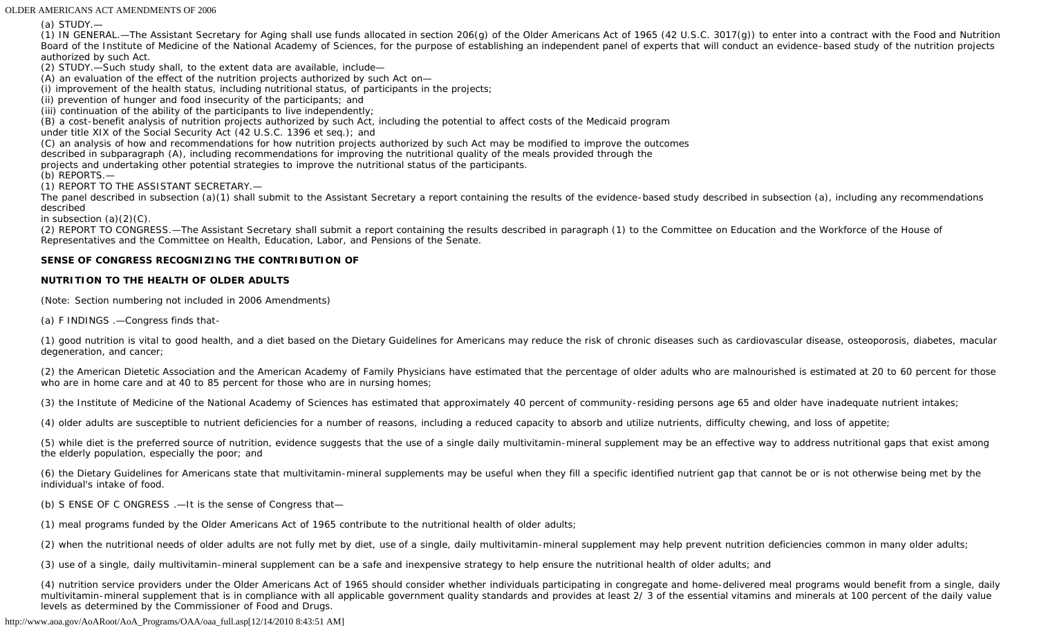(a) STUDY.—

(1) IN GENERAL.—The Assistant Secretary for Aging shall use funds allocated in section 206(g) of the Older Americans Act of 1965 (42 U.S.C. 3017(g)) to enter into a contract with the Food and Nutrition Board of the Institute of Medicine of the National Academy of Sciences, for the purpose of establishing an independent panel of experts that will conduct an evidence-based study of the nutrition projects authorized by such Act.

(2) STUDY.—Such study shall, to the extent data are available, include—

(A) an evaluation of the effect of the nutrition projects authorized by such Act on—

(i) improvement of the health status, including nutritional status, of participants in the projects;

(ii) prevention of hunger and food insecurity of the participants; and

(iii) continuation of the ability of the participants to live independently;

(B) a cost-benefit analysis of nutrition projects authorized by such Act, including the potential to affect costs of the Medicaid program under title XIX of the Social Security Act (42 U.S.C. 1396 et seq.); and

(C) an analysis of how and recommendations for how nutrition projects authorized by such Act may be modified to improve the outcomes described in subparagraph (A), including recommendations for improving the nutritional quality of the meals provided through the projects and undertaking other potential strategies to improve the nutritional status of the participants.

(b) REPORTS.—

(1) REPORT TO THE ASSISTANT SECRETARY.—

The panel described in subsection (a)(1) shall submit to the Assistant Secretary a report containing the results of the evidence-based study described in subsection (a), including any recommendations described in subsection (a)(2)(C).

(2) REPORT TO CONGRESS.—The Assistant Secretary shall submit a report containing the results described in paragraph (1) to the Committee on Education and the Workforce of the House of Representatives and the Committee on Health, Education, Labor, and Pensions of the Senate.

**SENSE OF CONGRESS RECOGNIZING THE CONTRIBUTION OF**

**NUTRITION TO THE HEALTH OF OLDER ADULTS**

(Note: Section numbering not included in 2006 Amendments)

(a) FINDINGS.—Congress finds that-

(1) good nutrition is vital to good health, and a diet based on the Dietary Guidelines for Americans may reduce the risk of chronic diseases such as cardiovascular disease, osteoporosis, diabetes, macular degeneration, and cancer;

(2) the American Dietetic Association and the American Academy of Family Physicians have estimated that the percentage of older adults who are malnourished is estimated at 20 to 60 percent for those who are in home care and at 40 to 85 percent for those who are in nursing homes;

(3) the Institute of Medicine of the National Academy of Sciences has estimated that approximately 40 percent of community-residing persons age 65 and older have inadequate nutrient intakes;

(4) older adults are susceptible to nutrient deficiencies for a number of reasons, including a reduced capacity to absorb and utilize nutrients, difficulty chewing, and loss of appetite;

(5) while diet is the preferred source of nutrition, evidence suggests that the use of a single daily multivitamin-mineral supplement may be an effective way to address nutritional gaps that exist among the elderly population, especially the poor; and

(6) the Dietary Guidelines for Americans state that multivitamin-mineral supplements may be useful when they fill a specific identified nutrient gap that cannot be or is not otherwise being met by the individual's intake of food.

(b) SENSE OF CONGRESS.—It is the sense of Congress that—

(1) meal programs funded by the Older Americans Act of 1965 contribute to the nutritional health of older adults;

(2) when the nutritional needs of older adults are not fully met by diet, use of a single, daily multivitamin-mineral supplement may help prevent nutrition deficiencies common in many older adults;

(3) use of a single, daily multivitamin-mineral supplement can be a safe and inexpensive strategy to help ensure the nutritional health of older adults; and

(4) nutrition service providers under the Older Americans Act of 1965 should consider whether individuals participating in congregate and home-delivered meal programs would benefit from a single, daily multivitamin-mineral supplement that is in compliance with all applicable government quality standards and provides at least 2/3 of the essential vitamins and minerals at 100 percent of the daily value levels as determined by the Commissioner of Food and Drugs.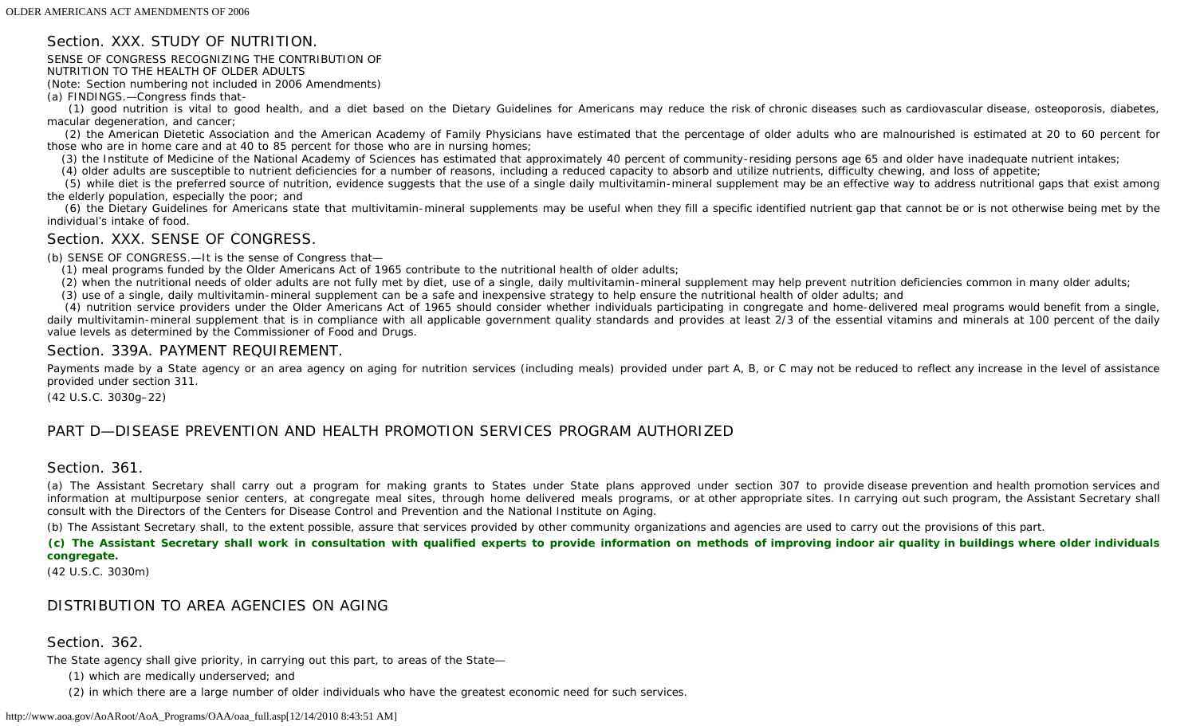## Section. XXX. STUDY OF NUTRITION.

SENSE OF CONGRESS RECOGNIZING THE CONTRIBUTION OF NUTRITION TO THE HEALTH OF OLDER ADULTS

(Note: Section numbering not included in 2006 Amendments)

(a) FINDINGS.—Congress finds that-

(1) good nutrition is vital to good health, and a diet based on the Dietary Guidelines for Americans may reduce the risk of chronic diseases such as cardiovascular disease, osteoporosis, diabetes, macular degeneration, and cancer;

(2) the American Dietetic Association and the American Academy of Family Physicians have estimated that the percentage of older adults who are malnourished is estimated at 20 to 60 percent for those who are in home care and at 40 to 85 percent for those who are in nursing homes;

(3) the Institute of Medicine of the National Academy of Sciences has estimated that approximately 40 percent of community-residing persons age 65 and older have inadequate nutrient intakes;

(4) older adults are susceptible to nutrient deficiencies for a number of reasons, including a reduced capacity to absorb and utilize nutrients, difficulty chewing, and loss of appetite;

(5) while diet is the preferred source of nutrition, evidence suggests that the use of a single daily multivitamin-mineral supplement may be an effective way to address nutritional gaps that exist among the elderly population, especially the poor; and

(6) the Dietary Guidelines for Americans state that multivitamin-mineral supplements may be useful when they fill a specific identified nutrient gap that cannot be or is not otherwise being met by the individual's intake of food.

## Section. XXX. SENSE OF CONGRESS.

(b) SENSE OF CONGRESS.—It is the sense of Congress that—

(1) meal programs funded by the Older Americans Act of 1965 contribute to the nutritional health of older adults;

(2) when the nutritional needs of older adults are not fully met by diet, use of a single, daily multivitamin-mineral supplement may help prevent nutrition deficiencies common in many older adults;

(3) use of a single, daily multivitamin-mineral supplement can be a safe and inexpensive strategy to help ensure the nutritional health of older adults; and

(4) nutrition service providers under the Older Americans Act of 1965 should consider whether individuals participating in congregate and home-delivered meal programs would benefit from a single, daily multivitamin-mineral supplement that is in compliance with all applicable government quality standards and provides at least 2/3 of the essential vitamins and minerals at 100 percent of the daily value levels as determined by the Commissioner of Food and Drugs.

## Section. 339A. PAYMENT REQUIREMENT.

Payments made by a State agency or an area agency on aging for nutrition services (including meals) provided under part A, B, or C may not be reduced to reflect any increase in the level of assistance provided under section 311.

(42 U.S.C. 3030g–22)

## PART D—DISEASE PREVENTION AND HEALTH PROMOTION SERVICES PROGRAM AUTHORIZED

## Section. 361.

(a) The Assistant Secretary shall carry out a program for making grants to States under State plans approved under section 307 to provide disease prevention and health promotion services and information at multipurpose senior centers, at congregate meal sites, through home delivered meals programs, or at other appropriate sites. In carrying out such program, the Assistant Secretary shall consult with the Directors of the Centers for Disease Control and Prevention and the National Institute on Aging.

(b) The Assistant Secretary shall, to the extent possible, assure that services provided by other community organizations and agencies are used to carry out the provisions of this part.

**(c) The Assistant Secretary shall work in consultation with qualified experts to provide information on methods of improving indoor air quality in buildings where older individuals congregate.**

(42 U.S.C. 3030m)

## DISTRIBUTION TO AREA AGENCIES ON AGING

## Section. 362.

The State agency shall give priority, in carrying out this part, to areas of the State—

(1) which are medically underserved; and

(2) in which there are a large number of older individuals who have the greatest economic need for such services.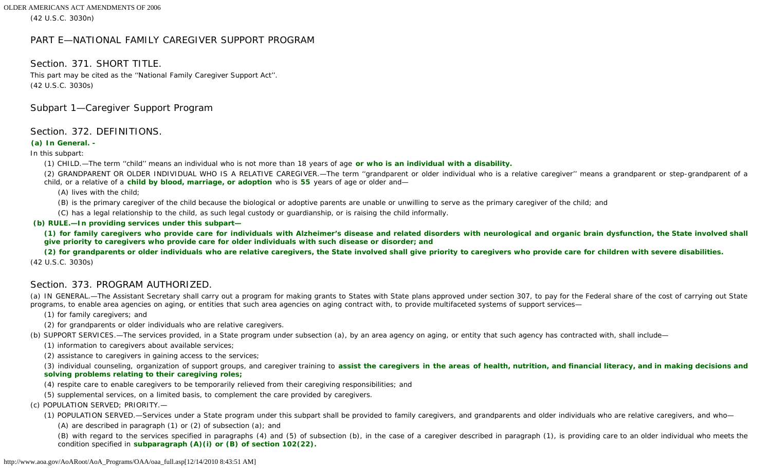(42 U.S.C. 3030n)

## PART E—NATIONAL FAMILY CAREGIVER SUPPORT PROGRAM

### Section. 371. SHORT TITLE.

This part may be cited as the ''National Family Caregiver Support Act''.
(42 U.S.C. 3030s)

### Subpart 1—Caregiver Support Program

### Section. 372. DEFINITIONS.

**(a) In General. -**

In this subpart:

(1) CHILD.—The term ''child'' means an individual who is not more than 18 years of age **or who is an individual with a disability.**

(2) GRANDPARENT OR OLDER INDIVIDUAL WHO IS A RELATIVE CAREGIVER.—The term ''grandparent or older individual who is a relative caregiver'' means a grandparent or step-grandparent of a child, or a relative of a **child by blood, marriage, or adoption** who is **55** years of age or older and—

(A) lives with the child;

(B) is the primary caregiver of the child because the biological or adoptive parents are unable or unwilling to serve as the primary caregiver of the child; and

(C) has a legal relationship to the child, as such legal custody or guardianship, or is raising the child informally.

**(b) RULE.—In providing services under this subpart—**

**(1) for family caregivers who provide care for individuals with Alzheimer's disease and related disorders with neurological and organic brain dysfunction, the State involved shall give priority to caregivers who provide care for older individuals with such disease or disorder; and**

**(2) for grandparents or older individuals who are relative caregivers, the State involved shall give priority to caregivers who provide care for children with severe disabilities.**

(42 U.S.C. 3030s)

### Section. 373. PROGRAM AUTHORIZED.

(a) IN GENERAL.—The Assistant Secretary shall carry out a program for making grants to States with State plans approved under section 307, to pay for the Federal share of the cost of carrying out State programs, to enable area agencies on aging, or entities that such area agencies on aging contract with, to provide multifaceted systems of support services—

(1) for family caregivers; and

(2) for grandparents or older individuals who are relative caregivers.

(b) SUPPORT SERVICES.—The services provided, in a State program under subsection (a), by an area agency on aging, or entity that such agency has contracted with, shall include—

(1) information to caregivers about available services;

(2) assistance to caregivers in gaining access to the services;

(3) individual counseling, organization of support groups, and caregiver training to **assist the caregivers in the areas of health, nutrition, and financial literacy, and in making decisions and solving problems relating to their caregiving roles;**

(4) respite care to enable caregivers to be temporarily relieved from their caregiving responsibilities; and

(5) supplemental services, on a limited basis, to complement the care provided by caregivers.

(c) POPULATION SERVED; PRIORITY.—

(1) POPULATION SERVED.—Services under a State program under this subpart shall be provided to family caregivers, and grandparents and older individuals who are relative caregivers, and who—

(A) are described in paragraph (1) or (2) of subsection (a); and

(B) with regard to the services specified in paragraphs (4) and (5) of subsection (b), in the case of a caregiver described in paragraph (1), is providing care to an older individual who meets the condition specified in **subparagraph (A)(i) or (B) of section 102(22).**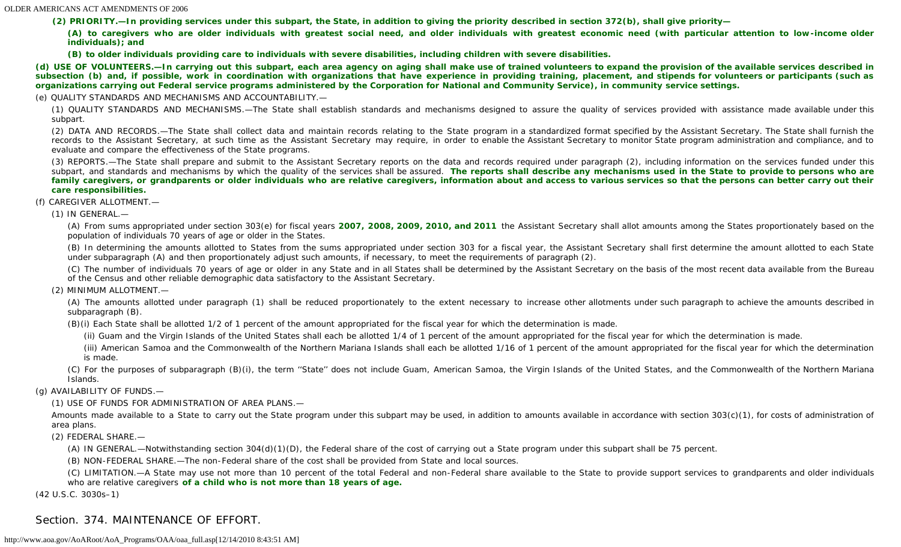**(2) PRIORITY.—In providing services under this subpart, the State, in addition to giving the priority described in section 372(b), shall give priority—**

**(A) to caregivers who are older individuals with greatest social need, and older individuals with greatest economic need (with particular attention to low-income older individuals); and**

**(B) to older individuals providing care to individuals with severe disabilities, including children with severe disabilities.**

**(d) USE OF VOLUNTEERS.—In carrying out this subpart, each area agency on aging shall make use of trained volunteers to expand the provision of the available services described in subsection (b) and, if possible, work in coordination with organizations that have experience in providing training, placement, and stipends for volunteers or participants (such as organizations carrying out Federal service programs administered by the Corporation for National and Community Service), in community service settings.**

(e) QUALITY STANDARDS AND MECHANISMS AND ACCOUNTABILITY.—

(1) QUALITY STANDARDS AND MECHANISMS.—The State shall establish standards and mechanisms designed to assure the quality of services provided with assistance made available under this subpart.

(2) DATA AND RECORDS.—The State shall collect data and maintain records relating to the State program in a standardized format specified by the Assistant Secretary. The State shall furnish the records to the Assistant Secretary, at such time as the Assistant Secretary may require, in order to enable the Assistant Secretary to monitor State program administration and compliance, and to evaluate and compare the effectiveness of the State programs.

(3) REPORTS.—The State shall prepare and submit to the Assistant Secretary reports on the data and records required under paragraph (2), including information on the services funded under this subpart, and standards and mechanisms by which the quality of the services shall be assured. **The reports shall describe any mechanisms used in the State to provide to persons who are family caregivers, or grandparents or older individuals who are relative caregivers, information about and access to various services so that the persons can better carry out their care responsibilities.**

(f) CAREGIVER ALLOTMENT.—

(1) IN GENERAL.—

(A) From sums appropriated under section 303(e) for fiscal years **2007, 2008, 2009, 2010, and 2011** the Assistant Secretary shall allot amounts among the States proportionately based on the population of individuals 70 years of age or older in the States.

(B) In determining the amounts allotted to States from the sums appropriated under section 303 for a fiscal year, the Assistant Secretary shall first determine the amount allotted to each State under subparagraph (A) and then proportionately adjust such amounts, if necessary, to meet the requirements of paragraph (2).

(C) The number of individuals 70 years of age or older in any State and in all States shall be determined by the Assistant Secretary on the basis of the most recent data available from the Bureau of the Census and other reliable demographic data satisfactory to the Assistant Secretary.

(2) MINIMUM ALLOTMENT.—

(A) The amounts allotted under paragraph (1) shall be reduced proportionately to the extent necessary to increase other allotments under such paragraph to achieve the amounts described in subparagraph (B).

(B)(i) Each State shall be allotted 1/2 of 1 percent of the amount appropriated for the fiscal year for which the determination is made.

(ii) Guam and the Virgin Islands of the United States shall each be allotted 1/4 of 1 percent of the amount appropriated for the fiscal year for which the determination is made.

(iii) American Samoa and the Commonwealth of the Northern Mariana Islands shall each be allotted 1/16 of 1 percent of the amount appropriated for the fiscal year for which the determination is made.

(C) For the purposes of subparagraph (B)(i), the term ''State'' does not include Guam, American Samoa, the Virgin Islands of the United States, and the Commonwealth of the Northern Mariana Islands.

(g) AVAILABILITY OF FUNDS.—

(1) USE OF FUNDS FOR ADMINISTRATION OF AREA PLANS.—

Amounts made available to a State to carry out the State program under this subpart may be used, in addition to amounts available in accordance with section 303(c)(1), for costs of administration of area plans.

(2) FEDERAL SHARE.—

(A) IN GENERAL.—Notwithstanding section 304(d)(1)(D), the Federal share of the cost of carrying out a State program under this subpart shall be 75 percent.

(B) NON-FEDERAL SHARE.—The non-Federal share of the cost shall be provided from State and local sources.

(C) LIMITATION.—A State may use not more than 10 percent of the total Federal and non-Federal share available to the State to provide support services to grandparents and older individuals who are relative caregivers **of a child who is not more than 18 years of age.**

(42 U.S.C. 3030s–1)

## Section. 374. MAINTENANCE OF EFFORT.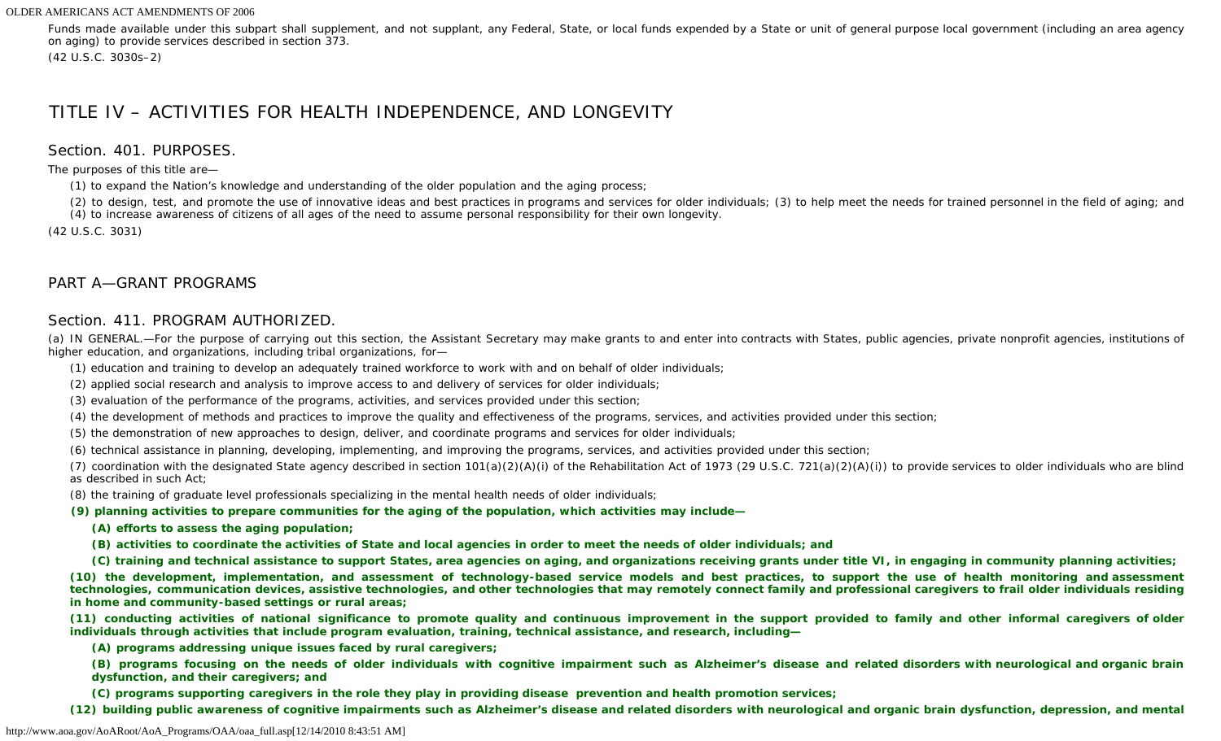Funds made available under this subpart shall supplement, and not supplant, any Federal, State, or local funds expended by a State or unit of general purpose local government (including an area agency on aging) to provide services described in section 373.

(42 U.S.C. 3030s–2)

# TITLE IV – ACTIVITIES FOR HEALTH INDEPENDENCE, AND LONGEVITY

## Section. 401. PURPOSES.

The purposes of this title are—

(1) to expand the Nation's knowledge and understanding of the older population and the aging process;

(2) to design, test, and promote the use of innovative ideas and best practices in programs and services for older individuals; (3) to help meet the needs for trained personnel in the field of aging; and (4) to increase awareness of citizens of all ages of the need to assume personal responsibility for their own longevity.

(42 U.S.C. 3031)

## PART A—GRANT PROGRAMS

## Section. 411. PROGRAM AUTHORIZED.

(a) IN GENERAL.—For the purpose of carrying out this section, the Assistant Secretary may make grants to and enter into contracts with States, public agencies, private nonprofit agencies, institutions of higher education, and organizations, including tribal organizations, for—

(1) education and training to develop an adequately trained workforce to work with and on behalf of older individuals;

(2) applied social research and analysis to improve access to and delivery of services for older individuals;

(3) evaluation of the performance of the programs, activities, and services provided under this section;

(4) the development of methods and practices to improve the quality and effectiveness of the programs, services, and activities provided under this section;

(5) the demonstration of new approaches to design, deliver, and coordinate programs and services for older individuals;

(6) technical assistance in planning, developing, implementing, and improving the programs, services, and activities provided under this section;

(7) coordination with the designated State agency described in section 101(a)(2)(A)(i) of the Rehabilitation Act of 1973 (29 U.S.C. 721(a)(2)(A)(i)) to provide services to older individuals who are blind as described in such Act;

(8) the training of graduate level professionals specializing in the mental health needs of older individuals;

**(9) planning activities to prepare communities for the aging of the population, which activities may include—**

**(A) efforts to assess the aging population;**

**(B) activities to coordinate the activities of State and local agencies in order to meet the needs of older individuals; and**

**(C) training and technical assistance to support States, area agencies on aging, and organizations receiving grants under title VI, in engaging in community planning activities;**

**(10) the development, implementation, and assessment of technology-based service models and best practices, to support the use of health monitoring and assessment technologies, communication devices, assistive technologies, and other technologies that may remotely connect family and professional caregivers to frail older individuals residing in home and community-based settings or rural areas;**

**(11) conducting activities of national significance to promote quality and continuous improvement in the support provided to family and other informal caregivers of older individuals through activities that include program evaluation, training, technical assistance, and research, including—**

**(A) programs addressing unique issues faced by rural caregivers;**

**(B) programs focusing on the needs of older individuals with cognitive impairment such as Alzheimer's disease and related disorders with neurological and organic brain dysfunction, and their caregivers; and**

**(C) programs supporting caregivers in the role they play in providing disease prevention and health promotion services;**

**(12) building public awareness of cognitive impairments such as Alzheimer's disease and related disorders with neurological and organic brain dysfunction, depression, and mental**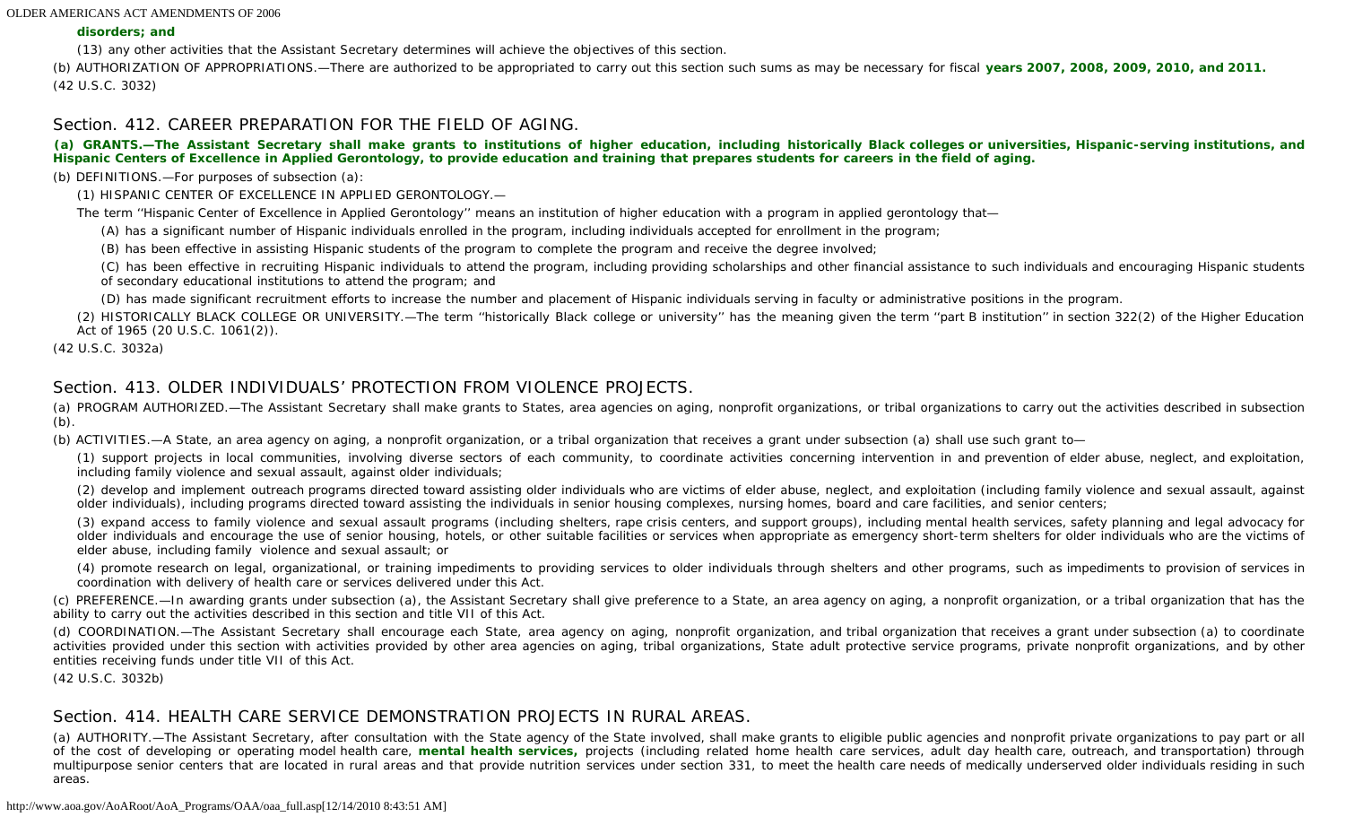**disorders; and**

(13) any other activities that the Assistant Secretary determines will achieve the objectives of this section.

(b) AUTHORIZATION OF APPROPRIATIONS.—There are authorized to be appropriated to carry out this section such sums as may be necessary for fiscal **years 2007, 2008, 2009, 2010, and 2011.**

(42 U.S.C. 3032)

## Section. 412. CAREER PREPARATION FOR THE FIELD OF AGING.

**(a) GRANTS.—The Assistant Secretary shall make grants to institutions of higher education, including historically Black colleges or universities, Hispanic-serving institutions, and Hispanic Centers of Excellence in Applied Gerontology, to provide education and training that prepares students for careers in the field of aging.**

(b) DEFINITIONS.—For purposes of subsection (a):

(1) HISPANIC CENTER OF EXCELLENCE IN APPLIED GERONTOLOGY.—

The term ''Hispanic Center of Excellence in Applied Gerontology'' means an institution of higher education with a program in applied gerontology that—

(A) has a significant number of Hispanic individuals enrolled in the program, including individuals accepted for enrollment in the program;

(B) has been effective in assisting Hispanic students of the program to complete the program and receive the degree involved;

(C) has been effective in recruiting Hispanic individuals to attend the program, including providing scholarships and other financial assistance to such individuals and encouraging Hispanic students of secondary educational institutions to attend the program; and

(D) has made significant recruitment efforts to increase the number and placement of Hispanic individuals serving in faculty or administrative positions in the program.

(2) HISTORICALLY BLACK COLLEGE OR UNIVERSITY.—The term ''historically Black college or university'' has the meaning given the term ''part B institution'' in section 322(2) of the Higher Education Act of 1965 (20 U.S.C. 1061(2)).

(42 U.S.C. 3032a)

## Section. 413. OLDER INDIVIDUALS' PROTECTION FROM VIOLENCE PROJECTS.

(a) PROGRAM AUTHORIZED.—The Assistant Secretary shall make grants to States, area agencies on aging, nonprofit organizations, or tribal organizations to carry out the activities described in subsection (b).

(b) ACTIVITIES.—A State, an area agency on aging, a nonprofit organization, or a tribal organization that receives a grant under subsection (a) shall use such grant to—

(1) support projects in local communities, involving diverse sectors of each community, to coordinate activities concerning intervention in and prevention of elder abuse, neglect, and exploitation, including family violence and sexual assault, against older individuals;

(2) develop and implement outreach programs directed toward assisting older individuals who are victims of elder abuse, neglect, and exploitation (including family violence and sexual assault, against older individuals), including programs directed toward assisting the individuals in senior housing complexes, nursing homes, board and care facilities, and senior centers;

(3) expand access to family violence and sexual assault programs (including shelters, rape crisis centers, and support groups), including mental health services, safety planning and legal advocacy for older individuals and encourage the use of senior housing, hotels, or other suitable facilities or services when appropriate as emergency short-term shelters for older individuals who are the victims of elder abuse, including family violence and sexual assault; or

(4) promote research on legal, organizational, or training impediments to providing services to older individuals through shelters and other programs, such as impediments to provision of services in coordination with delivery of health care or services delivered under this Act.

(c) PREFERENCE.—In awarding grants under subsection (a), the Assistant Secretary shall give preference to a State, an area agency on aging, a nonprofit organization, or a tribal organization that has the ability to carry out the activities described in this section and title VII of this Act.

(d) COORDINATION.—The Assistant Secretary shall encourage each State, area agency on aging, nonprofit organization, and tribal organization that receives a grant under subsection (a) to coordinate activities provided under this section with activities provided by other area agencies on aging, tribal organizations, State adult protective service programs, private nonprofit organizations, and by other entities receiving funds under title VII of this Act.

(42 U.S.C. 3032b)

## Section. 414. HEALTH CARE SERVICE DEMONSTRATION PROJECTS IN RURAL AREAS.

(a) AUTHORITY.—The Assistant Secretary, after consultation with the State agency of the State involved, shall make grants to eligible public agencies and nonprofit private organizations to pay part or all of the cost of developing or operating model health care, **mental health services,** projects (including related home health care services, adult day health care, outreach, and transportation) through multipurpose senior centers that are located in rural areas and that provide nutrition services under section 331, to meet the health care needs of medically underserved older individuals residing in such areas.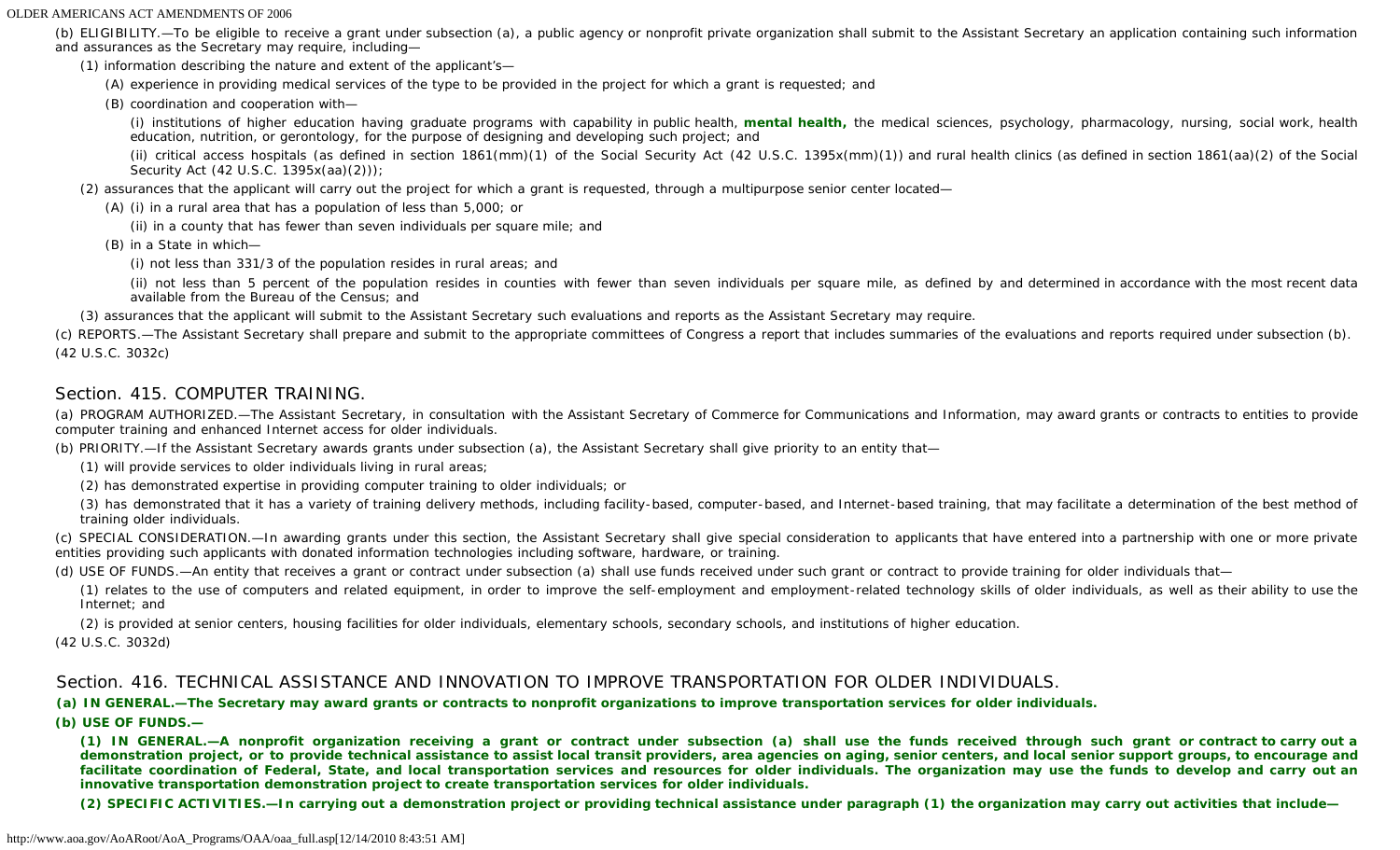(b) ELIGIBILITY.—To be eligible to receive a grant under subsection (a), a public agency or nonprofit private organization shall submit to the Assistant Secretary an application containing such information and assurances as the Secretary may require, including—

(1) information describing the nature and extent of the applicant's—

(A) experience in providing medical services of the type to be provided in the project for which a grant is requested; and

(B) coordination and cooperation with—

(i) institutions of higher education having graduate programs with capability in public health, **mental health,** the medical sciences, psychology, pharmacology, nursing, social work, health education, nutrition, or gerontology, for the purpose of designing and developing such project; and

(ii) critical access hospitals (as defined in section 1861(mm)(1) of the Social Security Act (42 U.S.C. 1395x(mm)(1)) and rural health clinics (as defined in section 1861(aa)(2) of the Social Security Act (42 U.S.C. 1395x(aa)(2)));

(2) assurances that the applicant will carry out the project for which a grant is requested, through a multipurpose senior center located—

(A) (i) in a rural area that has a population of less than 5,000; or

(ii) in a county that has fewer than seven individuals per square mile; and

(B) in a State in which—

(i) not less than 331/3 of the population resides in rural areas; and

(ii) not less than 5 percent of the population resides in counties with fewer than seven individuals per square mile, as defined by and determined in accordance with the most recent data available from the Bureau of the Census; and

(3) assurances that the applicant will submit to the Assistant Secretary such evaluations and reports as the Assistant Secretary may require.

(c) REPORTS.—The Assistant Secretary shall prepare and submit to the appropriate committees of Congress a report that includes summaries of the evaluations and reports required under subsection (b).

(42 U.S.C. 3032c)

## Section. 415. COMPUTER TRAINING.

(a) PROGRAM AUTHORIZED.—The Assistant Secretary, in consultation with the Assistant Secretary of Commerce for Communications and Information, may award grants or contracts to entities to provide computer training and enhanced Internet access for older individuals.

(b) PRIORITY.—If the Assistant Secretary awards grants under subsection (a), the Assistant Secretary shall give priority to an entity that—

(1) will provide services to older individuals living in rural areas;

(2) has demonstrated expertise in providing computer training to older individuals; or

(3) has demonstrated that it has a variety of training delivery methods, including facility-based, computer-based, and Internet-based training, that may facilitate a determination of the best method of training older individuals.

(c) SPECIAL CONSIDERATION.—In awarding grants under this section, the Assistant Secretary shall give special consideration to applicants that have entered into a partnership with one or more private entities providing such applicants with donated information technologies including software, hardware, or training.

(d) USE OF FUNDS.—An entity that receives a grant or contract under subsection (a) shall use funds received under such grant or contract to provide training for older individuals that—

(1) relates to the use of computers and related equipment, in order to improve the self-employment and employment-related technology skills of older individuals, as well as their ability to use the Internet; and

(2) is provided at senior centers, housing facilities for older individuals, elementary schools, secondary schools, and institutions of higher education.

(42 U.S.C. 3032d)

## Section. 416. TECHNICAL ASSISTANCE AND INNOVATION TO IMPROVE TRANSPORTATION FOR OLDER INDIVIDUALS.

**(a) IN GENERAL.—The Secretary may award grants or contracts to nonprofit organizations to improve transportation services for older individuals.**

**(b) USE OF FUNDS.—**

**(1) IN GENERAL.—A nonprofit organization receiving a grant or contract under subsection (a) shall use the funds received through such grant or contract to carry out a demonstration project, or to provide technical assistance to assist local transit providers, area agencies on aging, senior centers, and local senior support groups, to encourage and facilitate coordination of Federal, State, and local transportation services and resources for older individuals. The organization may use the funds to develop and carry out an innovative transportation demonstration project to create transportation services for older individuals.**

**(2) SPECIFIC ACTIVITIES.—In carrying out a demonstration project or providing technical assistance under paragraph (1) the organization may carry out activities that include—**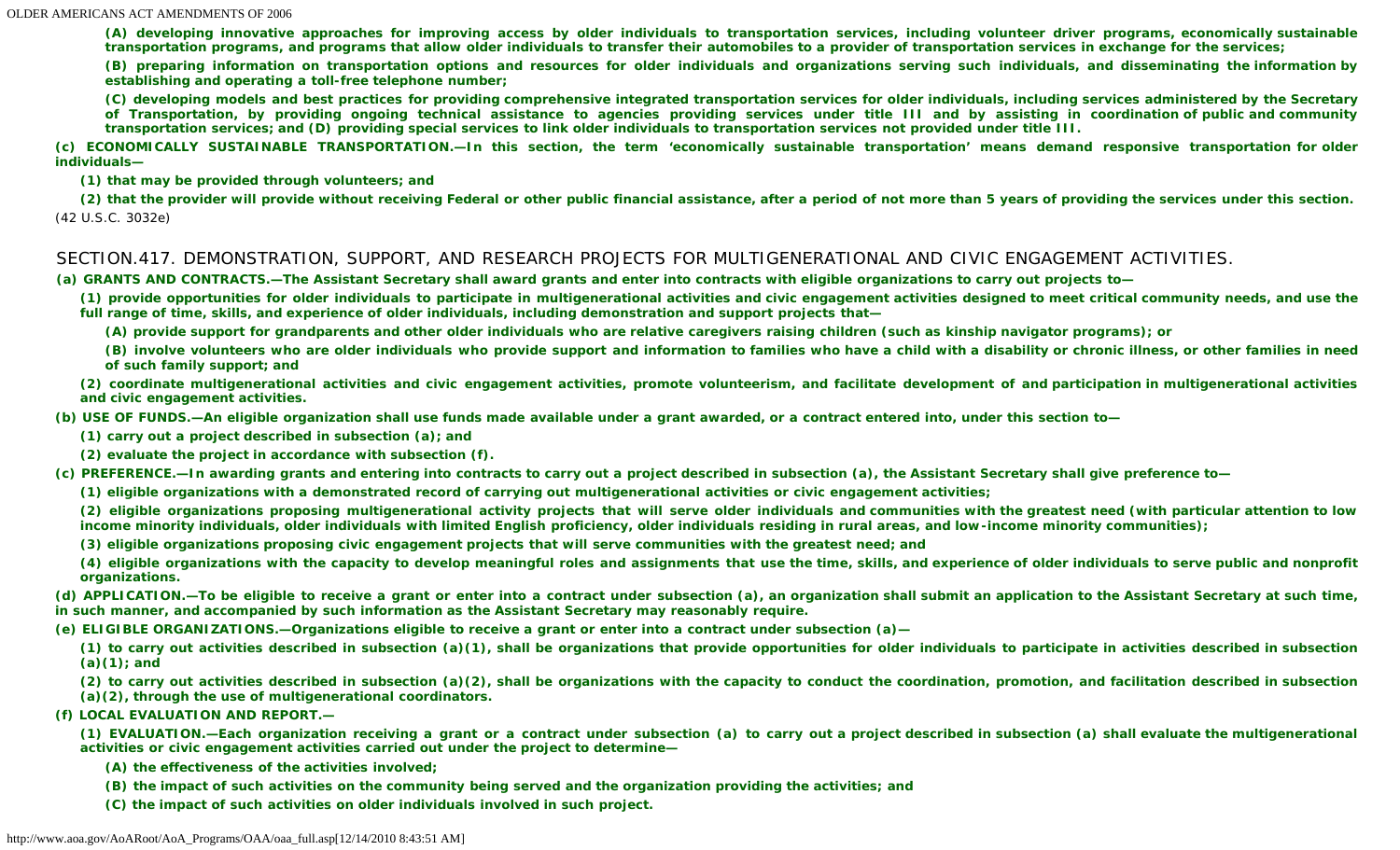**(A) developing innovative approaches for improving access by older individuals to transportation services, including volunteer driver programs, economically sustainable transportation programs, and programs that allow older individuals to transfer their automobiles to a provider of transportation services in exchange for the services;**

**(B) preparing information on transportation options and resources for older individuals and organizations serving such individuals, and disseminating the information by establishing and operating a toll-free telephone number;**

**(C) developing models and best practices for providing comprehensive integrated transportation services for older individuals, including services administered by the Secretary of Transportation, by providing ongoing technical assistance to agencies providing services under title III and by assisting in coordination of public and community transportation services; and (D) providing special services to link older individuals to transportation services not provided under title III.**

**(c) ECONOMICALLY SUSTAINABLE TRANSPORTATION.—In this section, the term 'economically sustainable transportation' means demand responsive transportation for older individuals—**

**(1) that may be provided through volunteers; and**

**(2) that the provider will provide without receiving Federal or other public financial assistance, after a period of not more than 5 years of providing the services under this section.**

(42 U.S.C. 3032e)

## SECTION.417. DEMONSTRATION, SUPPORT, AND RESEARCH PROJECTS FOR MULTIGENERATIONAL AND CIVIC ENGAGEMENT ACTIVITIES.

**(a) GRANTS AND CONTRACTS.—The Assistant Secretary shall award grants and enter into contracts with eligible organizations to carry out projects to—**

**(1) provide opportunities for older individuals to participate in multigenerational activities and civic engagement activities designed to meet critical community needs, and use the full range of time, skills, and experience of older individuals, including demonstration and support projects that—**

**(A) provide support for grandparents and other older individuals who are relative caregivers raising children (such as kinship navigator programs); or**

**(B) involve volunteers who are older individuals who provide support and information to families who have a child with a disability or chronic illness, or other families in need of such family support; and**

**(2) coordinate multigenerational activities and civic engagement activities, promote volunteerism, and facilitate development of and participation in multigenerational activities and civic engagement activities.**

**(b) USE OF FUNDS.—An eligible organization shall use funds made available under a grant awarded, or a contract entered into, under this section to—**

**(1) carry out a project described in subsection (a); and**

**(2) evaluate the project in accordance with subsection (f).**

**(c) PREFERENCE.—In awarding grants and entering into contracts to carry out a project described in subsection (a), the Assistant Secretary shall give preference to—**

**(1) eligible organizations with a demonstrated record of carrying out multigenerational activities or civic engagement activities;**

**(2) eligible organizations proposing multigenerational activity projects that will serve older individuals and communities with the greatest need (with particular attention to low income minority individuals, older individuals with limited English proficiency, older individuals residing in rural areas, and low-income minority communities);**

**(3) eligible organizations proposing civic engagement projects that will serve communities with the greatest need; and**

**(4) eligible organizations with the capacity to develop meaningful roles and assignments that use the time, skills, and experience of older individuals to serve public and nonprofit organizations.**

**(d) APPLICATION.—To be eligible to receive a grant or enter into a contract under subsection (a), an organization shall submit an application to the Assistant Secretary at such time, in such manner, and accompanied by such information as the Assistant Secretary may reasonably require.**

**(e) ELIGIBLE ORGANIZATIONS.—Organizations eligible to receive a grant or enter into a contract under subsection (a)—**

**(1) to carry out activities described in subsection (a)(1), shall be organizations that provide opportunities for older individuals to participate in activities described in subsection (a)(1); and**

**(2) to carry out activities described in subsection (a)(2), shall be organizations with the capacity to conduct the coordination, promotion, and facilitation described in subsection (a)(2), through the use of multigenerational coordinators.**

**(f) LOCAL EVALUATION AND REPORT.—**

**(1) EVALUATION.—Each organization receiving a grant or a contract under subsection (a) to carry out a project described in subsection (a) shall evaluate the multigenerational activities or civic engagement activities carried out under the project to determine—**

**(A) the effectiveness of the activities involved;**

**(B) the impact of such activities on the community being served and the organization providing the activities; and**

**(C) the impact of such activities on older individuals involved in such project.**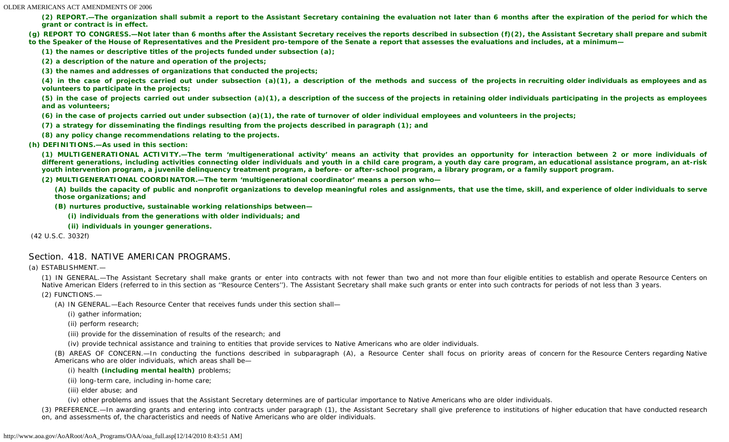**(2) REPORT.—The organization shall submit a report to the Assistant Secretary containing the evaluation not later than 6 months after the expiration of the period for which the grant or contract is in effect.**

**(g) REPORT TO CONGRESS.—Not later than 6 months after the Assistant Secretary receives the reports described in subsection (f)(2), the Assistant Secretary shall prepare and submit to the Speaker of the House of Representatives and the President pro-tempore of the Senate a report that assesses the evaluations and includes, at a minimum—**

**(1) the names or descriptive titles of the projects funded under subsection (a);**

**(2) a description of the nature and operation of the projects;**

**(3) the names and addresses of organizations that conducted the projects;**

**(4) in the case of projects carried out under subsection (a)(1), a description of the methods and success of the projects in recruiting older individuals as employees and as volunteers to participate in the projects;**

**(5) in the case of projects carried out under subsection (a)(1), a description of the success of the projects in retaining older individuals participating in the projects as employees and as volunteers;**

**(6) in the case of projects carried out under subsection (a)(1), the rate of turnover of older individual employees and volunteers in the projects;**

**(7) a strategy for disseminating the findings resulting from the projects described in paragraph (1); and**

**(8) any policy change recommendations relating to the projects.**

**(h) DEFINITIONS.—As used in this section:**

**(1) MULTIGENERATIONAL ACTIVITY.—The term 'multigenerational activity' means an activity that provides an opportunity for interaction between 2 or more individuals of different generations, including activities connecting older individuals and youth in a child care program, a youth day care program, an educational assistance program, an at-risk youth intervention program, a juvenile delinquency treatment program, a before- or after-school program, a library program, or a family support program.**

**(2) MULTIGENERATIONAL COORDINATOR.—The term 'multigenerational coordinator' means a person who—**

**(A) builds the capacity of public and nonprofit organizations to develop meaningful roles and assignments, that use the time, skill, and experience of older individuals to serve those organizations; and**

**(B) nurtures productive, sustainable working relationships between—**

**(i) individuals from the generations with older individuals; and**

**(ii) individuals in younger generations.**

(42 U.S.C. 3032f)

## Section. 418. NATIVE AMERICAN PROGRAMS.

(a) ESTABLISHMENT.—

(1) IN GENERAL.—The Assistant Secretary shall make grants or enter into contracts with not fewer than two and not more than four eligible entities to establish and operate Resource Centers on Native American Elders (referred to in this section as ''Resource Centers''). The Assistant Secretary shall make such grants or enter into such contracts for periods of not less than 3 years.

(2) FUNCTIONS.—

(A) IN GENERAL.—Each Resource Center that receives funds under this section shall—

(i) gather information;

(ii) perform research;

(iii) provide for the dissemination of results of the research; and

(iv) provide technical assistance and training to entities that provide services to Native Americans who are older individuals.

(B) AREAS OF CONCERN.—In conducting the functions described in subparagraph (A), a Resource Center shall focus on priority areas of concern for the Resource Centers regarding Native Americans who are older individuals, which areas shall be—

(i) health **(including mental health)** problems;

(ii) long-term care, including in-home care;

(iii) elder abuse; and

(iv) other problems and issues that the Assistant Secretary determines are of particular importance to Native Americans who are older individuals.

(3) PREFERENCE.—In awarding grants and entering into contracts under paragraph (1), the Assistant Secretary shall give preference to institutions of higher education that have conducted research on, and assessments of, the characteristics and needs of Native Americans who are older individuals.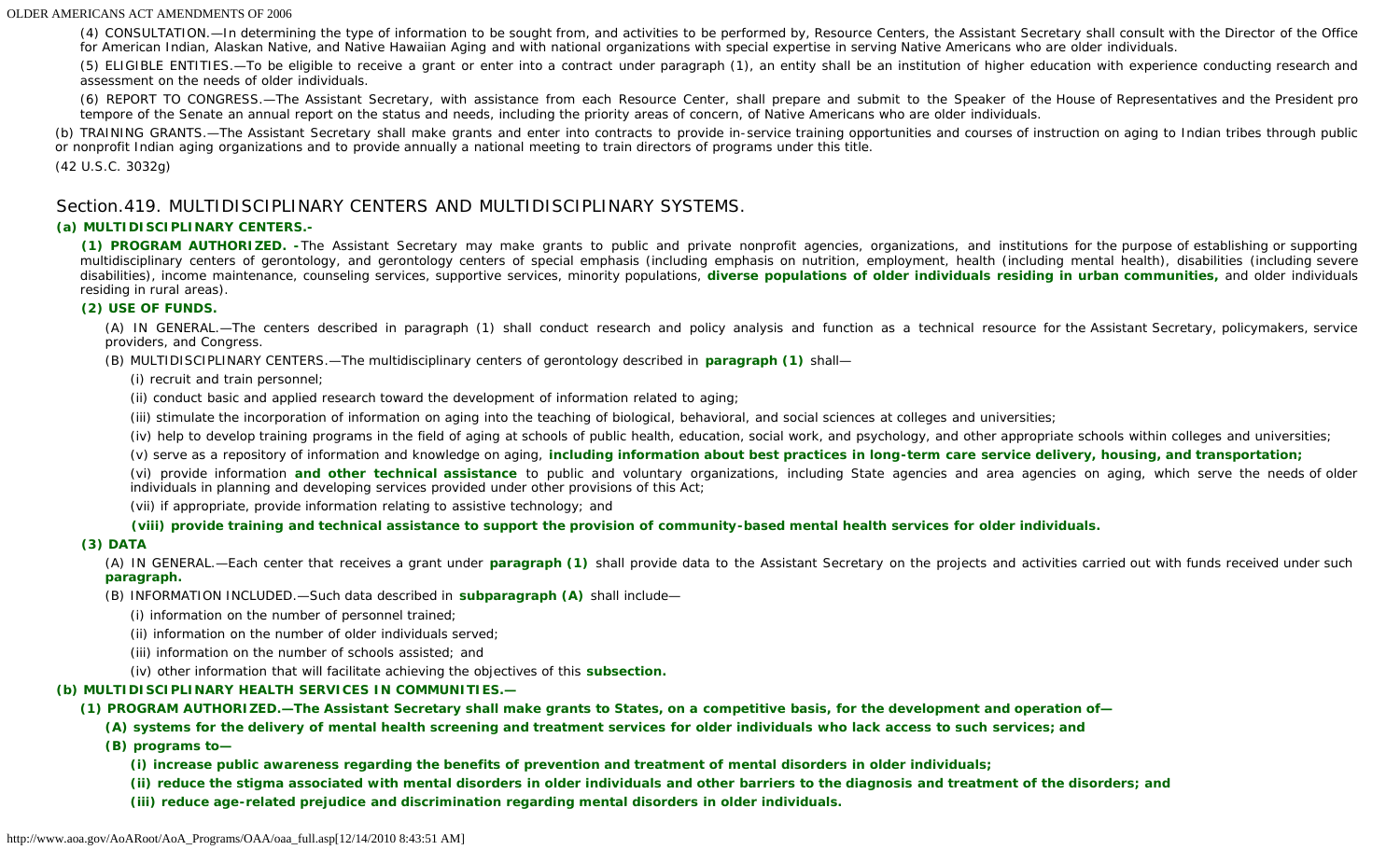(4) CONSULTATION.—In determining the type of information to be sought from, and activities to be performed by, Resource Centers, the Assistant Secretary shall consult with the Director of the Office for American Indian, Alaskan Native, and Native Hawaiian Aging and with national organizations with special expertise in serving Native Americans who are older individuals.

(5) ELIGIBLE ENTITIES.—To be eligible to receive a grant or enter into a contract under paragraph (1), an entity shall be an institution of higher education with experience conducting research and assessment on the needs of older individuals.

(6) REPORT TO CONGRESS.—The Assistant Secretary, with assistance from each Resource Center, shall prepare and submit to the Speaker of the House of Representatives and the President pro tempore of the Senate an annual report on the status and needs, including the priority areas of concern, of Native Americans who are older individuals.

(b) TRAINING GRANTS.—The Assistant Secretary shall make grants and enter into contracts to provide in-service training opportunities and courses of instruction on aging to Indian tribes through public or nonprofit Indian aging organizations and to provide annually a national meeting to train directors of programs under this title.

(42 U.S.C. 3032g)

## Section.419. MULTIDISCIPLINARY CENTERS AND MULTIDISCIPLINARY SYSTEMS.

**(a) MULTIDISCIPLINARY CENTERS.-**

**(1) PROGRAM AUTHORIZED. -**The Assistant Secretary may make grants to public and private nonprofit agencies, organizations, and institutions for the purpose of establishing or supporting multidisciplinary centers of gerontology, and gerontology centers of special emphasis (including emphasis on nutrition, employment, health (including mental health), disabilities (including severe disabilities), income maintenance, counseling services, supportive services, minority populations, **diverse populations of older individuals residing in urban communities,** and older individuals residing in rural areas).

**(2) USE OF FUNDS.**

(A) IN GENERAL.—The centers described in paragraph (1) shall conduct research and policy analysis and function as a technical resource for the Assistant Secretary, policymakers, service providers, and Congress.

(B) MULTIDISCIPLINARY CENTERS.—The multidisciplinary centers of gerontology described in **paragraph (1)** shall—

(i) recruit and train personnel;

(ii) conduct basic and applied research toward the development of information related to aging;

(iii) stimulate the incorporation of information on aging into the teaching of biological, behavioral, and social sciences at colleges and universities;

(iv) help to develop training programs in the field of aging at schools of public health, education, social work, and psychology, and other appropriate schools within colleges and universities;

(v) serve as a repository of information and knowledge on aging, **including information about best practices in long-term care service delivery, housing, and transportation;**

(vi) provide information **and other technical assistance** to public and voluntary organizations, including State agencies and area agencies on aging, which serve the needs of older individuals in planning and developing services provided under other provisions of this Act;

(vii) if appropriate, provide information relating to assistive technology; and

**(viii) provide training and technical assistance to support the provision of community-based mental health services for older individuals.**

**(3) DATA**

(A) IN GENERAL.—Each center that receives a grant under **paragraph (1)** shall provide data to the Assistant Secretary on the projects and activities carried out with funds received under such **paragraph.**

(B) INFORMATION INCLUDED.—Such data described in **subparagraph (A)** shall include—

(i) information on the number of personnel trained;

(ii) information on the number of older individuals served;

(iii) information on the number of schools assisted; and

(iv) other information that will facilitate achieving the objectives of this **subsection.**

**(b) MULTIDISCIPLINARY HEALTH SERVICES IN COMMUNITIES.—**

**(1) PROGRAM AUTHORIZED.—The Assistant Secretary shall make grants to States, on a competitive basis, for the development and operation of—**

**(A) systems for the delivery of mental health screening and treatment services for older individuals who lack access to such services; and**

**(B) programs to—**

**(i) increase public awareness regarding the benefits of prevention and treatment of mental disorders in older individuals;**

**(ii) reduce the stigma associated with mental disorders in older individuals and other barriers to the diagnosis and treatment of the disorders; and**

**(iii) reduce age-related prejudice and discrimination regarding mental disorders in older individuals.**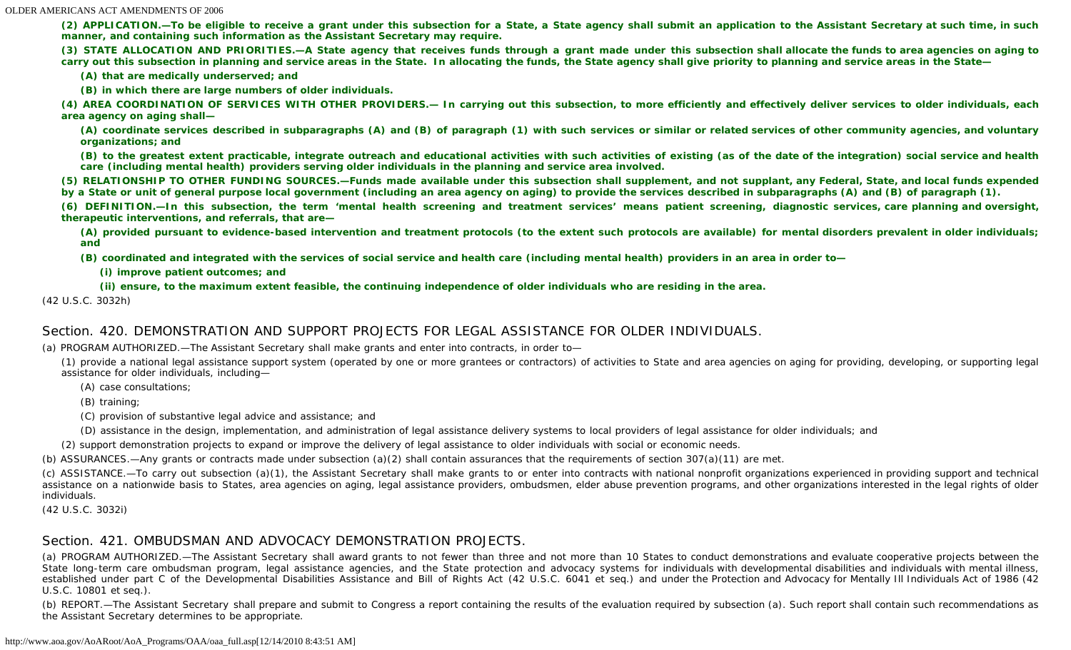**(2) APPLICATION.—To be eligible to receive a grant under this subsection for a State, a State agency shall submit an application to the Assistant Secretary at such time, in such manner, and containing such information as the Assistant Secretary may require.**

**(3) STATE ALLOCATION AND PRIORITIES.—A State agency that receives funds through a grant made under this subsection shall allocate the funds to area agencies on aging to carry out this subsection in planning and service areas in the State. In allocating the funds, the State agency shall give priority to planning and service areas in the State—**

**(A) that are medically underserved; and**

**(B) in which there are large numbers of older individuals.**

**(4) AREA COORDINATION OF SERVICES WITH OTHER PROVIDERS.— In carrying out this subsection, to more efficiently and effectively deliver services to older individuals, each area agency on aging shall—**

**(A) coordinate services described in subparagraphs (A) and (B) of paragraph (1) with such services or similar or related services of other community agencies, and voluntary organizations; and**

**(B) to the greatest extent practicable, integrate outreach and educational activities with such activities of existing (as of the date of the integration) social service and health care (including mental health) providers serving older individuals in the planning and service area involved.**

**(5) RELATIONSHIP TO OTHER FUNDING SOURCES.—Funds made available under this subsection shall supplement, and not supplant, any Federal, State, and local funds expended by a State or unit of general purpose local government (including an area agency on aging) to provide the services described in subparagraphs (A) and (B) of paragraph (1).**

**(6) DEFINITION.—In this subsection, the term 'mental health screening and treatment services' means patient screening, diagnostic services, care planning and oversight, therapeutic interventions, and referrals, that are—**

**(A) provided pursuant to evidence-based intervention and treatment protocols (to the extent such protocols are available) for mental disorders prevalent in older individuals; and**

**(B) coordinated and integrated with the services of social service and health care (including mental health) providers in an area in order to—**

**(i) improve patient outcomes; and**

**(ii) ensure, to the maximum extent feasible, the continuing independence of older individuals who are residing in the area.**

(42 U.S.C. 3032h)

## Section. 420. DEMONSTRATION AND SUPPORT PROJECTS FOR LEGAL ASSISTANCE FOR OLDER INDIVIDUALS.

(a) PROGRAM AUTHORIZED.—The Assistant Secretary shall make grants and enter into contracts, in order to—

(1) provide a national legal assistance support system (operated by one or more grantees or contractors) of activities to State and area agencies on aging for providing, developing, or supporting legal assistance for older individuals, including—

(A) case consultations;

(B) training;

(C) provision of substantive legal advice and assistance; and

(D) assistance in the design, implementation, and administration of legal assistance delivery systems to local providers of legal assistance for older individuals; and

(2) support demonstration projects to expand or improve the delivery of legal assistance to older individuals with social or economic needs.

(b) ASSURANCES.—Any grants or contracts made under subsection (a)(2) shall contain assurances that the requirements of section 307(a)(11) are met.

(c) ASSISTANCE.—To carry out subsection (a)(1), the Assistant Secretary shall make grants to or enter into contracts with national nonprofit organizations experienced in providing support and technical assistance on a nationwide basis to States, area agencies on aging, legal assistance providers, ombudsmen, elder abuse prevention programs, and other organizations interested in the legal rights of older individuals.

(42 U.S.C. 3032i)

## Section. 421. OMBUDSMAN AND ADVOCACY DEMONSTRATION PROJECTS.

(a) PROGRAM AUTHORIZED.—The Assistant Secretary shall award grants to not fewer than three and not more than 10 States to conduct demonstrations and evaluate cooperative projects between the State long-term care ombudsman program, legal assistance agencies, and the State protection and advocacy systems for individuals with developmental disabilities and individuals with mental illness, established under part C of the Developmental Disabilities Assistance and Bill of Rights Act (42 U.S.C. 6041 et seq.) and under the Protection and Advocacy for Mentally Ill Individuals Act of 1986 (42 U.S.C. 10801 et seq.).

(b) REPORT.—The Assistant Secretary shall prepare and submit to Congress a report containing the results of the evaluation required by subsection (a). Such report shall contain such recommendations as the Assistant Secretary determines to be appropriate.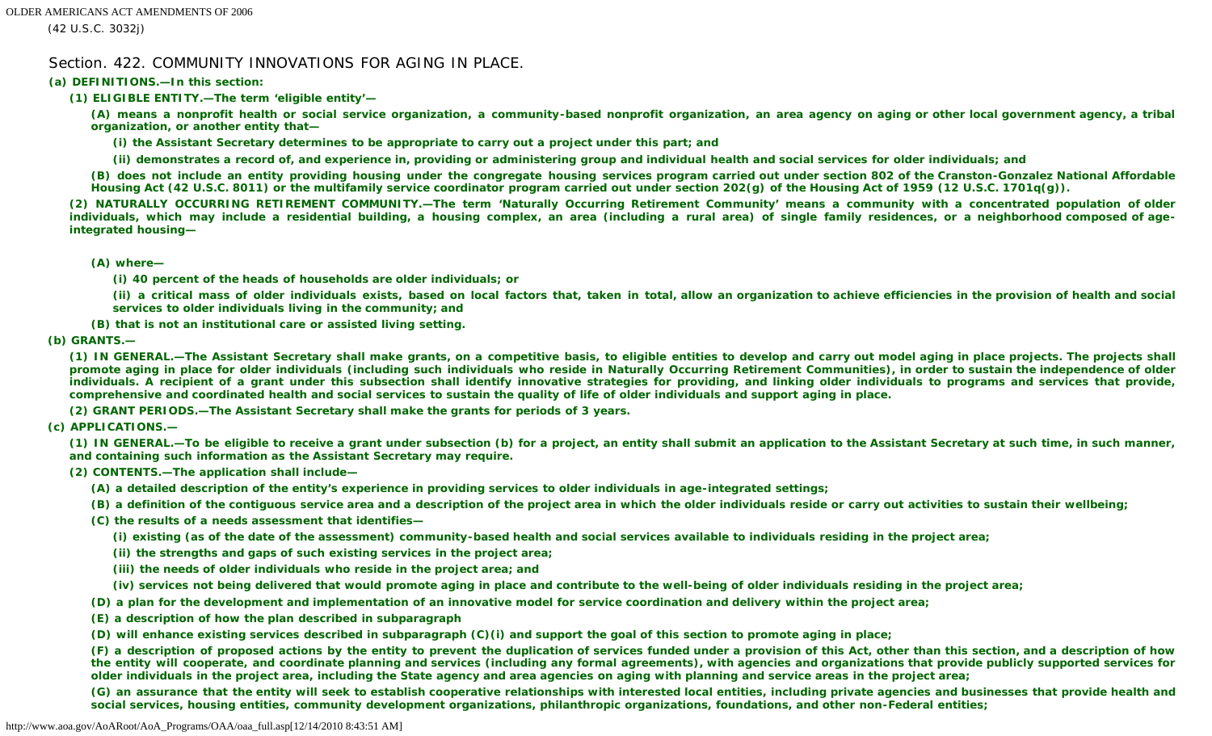(42 U.S.C. 3032j)

## Section. 422. COMMUNITY INNOVATIONS FOR AGING IN PLACE.

**(a) DEFINITIONS.—In this section:**

**(1) ELIGIBLE ENTITY.—The term 'eligible entity'—**

**(A) means a nonprofit health or social service organization, a community-based nonprofit organization, an area agency on aging or other local government agency, a tribal organization, or another entity that—**

**(i) the Assistant Secretary determines to be appropriate to carry out a project under this part; and**

**(ii) demonstrates a record of, and experience in, providing or administering group and individual health and social services for older individuals; and**

**(B) does not include an entity providing housing under the congregate housing services program carried out under section 802 of the Cranston-Gonzalez National Affordable Housing Act (42 U.S.C. 8011) or the multifamily service coordinator program carried out under section 202(g) of the Housing Act of 1959 (12 U.S.C. 1701q(g)).**

**(2) NATURALLY OCCURRING RETIREMENT COMMUNITY.—The term 'Naturally Occurring Retirement Community' means a community with a concentrated population of older individuals, which may include a residential building, a housing complex, an area (including a rural area) of single family residences, or a neighborhood composed of age-integrated housing—**

**(A) where—**

**(i) 40 percent of the heads of households are older individuals; or**

**(ii) a critical mass of older individuals exists, based on local factors that, taken in total, allow an organization to achieve efficiencies in the provision of health and social services to older individuals living in the community; and**

**(B) that is not an institutional care or assisted living setting.**

**(b) GRANTS.—**

**(1) IN GENERAL.—The Assistant Secretary shall make grants, on a competitive basis, to eligible entities to develop and carry out model aging in place projects. The projects shall promote aging in place for older individuals (including such individuals who reside in Naturally Occurring Retirement Communities), in order to sustain the independence of older individuals. A recipient of a grant under this subsection shall identify innovative strategies for providing, and linking older individuals to programs and services that provide, comprehensive and coordinated health and social services to sustain the quality of life of older individuals and support aging in place.**

**(2) GRANT PERIODS.—The Assistant Secretary shall make the grants for periods of 3 years.**

**(c) APPLICATIONS.—**

**(1) IN GENERAL.—To be eligible to receive a grant under subsection (b) for a project, an entity shall submit an application to the Assistant Secretary at such time, in such manner, and containing such information as the Assistant Secretary may require.**

**(2) CONTENTS.—The application shall include—**

**(A) a detailed description of the entity's experience in providing services to older individuals in age-integrated settings;**

**(B) a definition of the contiguous service area and a description of the project area in which the older individuals reside or carry out activities to sustain their wellbeing;**

**(C) the results of a needs assessment that identifies—**

**(i) existing (as of the date of the assessment) community-based health and social services available to individuals residing in the project area;**

**(ii) the strengths and gaps of such existing services in the project area;**

**(iii) the needs of older individuals who reside in the project area; and**

**(iv) services not being delivered that would promote aging in place and contribute to the well-being of older individuals residing in the project area;**

**(D) a plan for the development and implementation of an innovative model for service coordination and delivery within the project area;**

**(E) a description of how the plan described in subparagraph**

**(D) will enhance existing services described in subparagraph (C)(i) and support the goal of this section to promote aging in place;**

**(F) a description of proposed actions by the entity to prevent the duplication of services funded under a provision of this Act, other than this section, and a description of how the entity will cooperate, and coordinate planning and services (including any formal agreements), with agencies and organizations that provide publicly supported services for older individuals in the project area, including the State agency and area agencies on aging with planning and service areas in the project area;**

**(G) an assurance that the entity will seek to establish cooperative relationships with interested local entities, including private agencies and businesses that provide health and social services, housing entities, community development organizations, philanthropic organizations, foundations, and other non-Federal entities;**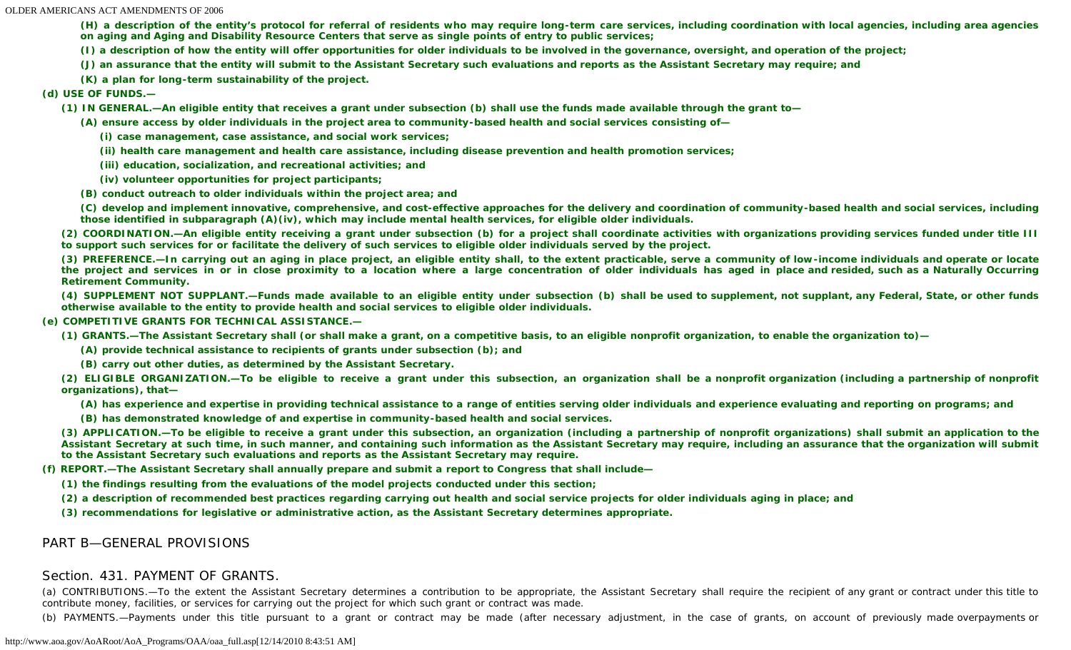**(H) a description of the entity's protocol for referral of residents who may require long-term care services, including coordination with local agencies, including area agencies on aging and Aging and Disability Resource Centers that serve as single points of entry to public services;**

**(I) a description of how the entity will offer opportunities for older individuals to be involved in the governance, oversight, and operation of the project;**

**(J) an assurance that the entity will submit to the Assistant Secretary such evaluations and reports as the Assistant Secretary may require; and**

**(K) a plan for long-term sustainability of the project.**

**(d) USE OF FUNDS.—**

**(1) IN GENERAL.—An eligible entity that receives a grant under subsection (b) shall use the funds made available through the grant to—**

**(A) ensure access by older individuals in the project area to community-based health and social services consisting of—**

**(i) case management, case assistance, and social work services;**

**(ii) health care management and health care assistance, including disease prevention and health promotion services;**

**(iii) education, socialization, and recreational activities; and**

**(iv) volunteer opportunities for project participants;**

**(B) conduct outreach to older individuals within the project area; and**

**(C) develop and implement innovative, comprehensive, and cost-effective approaches for the delivery and coordination of community-based health and social services, including those identified in subparagraph (A)(iv), which may include mental health services, for eligible older individuals.**

**(2) COORDINATION.—An eligible entity receiving a grant under subsection (b) for a project shall coordinate activities with organizations providing services funded under title III to support such services for or facilitate the delivery of such services to eligible older individuals served by the project.**

**(3) PREFERENCE.—In carrying out an aging in place project, an eligible entity shall, to the extent practicable, serve a community of low-income individuals and operate or locate the project and services in or in close proximity to a location where a large concentration of older individuals has aged in place and resided, such as a Naturally Occurring Retirement Community.**

**(4) SUPPLEMENT NOT SUPPLANT.—Funds made available to an eligible entity under subsection (b) shall be used to supplement, not supplant, any Federal, State, or other funds otherwise available to the entity to provide health and social services to eligible older individuals.**

**(e) COMPETITIVE GRANTS FOR TECHNICAL ASSISTANCE.—**

**(1) GRANTS.—The Assistant Secretary shall (or shall make a grant, on a competitive basis, to an eligible nonprofit organization, to enable the organization to)—**

**(A) provide technical assistance to recipients of grants under subsection (b); and**

**(B) carry out other duties, as determined by the Assistant Secretary.**

**(2) ELIGIBLE ORGANIZATION.—To be eligible to receive a grant under this subsection, an organization shall be a nonprofit organization (including a partnership of nonprofit organizations), that—**

**(A) has experience and expertise in providing technical assistance to a range of entities serving older individuals and experience evaluating and reporting on programs; and**

**(B) has demonstrated knowledge of and expertise in community-based health and social services.**

**(3) APPLICATION.—To be eligible to receive a grant under this subsection, an organization (including a partnership of nonprofit organizations) shall submit an application to the Assistant Secretary at such time, in such manner, and containing such information as the Assistant Secretary may require, including an assurance that the organization will submit to the Assistant Secretary such evaluations and reports as the Assistant Secretary may require.**

**(f) REPORT.—The Assistant Secretary shall annually prepare and submit a report to Congress that shall include—**

**(1) the findings resulting from the evaluations of the model projects conducted under this section;**

**(2) a description of recommended best practices regarding carrying out health and social service projects for older individuals aging in place; and**

**(3) recommendations for legislative or administrative action, as the Assistant Secretary determines appropriate.**

## PART B—GENERAL PROVISIONS

### Section. 431. PAYMENT OF GRANTS.

(a) CONTRIBUTIONS.—To the extent the Assistant Secretary determines a contribution to be appropriate, the Assistant Secretary shall require the recipient of any grant or contract under this title to contribute money, facilities, or services for carrying out the project for which such grant or contract was made.

(b) PAYMENTS.—Payments under this title pursuant to a grant or contract may be made (after necessary adjustment, in the case of grants, on account of previously made overpayments or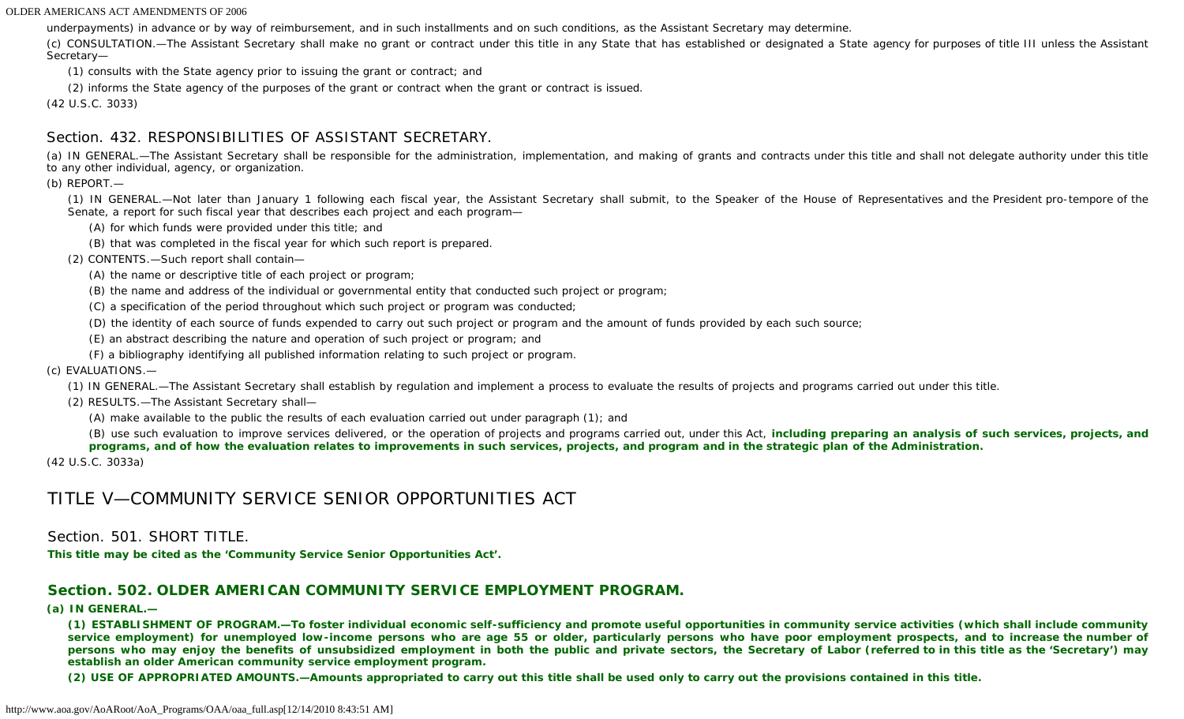underpayments) in advance or by way of reimbursement, and in such installments and on such conditions, as the Assistant Secretary may determine.

(c) CONSULTATION.—The Assistant Secretary shall make no grant or contract under this title in any State that has established or designated a State agency for purposes of title III unless the Assistant Secretary—

(1) consults with the State agency prior to issuing the grant or contract; and

(2) informs the State agency of the purposes of the grant or contract when the grant or contract is issued.

(42 U.S.C. 3033)

### Section. 432. RESPONSIBILITIES OF ASSISTANT SECRETARY.

(a) IN GENERAL.—The Assistant Secretary shall be responsible for the administration, implementation, and making of grants and contracts under this title and shall not delegate authority under this title to any other individual, agency, or organization.

(b) REPORT.—

(1) IN GENERAL.—Not later than January 1 following each fiscal year, the Assistant Secretary shall submit, to the Speaker of the House of Representatives and the President pro-tempore of the Senate, a report for such fiscal year that describes each project and each program—

(A) for which funds were provided under this title; and

(B) that was completed in the fiscal year for which such report is prepared.

(2) CONTENTS.—Such report shall contain—

(A) the name or descriptive title of each project or program;

(B) the name and address of the individual or governmental entity that conducted such project or program;

(C) a specification of the period throughout which such project or program was conducted;

(D) the identity of each source of funds expended to carry out such project or program and the amount of funds provided by each such source;

(E) an abstract describing the nature and operation of such project or program; and

(F) a bibliography identifying all published information relating to such project or program.

(c) EVALUATIONS.—

(1) IN GENERAL.—The Assistant Secretary shall establish by regulation and implement a process to evaluate the results of projects and programs carried out under this title.

(2) RESULTS.—The Assistant Secretary shall—

(A) make available to the public the results of each evaluation carried out under paragraph (1); and

(B) use such evaluation to improve services delivered, or the operation of projects and programs carried out, under this Act, **including preparing an analysis of such services, projects, and programs, and of how the evaluation relates to improvements in such services, projects, and program and in the strategic plan of the Administration.**

(42 U.S.C. 3033a)

## TITLE V—COMMUNITY SERVICE SENIOR OPPORTUNITIES ACT

### Section. 501. SHORT TITLE.

**This title may be cited as the 'Community Service Senior Opportunities Act'.**

### **Section. 502. OLDER AMERICAN COMMUNITY SERVICE EMPLOYMENT PROGRAM.**

**(a) IN GENERAL.—**

**(1) ESTABLISHMENT OF PROGRAM.—To foster individual economic self-sufficiency and promote useful opportunities in community service activities (which shall include community service employment) for unemployed low-income persons who are age 55 or older, particularly persons who have poor employment prospects, and to increase the number of persons who may enjoy the benefits of unsubsidized employment in both the public and private sectors, the Secretary of Labor (referred to in this title as the 'Secretary') may establish an older American community service employment program.**

**(2) USE OF APPROPRIATED AMOUNTS.—Amounts appropriated to carry out this title shall be used only to carry out the provisions contained in this title.**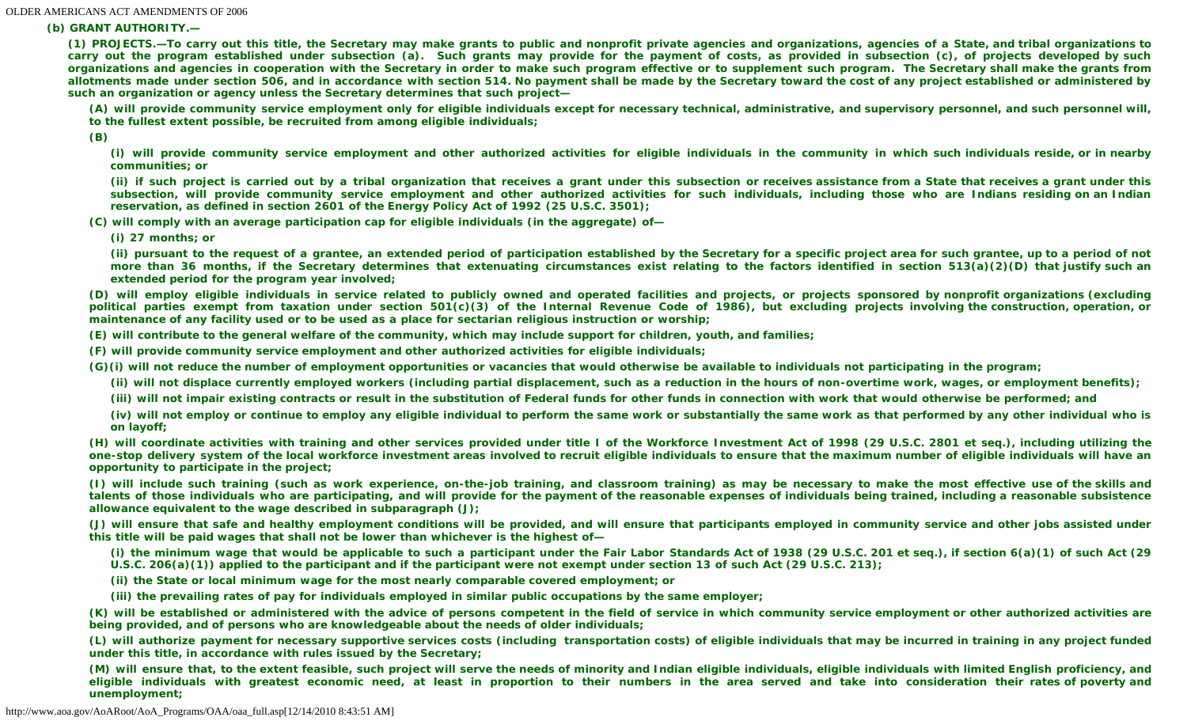**(b) GRANT AUTHORITY.—**

**(1) PROJECTS.—To carry out this title, the Secretary may make grants to public and nonprofit private agencies and organizations, agencies of a State, and tribal organizations to carry out the program established under subsection (a). Such grants may provide for the payment of costs, as provided in subsection (c), of projects developed by such organizations and agencies in cooperation with the Secretary in order to make such program effective or to supplement such program. The Secretary shall make the grants from allotments made under section 506, and in accordance with section 514. No payment shall be made by the Secretary toward the cost of any project established or administered by such an organization or agency unless the Secretary determines that such project—**

**(A) will provide community service employment only for eligible individuals except for necessary technical, administrative, and supervisory personnel, and such personnel will, to the fullest extent possible, be recruited from among eligible individuals;**

**(B)**

**(i) will provide community service employment and other authorized activities for eligible individuals in the community in which such individuals reside, or in nearby communities; or**

**(ii) if such project is carried out by a tribal organization that receives a grant under this subsection or receives assistance from a State that receives a grant under this subsection, will provide community service employment and other authorized activities for such individuals, including those who are Indians residing on an Indian reservation, as defined in section 2601 of the Energy Policy Act of 1992 (25 U.S.C. 3501);**

**(C) will comply with an average participation cap for eligible individuals (in the aggregate) of—**

**(i) 27 months; or**

**(ii) pursuant to the request of a grantee, an extended period of participation established by the Secretary for a specific project area for such grantee, up to a period of not more than 36 months, if the Secretary determines that extenuating circumstances exist relating to the factors identified in section 513(a)(2)(D) that justify such an extended period for the program year involved;**

**(D) will employ eligible individuals in service related to publicly owned and operated facilities and projects, or projects sponsored by nonprofit organizations (excluding political parties exempt from taxation under section 501(c)(3) of the Internal Revenue Code of 1986), but excluding projects involving the construction, operation, or maintenance of any facility used or to be used as a place for sectarian religious instruction or worship;**

**(E) will contribute to the general welfare of the community, which may include support for children, youth, and families;**

**(F) will provide community service employment and other authorized activities for eligible individuals;**

**(G)(i) will not reduce the number of employment opportunities or vacancies that would otherwise be available to individuals not participating in the program;**

**(ii) will not displace currently employed workers (including partial displacement, such as a reduction in the hours of non-overtime work, wages, or employment benefits);**

**(iii) will not impair existing contracts or result in the substitution of Federal funds for other funds in connection with work that would otherwise be performed; and**

**(iv) will not employ or continue to employ any eligible individual to perform the same work or substantially the same work as that performed by any other individual who is on layoff;**

**(H) will coordinate activities with training and other services provided under title I of the Workforce Investment Act of 1998 (29 U.S.C. 2801 et seq.), including utilizing the one-stop delivery system of the local workforce investment areas involved to recruit eligible individuals to ensure that the maximum number of eligible individuals will have an opportunity to participate in the project;**

**(I) will include such training (such as work experience, on-the-job training, and classroom training) as may be necessary to make the most effective use of the skills and talents of those individuals who are participating, and will provide for the payment of the reasonable expenses of individuals being trained, including a reasonable subsistence allowance equivalent to the wage described in subparagraph (J);**

**(J) will ensure that safe and healthy employment conditions will be provided, and will ensure that participants employed in community service and other jobs assisted under this title will be paid wages that shall not be lower than whichever is the highest of—**

**(i) the minimum wage that would be applicable to such a participant under the Fair Labor Standards Act of 1938 (29 U.S.C. 201 et seq.), if section 6(a)(1) of such Act (29 U.S.C. 206(a)(1)) applied to the participant and if the participant were not exempt under section 13 of such Act (29 U.S.C. 213);**

**(ii) the State or local minimum wage for the most nearly comparable covered employment; or**

**(iii) the prevailing rates of pay for individuals employed in similar public occupations by the same employer;**

**(K) will be established or administered with the advice of persons competent in the field of service in which community service employment or other authorized activities are being provided, and of persons who are knowledgeable about the needs of older individuals;**

**(L) will authorize payment for necessary supportive services costs (including transportation costs) of eligible individuals that may be incurred in training in any project funded under this title, in accordance with rules issued by the Secretary;**

**(M) will ensure that, to the extent feasible, such project will serve the needs of minority and Indian eligible individuals, eligible individuals with limited English proficiency, and eligible individuals with greatest economic need, at least in proportion to their numbers in the area served and take into consideration their rates of poverty and unemployment;**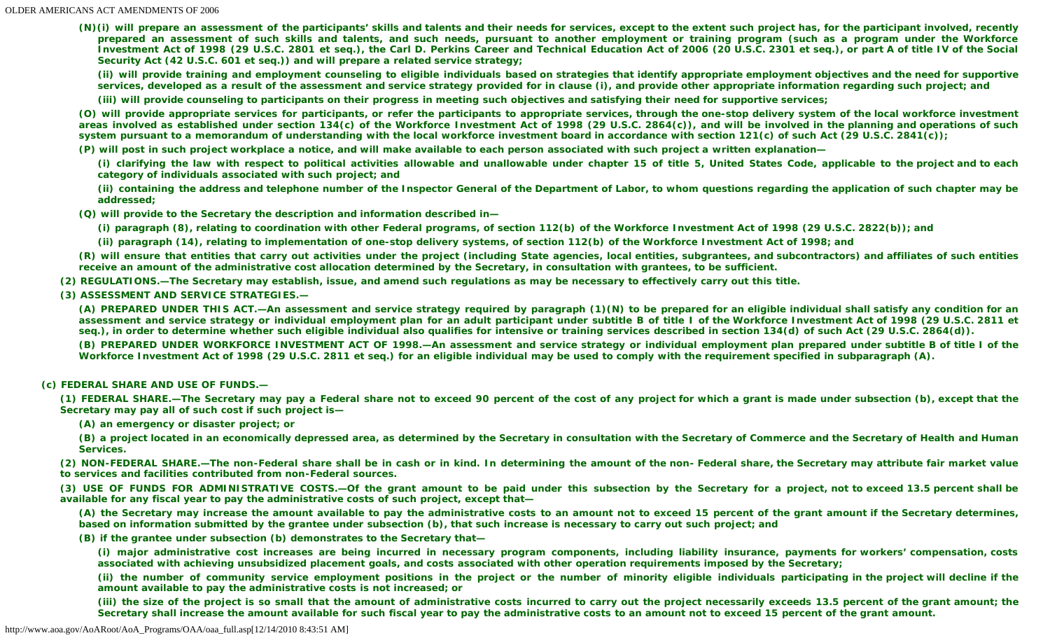(N)(i) will prepare an assessment of the participants' skills and talents and their needs for services, except to the extent such project has, for the participant involved, recently prepared an assessment of such skills and talents, and such needs, pursuant to another employment or training program (such as a program under the Workforce Investment Act of 1998 (29 U.S.C. 2801 et seq.), the Carl D. Perkins Career and Technical Education Act of 2006 (20 U.S.C. 2301 et seq.), or part A of title IV of the Social Security Act (42 U.S.C. 601 et seq.)) and will prepare a related service strategy;

(ii) will provide training and employment counseling to eligible individuals based on strategies that identify appropriate employment objectives and the need for supportive services, developed as a result of the assessment and service strategy provided for in clause (i), and provide other appropriate information regarding such project; and

(iii) will provide counseling to participants on their progress in meeting such objectives and satisfying their need for supportive services;

(O) will provide appropriate services for participants, or refer the participants to appropriate services, through the one-stop delivery system of the local workforce investment areas involved as established under section 134(c) of the Workforce Investment Act of 1998 (29 U.S.C. 2864(c)), and will be involved in the planning and operations of such system pursuant to a memorandum of understanding with the local workforce investment board in accordance with section 121(c) of such Act (29 U.S.C. 2841(c));

(P) will post in such project workplace a notice, and will make available to each person associated with such project a written explanation—

(i) clarifying the law with respect to political activities allowable and unallowable under chapter 15 of title 5, United States Code, applicable to the project and to each category of individuals associated with such project; and

(ii) containing the address and telephone number of the Inspector General of the Department of Labor, to whom questions regarding the application of such chapter may be addressed;

(Q) will provide to the Secretary the description and information described in—

(i) paragraph (8), relating to coordination with other Federal programs, of section 112(b) of the Workforce Investment Act of 1998 (29 U.S.C. 2822(b)); and

(ii) paragraph (14), relating to implementation of one-stop delivery systems, of section 112(b) of the Workforce Investment Act of 1998; and

(R) will ensure that entities that carry out activities under the project (including State agencies, local entities, subgrantees, and subcontractors) and affiliates of such entities receive an amount of the administrative cost allocation determined by the Secretary, in consultation with grantees, to be sufficient.

(2) REGULATIONS.—The Secretary may establish, issue, and amend such regulations as may be necessary to effectively carry out this title.

(3) ASSESSMENT AND SERVICE STRATEGIES.—

(A) PREPARED UNDER THIS ACT.—An assessment and service strategy required by paragraph (1)(N) to be prepared for an eligible individual shall satisfy any condition for an assessment and service strategy or individual employment plan for an adult participant under subtitle B of title I of the Workforce Investment Act of 1998 (29 U.S.C. 2811 et seq.), in order to determine whether such eligible individual also qualifies for intensive or training services described in section 134(d) of such Act (29 U.S.C. 2864(d)).

(B) PREPARED UNDER WORKFORCE INVESTMENT ACT OF 1998.—An assessment and service strategy or individual employment plan prepared under subtitle B of title I of the Workforce Investment Act of 1998 (29 U.S.C. 2811 et seq.) for an eligible individual may be used to comply with the requirement specified in subparagraph (A).

(c) FEDERAL SHARE AND USE OF FUNDS.—

(1) FEDERAL SHARE.—The Secretary may pay a Federal share not to exceed 90 percent of the cost of any project for which a grant is made under subsection (b), except that the Secretary may pay all of such cost if such project is—

(A) an emergency or disaster project; or

(B) a project located in an economically depressed area, as determined by the Secretary in consultation with the Secretary of Commerce and the Secretary of Health and Human Services.

(2) NON-FEDERAL SHARE.—The non-Federal share shall be in cash or in kind. In determining the amount of the non- Federal share, the Secretary may attribute fair market value to services and facilities contributed from non-Federal sources.

(3) USE OF FUNDS FOR ADMINISTRATIVE COSTS.—Of the grant amount to be paid under this subsection by the Secretary for a project, not to exceed 13.5 percent shall be available for any fiscal year to pay the administrative costs of such project, except that—

(A) the Secretary may increase the amount available to pay the administrative costs to an amount not to exceed 15 percent of the grant amount if the Secretary determines, based on information submitted by the grantee under subsection (b), that such increase is necessary to carry out such project; and

(B) if the grantee under subsection (b) demonstrates to the Secretary that—

(i) major administrative cost increases are being incurred in necessary program components, including liability insurance, payments for workers' compensation, costs associated with achieving unsubsidized placement goals, and costs associated with other operation requirements imposed by the Secretary;

(ii) the number of community service employment positions in the project or the number of minority eligible individuals participating in the project will decline if the amount available to pay the administrative costs is not increased; or

(iii) the size of the project is so small that the amount of administrative costs incurred to carry out the project necessarily exceeds 13.5 percent of the grant amount; the Secretary shall increase the amount available for such fiscal year to pay the administrative costs to an amount not to exceed 15 percent of the grant amount.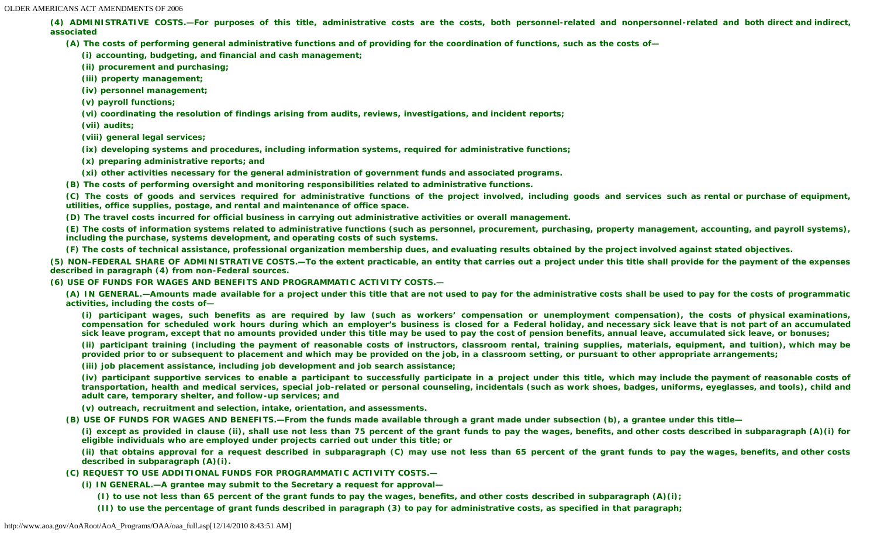**(4) ADMINISTRATIVE COSTS.—For purposes of this title, administrative costs are the costs, both personnel-related and nonpersonnel-related and both direct and indirect, associated**

**(A) The costs of performing general administrative functions and of providing for the coordination of functions, such as the costs of—**

**(i) accounting, budgeting, and financial and cash management;**

**(ii) procurement and purchasing;**

**(iii) property management;**

**(iv) personnel management;**

**(v) payroll functions;**

**(vi) coordinating the resolution of findings arising from audits, reviews, investigations, and incident reports;**

**(vii) audits;**

**(viii) general legal services;**

**(ix) developing systems and procedures, including information systems, required for administrative functions;**

**(x) preparing administrative reports; and**

**(xi) other activities necessary for the general administration of government funds and associated programs.**

**(B) The costs of performing oversight and monitoring responsibilities related to administrative functions.**

**(C) The costs of goods and services required for administrative functions of the project involved, including goods and services such as rental or purchase of equipment, utilities, office supplies, postage, and rental and maintenance of office space.**

**(D) The travel costs incurred for official business in carrying out administrative activities or overall management.**

**(E) The costs of information systems related to administrative functions (such as personnel, procurement, purchasing, property management, accounting, and payroll systems), including the purchase, systems development, and operating costs of such systems.**

**(F) The costs of technical assistance, professional organization membership dues, and evaluating results obtained by the project involved against stated objectives.**

**(5) NON-FEDERAL SHARE OF ADMINISTRATIVE COSTS.—To the extent practicable, an entity that carries out a project under this title shall provide for the payment of the expenses described in paragraph (4) from non-Federal sources.**

**(6) USE OF FUNDS FOR WAGES AND BENEFITS AND PROGRAMMATIC ACTIVITY COSTS.—**

**(A) IN GENERAL.—Amounts made available for a project under this title that are not used to pay for the administrative costs shall be used to pay for the costs of programmatic activities, including the costs of—**

**(i) participant wages, such benefits as are required by law (such as workers' compensation or unemployment compensation), the costs of physical examinations, compensation for scheduled work hours during which an employer's business is closed for a Federal holiday, and necessary sick leave that is not part of an accumulated sick leave program, except that no amounts provided under this title may be used to pay the cost of pension benefits, annual leave, accumulated sick leave, or bonuses;**

**(ii) participant training (including the payment of reasonable costs of instructors, classroom rental, training supplies, materials, equipment, and tuition), which may be provided prior to or subsequent to placement and which may be provided on the job, in a classroom setting, or pursuant to other appropriate arrangements;**

**(iii) job placement assistance, including job development and job search assistance;**

**(iv) participant supportive services to enable a participant to successfully participate in a project under this title, which may include the payment of reasonable costs of transportation, health and medical services, special job-related or personal counseling, incidentals (such as work shoes, badges, uniforms, eyeglasses, and tools), child and adult care, temporary shelter, and follow-up services; and**

**(v) outreach, recruitment and selection, intake, orientation, and assessments.**

**(B) USE OF FUNDS FOR WAGES AND BENEFITS.—From the funds made available through a grant made under subsection (b), a grantee under this title—**

**(i) except as provided in clause (ii), shall use not less than 75 percent of the grant funds to pay the wages, benefits, and other costs described in subparagraph (A)(i) for eligible individuals who are employed under projects carried out under this title; or**

**(ii) that obtains approval for a request described in subparagraph (C) may use not less than 65 percent of the grant funds to pay the wages, benefits, and other costs described in subparagraph (A)(i).**

**(C) REQUEST TO USE ADDITIONAL FUNDS FOR PROGRAMMATIC ACTIVITY COSTS.—**

**(i) IN GENERAL.—A grantee may submit to the Secretary a request for approval—**

**(I) to use not less than 65 percent of the grant funds to pay the wages, benefits, and other costs described in subparagraph (A)(i);**

**(II) to use the percentage of grant funds described in paragraph (3) to pay for administrative costs, as specified in that paragraph;**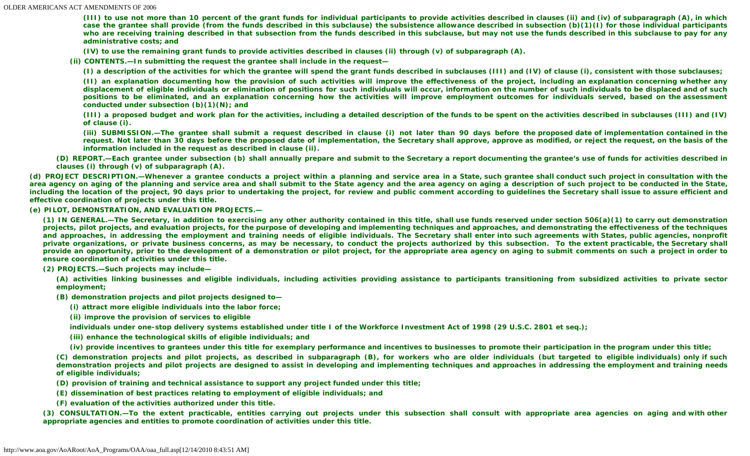(III) to use not more than 10 percent of the grant funds for individual participants to provide activities described in clauses (ii) and (iv) of subparagraph (A), in which case the grantee shall provide (from the funds described in this subclause) the subsistence allowance described in subsection (b)(1)(I) for those individual participants who are receiving training described in that subsection from the funds described in this subclause, but may not use the funds described in this subclause to pay for any administrative costs; and

(IV) to use the remaining grant funds to provide activities described in clauses (ii) through (v) of subparagraph (A).

(ii) CONTENTS.—In submitting the request the grantee shall include in the request—

(I) a description of the activities for which the grantee will spend the grant funds described in subclauses (III) and (IV) of clause (i), consistent with those subclauses;

(II) an explanation documenting how the provision of such activities will improve the effectiveness of the project, including an explanation concerning whether any displacement of eligible individuals or elimination of positions for such individuals will occur, information on the number of such individuals to be displaced and of such positions to be eliminated, and an explanation concerning how the activities will improve employment outcomes for individuals served, based on the assessment conducted under subsection (b)(1)(N); and

(III) a proposed budget and work plan for the activities, including a detailed description of the funds to be spent on the activities described in subclauses (III) and (IV) of clause (i).

(iii) SUBMISSION.—The grantee shall submit a request described in clause (i) not later than 90 days before the proposed date of implementation contained in the request. Not later than 30 days before the proposed date of implementation, the Secretary shall approve, approve as modified, or reject the request, on the basis of the information included in the request as described in clause (ii).

(D) REPORT.—Each grantee under subsection (b) shall annually prepare and submit to the Secretary a report documenting the grantee's use of funds for activities described in clauses (i) through (v) of subparagraph (A).

(d) PROJECT DESCRIPTION.—Whenever a grantee conducts a project within a planning and service area in a State, such grantee shall conduct such project in consultation with the area agency on aging of the planning and service area and shall submit to the State agency and the area agency on aging a description of such project to be conducted in the State, including the location of the project, 90 days prior to undertaking the project, for review and public comment according to guidelines the Secretary shall issue to assure efficient and effective coordination of projects under this title.

(e) PILOT, DEMONSTRATION, AND EVALUATION PROJECTS.—

(1) IN GENERAL.—The Secretary, in addition to exercising any other authority contained in this title, shall use funds reserved under section 506(a)(1) to carry out demonstration projects, pilot projects, and evaluation projects, for the purpose of developing and implementing techniques and approaches, and demonstrating the effectiveness of the techniques and approaches, in addressing the employment and training needs of eligible individuals. The Secretary shall enter into such agreements with States, public agencies, nonprofit private organizations, or private business concerns, as may be necessary, to conduct the projects authorized by this subsection. To the extent practicable, the Secretary shall provide an opportunity, prior to the development of a demonstration or pilot project, for the appropriate area agency on aging to submit comments on such a project in order to ensure coordination of activities under this title.

(2) PROJECTS.—Such projects may include—

(A) activities linking businesses and eligible individuals, including activities providing assistance to participants transitioning from subsidized activities to private sector employment;

(B) demonstration projects and pilot projects designed to—

(i) attract more eligible individuals into the labor force;

(ii) improve the provision of services to eligible individuals under one-stop delivery systems established under title I of the Workforce Investment Act of 1998 (29 U.S.C. 2801 et seq.);

(iii) enhance the technological skills of eligible individuals; and

(iv) provide incentives to grantees under this title for exemplary performance and incentives to businesses to promote their participation in the program under this title;

(C) demonstration projects and pilot projects, as described in subparagraph (B), for workers who are older individuals (but targeted to eligible individuals) only if such demonstration projects and pilot projects are designed to assist in developing and implementing techniques and approaches in addressing the employment and training needs of eligible individuals;

(D) provision of training and technical assistance to support any project funded under this title;

(E) dissemination of best practices relating to employment of eligible individuals; and

(F) evaluation of the activities authorized under this title.

(3) CONSULTATION.—To the extent practicable, entities carrying out projects under this subsection shall consult with appropriate area agencies on aging and with other appropriate agencies and entities to promote coordination of activities under this title.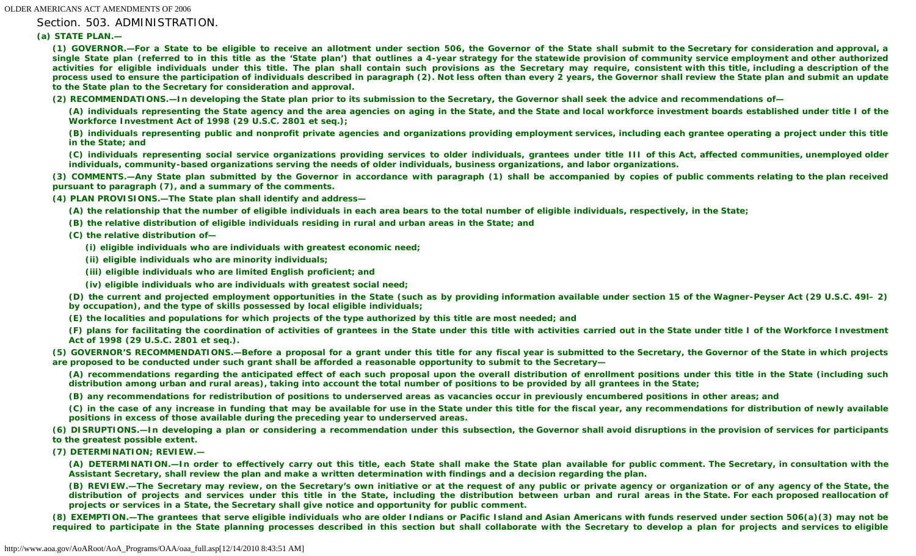## Section. 503. ADMINISTRATION.

**(a) STATE PLAN.—**

**(1) GOVERNOR.—For a State to be eligible to receive an allotment under section 506, the Governor of the State shall submit to the Secretary for consideration and approval, a single State plan (referred to in this title as the 'State plan') that outlines a 4-year strategy for the statewide provision of community service employment and other authorized activities for eligible individuals under this title. The plan shall contain such provisions as the Secretary may require, consistent with this title, including a description of the process used to ensure the participation of individuals described in paragraph (2). Not less often than every 2 years, the Governor shall review the State plan and submit an update to the State plan to the Secretary for consideration and approval.**

**(2) RECOMMENDATIONS.—In developing the State plan prior to its submission to the Secretary, the Governor shall seek the advice and recommendations of—**

**(A) individuals representing the State agency and the area agencies on aging in the State, and the State and local workforce investment boards established under title I of the Workforce Investment Act of 1998 (29 U.S.C. 2801 et seq.);**

**(B) individuals representing public and nonprofit private agencies and organizations providing employment services, including each grantee operating a project under this title in the State; and**

**(C) individuals representing social service organizations providing services to older individuals, grantees under title III of this Act, affected communities, unemployed older individuals, community-based organizations serving the needs of older individuals, business organizations, and labor organizations.**

**(3) COMMENTS.—Any State plan submitted by the Governor in accordance with paragraph (1) shall be accompanied by copies of public comments relating to the plan received pursuant to paragraph (7), and a summary of the comments.**

**(4) PLAN PROVISIONS.—The State plan shall identify and address—**

**(A) the relationship that the number of eligible individuals in each area bears to the total number of eligible individuals, respectively, in the State;**

**(B) the relative distribution of eligible individuals residing in rural and urban areas in the State; and**

**(C) the relative distribution of—**

**(i) eligible individuals who are individuals with greatest economic need;**

**(ii) eligible individuals who are minority individuals;**

**(iii) eligible individuals who are limited English proficient; and**

**(iv) eligible individuals who are individuals with greatest social need;**

**(D) the current and projected employment opportunities in the State (such as by providing information available under section 15 of the Wagner-Peyser Act (29 U.S.C. 49l– 2) by occupation), and the type of skills possessed by local eligible individuals;**

**(E) the localities and populations for which projects of the type authorized by this title are most needed; and**

**(F) plans for facilitating the coordination of activities of grantees in the State under this title with activities carried out in the State under title I of the Workforce Investment Act of 1998 (29 U.S.C. 2801 et seq.).**

**(5) GOVERNOR'S RECOMMENDATIONS.—Before a proposal for a grant under this title for any fiscal year is submitted to the Secretary, the Governor of the State in which projects are proposed to be conducted under such grant shall be afforded a reasonable opportunity to submit to the Secretary—**

**(A) recommendations regarding the anticipated effect of each such proposal upon the overall distribution of enrollment positions under this title in the State (including such distribution among urban and rural areas), taking into account the total number of positions to be provided by all grantees in the State;**

**(B) any recommendations for redistribution of positions to underserved areas as vacancies occur in previously encumbered positions in other areas; and**

**(C) in the case of any increase in funding that may be available for use in the State under this title for the fiscal year, any recommendations for distribution of newly available positions in excess of those available during the preceding year to underserved areas.**

**(6) DISRUPTIONS.—In developing a plan or considering a recommendation under this subsection, the Governor shall avoid disruptions in the provision of services for participants to the greatest possible extent.**

**(7) DETERMINATION; REVIEW.—**

**(A) DETERMINATION.—In order to effectively carry out this title, each State shall make the State plan available for public comment. The Secretary, in consultation with the Assistant Secretary, shall review the plan and make a written determination with findings and a decision regarding the plan.**

**(B) REVIEW.—The Secretary may review, on the Secretary's own initiative or at the request of any public or private agency or organization or of any agency of the State, the distribution of projects and services under this title in the State, including the distribution between urban and rural areas in the State. For each proposed reallocation of projects or services in a State, the Secretary shall give notice and opportunity for public comment.**

**(8) EXEMPTION.—The grantees that serve eligible individuals who are older Indians or Pacific Island and Asian Americans with funds reserved under section 506(a)(3) may not be required to participate in the State planning processes described in this section but shall collaborate with the Secretary to develop a plan for projects and services to eligible**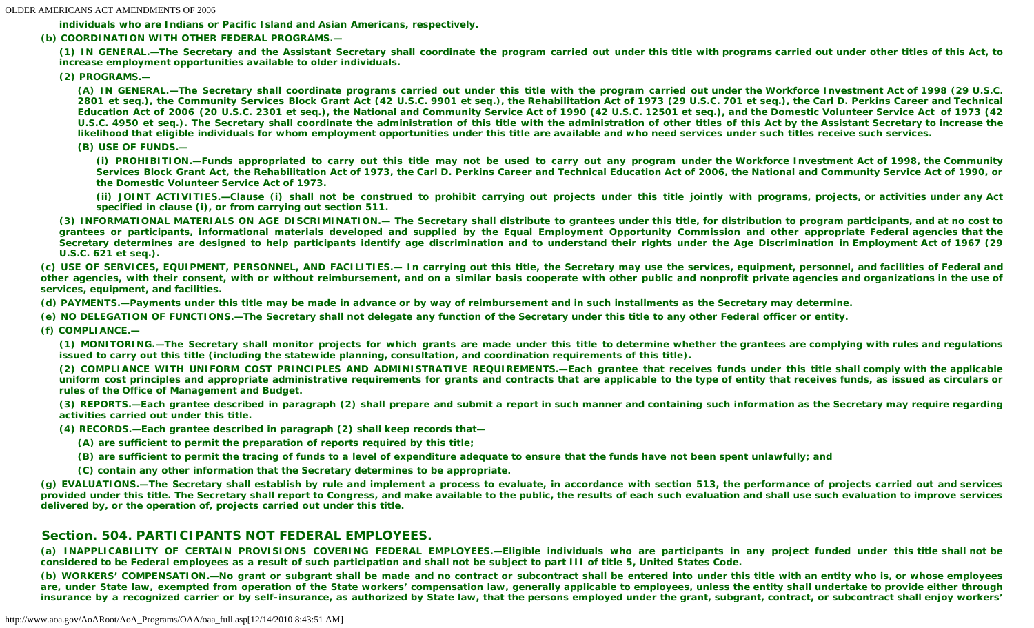individuals who are Indians or Pacific Island and Asian Americans, respectively.

**(b) COORDINATION WITH OTHER FEDERAL PROGRAMS.—**

(1) IN GENERAL.—The Secretary and the Assistant Secretary shall coordinate the program carried out under this title with programs carried out under other titles of this Act, to increase employment opportunities available to older individuals.

(2) PROGRAMS.—

(A) IN GENERAL.—The Secretary shall coordinate programs carried out under this title with the program carried out under the Workforce Investment Act of 1998 (29 U.S.C. 2801 et seq.), the Community Services Block Grant Act (42 U.S.C. 9901 et seq.), the Rehabilitation Act of 1973 (29 U.S.C. 701 et seq.), the Carl D. Perkins Career and Technical Education Act of 2006 (20 U.S.C. 2301 et seq.), the National and Community Service Act of 1990 (42 U.S.C. 12501 et seq.), and the Domestic Volunteer Service Act of 1973 (42 U.S.C. 4950 et seq.). The Secretary shall coordinate the administration of this title with the administration of other titles of this Act by the Assistant Secretary to increase the likelihood that eligible individuals for whom employment opportunities under this title are available and who need services under such titles receive such services.

(B) USE OF FUNDS.—

(i) PROHIBITION.—Funds appropriated to carry out this title may not be used to carry out any program under the Workforce Investment Act of 1998, the Community Services Block Grant Act, the Rehabilitation Act of 1973, the Carl D. Perkins Career and Technical Education Act of 2006, the National and Community Service Act of 1990, or the Domestic Volunteer Service Act of 1973.

(ii) JOINT ACTIVITIES.—Clause (i) shall not be construed to prohibit carrying out projects under this title jointly with programs, projects, or activities under any Act specified in clause (i), or from carrying out section 511.

(3) INFORMATIONAL MATERIALS ON AGE DISCRIMINATION.— The Secretary shall distribute to grantees under this title, for distribution to program participants, and at no cost to grantees or participants, informational materials developed and supplied by the Equal Employment Opportunity Commission and other appropriate Federal agencies that the Secretary determines are designed to help participants identify age discrimination and to understand their rights under the Age Discrimination in Employment Act of 1967 (29 U.S.C. 621 et seq.).

**(c) USE OF SERVICES, EQUIPMENT, PERSONNEL, AND FACILITIES.—** In carrying out this title, the Secretary may use the services, equipment, personnel, and facilities of Federal and other agencies, with their consent, with or without reimbursement, and on a similar basis cooperate with other public and nonprofit private agencies and organizations in the use of services, equipment, and facilities.

**(d) PAYMENTS.—**Payments under this title may be made in advance or by way of reimbursement and in such installments as the Secretary may determine.

**(e) NO DELEGATION OF FUNCTIONS.—**The Secretary shall not delegate any function of the Secretary under this title to any other Federal officer or entity.

**(f) COMPLIANCE.—**

(1) MONITORING.—The Secretary shall monitor projects for which grants are made under this title to determine whether the grantees are complying with rules and regulations issued to carry out this title (including the statewide planning, consultation, and coordination requirements of this title).

(2) COMPLIANCE WITH UNIFORM COST PRINCIPLES AND ADMINISTRATIVE REQUIREMENTS.—Each grantee that receives funds under this title shall comply with the applicable uniform cost principles and appropriate administrative requirements for grants and contracts that are applicable to the type of entity that receives funds, as issued as circulars or rules of the Office of Management and Budget.

(3) REPORTS.—Each grantee described in paragraph (2) shall prepare and submit a report in such manner and containing such information as the Secretary may require regarding activities carried out under this title.

(4) RECORDS.—Each grantee described in paragraph (2) shall keep records that—

(A) are sufficient to permit the preparation of reports required by this title;

(B) are sufficient to permit the tracing of funds to a level of expenditure adequate to ensure that the funds have not been spent unlawfully; and

(C) contain any other information that the Secretary determines to be appropriate.

**(g) EVALUATIONS.—**The Secretary shall establish by rule and implement a process to evaluate, in accordance with section 513, the performance of projects carried out and services provided under this title. The Secretary shall report to Congress, and make available to the public, the results of each such evaluation and shall use such evaluation to improve services delivered by, or the operation of, projects carried out under this title.

## Section. 504. PARTICIPANTS NOT FEDERAL EMPLOYEES.

**(a) INAPPLICABILITY OF CERTAIN PROVISIONS COVERING FEDERAL EMPLOYEES.—**Eligible individuals who are participants in any project funded under this title shall not be considered to be Federal employees as a result of such participation and shall not be subject to part III of title 5, United States Code.

**(b) WORKERS' COMPENSATION.—**No grant or subgrant shall be made and no contract or subcontract shall be entered into under this title with an entity who is, or whose employees are, under State law, exempted from operation of the State workers' compensation law, generally applicable to employees, unless the entity shall undertake to provide either through insurance by a recognized carrier or by self-insurance, as authorized by State law, that the persons employed under the grant, subgrant, contract, or subcontract shall enjoy workers'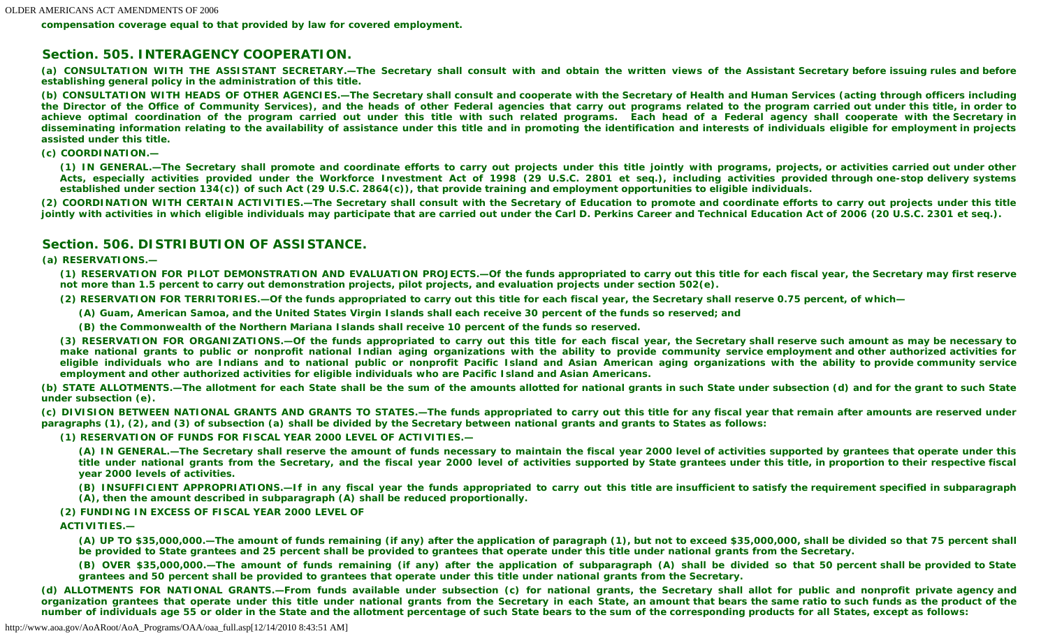compensation coverage equal to that provided by law for covered employment.

## Section. 505. INTERAGENCY COOPERATION.

(a) CONSULTATION WITH THE ASSISTANT SECRETARY.—The Secretary shall consult with and obtain the written views of the Assistant Secretary before issuing rules and before establishing general policy in the administration of this title.

(b) CONSULTATION WITH HEADS OF OTHER AGENCIES.—The Secretary shall consult and cooperate with the Secretary of Health and Human Services (acting through officers including the Director of the Office of Community Services), and the heads of other Federal agencies that carry out programs related to the program carried out under this title, in order to achieve optimal coordination of the program carried out under this title with such related programs. Each head of a Federal agency shall cooperate with the Secretary in disseminating information relating to the availability of assistance under this title and in promoting the identification and interests of individuals eligible for employment in projects assisted under this title.

(c) COORDINATION.—

(1) IN GENERAL.—The Secretary shall promote and coordinate efforts to carry out projects under this title jointly with programs, projects, or activities carried out under other Acts, especially activities provided under the Workforce Investment Act of 1998 (29 U.S.C. 2801 et seq.), including activities provided through one-stop delivery systems established under section 134(c)) of such Act (29 U.S.C. 2864(c)), that provide training and employment opportunities to eligible individuals.

(2) COORDINATION WITH CERTAIN ACTIVITIES.—The Secretary shall consult with the Secretary of Education to promote and coordinate efforts to carry out projects under this title jointly with activities in which eligible individuals may participate that are carried out under the Carl D. Perkins Career and Technical Education Act of 2006 (20 U.S.C. 2301 et seq.).

## Section. 506. DISTRIBUTION OF ASSISTANCE.

(a) RESERVATIONS.—

(1) RESERVATION FOR PILOT DEMONSTRATION AND EVALUATION PROJECTS.—Of the funds appropriated to carry out this title for each fiscal year, the Secretary may first reserve not more than 1.5 percent to carry out demonstration projects, pilot projects, and evaluation projects under section 502(e).

(2) RESERVATION FOR TERRITORIES.—Of the funds appropriated to carry out this title for each fiscal year, the Secretary shall reserve 0.75 percent, of which—

(A) Guam, American Samoa, and the United States Virgin Islands shall each receive 30 percent of the funds so reserved; and

(B) the Commonwealth of the Northern Mariana Islands shall receive 10 percent of the funds so reserved.

(3) RESERVATION FOR ORGANIZATIONS.—Of the funds appropriated to carry out this title for each fiscal year, the Secretary shall reserve such amount as may be necessary to make national grants to public or nonprofit national Indian aging organizations with the ability to provide community service employment and other authorized activities for eligible individuals who are Indians and to national public or nonprofit Pacific Island and Asian American aging organizations with the ability to provide community service employment and other authorized activities for eligible individuals who are Pacific Island and Asian Americans.

(b) STATE ALLOTMENTS.—The allotment for each State shall be the sum of the amounts allotted for national grants in such State under subsection (d) and for the grant to such State under subsection (e).

(c) DIVISION BETWEEN NATIONAL GRANTS AND GRANTS TO STATES.—The funds appropriated to carry out this title for any fiscal year that remain after amounts are reserved under paragraphs (1), (2), and (3) of subsection (a) shall be divided by the Secretary between national grants and grants to States as follows:

(1) RESERVATION OF FUNDS FOR FISCAL YEAR 2000 LEVEL OF ACTIVITIES.—

(A) IN GENERAL.—The Secretary shall reserve the amount of funds necessary to maintain the fiscal year 2000 level of activities supported by grantees that operate under this title under national grants from the Secretary, and the fiscal year 2000 level of activities supported by State grantees under this title, in proportion to their respective fiscal year 2000 levels of activities.

(B) INSUFFICIENT APPROPRIATIONS.—If in any fiscal year the funds appropriated to carry out this title are insufficient to satisfy the requirement specified in subparagraph (A), then the amount described in subparagraph (A) shall be reduced proportionally.

(2) FUNDING IN EXCESS OF FISCAL YEAR 2000 LEVEL OF ACTIVITIES.—

(A) UP TO $35,000,000.—The amount of funds remaining (if any) after the application of paragraph (1), but not to exceed $35,000,000, shall be divided so that 75 percent shall be provided to State grantees and 25 percent shall be provided to grantees that operate under this title under national grants from the Secretary.

(B) OVER $35,000,000.—The amount of funds remaining (if any) after the application of subparagraph (A) shall be divided so that 50 percent shall be provided to State grantees and 50 percent shall be provided to grantees that operate under this title under national grants from the Secretary.

(d) ALLOTMENTS FOR NATIONAL GRANTS.—From funds available under subsection (c) for national grants, the Secretary shall allot for public and nonprofit private agency and organization grantees that operate under this title under national grants from the Secretary in each State, an amount that bears the same ratio to such funds as the product of the number of individuals age 55 or older in the State and the allotment percentage of such State bears to the sum of the corresponding products for all States, except as follows: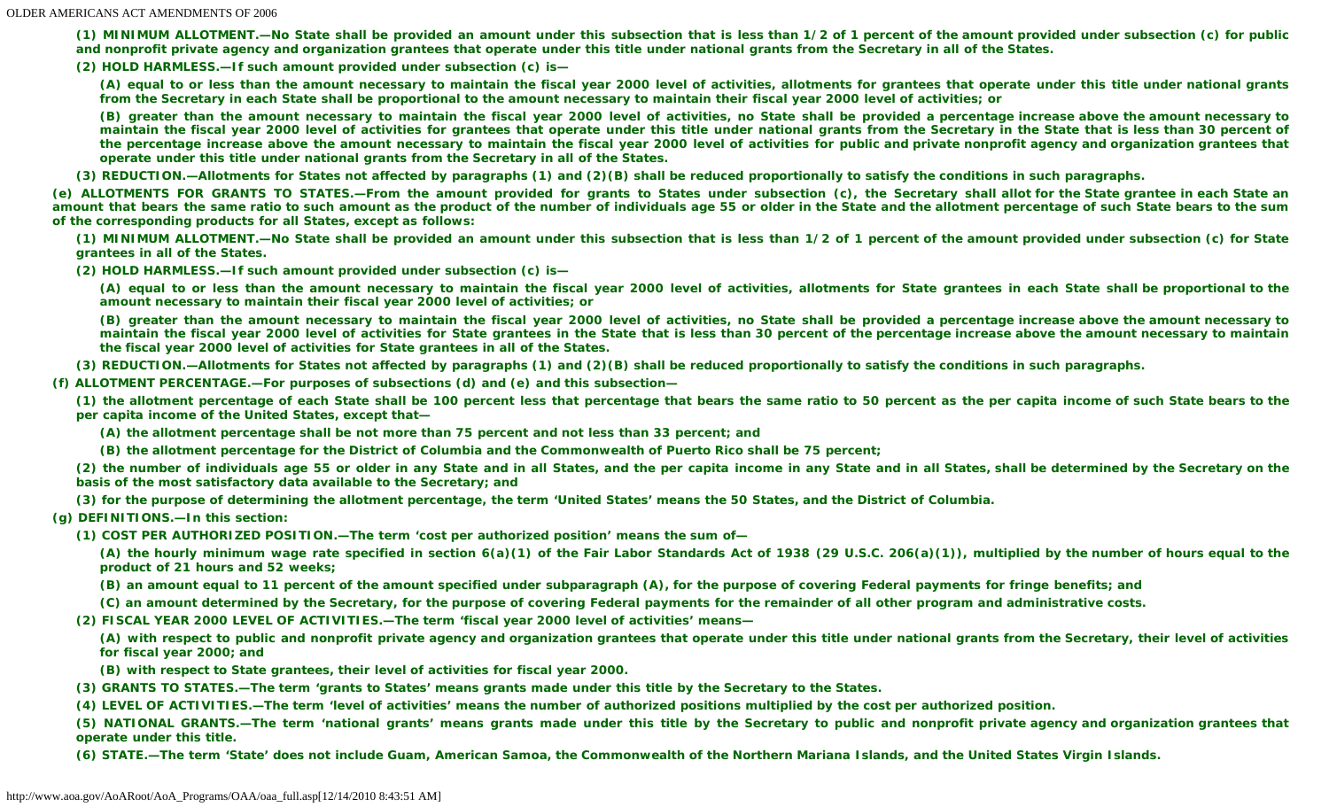**(1) MINIMUM ALLOTMENT.—No State shall be provided an amount under this subsection that is less than 1/2 of 1 percent of the amount provided under subsection (c) for public and nonprofit private agency and organization grantees that operate under this title under national grants from the Secretary in all of the States.**

**(2) HOLD HARMLESS.—If such amount provided under subsection (c) is—**

**(A) equal to or less than the amount necessary to maintain the fiscal year 2000 level of activities, allotments for grantees that operate under this title under national grants from the Secretary in each State shall be proportional to the amount necessary to maintain their fiscal year 2000 level of activities; or**

**(B) greater than the amount necessary to maintain the fiscal year 2000 level of activities, no State shall be provided a percentage increase above the amount necessary to maintain the fiscal year 2000 level of activities for grantees that operate under this title under national grants from the Secretary in the State that is less than 30 percent of the percentage increase above the amount necessary to maintain the fiscal year 2000 level of activities for public and private nonprofit agency and organization grantees that operate under this title under national grants from the Secretary in all of the States.**

**(3) REDUCTION.—Allotments for States not affected by paragraphs (1) and (2)(B) shall be reduced proportionally to satisfy the conditions in such paragraphs.**

**(e) ALLOTMENTS FOR GRANTS TO STATES.—From the amount provided for grants to States under subsection (c), the Secretary shall allot for the State grantee in each State an amount that bears the same ratio to such amount as the product of the number of individuals age 55 or older in the State and the allotment percentage of such State bears to the sum of the corresponding products for all States, except as follows:**

**(1) MINIMUM ALLOTMENT.—No State shall be provided an amount under this subsection that is less than 1/2 of 1 percent of the amount provided under subsection (c) for State grantees in all of the States.**

**(2) HOLD HARMLESS.—If such amount provided under subsection (c) is—**

**(A) equal to or less than the amount necessary to maintain the fiscal year 2000 level of activities, allotments for State grantees in each State shall be proportional to the amount necessary to maintain their fiscal year 2000 level of activities; or**

**(B) greater than the amount necessary to maintain the fiscal year 2000 level of activities, no State shall be provided a percentage increase above the amount necessary to maintain the fiscal year 2000 level of activities for State grantees in the State that is less than 30 percent of the percentage increase above the amount necessary to maintain the fiscal year 2000 level of activities for State grantees in all of the States.**

**(3) REDUCTION.—Allotments for States not affected by paragraphs (1) and (2)(B) shall be reduced proportionally to satisfy the conditions in such paragraphs.**

**(f) ALLOTMENT PERCENTAGE.—For purposes of subsections (d) and (e) and this subsection—**

**(1) the allotment percentage of each State shall be 100 percent less that percentage that bears the same ratio to 50 percent as the per capita income of such State bears to the per capita income of the United States, except that—**

**(A) the allotment percentage shall be not more than 75 percent and not less than 33 percent; and**

**(B) the allotment percentage for the District of Columbia and the Commonwealth of Puerto Rico shall be 75 percent;**

**(2) the number of individuals age 55 or older in any State and in all States, and the per capita income in any State and in all States, shall be determined by the Secretary on the basis of the most satisfactory data available to the Secretary; and**

**(3) for the purpose of determining the allotment percentage, the term 'United States' means the 50 States, and the District of Columbia.**

**(g) DEFINITIONS.—In this section:**

**(1) COST PER AUTHORIZED POSITION.—The term 'cost per authorized position' means the sum of—**

**(A) the hourly minimum wage rate specified in section 6(a)(1) of the Fair Labor Standards Act of 1938 (29 U.S.C. 206(a)(1)), multiplied by the number of hours equal to the product of 21 hours and 52 weeks;**

**(B) an amount equal to 11 percent of the amount specified under subparagraph (A), for the purpose of covering Federal payments for fringe benefits; and**

**(C) an amount determined by the Secretary, for the purpose of covering Federal payments for the remainder of all other program and administrative costs.**

**(2) FISCAL YEAR 2000 LEVEL OF ACTIVITIES.—The term 'fiscal year 2000 level of activities' means—**

**(A) with respect to public and nonprofit private agency and organization grantees that operate under this title under national grants from the Secretary, their level of activities for fiscal year 2000; and**

**(B) with respect to State grantees, their level of activities for fiscal year 2000.**

**(3) GRANTS TO STATES.—The term 'grants to States' means grants made under this title by the Secretary to the States.**

**(4) LEVEL OF ACTIVITIES.—The term 'level of activities' means the number of authorized positions multiplied by the cost per authorized position.**

**(5) NATIONAL GRANTS.—The term 'national grants' means grants made under this title by the Secretary to public and nonprofit private agency and organization grantees that operate under this title.**

**(6) STATE.—The term 'State' does not include Guam, American Samoa, the Commonwealth of the Northern Mariana Islands, and the United States Virgin Islands.**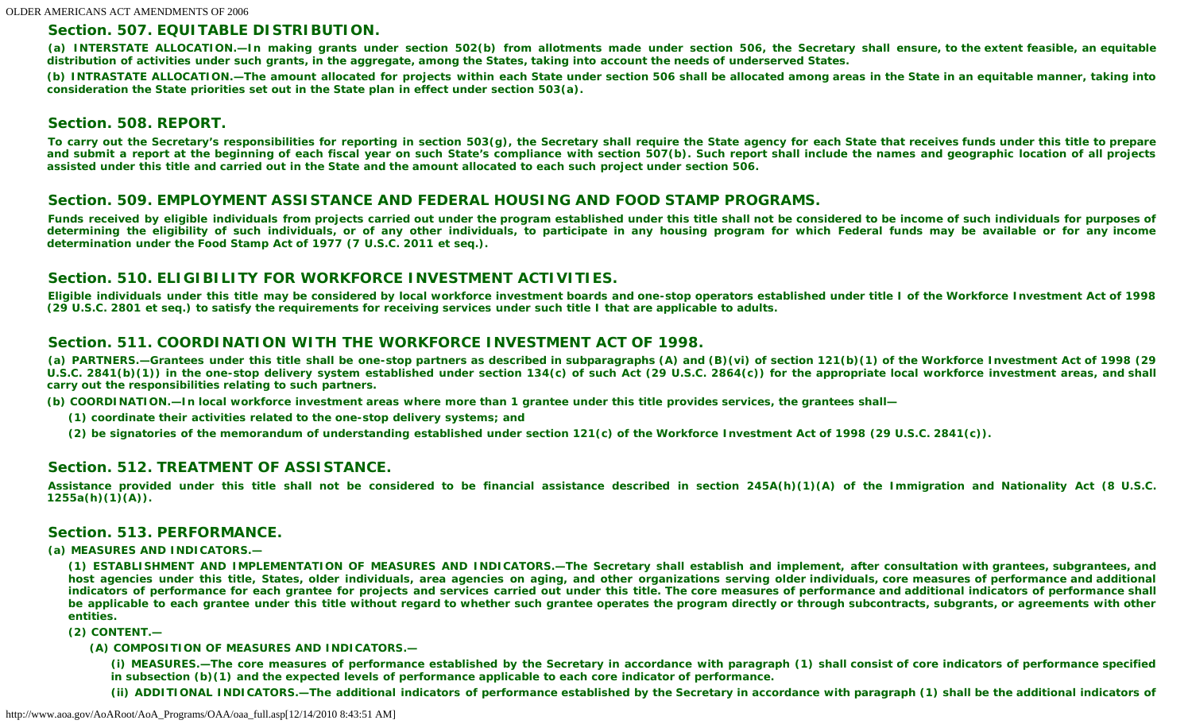## Section. 507. EQUITABLE DISTRIBUTION.

**(a) INTERSTATE ALLOCATION.—In making grants under section 502(b) from allotments made under section 506, the Secretary shall ensure, to the extent feasible, an equitable distribution of activities under such grants, in the aggregate, among the States, taking into account the needs of underserved States.**

**(b) INTRASTATE ALLOCATION.—The amount allocated for projects within each State under section 506 shall be allocated among areas in the State in an equitable manner, taking into consideration the State priorities set out in the State plan in effect under section 503(a).**

## Section. 508. REPORT.

**To carry out the Secretary's responsibilities for reporting in section 503(g), the Secretary shall require the State agency for each State that receives funds under this title to prepare and submit a report at the beginning of each fiscal year on such State's compliance with section 507(b). Such report shall include the names and geographic location of all projects assisted under this title and carried out in the State and the amount allocated to each such project under section 506.**

## Section. 509. EMPLOYMENT ASSISTANCE AND FEDERAL HOUSING AND FOOD STAMP PROGRAMS.

**Funds received by eligible individuals from projects carried out under the program established under this title shall not be considered to be income of such individuals for purposes of determining the eligibility of such individuals, or of any other individuals, to participate in any housing program for which Federal funds may be available or for any income determination under the Food Stamp Act of 1977 (7 U.S.C. 2011 et seq.).**

## Section. 510. ELIGIBILITY FOR WORKFORCE INVESTMENT ACTIVITIES.

**Eligible individuals under this title may be considered by local workforce investment boards and one-stop operators established under title I of the Workforce Investment Act of 1998 (29 U.S.C. 2801 et seq.) to satisfy the requirements for receiving services under such title I that are applicable to adults.**

## Section. 511. COORDINATION WITH THE WORKFORCE INVESTMENT ACT OF 1998.

**(a) PARTNERS.—Grantees under this title shall be one-stop partners as described in subparagraphs (A) and (B)(vi) of section 121(b)(1) of the Workforce Investment Act of 1998 (29 U.S.C. 2841(b)(1)) in the one-stop delivery system established under section 134(c) of such Act (29 U.S.C. 2864(c)) for the appropriate local workforce investment areas, and shall carry out the responsibilities relating to such partners.**

**(b) COORDINATION.—In local workforce investment areas where more than 1 grantee under this title provides services, the grantees shall—**

**(1) coordinate their activities related to the one-stop delivery systems; and**

**(2) be signatories of the memorandum of understanding established under section 121(c) of the Workforce Investment Act of 1998 (29 U.S.C. 2841(c)).**

## Section. 512. TREATMENT OF ASSISTANCE.

**Assistance provided under this title shall not be considered to be financial assistance described in section 245A(h)(1)(A) of the Immigration and Nationality Act (8 U.S.C. 1255a(h)(1)(A)).**

## Section. 513. PERFORMANCE.

**(a) MEASURES AND INDICATORS.—**

**(1) ESTABLISHMENT AND IMPLEMENTATION OF MEASURES AND INDICATORS.—The Secretary shall establish and implement, after consultation with grantees, subgrantees, and host agencies under this title, States, older individuals, area agencies on aging, and other organizations serving older individuals, core measures of performance and additional indicators of performance for each grantee for projects and services carried out under this title. The core measures of performance and additional indicators of performance shall be applicable to each grantee under this title without regard to whether such grantee operates the program directly or through subcontracts, subgrants, or agreements with other entities.**

**(2) CONTENT.—**

**(A) COMPOSITION OF MEASURES AND INDICATORS.—**

**(i) MEASURES.—The core measures of performance established by the Secretary in accordance with paragraph (1) shall consist of core indicators of performance specified in subsection (b)(1) and the expected levels of performance applicable to each core indicator of performance.**

**(ii) ADDITIONAL INDICATORS.—The additional indicators of performance established by the Secretary in accordance with paragraph (1) shall be the additional indicators of**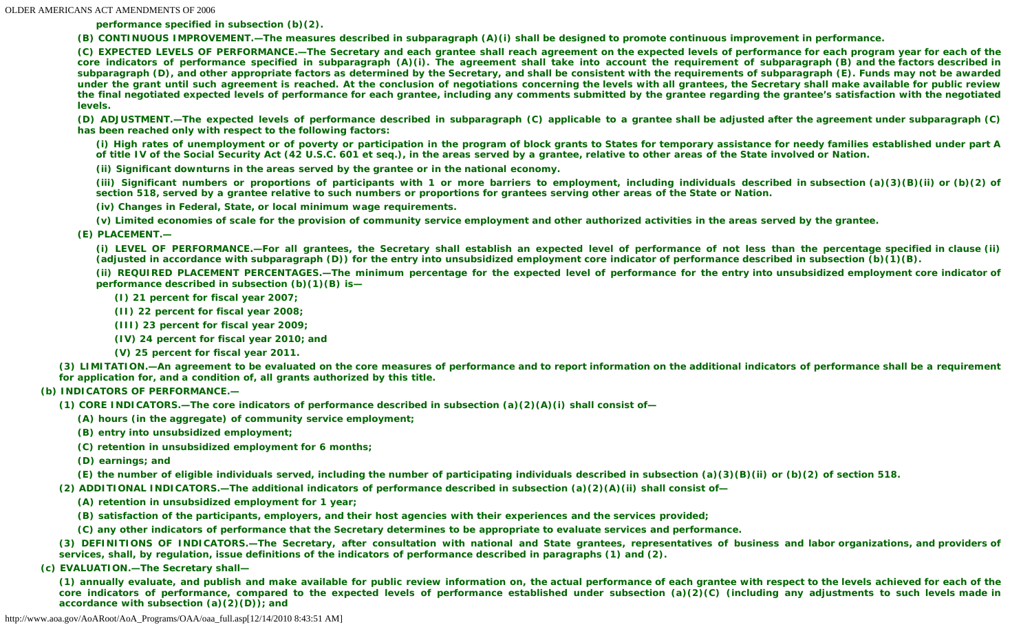**performance specified in subsection (b)(2).**

**(B) CONTINUOUS IMPROVEMENT.—The measures described in subparagraph (A)(i) shall be designed to promote continuous improvement in performance.**

**(C) EXPECTED LEVELS OF PERFORMANCE.—The Secretary and each grantee shall reach agreement on the expected levels of performance for each program year for each of the core indicators of performance specified in subparagraph (A)(i). The agreement shall take into account the requirement of subparagraph (B) and the factors described in subparagraph (D), and other appropriate factors as determined by the Secretary, and shall be consistent with the requirements of subparagraph (E). Funds may not be awarded under the grant until such agreement is reached. At the conclusion of negotiations concerning the levels with all grantees, the Secretary shall make available for public review the final negotiated expected levels of performance for each grantee, including any comments submitted by the grantee regarding the grantee's satisfaction with the negotiated levels.**

**(D) ADJUSTMENT.—The expected levels of performance described in subparagraph (C) applicable to a grantee shall be adjusted after the agreement under subparagraph (C) has been reached only with respect to the following factors:**

**(i) High rates of unemployment or of poverty or participation in the program of block grants to States for temporary assistance for needy families established under part A of title IV of the Social Security Act (42 U.S.C. 601 et seq.), in the areas served by a grantee, relative to other areas of the State involved or Nation.**

**(ii) Significant downturns in the areas served by the grantee or in the national economy.**

**(iii) Significant numbers or proportions of participants with 1 or more barriers to employment, including individuals described in subsection (a)(3)(B)(ii) or (b)(2) of section 518, served by a grantee relative to such numbers or proportions for grantees serving other areas of the State or Nation.**

**(iv) Changes in Federal, State, or local minimum wage requirements.**

**(v) Limited economies of scale for the provision of community service employment and other authorized activities in the areas served by the grantee.**

**(E) PLACEMENT.—**

**(i) LEVEL OF PERFORMANCE.—For all grantees, the Secretary shall establish an expected level of performance of not less than the percentage specified in clause (ii) (adjusted in accordance with subparagraph (D)) for the entry into unsubsidized employment core indicator of performance described in subsection (b)(1)(B).**

**(ii) REQUIRED PLACEMENT PERCENTAGES.—The minimum percentage for the expected level of performance for the entry into unsubsidized employment core indicator of performance described in subsection (b)(1)(B) is—**

**(I) 21 percent for fiscal year 2007;**

**(II) 22 percent for fiscal year 2008;**

**(III) 23 percent for fiscal year 2009;**

**(IV) 24 percent for fiscal year 2010; and**

**(V) 25 percent for fiscal year 2011.**

**(3) LIMITATION.—An agreement to be evaluated on the core measures of performance and to report information on the additional indicators of performance shall be a requirement for application for, and a condition of, all grants authorized by this title.**

**(b) INDICATORS OF PERFORMANCE.—**

**(1) CORE INDICATORS.—The core indicators of performance described in subsection (a)(2)(A)(i) shall consist of—**

**(A) hours (in the aggregate) of community service employment;**

**(B) entry into unsubsidized employment;**

**(C) retention in unsubsidized employment for 6 months;**

**(D) earnings; and**

**(E) the number of eligible individuals served, including the number of participating individuals described in subsection (a)(3)(B)(ii) or (b)(2) of section 518.**

**(2) ADDITIONAL INDICATORS.—The additional indicators of performance described in subsection (a)(2)(A)(ii) shall consist of—**

**(A) retention in unsubsidized employment for 1 year;**

**(B) satisfaction of the participants, employers, and their host agencies with their experiences and the services provided;**

**(C) any other indicators of performance that the Secretary determines to be appropriate to evaluate services and performance.**

**(3) DEFINITIONS OF INDICATORS.—The Secretary, after consultation with national and State grantees, representatives of business and labor organizations, and providers of services, shall, by regulation, issue definitions of the indicators of performance described in paragraphs (1) and (2).**

**(c) EVALUATION.—The Secretary shall—**

**(1) annually evaluate, and publish and make available for public review information on, the actual performance of each grantee with respect to the levels achieved for each of the core indicators of performance, compared to the expected levels of performance established under subsection (a)(2)(C) (including any adjustments to such levels made in accordance with subsection (a)(2)(D)); and**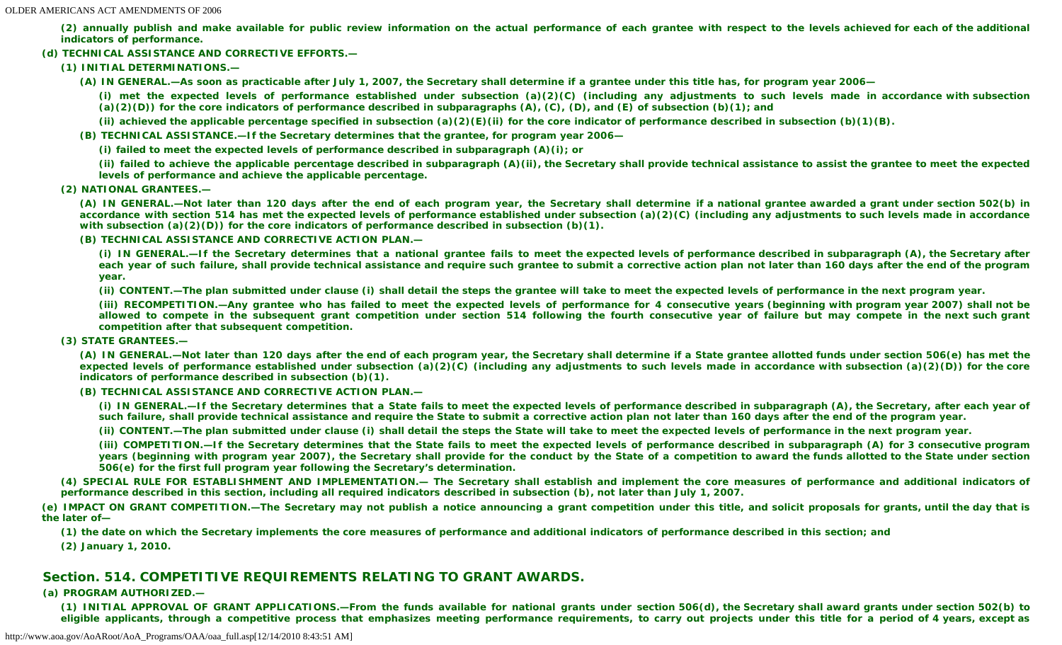**(2) annually publish and make available for public review information on the actual performance of each grantee with respect to the levels achieved for each of the additional indicators of performance.**

**(d) TECHNICAL ASSISTANCE AND CORRECTIVE EFFORTS.—**

**(1) INITIAL DETERMINATIONS.—**

**(A) IN GENERAL.—As soon as practicable after July 1, 2007, the Secretary shall determine if a grantee under this title has, for program year 2006—**

**(i) met the expected levels of performance established under subsection (a)(2)(C) (including any adjustments to such levels made in accordance with subsection (a)(2)(D)) for the core indicators of performance described in subparagraphs (A), (C), (D), and (E) of subsection (b)(1); and**

**(ii) achieved the applicable percentage specified in subsection (a)(2)(E)(ii) for the core indicator of performance described in subsection (b)(1)(B).**

**(B) TECHNICAL ASSISTANCE.—If the Secretary determines that the grantee, for program year 2006—**

**(i) failed to meet the expected levels of performance described in subparagraph (A)(i); or**

**(ii) failed to achieve the applicable percentage described in subparagraph (A)(ii), the Secretary shall provide technical assistance to assist the grantee to meet the expected levels of performance and achieve the applicable percentage.**

**(2) NATIONAL GRANTEES.—**

**(A) IN GENERAL.—Not later than 120 days after the end of each program year, the Secretary shall determine if a national grantee awarded a grant under section 502(b) in accordance with section 514 has met the expected levels of performance established under subsection (a)(2)(C) (including any adjustments to such levels made in accordance with subsection (a)(2)(D)) for the core indicators of performance described in subsection (b)(1).**

**(B) TECHNICAL ASSISTANCE AND CORRECTIVE ACTION PLAN.—**

**(i) IN GENERAL.—If the Secretary determines that a national grantee fails to meet the expected levels of performance described in subparagraph (A), the Secretary after each year of such failure, shall provide technical assistance and require such grantee to submit a corrective action plan not later than 160 days after the end of the program year.**

**(ii) CONTENT.—The plan submitted under clause (i) shall detail the steps the grantee will take to meet the expected levels of performance in the next program year.**

**(iii) RECOMPETITION.—Any grantee who has failed to meet the expected levels of performance for 4 consecutive years (beginning with program year 2007) shall not be allowed to compete in the subsequent grant competition under section 514 following the fourth consecutive year of failure but may compete in the next such grant competition after that subsequent competition.**

**(3) STATE GRANTEES.—**

**(A) IN GENERAL.—Not later than 120 days after the end of each program year, the Secretary shall determine if a State grantee allotted funds under section 506(e) has met the expected levels of performance established under subsection (a)(2)(C) (including any adjustments to such levels made in accordance with subsection (a)(2)(D)) for the core indicators of performance described in subsection (b)(1).**

**(B) TECHNICAL ASSISTANCE AND CORRECTIVE ACTION PLAN.—**

**(i) IN GENERAL.—If the Secretary determines that a State fails to meet the expected levels of performance described in subparagraph (A), the Secretary, after each year of such failure, shall provide technical assistance and require the State to submit a corrective action plan not later than 160 days after the end of the program year.**

**(ii) CONTENT.—The plan submitted under clause (i) shall detail the steps the State will take to meet the expected levels of performance in the next program year.**

**(iii) COMPETITION.—If the Secretary determines that the State fails to meet the expected levels of performance described in subparagraph (A) for 3 consecutive program years (beginning with program year 2007), the Secretary shall provide for the conduct by the State of a competition to award the funds allotted to the State under section 506(e) for the first full program year following the Secretary's determination.**

**(4) SPECIAL RULE FOR ESTABLISHMENT AND IMPLEMENTATION.— The Secretary shall establish and implement the core measures of performance and additional indicators of performance described in this section, including all required indicators described in subsection (b), not later than July 1, 2007.**

**(e) IMPACT ON GRANT COMPETITION.—The Secretary may not publish a notice announcing a grant competition under this title, and solicit proposals for grants, until the day that is the later of—**

**(1) the date on which the Secretary implements the core measures of performance and additional indicators of performance described in this section; and**

**(2) January 1, 2010.**

## Section. 514. COMPETITIVE REQUIREMENTS RELATING TO GRANT AWARDS.

**(a) PROGRAM AUTHORIZED.—**

**(1) INITIAL APPROVAL OF GRANT APPLICATIONS.—From the funds available for national grants under section 506(d), the Secretary shall award grants under section 502(b) to eligible applicants, through a competitive process that emphasizes meeting performance requirements, to carry out projects under this title for a period of 4 years, except as**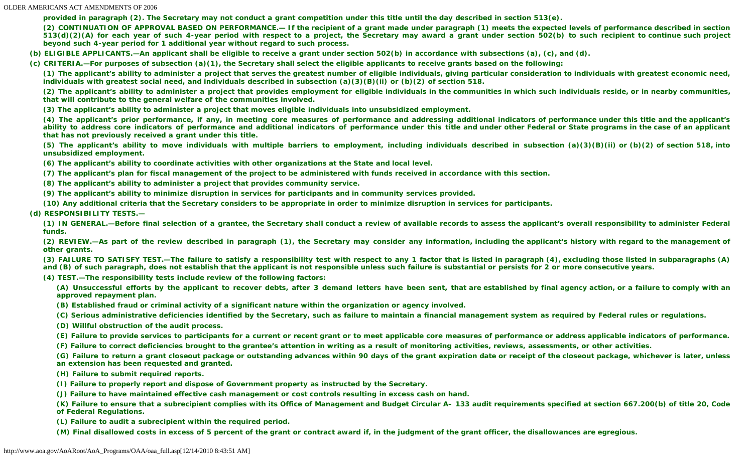provided in paragraph (2). The Secretary may not conduct a grant competition under this title until the day described in section 513(e).

(2) CONTINUATION OF APPROVAL BASED ON PERFORMANCE.— If the recipient of a grant made under paragraph (1) meets the expected levels of performance described in section 513(d)(2)(A) for each year of such 4-year period with respect to a project, the Secretary may award a grant under section 502(b) to such recipient to continue such project beyond such 4-year period for 1 additional year without regard to such process.

(b) ELIGIBLE APPLICANTS.—An applicant shall be eligible to receive a grant under section 502(b) in accordance with subsections (a), (c), and (d).

(c) CRITERIA.—For purposes of subsection (a)(1), the Secretary shall select the eligible applicants to receive grants based on the following:

(1) The applicant's ability to administer a project that serves the greatest number of eligible individuals, giving particular consideration to individuals with greatest economic need, individuals with greatest social need, and individuals described in subsection (a)(3)(B)(ii) or (b)(2) of section 518.

(2) The applicant's ability to administer a project that provides employment for eligible individuals in the communities in which such individuals reside, or in nearby communities, that will contribute to the general welfare of the communities involved.

(3) The applicant's ability to administer a project that moves eligible individuals into unsubsidized employment.

(4) The applicant's prior performance, if any, in meeting core measures of performance and addressing additional indicators of performance under this title and the applicant's ability to address core indicators of performance and additional indicators of performance under this title and under other Federal or State programs in the case of an applicant that has not previously received a grant under this title.

(5) The applicant's ability to move individuals with multiple barriers to employment, including individuals described in subsection (a)(3)(B)(ii) or (b)(2) of section 518, into unsubsidized employment.

(6) The applicant's ability to coordinate activities with other organizations at the State and local level.

(7) The applicant's plan for fiscal management of the project to be administered with funds received in accordance with this section.

(8) The applicant's ability to administer a project that provides community service.

(9) The applicant's ability to minimize disruption in services for participants and in community services provided.

(10) Any additional criteria that the Secretary considers to be appropriate in order to minimize disruption in services for participants.

(d) RESPONSIBILITY TESTS.—

(1) IN GENERAL.—Before final selection of a grantee, the Secretary shall conduct a review of available records to assess the applicant's overall responsibility to administer Federal funds.

(2) REVIEW.—As part of the review described in paragraph (1), the Secretary may consider any information, including the applicant's history with regard to the management of other grants.

(3) FAILURE TO SATISFY TEST.—The failure to satisfy a responsibility test with respect to any 1 factor that is listed in paragraph (4), excluding those listed in subparagraphs (A) and (B) of such paragraph, does not establish that the applicant is not responsible unless such failure is substantial or persists for 2 or more consecutive years.

(4) TEST.—The responsibility tests include review of the following factors:

(A) Unsuccessful efforts by the applicant to recover debts, after 3 demand letters have been sent, that are established by final agency action, or a failure to comply with an approved repayment plan.

(B) Established fraud or criminal activity of a significant nature within the organization or agency involved.

(C) Serious administrative deficiencies identified by the Secretary, such as failure to maintain a financial management system as required by Federal rules or regulations.

(D) Willful obstruction of the audit process.

(E) Failure to provide services to participants for a current or recent grant or to meet applicable core measures of performance or address applicable indicators of performance.

(F) Failure to correct deficiencies brought to the grantee's attention in writing as a result of monitoring activities, reviews, assessments, or other activities.

(G) Failure to return a grant closeout package or outstanding advances within 90 days of the grant expiration date or receipt of the closeout package, whichever is later, unless an extension has been requested and granted.

(H) Failure to submit required reports.

(I) Failure to properly report and dispose of Government property as instructed by the Secretary.

(J) Failure to have maintained effective cash management or cost controls resulting in excess cash on hand.

(K) Failure to ensure that a subrecipient complies with its Office of Management and Budget Circular A– 133 audit requirements specified at section 667.200(b) of title 20, Code of Federal Regulations.

(L) Failure to audit a subrecipient within the required period.

(M) Final disallowed costs in excess of 5 percent of the grant or contract award if, in the judgment of the grant officer, the disallowances are egregious.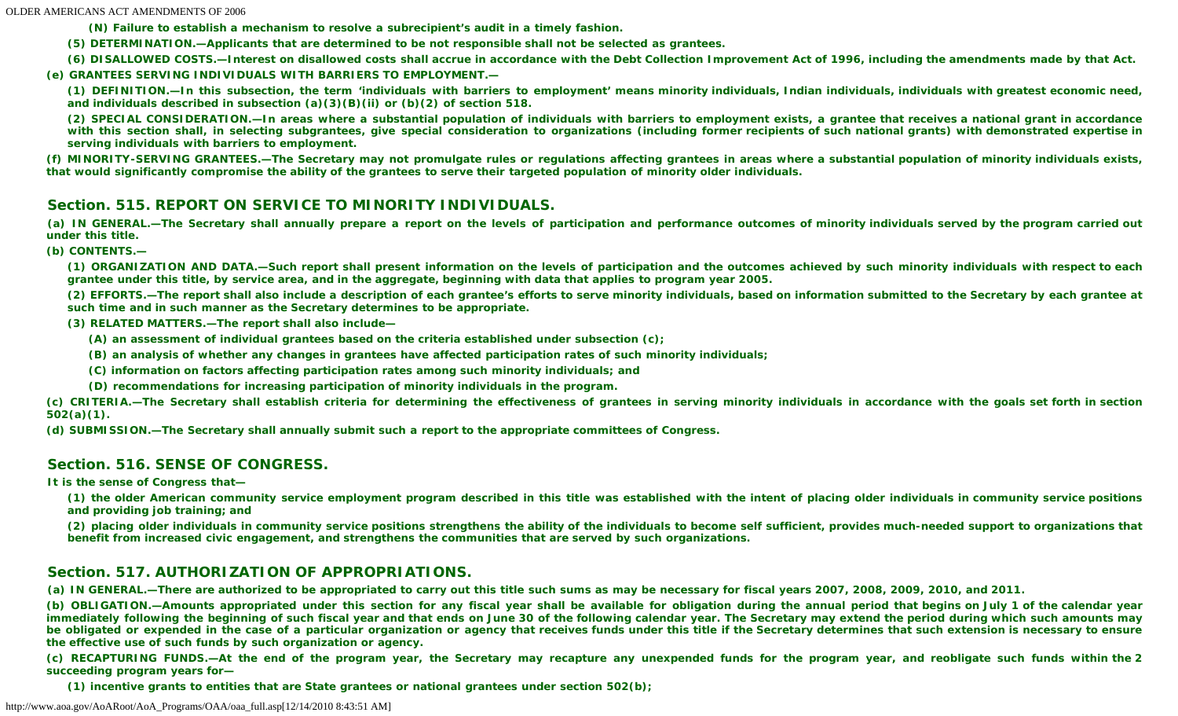**(N) Failure to establish a mechanism to resolve a subrecipient's audit in a timely fashion.**

**(5) DETERMINATION.—Applicants that are determined to be not responsible shall not be selected as grantees.**

**(6) DISALLOWED COSTS.—Interest on disallowed costs shall accrue in accordance with the Debt Collection Improvement Act of 1996, including the amendments made by that Act.**

**(e) GRANTEES SERVING INDIVIDUALS WITH BARRIERS TO EMPLOYMENT.—**

**(1) DEFINITION.—In this subsection, the term 'individuals with barriers to employment' means minority individuals, Indian individuals, individuals with greatest economic need, and individuals described in subsection (a)(3)(B)(ii) or (b)(2) of section 518.**

**(2) SPECIAL CONSIDERATION.—In areas where a substantial population of individuals with barriers to employment exists, a grantee that receives a national grant in accordance with this section shall, in selecting subgrantees, give special consideration to organizations (including former recipients of such national grants) with demonstrated expertise in serving individuals with barriers to employment.**

**(f) MINORITY-SERVING GRANTEES.—The Secretary may not promulgate rules or regulations affecting grantees in areas where a substantial population of minority individuals exists, that would significantly compromise the ability of the grantees to serve their targeted population of minority older individuals.**

## Section. 515. REPORT ON SERVICE TO MINORITY INDIVIDUALS.

**(a) IN GENERAL.—The Secretary shall annually prepare a report on the levels of participation and performance outcomes of minority individuals served by the program carried out under this title.**

**(b) CONTENTS.—**

**(1) ORGANIZATION AND DATA.—Such report shall present information on the levels of participation and the outcomes achieved by such minority individuals with respect to each grantee under this title, by service area, and in the aggregate, beginning with data that applies to program year 2005.**

**(2) EFFORTS.—The report shall also include a description of each grantee's efforts to serve minority individuals, based on information submitted to the Secretary by each grantee at such time and in such manner as the Secretary determines to be appropriate.**

**(3) RELATED MATTERS.—The report shall also include—**

**(A) an assessment of individual grantees based on the criteria established under subsection (c);**

**(B) an analysis of whether any changes in grantees have affected participation rates of such minority individuals;**

**(C) information on factors affecting participation rates among such minority individuals; and**

**(D) recommendations for increasing participation of minority individuals in the program.**

**(c) CRITERIA.—The Secretary shall establish criteria for determining the effectiveness of grantees in serving minority individuals in accordance with the goals set forth in section 502(a)(1).**

**(d) SUBMISSION.—The Secretary shall annually submit such a report to the appropriate committees of Congress.**

## Section. 516. SENSE OF CONGRESS.

**It is the sense of Congress that—**

**(1) the older American community service employment program described in this title was established with the intent of placing older individuals in community service positions and providing job training; and**

**(2) placing older individuals in community service positions strengthens the ability of the individuals to become self sufficient, provides much-needed support to organizations that benefit from increased civic engagement, and strengthens the communities that are served by such organizations.**

## Section. 517. AUTHORIZATION OF APPROPRIATIONS.

**(a) IN GENERAL.—There are authorized to be appropriated to carry out this title such sums as may be necessary for fiscal years 2007, 2008, 2009, 2010, and 2011.**

**(b) OBLIGATION.—Amounts appropriated under this section for any fiscal year shall be available for obligation during the annual period that begins on July 1 of the calendar year immediately following the beginning of such fiscal year and that ends on June 30 of the following calendar year. The Secretary may extend the period during which such amounts may be obligated or expended in the case of a particular organization or agency that receives funds under this title if the Secretary determines that such extension is necessary to ensure the effective use of such funds by such organization or agency.**

**(c) RECAPTURING FUNDS.—At the end of the program year, the Secretary may recapture any unexpended funds for the program year, and reobligate such funds within the 2 succeeding program years for—**

**(1) incentive grants to entities that are State grantees or national grantees under section 502(b);**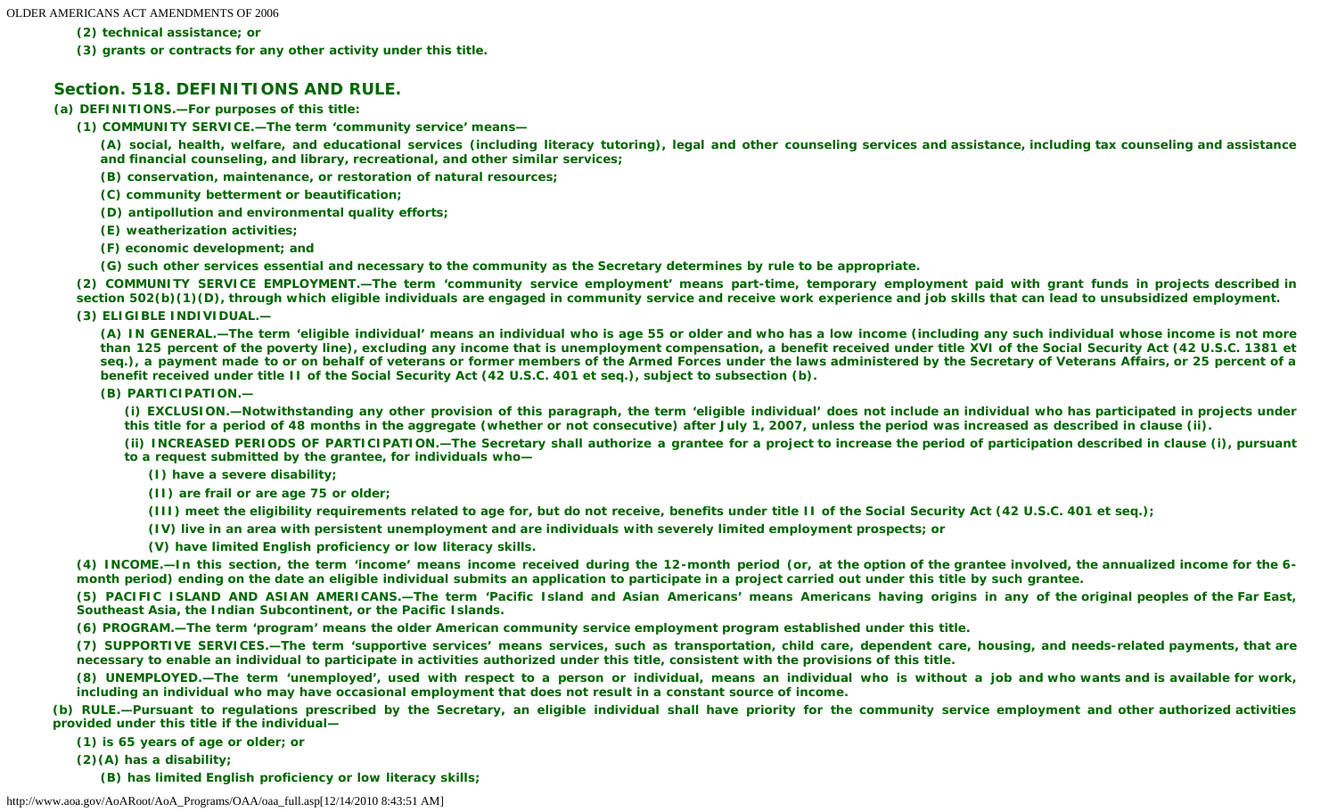**(2) technical assistance; or**

**(3) grants or contracts for any other activity under this title.**

## Section. 518. DEFINITIONS AND RULE.

**(a) DEFINITIONS.—For purposes of this title:**

**(1) COMMUNITY SERVICE.—The term 'community service' means—**

**(A) social, health, welfare, and educational services (including literacy tutoring), legal and other counseling services and assistance, including tax counseling and assistance and financial counseling, and library, recreational, and other similar services;**

**(B) conservation, maintenance, or restoration of natural resources;**

**(C) community betterment or beautification;**

**(D) antipollution and environmental quality efforts;**

**(E) weatherization activities;**

**(F) economic development; and**

**(G) such other services essential and necessary to the community as the Secretary determines by rule to be appropriate.**

**(2) COMMUNITY SERVICE EMPLOYMENT.—The term 'community service employment' means part-time, temporary employment paid with grant funds in projects described in section 502(b)(1)(D), through which eligible individuals are engaged in community service and receive work experience and job skills that can lead to unsubsidized employment.**

**(3) ELIGIBLE INDIVIDUAL.—**

**(A) IN GENERAL.—The term 'eligible individual' means an individual who is age 55 or older and who has a low income (including any such individual whose income is not more than 125 percent of the poverty line), excluding any income that is unemployment compensation, a benefit received under title XVI of the Social Security Act (42 U.S.C. 1381 et seq.), a payment made to or on behalf of veterans or former members of the Armed Forces under the laws administered by the Secretary of Veterans Affairs, or 25 percent of a benefit received under title II of the Social Security Act (42 U.S.C. 401 et seq.), subject to subsection (b).**

**(B) PARTICIPATION.—**

**(i) EXCLUSION.—Notwithstanding any other provision of this paragraph, the term 'eligible individual' does not include an individual who has participated in projects under this title for a period of 48 months in the aggregate (whether or not consecutive) after July 1, 2007, unless the period was increased as described in clause (ii).**

**(ii) INCREASED PERIODS OF PARTICIPATION.—The Secretary shall authorize a grantee for a project to increase the period of participation described in clause (i), pursuant to a request submitted by the grantee, for individuals who—**

**(I) have a severe disability;**

**(II) are frail or are age 75 or older;**

**(III) meet the eligibility requirements related to age for, but do not receive, benefits under title II of the Social Security Act (42 U.S.C. 401 et seq.);**

**(IV) live in an area with persistent unemployment and are individuals with severely limited employment prospects; or**

**(V) have limited English proficiency or low literacy skills.**

**(4) INCOME.—In this section, the term 'income' means income received during the 12-month period (or, at the option of the grantee involved, the annualized income for the 6-month period) ending on the date an eligible individual submits an application to participate in a project carried out under this title by such grantee.**

**(5) PACIFIC ISLAND AND ASIAN AMERICANS.—The term 'Pacific Island and Asian Americans' means Americans having origins in any of the original peoples of the Far East, Southeast Asia, the Indian Subcontinent, or the Pacific Islands.**

**(6) PROGRAM.—The term 'program' means the older American community service employment program established under this title.**

**(7) SUPPORTIVE SERVICES.—The term 'supportive services' means services, such as transportation, child care, dependent care, housing, and needs-related payments, that are necessary to enable an individual to participate in activities authorized under this title, consistent with the provisions of this title.**

**(8) UNEMPLOYED.—The term 'unemployed', used with respect to a person or individual, means an individual who is without a job and who wants and is available for work, including an individual who may have occasional employment that does not result in a constant source of income.**

**(b) RULE.—Pursuant to regulations prescribed by the Secretary, an eligible individual shall have priority for the community service employment and other authorized activities provided under this title if the individual—**

**(1) is 65 years of age or older; or**

**(2)(A) has a disability;**

**(B) has limited English proficiency or low literacy skills;**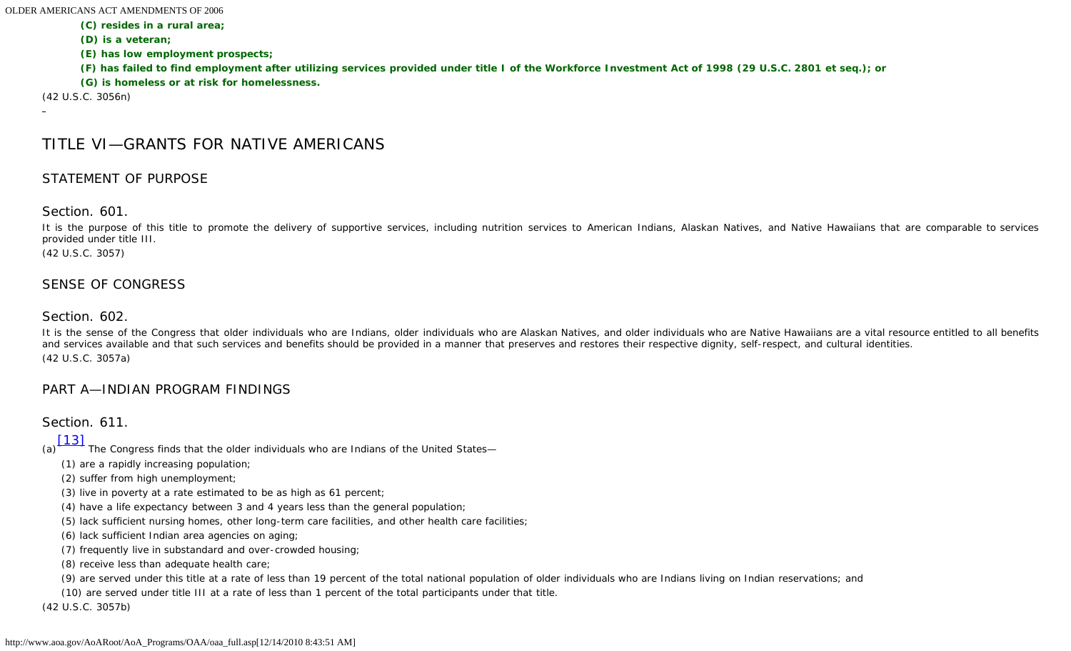**(C) resides in a rural area;**

**(D) is a veteran;**

**(E) has low employment prospects;**

**(F) has failed to find employment after utilizing services provided under title I of the Workforce Investment Act of 1998 (29 U.S.C. 2801 et seq.); or**

**(G) is homeless or at risk for homelessness.**

(42 U.S.C. 3056n)

## TITLE VI—GRANTS FOR NATIVE AMERICANS

### STATEMENT OF PURPOSE

Section. 601.

It is the purpose of this title to promote the delivery of supportive services, including nutrition services to American Indians, Alaskan Natives, and Native Hawaiians that are comparable to services provided under title III.

(42 U.S.C. 3057)

### SENSE OF CONGRESS

Section. 602.

It is the sense of the Congress that older individuals who are Indians, older individuals who are Alaskan Natives, and older individuals who are Native Hawaiians are a vital resource entitled to all benefits and services available and that such services and benefits should be provided in a manner that preserves and restores their respective dignity, self-respect, and cultural identities.

(42 U.S.C. 3057a)

### PART A—INDIAN PROGRAM FINDINGS

Section. 611.

(a)[13] The Congress finds that the older individuals who are Indians of the United States—

(1) are a rapidly increasing population;

(2) suffer from high unemployment;

(3) live in poverty at a rate estimated to be as high as 61 percent;

(4) have a life expectancy between 3 and 4 years less than the general population;

(5) lack sufficient nursing homes, other long-term care facilities, and other health care facilities;

(6) lack sufficient Indian area agencies on aging;

(7) frequently live in substandard and over-crowded housing;

(8) receive less than adequate health care;

(9) are served under this title at a rate of less than 19 percent of the total national population of older individuals who are Indians living on Indian reservations; and

(10) are served under title III at a rate of less than 1 percent of the total participants under that title.

(42 U.S.C. 3057b)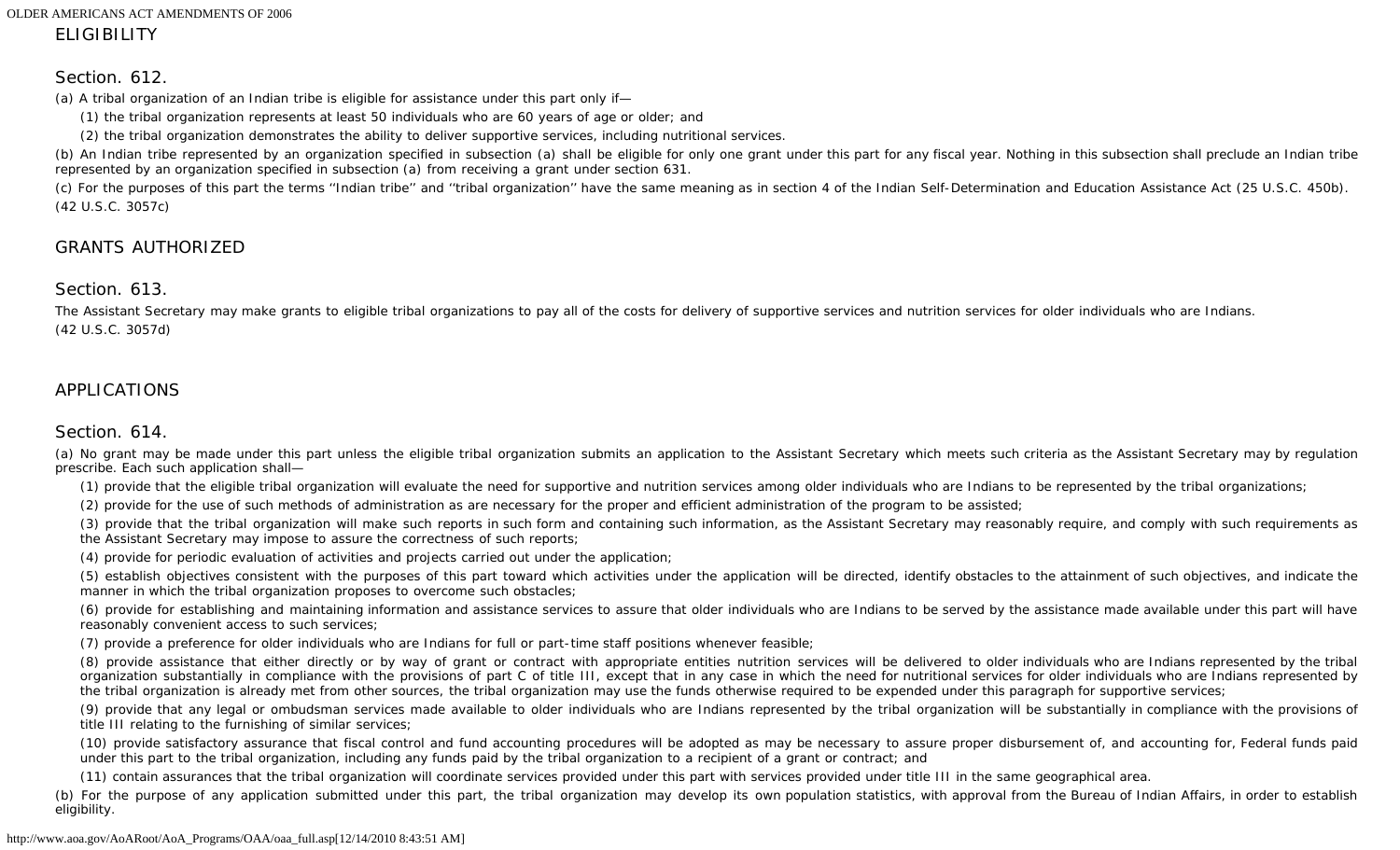## ELIGIBILITY

### Section. 612.

(a) A tribal organization of an Indian tribe is eligible for assistance under this part only if—

(1) the tribal organization represents at least 50 individuals who are 60 years of age or older; and

(2) the tribal organization demonstrates the ability to deliver supportive services, including nutritional services.

(b) An Indian tribe represented by an organization specified in subsection (a) shall be eligible for only one grant under this part for any fiscal year. Nothing in this subsection shall preclude an Indian tribe represented by an organization specified in subsection (a) from receiving a grant under section 631.

(c) For the purposes of this part the terms ''Indian tribe'' and ''tribal organization'' have the same meaning as in section 4 of the Indian Self-Determination and Education Assistance Act (25 U.S.C. 450b).

(42 U.S.C. 3057c)

## GRANTS AUTHORIZED

### Section. 613.

The Assistant Secretary may make grants to eligible tribal organizations to pay all of the costs for delivery of supportive services and nutrition services for older individuals who are Indians.

(42 U.S.C. 3057d)

## APPLICATIONS

### Section. 614.

(a) No grant may be made under this part unless the eligible tribal organization submits an application to the Assistant Secretary which meets such criteria as the Assistant Secretary may by regulation prescribe. Each such application shall—

(1) provide that the eligible tribal organization will evaluate the need for supportive and nutrition services among older individuals who are Indians to be represented by the tribal organizations;

(2) provide for the use of such methods of administration as are necessary for the proper and efficient administration of the program to be assisted;

(3) provide that the tribal organization will make such reports in such form and containing such information, as the Assistant Secretary may reasonably require, and comply with such requirements as the Assistant Secretary may impose to assure the correctness of such reports;

(4) provide for periodic evaluation of activities and projects carried out under the application;

(5) establish objectives consistent with the purposes of this part toward which activities under the application will be directed, identify obstacles to the attainment of such objectives, and indicate the manner in which the tribal organization proposes to overcome such obstacles;

(6) provide for establishing and maintaining information and assistance services to assure that older individuals who are Indians to be served by the assistance made available under this part will have reasonably convenient access to such services;

(7) provide a preference for older individuals who are Indians for full or part-time staff positions whenever feasible;

(8) provide assistance that either directly or by way of grant or contract with appropriate entities nutrition services will be delivered to older individuals who are Indians represented by the tribal organization substantially in compliance with the provisions of part C of title III, except that in any case in which the need for nutritional services for older individuals who are Indians represented by the tribal organization is already met from other sources, the tribal organization may use the funds otherwise required to be expended under this paragraph for supportive services;

(9) provide that any legal or ombudsman services made available to older individuals who are Indians represented by the tribal organization will be substantially in compliance with the provisions of title III relating to the furnishing of similar services;

(10) provide satisfactory assurance that fiscal control and fund accounting procedures will be adopted as may be necessary to assure proper disbursement of, and accounting for, Federal funds paid under this part to the tribal organization, including any funds paid by the tribal organization to a recipient of a grant or contract; and

(11) contain assurances that the tribal organization will coordinate services provided under this part with services provided under title III in the same geographical area.

(b) For the purpose of any application submitted under this part, the tribal organization may develop its own population statistics, with approval from the Bureau of Indian Affairs, in order to establish eligibility.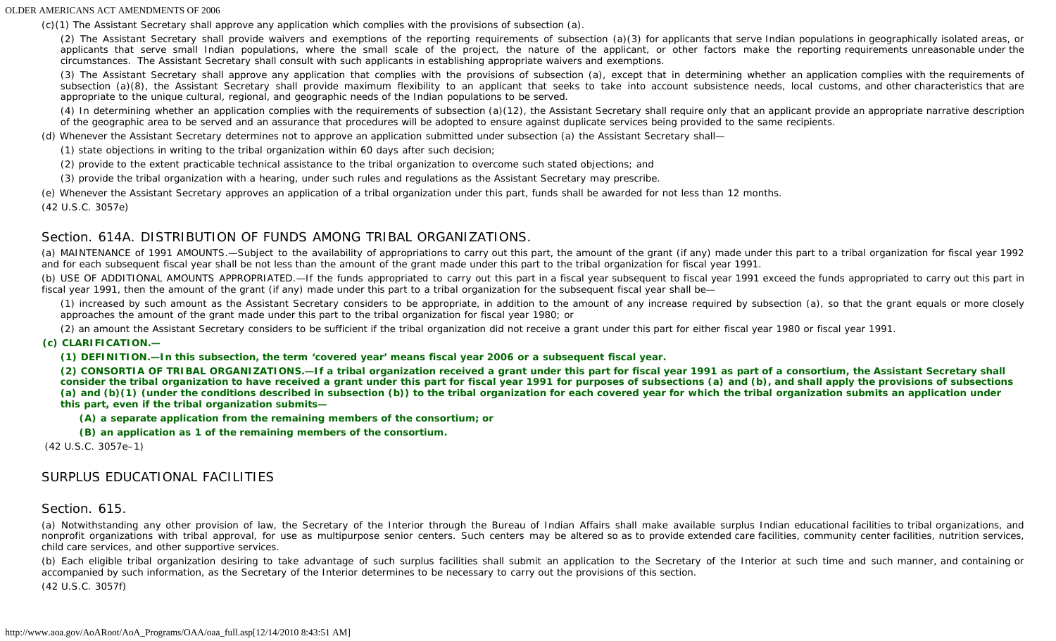(c)(1) The Assistant Secretary shall approve any application which complies with the provisions of subsection (a).

(2) The Assistant Secretary shall provide waivers and exemptions of the reporting requirements of subsection (a)(3) for applicants that serve Indian populations in geographically isolated areas, or applicants that serve small Indian populations, where the small scale of the project, the nature of the applicant, or other factors make the reporting requirements unreasonable under the circumstances. The Assistant Secretary shall consult with such applicants in establishing appropriate waivers and exemptions.

(3) The Assistant Secretary shall approve any application that complies with the provisions of subsection (a), except that in determining whether an application complies with the requirements of subsection (a)(8), the Assistant Secretary shall provide maximum flexibility to an applicant that seeks to take into account subsistence needs, local customs, and other characteristics that are appropriate to the unique cultural, regional, and geographic needs of the Indian populations to be served.

(4) In determining whether an application complies with the requirements of subsection (a)(12), the Assistant Secretary shall require only that an applicant provide an appropriate narrative description of the geographic area to be served and an assurance that procedures will be adopted to ensure against duplicate services being provided to the same recipients.

(d) Whenever the Assistant Secretary determines not to approve an application submitted under subsection (a) the Assistant Secretary shall—

(1) state objections in writing to the tribal organization within 60 days after such decision;

(2) provide to the extent practicable technical assistance to the tribal organization to overcome such stated objections; and

(3) provide the tribal organization with a hearing, under such rules and regulations as the Assistant Secretary may prescribe.

(e) Whenever the Assistant Secretary approves an application of a tribal organization under this part, funds shall be awarded for not less than 12 months.

(42 U.S.C. 3057e)

## Section. 614A. DISTRIBUTION OF FUNDS AMONG TRIBAL ORGANIZATIONS.

(a) MAINTENANCE of 1991 AMOUNTS.—Subject to the availability of appropriations to carry out this part, the amount of the grant (if any) made under this part to a tribal organization for fiscal year 1992 and for each subsequent fiscal year shall be not less than the amount of the grant made under this part to the tribal organization for fiscal year 1991.

(b) USE OF ADDITIONAL AMOUNTS APPROPRIATED.—If the funds appropriated to carry out this part in a fiscal year subsequent to fiscal year 1991 exceed the funds appropriated to carry out this part in fiscal year 1991, then the amount of the grant (if any) made under this part to a tribal organization for the subsequent fiscal year shall be—

(1) increased by such amount as the Assistant Secretary considers to be appropriate, in addition to the amount of any increase required by subsection (a), so that the grant equals or more closely approaches the amount of the grant made under this part to the tribal organization for fiscal year 1980; or

(2) an amount the Assistant Secretary considers to be sufficient if the tribal organization did not receive a grant under this part for either fiscal year 1980 or fiscal year 1991.

**(c) CLARIFICATION.—**

**(1) DEFINITION.—In this subsection, the term 'covered year' means fiscal year 2006 or a subsequent fiscal year.**

**(2) CONSORTIA OF TRIBAL ORGANIZATIONS.—If a tribal organization received a grant under this part for fiscal year 1991 as part of a consortium, the Assistant Secretary shall consider the tribal organization to have received a grant under this part for fiscal year 1991 for purposes of subsections (a) and (b), and shall apply the provisions of subsections (a) and (b)(1) (under the conditions described in subsection (b)) to the tribal organization for each covered year for which the tribal organization submits an application under this part, even if the tribal organization submits—**

**(A) a separate application from the remaining members of the consortium; or**

**(B) an application as 1 of the remaining members of the consortium.**

(42 U.S.C. 3057e–1)

## SURPLUS EDUCATIONAL FACILITIES

## Section. 615.

(a) Notwithstanding any other provision of law, the Secretary of the Interior through the Bureau of Indian Affairs shall make available surplus Indian educational facilities to tribal organizations, and nonprofit organizations with tribal approval, for use as multipurpose senior centers. Such centers may be altered so as to provide extended care facilities, community center facilities, nutrition services, child care services, and other supportive services.

(b) Each eligible tribal organization desiring to take advantage of such surplus facilities shall submit an application to the Secretary of the Interior at such time and such manner, and containing or accompanied by such information, as the Secretary of the Interior determines to be necessary to carry out the provisions of this section.

(42 U.S.C. 3057f)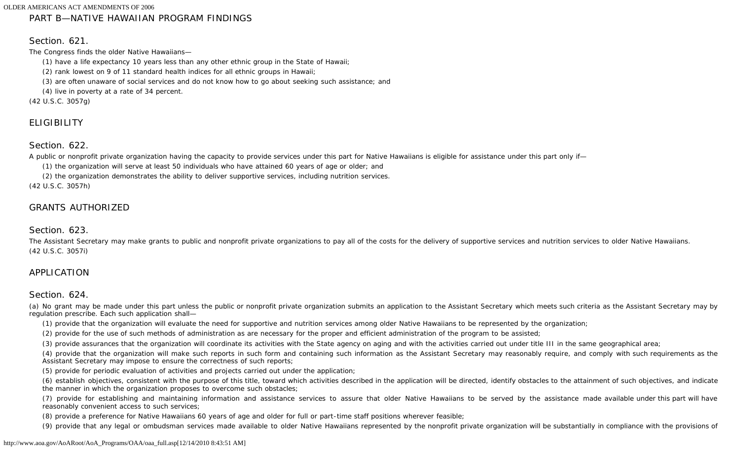## PART B—NATIVE HAWAIIAN PROGRAM FINDINGS

### Section. 621.

The Congress finds the older Native Hawaiians—

(1) have a life expectancy 10 years less than any other ethnic group in the State of Hawaii;

(2) rank lowest on 9 of 11 standard health indices for all ethnic groups in Hawaii;

(3) are often unaware of social services and do not know how to go about seeking such assistance; and

(4) live in poverty at a rate of 34 percent.

(42 U.S.C. 3057g)

## ELIGIBILITY

### Section. 622.

A public or nonprofit private organization having the capacity to provide services under this part for Native Hawaiians is eligible for assistance under this part only if—

(1) the organization will serve at least 50 individuals who have attained 60 years of age or older; and

(2) the organization demonstrates the ability to deliver supportive services, including nutrition services.

(42 U.S.C. 3057h)

## GRANTS AUTHORIZED

### Section. 623.

The Assistant Secretary may make grants to public and nonprofit private organizations to pay all of the costs for the delivery of supportive services and nutrition services to older Native Hawaiians.

(42 U.S.C. 3057i)

## APPLICATION

### Section. 624.

(a) No grant may be made under this part unless the public or nonprofit private organization submits an application to the Assistant Secretary which meets such criteria as the Assistant Secretary may by regulation prescribe. Each such application shall—

(1) provide that the organization will evaluate the need for supportive and nutrition services among older Native Hawaiians to be represented by the organization;

(2) provide for the use of such methods of administration as are necessary for the proper and efficient administration of the program to be assisted;

(3) provide assurances that the organization will coordinate its activities with the State agency on aging and with the activities carried out under title III in the same geographical area;

(4) provide that the organization will make such reports in such form and containing such information as the Assistant Secretary may reasonably require, and comply with such requirements as the Assistant Secretary may impose to ensure the correctness of such reports;

(5) provide for periodic evaluation of activities and projects carried out under the application;

(6) establish objectives, consistent with the purpose of this title, toward which activities described in the application will be directed, identify obstacles to the attainment of such objectives, and indicate the manner in which the organization proposes to overcome such obstacles;

(7) provide for establishing and maintaining information and assistance services to assure that older Native Hawaiians to be served by the assistance made available under this part will have reasonably convenient access to such services;

(8) provide a preference for Native Hawaiians 60 years of age and older for full or part-time staff positions wherever feasible;

(9) provide that any legal or ombudsman services made available to older Native Hawaiians represented by the nonprofit private organization will be substantially in compliance with the provisions of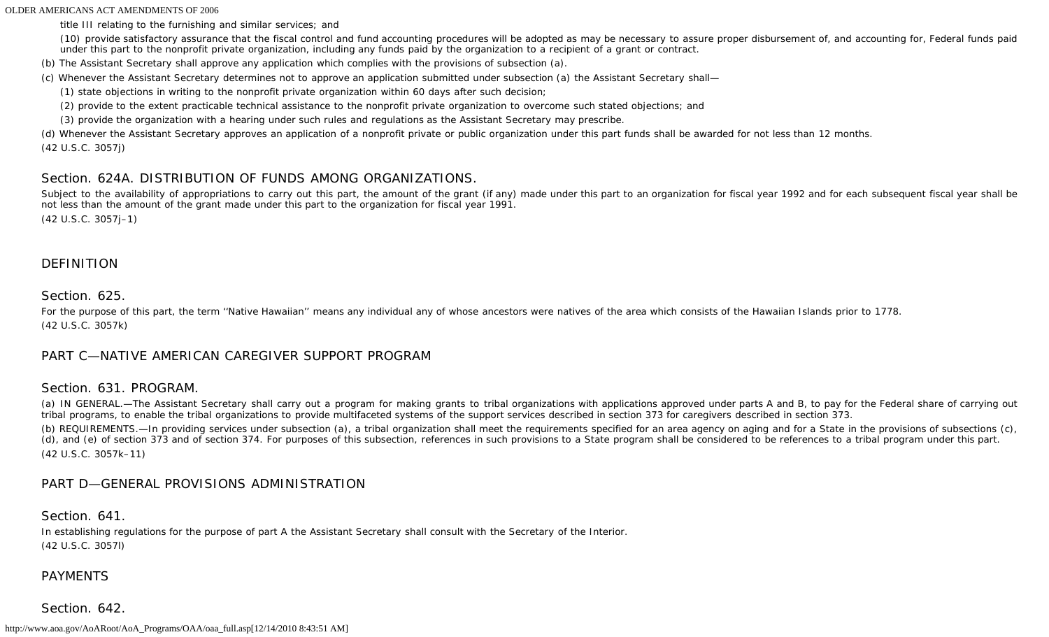title III relating to the furnishing and similar services; and

(10) provide satisfactory assurance that the fiscal control and fund accounting procedures will be adopted as may be necessary to assure proper disbursement of, and accounting for, Federal funds paid under this part to the nonprofit private organization, including any funds paid by the organization to a recipient of a grant or contract.

(b) The Assistant Secretary shall approve any application which complies with the provisions of subsection (a).

(c) Whenever the Assistant Secretary determines not to approve an application submitted under subsection (a) the Assistant Secretary shall—

(1) state objections in writing to the nonprofit private organization within 60 days after such decision;

(2) provide to the extent practicable technical assistance to the nonprofit private organization to overcome such stated objections; and

(3) provide the organization with a hearing under such rules and regulations as the Assistant Secretary may prescribe.

(d) Whenever the Assistant Secretary approves an application of a nonprofit private or public organization under this part funds shall be awarded for not less than 12 months.

(42 U.S.C. 3057j)

## Section. 624A. DISTRIBUTION OF FUNDS AMONG ORGANIZATIONS.

Subject to the availability of appropriations to carry out this part, the amount of the grant (if any) made under this part to an organization for fiscal year 1992 and for each subsequent fiscal year shall be not less than the amount of the grant made under this part to the organization for fiscal year 1991.

(42 U.S.C. 3057j–1)

## DEFINITION

## Section. 625.

For the purpose of this part, the term ''Native Hawaiian'' means any individual any of whose ancestors were natives of the area which consists of the Hawaiian Islands prior to 1778.

(42 U.S.C. 3057k)

## PART C—NATIVE AMERICAN CAREGIVER SUPPORT PROGRAM

## Section. 631. PROGRAM.

(a) IN GENERAL.—The Assistant Secretary shall carry out a program for making grants to tribal organizations with applications approved under parts A and B, to pay for the Federal share of carrying out tribal programs, to enable the tribal organizations to provide multifaceted systems of the support services described in section 373 for caregivers described in section 373.

(b) REQUIREMENTS.—In providing services under subsection (a), a tribal organization shall meet the requirements specified for an area agency on aging and for a State in the provisions of subsections (c), (d), and (e) of section 373 and of section 374. For purposes of this subsection, references in such provisions to a State program shall be considered to be references to a tribal program under this part.

(42 U.S.C. 3057k–11)

## PART D—GENERAL PROVISIONS ADMINISTRATION

## Section. 641.

In establishing regulations for the purpose of part A the Assistant Secretary shall consult with the Secretary of the Interior.

(42 U.S.C. 3057l)

## PAYMENTS

## Section. 642.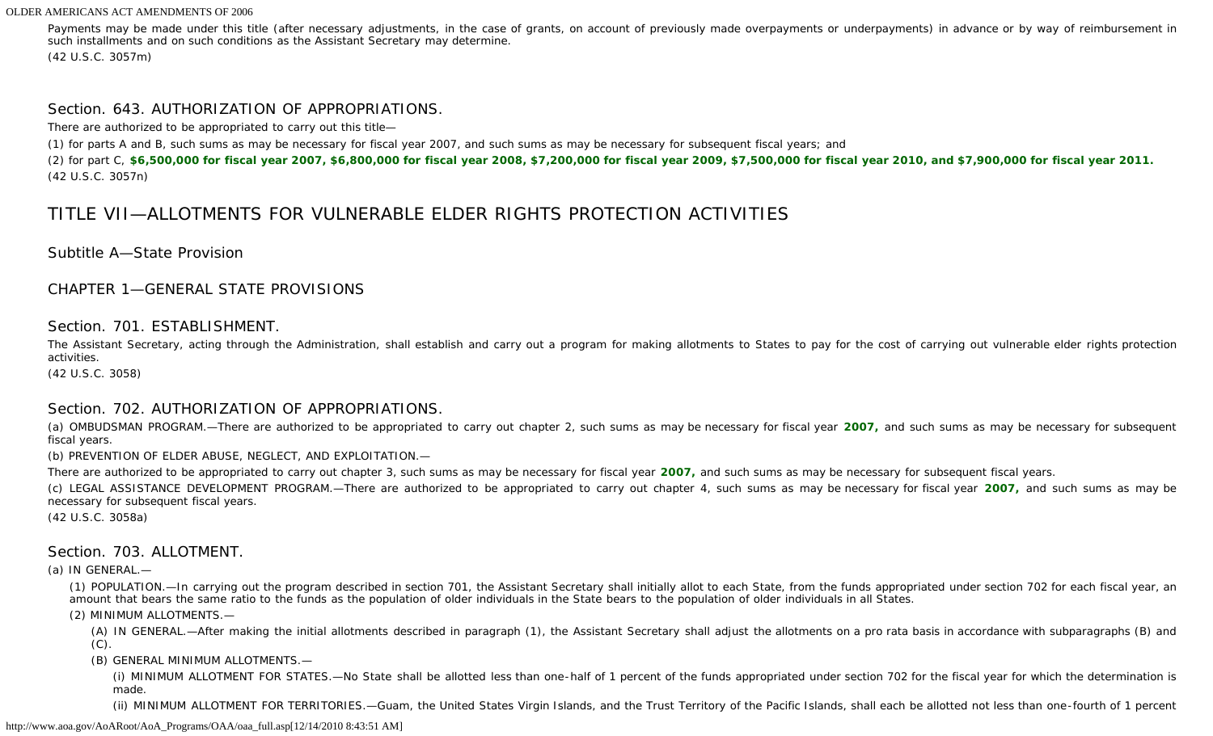Payments may be made under this title (after necessary adjustments, in the case of grants, on account of previously made overpayments or underpayments) in advance or by way of reimbursement in such installments and on such conditions as the Assistant Secretary may determine.

(42 U.S.C. 3057m)

### Section. 643. AUTHORIZATION OF APPROPRIATIONS.

There are authorized to be appropriated to carry out this title—

(1) for parts A and B, such sums as may be necessary for fiscal year 2007, and such sums as may be necessary for subsequent fiscal years; and

(2) for part C, **$6,500,000 for fiscal year 2007, $6,800,000 for fiscal year 2008, $7,200,000 for fiscal year 2009, $7,500,000 for fiscal year 2010, and $7,900,000 for fiscal year 2011.**

(42 U.S.C. 3057n)

# TITLE VII—ALLOTMENTS FOR VULNERABLE ELDER RIGHTS PROTECTION ACTIVITIES

## Subtitle A—State Provision

## CHAPTER 1—GENERAL STATE PROVISIONS

### Section. 701. ESTABLISHMENT.

The Assistant Secretary, acting through the Administration, shall establish and carry out a program for making allotments to States to pay for the cost of carrying out vulnerable elder rights protection activities.

(42 U.S.C. 3058)

### Section. 702. AUTHORIZATION OF APPROPRIATIONS.

(a) OMBUDSMAN PROGRAM.—There are authorized to be appropriated to carry out chapter 2, such sums as may be necessary for fiscal year **2007,** and such sums as may be necessary for subsequent fiscal years.

(b) PREVENTION OF ELDER ABUSE, NEGLECT, AND EXPLOITATION.—

There are authorized to be appropriated to carry out chapter 3, such sums as may be necessary for fiscal year **2007,** and such sums as may be necessary for subsequent fiscal years.

(c) LEGAL ASSISTANCE DEVELOPMENT PROGRAM.—There are authorized to be appropriated to carry out chapter 4, such sums as may be necessary for fiscal year **2007,** and such sums as may be necessary for subsequent fiscal years.

(42 U.S.C. 3058a)

### Section. 703. ALLOTMENT.

(a) IN GENERAL.—

(1) POPULATION.—In carrying out the program described in section 701, the Assistant Secretary shall initially allot to each State, from the funds appropriated under section 702 for each fiscal year, an amount that bears the same ratio to the funds as the population of older individuals in the State bears to the population of older individuals in all States.

(2) MINIMUM ALLOTMENTS.—

(A) IN GENERAL.—After making the initial allotments described in paragraph (1), the Assistant Secretary shall adjust the allotments on a pro rata basis in accordance with subparagraphs (B) and (C).

(B) GENERAL MINIMUM ALLOTMENTS.—

(i) MINIMUM ALLOTMENT FOR STATES.—No State shall be allotted less than one-half of 1 percent of the funds appropriated under section 702 for the fiscal year for which the determination is made.

(ii) MINIMUM ALLOTMENT FOR TERRITORIES.—Guam, the United States Virgin Islands, and the Trust Territory of the Pacific Islands, shall each be allotted not less than one-fourth of 1 percent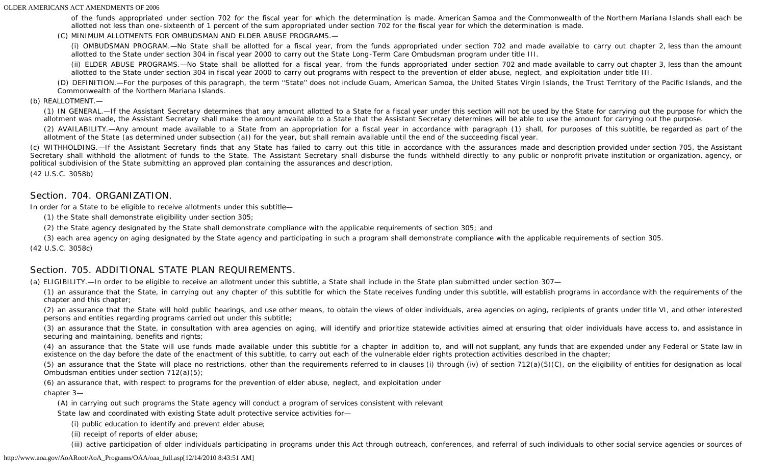of the funds appropriated under section 702 for the fiscal year for which the determination is made. American Samoa and the Commonwealth of the Northern Mariana Islands shall each be allotted not less than one-sixteenth of 1 percent of the sum appropriated under section 702 for the fiscal year for which the determination is made.

(C) MINIMUM ALLOTMENTS FOR OMBUDSMAN AND ELDER ABUSE PROGRAMS.—

(i) OMBUDSMAN PROGRAM.—No State shall be allotted for a fiscal year, from the funds appropriated under section 702 and made available to carry out chapter 2, less than the amount allotted to the State under section 304 in fiscal year 2000 to carry out the State Long-Term Care Ombudsman program under title III.

(ii) ELDER ABUSE PROGRAMS.—No State shall be allotted for a fiscal year, from the funds appropriated under section 702 and made available to carry out chapter 3, less than the amount allotted to the State under section 304 in fiscal year 2000 to carry out programs with respect to the prevention of elder abuse, neglect, and exploitation under title III.

(D) DEFINITION.—For the purposes of this paragraph, the term ''State'' does not include Guam, American Samoa, the United States Virgin Islands, the Trust Territory of the Pacific Islands, and the Commonwealth of the Northern Mariana Islands.

(b) REALLOTMENT.—

(1) IN GENERAL.—If the Assistant Secretary determines that any amount allotted to a State for a fiscal year under this section will not be used by the State for carrying out the purpose for which the allotment was made, the Assistant Secretary shall make the amount available to a State that the Assistant Secretary determines will be able to use the amount for carrying out the purpose.

(2) AVAILABILITY.—Any amount made available to a State from an appropriation for a fiscal year in accordance with paragraph (1) shall, for purposes of this subtitle, be regarded as part of the allotment of the State (as determined under subsection (a)) for the year, but shall remain available until the end of the succeeding fiscal year.

(c) WITHHOLDING.—If the Assistant Secretary finds that any State has failed to carry out this title in accordance with the assurances made and description provided under section 705, the Assistant Secretary shall withhold the allotment of funds to the State. The Assistant Secretary shall disburse the funds withheld directly to any public or nonprofit private institution or organization, agency, or political subdivision of the State submitting an approved plan containing the assurances and description.

(42 U.S.C. 3058b)

## Section. 704. ORGANIZATION.

In order for a State to be eligible to receive allotments under this subtitle—

(1) the State shall demonstrate eligibility under section 305;

(2) the State agency designated by the State shall demonstrate compliance with the applicable requirements of section 305; and

(3) each area agency on aging designated by the State agency and participating in such a program shall demonstrate compliance with the applicable requirements of section 305.

(42 U.S.C. 3058c)

## Section. 705. ADDITIONAL STATE PLAN REQUIREMENTS.

(a) ELIGIBILITY.—In order to be eligible to receive an allotment under this subtitle, a State shall include in the State plan submitted under section 307—

(1) an assurance that the State, in carrying out any chapter of this subtitle for which the State receives funding under this subtitle, will establish programs in accordance with the requirements of the chapter and this chapter;

(2) an assurance that the State will hold public hearings, and use other means, to obtain the views of older individuals, area agencies on aging, recipients of grants under title VI, and other interested persons and entities regarding programs carried out under this subtitle;

(3) an assurance that the State, in consultation with area agencies on aging, will identify and prioritize statewide activities aimed at ensuring that older individuals have access to, and assistance in securing and maintaining, benefits and rights;

(4) an assurance that the State will use funds made available under this subtitle for a chapter in addition to, and will not supplant, any funds that are expended under any Federal or State law in existence on the day before the date of the enactment of this subtitle, to carry out each of the vulnerable elder rights protection activities described in the chapter;

(5) an assurance that the State will place no restrictions, other than the requirements referred to in clauses (i) through (iv) of section 712(a)(5)(C), on the eligibility of entities for designation as local Ombudsman entities under section 712(a)(5);

(6) an assurance that, with respect to programs for the prevention of elder abuse, neglect, and exploitation under chapter 3—

(A) in carrying out such programs the State agency will conduct a program of services consistent with relevant State law and coordinated with existing State adult protective service activities for—

(i) public education to identify and prevent elder abuse;

(ii) receipt of reports of elder abuse;

(iii) active participation of older individuals participating in programs under this Act through outreach, conferences, and referral of such individuals to other social service agencies or sources of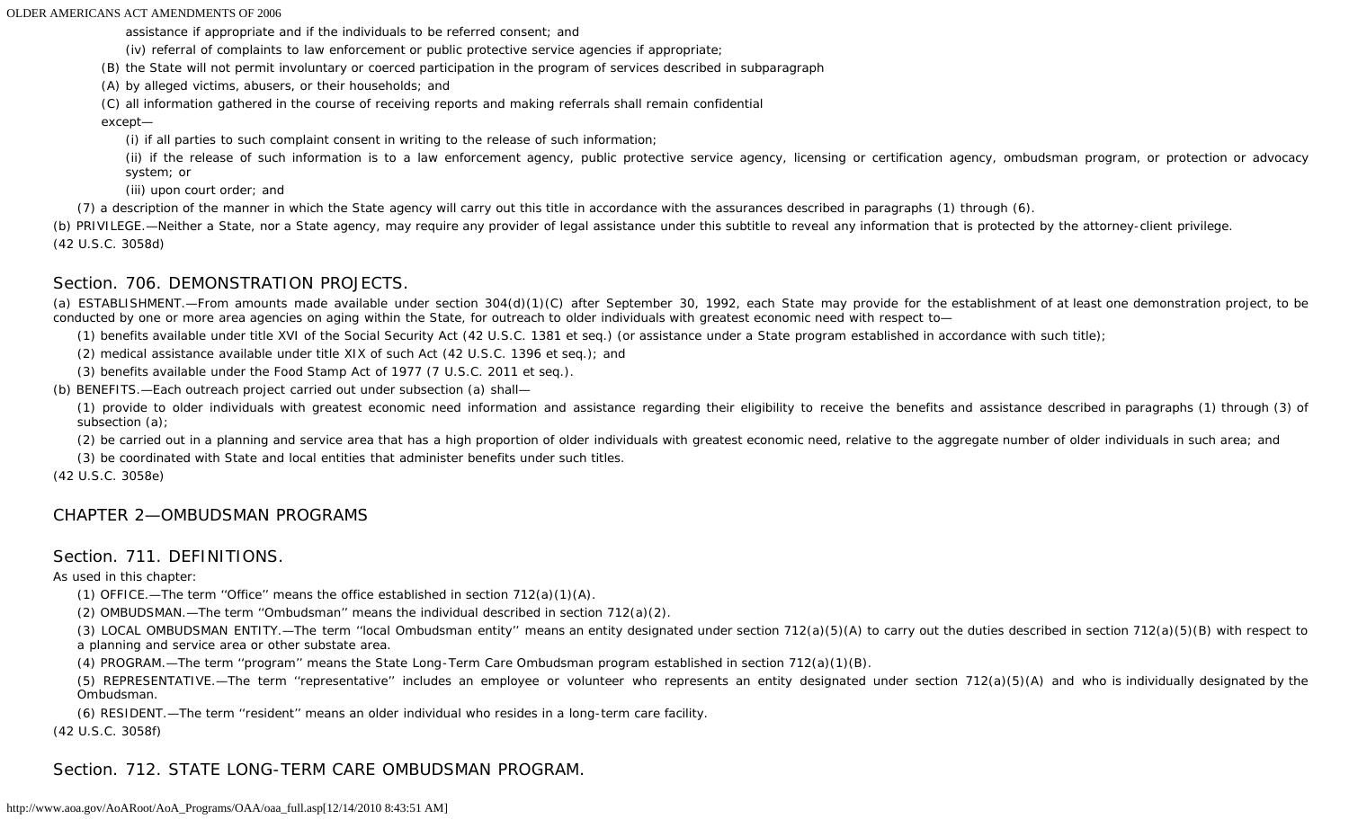assistance if appropriate and if the individuals to be referred consent; and

(iv) referral of complaints to law enforcement or public protective service agencies if appropriate;

(B) the State will not permit involuntary or coerced participation in the program of services described in subparagraph

(A) by alleged victims, abusers, or their households; and

(C) all information gathered in the course of receiving reports and making referrals shall remain confidential

except—

(i) if all parties to such complaint consent in writing to the release of such information;

(ii) if the release of such information is to a law enforcement agency, public protective service agency, licensing or certification agency, ombudsman program, or protection or advocacy system; or

(iii) upon court order; and

(7) a description of the manner in which the State agency will carry out this title in accordance with the assurances described in paragraphs (1) through (6).

(b) PRIVILEGE.—Neither a State, nor a State agency, may require any provider of legal assistance under this subtitle to reveal any information that is protected by the attorney-client privilege.

(42 U.S.C. 3058d)

## Section. 706. DEMONSTRATION PROJECTS.

(a) ESTABLISHMENT.—From amounts made available under section 304(d)(1)(C) after September 30, 1992, each State may provide for the establishment of at least one demonstration project, to be conducted by one or more area agencies on aging within the State, for outreach to older individuals with greatest economic need with respect to—

(1) benefits available under title XVI of the Social Security Act (42 U.S.C. 1381 et seq.) (or assistance under a State program established in accordance with such title);

(2) medical assistance available under title XIX of such Act (42 U.S.C. 1396 et seq.); and

(3) benefits available under the Food Stamp Act of 1977 (7 U.S.C. 2011 et seq.).

(b) BENEFITS.—Each outreach project carried out under subsection (a) shall—

(1) provide to older individuals with greatest economic need information and assistance regarding their eligibility to receive the benefits and assistance described in paragraphs (1) through (3) of subsection (a);

(2) be carried out in a planning and service area that has a high proportion of older individuals with greatest economic need, relative to the aggregate number of older individuals in such area; and

(3) be coordinated with State and local entities that administer benefits under such titles.

(42 U.S.C. 3058e)

## CHAPTER 2—OMBUDSMAN PROGRAMS

## Section. 711. DEFINITIONS.

As used in this chapter:

(1) OFFICE.—The term ''Office'' means the office established in section 712(a)(1)(A).

(2) OMBUDSMAN.—The term ''Ombudsman'' means the individual described in section 712(a)(2).

(3) LOCAL OMBUDSMAN ENTITY.—The term ''local Ombudsman entity'' means an entity designated under section 712(a)(5)(A) to carry out the duties described in section 712(a)(5)(B) with respect to a planning and service area or other substate area.

(4) PROGRAM.—The term ''program'' means the State Long-Term Care Ombudsman program established in section 712(a)(1)(B).

(5) REPRESENTATIVE.—The term ''representative'' includes an employee or volunteer who represents an entity designated under section 712(a)(5)(A) and who is individually designated by the Ombudsman.

(6) RESIDENT.—The term ''resident'' means an older individual who resides in a long-term care facility.

(42 U.S.C. 3058f)

## Section. 712. STATE LONG-TERM CARE OMBUDSMAN PROGRAM.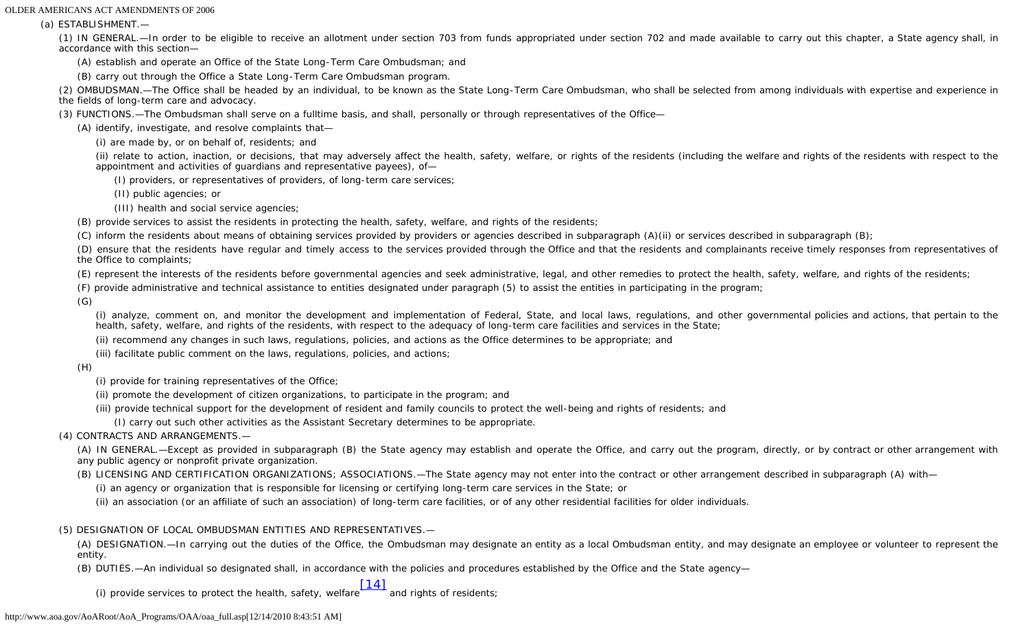(a) ESTABLISHMENT.—

(1) IN GENERAL.—In order to be eligible to receive an allotment under section 703 from funds appropriated under section 702 and made available to carry out this chapter, a State agency shall, in accordance with this section—

(A) establish and operate an Office of the State Long-Term Care Ombudsman; and

(B) carry out through the Office a State Long-Term Care Ombudsman program.

(2) OMBUDSMAN.—The Office shall be headed by an individual, to be known as the State Long-Term Care Ombudsman, who shall be selected from among individuals with expertise and experience in the fields of long-term care and advocacy.

(3) FUNCTIONS.—The Ombudsman shall serve on a fulltime basis, and shall, personally or through representatives of the Office—

(A) identify, investigate, and resolve complaints that—

(i) are made by, or on behalf of, residents; and

(ii) relate to action, inaction, or decisions, that may adversely affect the health, safety, welfare, or rights of the residents (including the welfare and rights of the residents with respect to the appointment and activities of guardians and representative payees), of—

(I) providers, or representatives of providers, of long-term care services;

(II) public agencies; or

(III) health and social service agencies;

(B) provide services to assist the residents in protecting the health, safety, welfare, and rights of the residents;

(C) inform the residents about means of obtaining services provided by providers or agencies described in subparagraph (A)(ii) or services described in subparagraph (B);

(D) ensure that the residents have regular and timely access to the services provided through the Office and that the residents and complainants receive timely responses from representatives of the Office to complaints;

(E) represent the interests of the residents before governmental agencies and seek administrative, legal, and other remedies to protect the health, safety, welfare, and rights of the residents;

(F) provide administrative and technical assistance to entities designated under paragraph (5) to assist the entities in participating in the program;

(G)

(i) analyze, comment on, and monitor the development and implementation of Federal, State, and local laws, regulations, and other governmental policies and actions, that pertain to the health, safety, welfare, and rights of the residents, with respect to the adequacy of long-term care facilities and services in the State;

(ii) recommend any changes in such laws, regulations, policies, and actions as the Office determines to be appropriate; and

(iii) facilitate public comment on the laws, regulations, policies, and actions;

(H)

(i) provide for training representatives of the Office;

(ii) promote the development of citizen organizations, to participate in the program; and

(iii) provide technical support for the development of resident and family councils to protect the well-being and rights of residents; and

(I) carry out such other activities as the Assistant Secretary determines to be appropriate.

(4) CONTRACTS AND ARRANGEMENTS.—

(A) IN GENERAL.—Except as provided in subparagraph (B) the State agency may establish and operate the Office, and carry out the program, directly, or by contract or other arrangement with any public agency or nonprofit private organization.

(B) LICENSING AND CERTIFICATION ORGANIZATIONS; ASSOCIATIONS.—The State agency may not enter into the contract or other arrangement described in subparagraph (A) with—

(i) an agency or organization that is responsible for licensing or certifying long-term care services in the State; or

(ii) an association (or an affiliate of such an association) of long-term care facilities, or of any other residential facilities for older individuals.

(5) DESIGNATION OF LOCAL OMBUDSMAN ENTITIES AND REPRESENTATIVES.—

(A) DESIGNATION.—In carrying out the duties of the Office, the Ombudsman may designate an entity as a local Ombudsman entity, and may designate an employee or volunteer to represent the entity.

(B) DUTIES.—An individual so designated shall, in accordance with the policies and procedures established by the Office and the State agency—

(i) provide services to protect the health, safety, welfare[14] and rights of residents;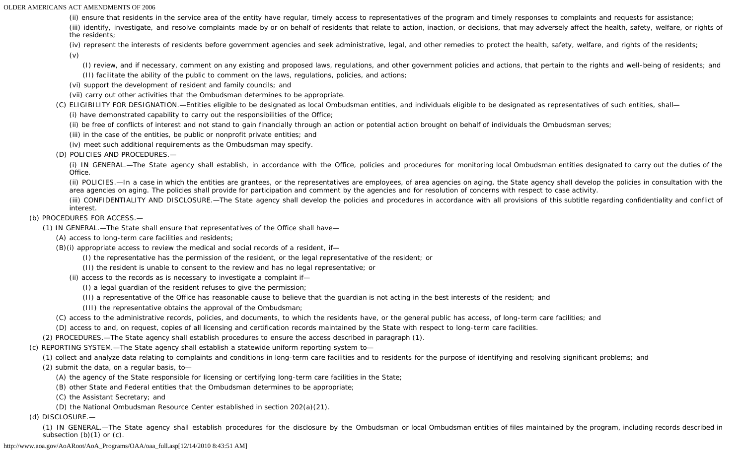(ii) ensure that residents in the service area of the entity have regular, timely access to representatives of the program and timely responses to complaints and requests for assistance;

(iii) identify, investigate, and resolve complaints made by or on behalf of residents that relate to action, inaction, or decisions, that may adversely affect the health, safety, welfare, or rights of the residents;

(iv) represent the interests of residents before government agencies and seek administrative, legal, and other remedies to protect the health, safety, welfare, and rights of the residents;

(v)

(I) review, and if necessary, comment on any existing and proposed laws, regulations, and other government policies and actions, that pertain to the rights and well-being of residents; and

(II) facilitate the ability of the public to comment on the laws, regulations, policies, and actions;

(vi) support the development of resident and family councils; and

(vii) carry out other activities that the Ombudsman determines to be appropriate.

(C) ELIGIBILITY FOR DESIGNATION.—Entities eligible to be designated as local Ombudsman entities, and individuals eligible to be designated as representatives of such entities, shall—

(i) have demonstrated capability to carry out the responsibilities of the Office;

(ii) be free of conflicts of interest and not stand to gain financially through an action or potential action brought on behalf of individuals the Ombudsman serves;

(iii) in the case of the entities, be public or nonprofit private entities; and

(iv) meet such additional requirements as the Ombudsman may specify.

(D) POLICIES AND PROCEDURES.—

(i) IN GENERAL.—The State agency shall establish, in accordance with the Office, policies and procedures for monitoring local Ombudsman entities designated to carry out the duties of the Office.

(ii) POLICIES.—In a case in which the entities are grantees, or the representatives are employees, of area agencies on aging, the State agency shall develop the policies in consultation with the area agencies on aging. The policies shall provide for participation and comment by the agencies and for resolution of concerns with respect to case activity.

(iii) CONFIDENTIALITY AND DISCLOSURE.—The State agency shall develop the policies and procedures in accordance with all provisions of this subtitle regarding confidentiality and conflict of interest.

(b) PROCEDURES FOR ACCESS.—

(1) IN GENERAL.—The State shall ensure that representatives of the Office shall have—

(A) access to long-term care facilities and residents;

(B)(i) appropriate access to review the medical and social records of a resident, if—

(I) the representative has the permission of the resident, or the legal representative of the resident; or

(II) the resident is unable to consent to the review and has no legal representative; or

(ii) access to the records as is necessary to investigate a complaint if—

(I) a legal guardian of the resident refuses to give the permission;

(II) a representative of the Office has reasonable cause to believe that the guardian is not acting in the best interests of the resident; and

(III) the representative obtains the approval of the Ombudsman;

(C) access to the administrative records, policies, and documents, to which the residents have, or the general public has access, of long-term care facilities; and

(D) access to and, on request, copies of all licensing and certification records maintained by the State with respect to long-term care facilities.

(2) PROCEDURES.—The State agency shall establish procedures to ensure the access described in paragraph (1).

(c) REPORTING SYSTEM.—The State agency shall establish a statewide uniform reporting system to—

(1) collect and analyze data relating to complaints and conditions in long-term care facilities and to residents for the purpose of identifying and resolving significant problems; and

(2) submit the data, on a regular basis, to—

(A) the agency of the State responsible for licensing or certifying long-term care facilities in the State;

(B) other State and Federal entities that the Ombudsman determines to be appropriate;

(C) the Assistant Secretary; and

(D) the National Ombudsman Resource Center established in section 202(a)(21).

(d) DISCLOSURE.—

(1) IN GENERAL.—The State agency shall establish procedures for the disclosure by the Ombudsman or local Ombudsman entities of files maintained by the program, including records described in subsection (b)(1) or (c).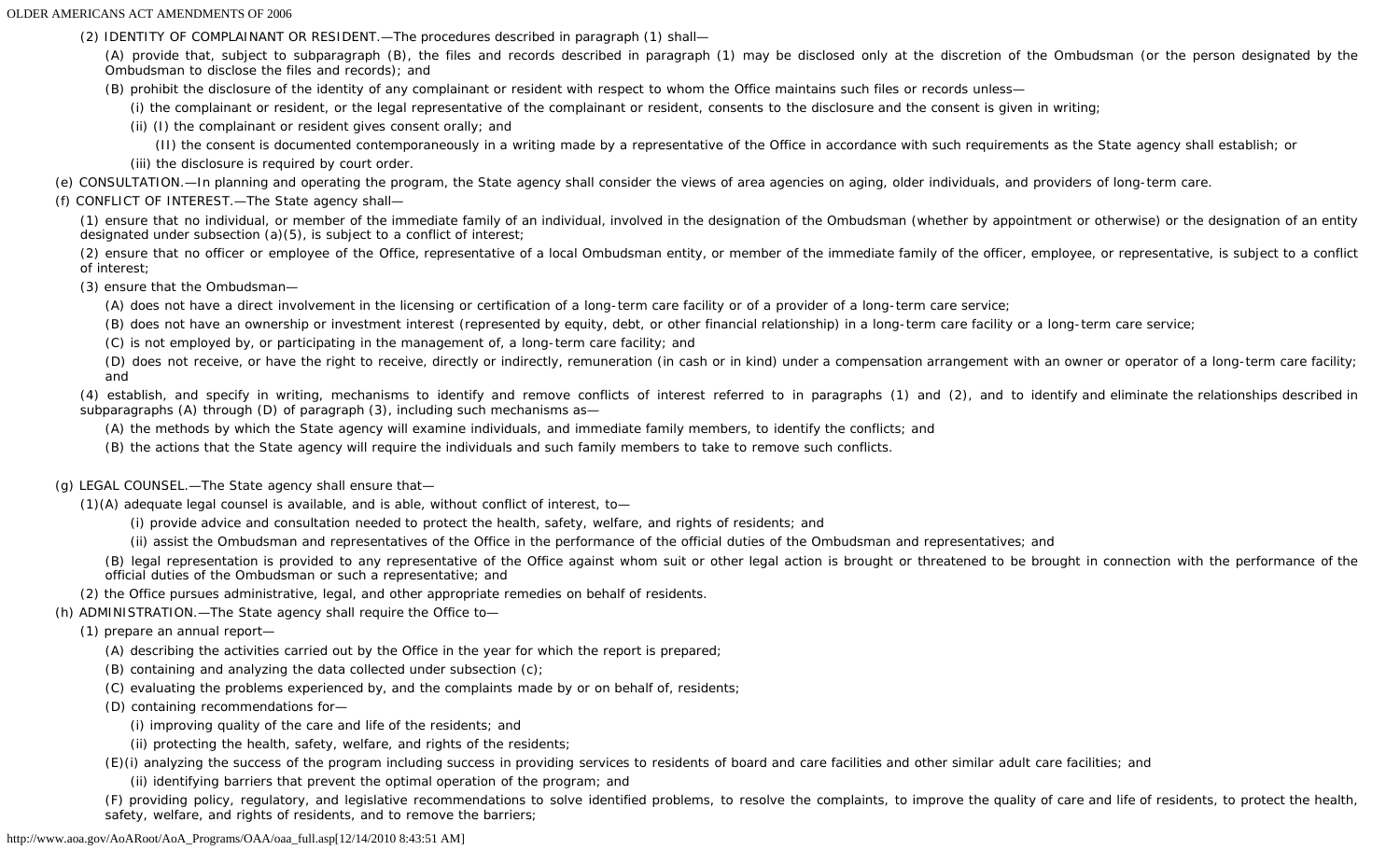(2) IDENTITY OF COMPLAINANT OR RESIDENT.—The procedures described in paragraph (1) shall—

(A) provide that, subject to subparagraph (B), the files and records described in paragraph (1) may be disclosed only at the discretion of the Ombudsman (or the person designated by the Ombudsman to disclose the files and records); and

(B) prohibit the disclosure of the identity of any complainant or resident with respect to whom the Office maintains such files or records unless—

(i) the complainant or resident, or the legal representative of the complainant or resident, consents to the disclosure and the consent is given in writing;

(ii) (I) the complainant or resident gives consent orally; and

(II) the consent is documented contemporaneously in a writing made by a representative of the Office in accordance with such requirements as the State agency shall establish; or

(iii) the disclosure is required by court order.

(e) CONSULTATION.—In planning and operating the program, the State agency shall consider the views of area agencies on aging, older individuals, and providers of long-term care.

(f) CONFLICT OF INTEREST.—The State agency shall—

(1) ensure that no individual, or member of the immediate family of an individual, involved in the designation of the Ombudsman (whether by appointment or otherwise) or the designation of an entity designated under subsection (a)(5), is subject to a conflict of interest;

(2) ensure that no officer or employee of the Office, representative of a local Ombudsman entity, or member of the immediate family of the officer, employee, or representative, is subject to a conflict of interest;

(3) ensure that the Ombudsman—

(A) does not have a direct involvement in the licensing or certification of a long-term care facility or of a provider of a long-term care service;

(B) does not have an ownership or investment interest (represented by equity, debt, or other financial relationship) in a long-term care facility or a long-term care service;

(C) is not employed by, or participating in the management of, a long-term care facility; and

(D) does not receive, or have the right to receive, directly or indirectly, remuneration (in cash or in kind) under a compensation arrangement with an owner or operator of a long-term care facility; and

(4) establish, and specify in writing, mechanisms to identify and remove conflicts of interest referred to in paragraphs (1) and (2), and to identify and eliminate the relationships described in subparagraphs (A) through (D) of paragraph (3), including such mechanisms as—

(A) the methods by which the State agency will examine individuals, and immediate family members, to identify the conflicts; and

(B) the actions that the State agency will require the individuals and such family members to take to remove such conflicts.

(g) LEGAL COUNSEL.—The State agency shall ensure that—

(1)(A) adequate legal counsel is available, and is able, without conflict of interest, to—

(i) provide advice and consultation needed to protect the health, safety, welfare, and rights of residents; and

(ii) assist the Ombudsman and representatives of the Office in the performance of the official duties of the Ombudsman and representatives; and

(B) legal representation is provided to any representative of the Office against whom suit or other legal action is brought or threatened to be brought in connection with the performance of the official duties of the Ombudsman or such a representative; and

(2) the Office pursues administrative, legal, and other appropriate remedies on behalf of residents.

(h) ADMINISTRATION.—The State agency shall require the Office to—

(1) prepare an annual report—

(A) describing the activities carried out by the Office in the year for which the report is prepared;

(B) containing and analyzing the data collected under subsection (c);

(C) evaluating the problems experienced by, and the complaints made by or on behalf of, residents;

(D) containing recommendations for—

(i) improving quality of the care and life of the residents; and

(ii) protecting the health, safety, welfare, and rights of the residents;

(E)(i) analyzing the success of the program including success in providing services to residents of board and care facilities and other similar adult care facilities; and

(ii) identifying barriers that prevent the optimal operation of the program; and

(F) providing policy, regulatory, and legislative recommendations to solve identified problems, to resolve the complaints, to improve the quality of care and life of residents, to protect the health, safety, welfare, and rights of residents, and to remove the barriers;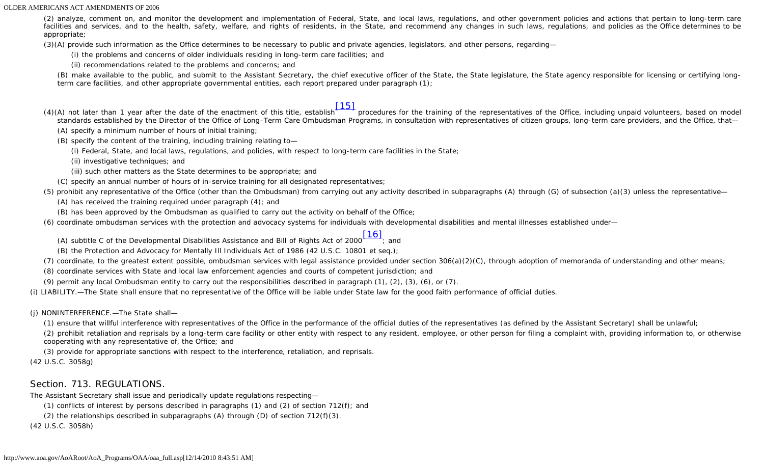(2) analyze, comment on, and monitor the development and implementation of Federal, State, and local laws, regulations, and other government policies and actions that pertain to long-term care facilities and services, and to the health, safety, welfare, and rights of residents, in the State, and recommend any changes in such laws, regulations, and policies as the Office determines to be appropriate;

(3)(A) provide such information as the Office determines to be necessary to public and private agencies, legislators, and other persons, regarding—

(i) the problems and concerns of older individuals residing in long-term care facilities; and

(ii) recommendations related to the problems and concerns; and

(B) make available to the public, and submit to the Assistant Secretary, the chief executive officer of the State, the State legislature, the State agency responsible for licensing or certifying long-term care facilities, and other appropriate governmental entities, each report prepared under paragraph (1);

(4)(A) not later than 1 year after the date of the enactment of this title, establish[15] procedures for the training of the representatives of the Office, including unpaid volunteers, based on model standards established by the Director of the Office of Long-Term Care Ombudsman Programs, in consultation with representatives of citizen groups, long-term care providers, and the Office, that—

(A) specify a minimum number of hours of initial training;

(B) specify the content of the training, including training relating to—

(i) Federal, State, and local laws, regulations, and policies, with respect to long-term care facilities in the State;

(ii) investigative techniques; and

(iii) such other matters as the State determines to be appropriate; and

(C) specify an annual number of hours of in-service training for all designated representatives;

(5) prohibit any representative of the Office (other than the Ombudsman) from carrying out any activity described in subparagraphs (A) through (G) of subsection (a)(3) unless the representative—

(A) has received the training required under paragraph (4); and

(B) has been approved by the Ombudsman as qualified to carry out the activity on behalf of the Office;

(6) coordinate ombudsman services with the protection and advocacy systems for individuals with developmental disabilities and mental illnesses established under—

(A) subtitle C of the Developmental Disabilities Assistance and Bill of Rights Act of 2000[16]; and

(B) the Protection and Advocacy for Mentally Ill Individuals Act of 1986 (42 U.S.C. 10801 et seq.);

(7) coordinate, to the greatest extent possible, ombudsman services with legal assistance provided under section 306(a)(2)(C), through adoption of memoranda of understanding and other means;

(8) coordinate services with State and local law enforcement agencies and courts of competent jurisdiction; and

(9) permit any local Ombudsman entity to carry out the responsibilities described in paragraph (1), (2), (3), (6), or (7).

(i) LIABILITY.—The State shall ensure that no representative of the Office will be liable under State law for the good faith performance of official duties.

(j) NONINTERFERENCE.—The State shall—

(1) ensure that willful interference with representatives of the Office in the performance of the official duties of the representatives (as defined by the Assistant Secretary) shall be unlawful;

(2) prohibit retaliation and reprisals by a long-term care facility or other entity with respect to any resident, employee, or other person for filing a complaint with, providing information to, or otherwise cooperating with any representative of, the Office; and

(3) provide for appropriate sanctions with respect to the interference, retaliation, and reprisals.

(42 U.S.C. 3058g)

## Section. 713. REGULATIONS.

The Assistant Secretary shall issue and periodically update regulations respecting—

(1) conflicts of interest by persons described in paragraphs (1) and (2) of section 712(f); and

(2) the relationships described in subparagraphs (A) through (D) of section 712(f)(3).

(42 U.S.C. 3058h)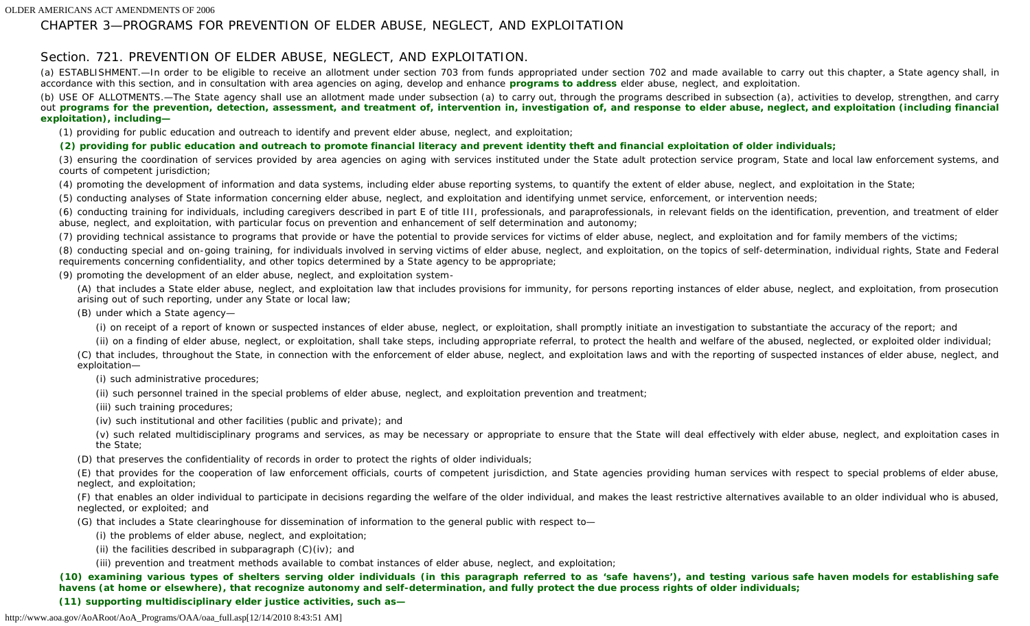## CHAPTER 3—PROGRAMS FOR PREVENTION OF ELDER ABUSE, NEGLECT, AND EXPLOITATION

### Section. 721. PREVENTION OF ELDER ABUSE, NEGLECT, AND EXPLOITATION.

(a) ESTABLISHMENT.—In order to be eligible to receive an allotment under section 703 from funds appropriated under section 702 and made available to carry out this chapter, a State agency shall, in accordance with this section, and in consultation with area agencies on aging, develop and enhance **programs to address** elder abuse, neglect, and exploitation.

(b) USE OF ALLOTMENTS.—The State agency shall use an allotment made under subsection (a) to carry out, through the programs described in subsection (a), activities to develop, strengthen, and carry out **programs for the prevention, detection, assessment, and treatment of, intervention in, investigation of, and response to elder abuse, neglect, and exploitation (including financial exploitation), including—**

(1) providing for public education and outreach to identify and prevent elder abuse, neglect, and exploitation;

**(2) providing for public education and outreach to promote financial literacy and prevent identity theft and financial exploitation of older individuals;**

(3) ensuring the coordination of services provided by area agencies on aging with services instituted under the State adult protection service program, State and local law enforcement systems, and courts of competent jurisdiction;

(4) promoting the development of information and data systems, including elder abuse reporting systems, to quantify the extent of elder abuse, neglect, and exploitation in the State;

(5) conducting analyses of State information concerning elder abuse, neglect, and exploitation and identifying unmet service, enforcement, or intervention needs;

(6) conducting training for individuals, including caregivers described in part E of title III, professionals, and paraprofessionals, in relevant fields on the identification, prevention, and treatment of elder abuse, neglect, and exploitation, with particular focus on prevention and enhancement of self determination and autonomy;

(7) providing technical assistance to programs that provide or have the potential to provide services for victims of elder abuse, neglect, and exploitation and for family members of the victims;

(8) conducting special and on-going training, for individuals involved in serving victims of elder abuse, neglect, and exploitation, on the topics of self-determination, individual rights, State and Federal requirements concerning confidentiality, and other topics determined by a State agency to be appropriate;

(9) promoting the development of an elder abuse, neglect, and exploitation system-

(A) that includes a State elder abuse, neglect, and exploitation law that includes provisions for immunity, for persons reporting instances of elder abuse, neglect, and exploitation, from prosecution arising out of such reporting, under any State or local law;

(B) under which a State agency—

(i) on receipt of a report of known or suspected instances of elder abuse, neglect, or exploitation, shall promptly initiate an investigation to substantiate the accuracy of the report; and

(ii) on a finding of elder abuse, neglect, or exploitation, shall take steps, including appropriate referral, to protect the health and welfare of the abused, neglected, or exploited older individual;

(C) that includes, throughout the State, in connection with the enforcement of elder abuse, neglect, and exploitation laws and with the reporting of suspected instances of elder abuse, neglect, and exploitation—

(i) such administrative procedures;

(ii) such personnel trained in the special problems of elder abuse, neglect, and exploitation prevention and treatment;

(iii) such training procedures;

(iv) such institutional and other facilities (public and private); and

(v) such related multidisciplinary programs and services, as may be necessary or appropriate to ensure that the State will deal effectively with elder abuse, neglect, and exploitation cases in the State;

(D) that preserves the confidentiality of records in order to protect the rights of older individuals;

(E) that provides for the cooperation of law enforcement officials, courts of competent jurisdiction, and State agencies providing human services with respect to special problems of elder abuse, neglect, and exploitation;

(F) that enables an older individual to participate in decisions regarding the welfare of the older individual, and makes the least restrictive alternatives available to an older individual who is abused, neglected, or exploited; and

(G) that includes a State clearinghouse for dissemination of information to the general public with respect to—

(i) the problems of elder abuse, neglect, and exploitation;

(ii) the facilities described in subparagraph (C)(iv); and

(iii) prevention and treatment methods available to combat instances of elder abuse, neglect, and exploitation;

**(10) examining various types of shelters serving older individuals (in this paragraph referred to as 'safe havens'), and testing various safe haven models for establishing safe havens (at home or elsewhere), that recognize autonomy and self-determination, and fully protect the due process rights of older individuals;**

**(11) supporting multidisciplinary elder justice activities, such as—**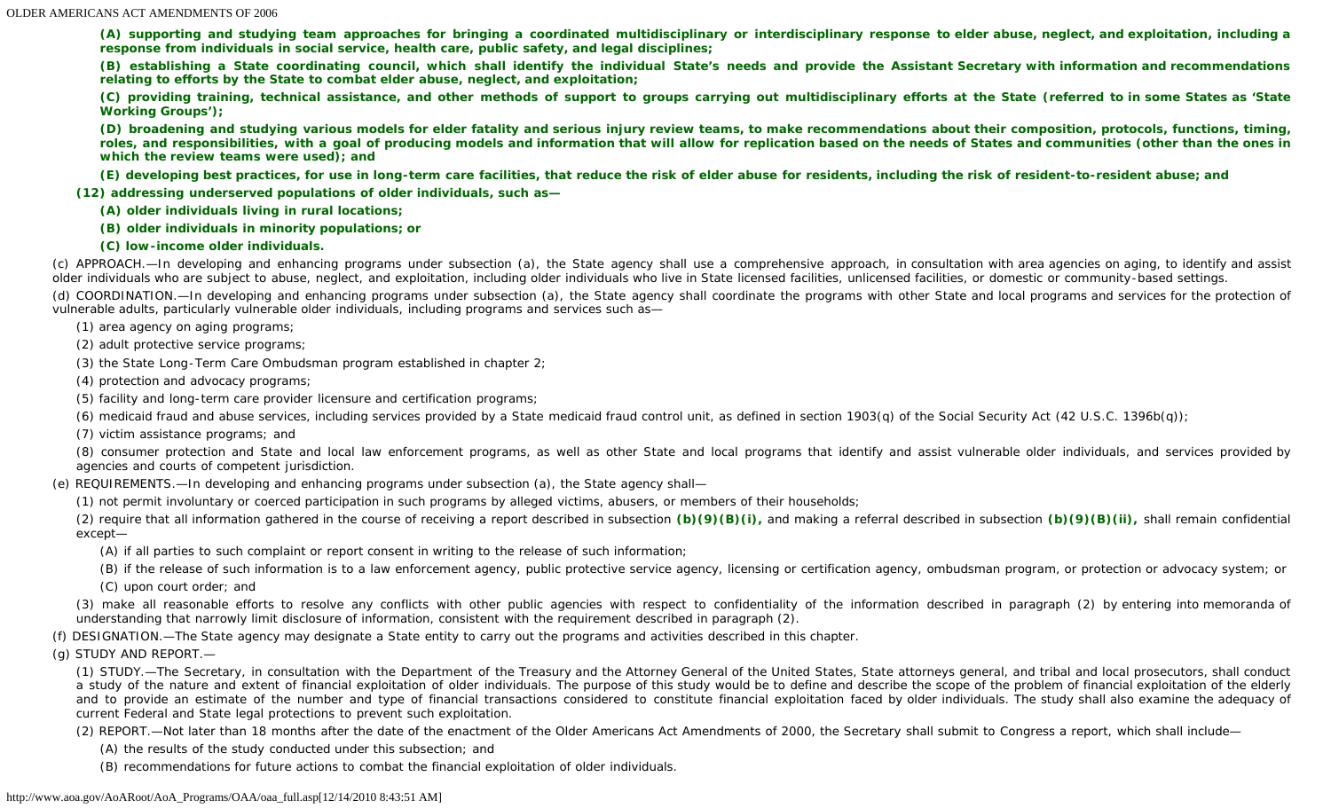**(A) supporting and studying team approaches for bringing a coordinated multidisciplinary or interdisciplinary response to elder abuse, neglect, and exploitation, including a response from individuals in social service, health care, public safety, and legal disciplines;**

**(B) establishing a State coordinating council, which shall identify the individual State's needs and provide the Assistant Secretary with information and recommendations relating to efforts by the State to combat elder abuse, neglect, and exploitation;**

**(C) providing training, technical assistance, and other methods of support to groups carrying out multidisciplinary efforts at the State (referred to in some States as 'State Working Groups');**

**(D) broadening and studying various models for elder fatality and serious injury review teams, to make recommendations about their composition, protocols, functions, timing, roles, and responsibilities, with a goal of producing models and information that will allow for replication based on the needs of States and communities (other than the ones in which the review teams were used); and**

**(E) developing best practices, for use in long-term care facilities, that reduce the risk of elder abuse for residents, including the risk of resident-to-resident abuse; and**

**(12) addressing underserved populations of older individuals, such as—**

**(A) older individuals living in rural locations;**

**(B) older individuals in minority populations; or**

**(C) low-income older individuals.**

(c) APPROACH.—In developing and enhancing programs under subsection (a), the State agency shall use a comprehensive approach, in consultation with area agencies on aging, to identify and assist older individuals who are subject to abuse, neglect, and exploitation, including older individuals who live in State licensed facilities, unlicensed facilities, or domestic or community-based settings.

(d) COORDINATION.—In developing and enhancing programs under subsection (a), the State agency shall coordinate the programs with other State and local programs and services for the protection of vulnerable adults, particularly vulnerable older individuals, including programs and services such as—

(1) area agency on aging programs;

(2) adult protective service programs;

(3) the State Long-Term Care Ombudsman program established in chapter 2;

(4) protection and advocacy programs;

(5) facility and long-term care provider licensure and certification programs;

(6) medicaid fraud and abuse services, including services provided by a State medicaid fraud control unit, as defined in section 1903(q) of the Social Security Act (42 U.S.C. 1396b(q));

(7) victim assistance programs; and

(8) consumer protection and State and local law enforcement programs, as well as other State and local programs that identify and assist vulnerable older individuals, and services provided by agencies and courts of competent jurisdiction.

(e) REQUIREMENTS.—In developing and enhancing programs under subsection (a), the State agency shall—

(1) not permit involuntary or coerced participation in such programs by alleged victims, abusers, or members of their households;

(2) require that all information gathered in the course of receiving a report described in subsection **(b)(9)(B)(i),** and making a referral described in subsection **(b)(9)(B)(ii),** shall remain confidential except—

(A) if all parties to such complaint or report consent in writing to the release of such information;

(B) if the release of such information is to a law enforcement agency, public protective service agency, licensing or certification agency, ombudsman program, or protection or advocacy system; or

(C) upon court order; and

(3) make all reasonable efforts to resolve any conflicts with other public agencies with respect to confidentiality of the information described in paragraph (2) by entering into memoranda of understanding that narrowly limit disclosure of information, consistent with the requirement described in paragraph (2).

(f) DESIGNATION.—The State agency may designate a State entity to carry out the programs and activities described in this chapter.

(g) STUDY AND REPORT.—

(1) STUDY.—The Secretary, in consultation with the Department of the Treasury and the Attorney General of the United States, State attorneys general, and tribal and local prosecutors, shall conduct a study of the nature and extent of financial exploitation of older individuals. The purpose of this study would be to define and describe the scope of the problem of financial exploitation of the elderly and to provide an estimate of the number and type of financial transactions considered to constitute financial exploitation faced by older individuals. The study shall also examine the adequacy of current Federal and State legal protections to prevent such exploitation.

(2) REPORT.—Not later than 18 months after the date of the enactment of the Older Americans Act Amendments of 2000, the Secretary shall submit to Congress a report, which shall include—

(A) the results of the study conducted under this subsection; and

(B) recommendations for future actions to combat the financial exploitation of older individuals.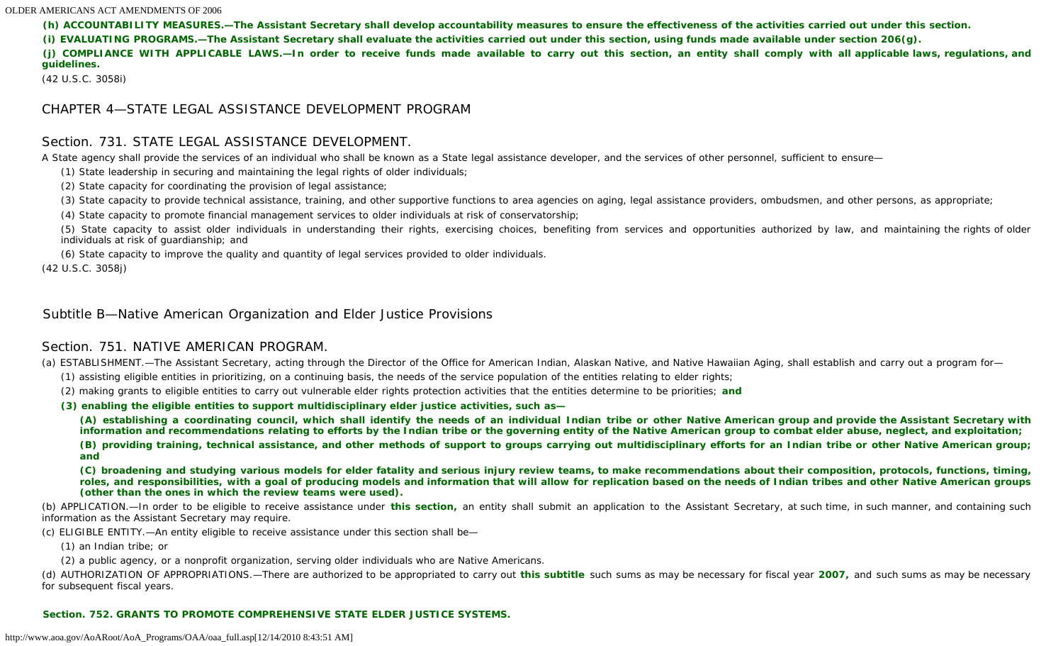**(h) ACCOUNTABILITY MEASURES.—The Assistant Secretary shall develop accountability measures to ensure the effectiveness of the activities carried out under this section.**

**(i) EVALUATING PROGRAMS.—The Assistant Secretary shall evaluate the activities carried out under this section, using funds made available under section 206(g).**

**(j) COMPLIANCE WITH APPLICABLE LAWS.—In order to receive funds made available to carry out this section, an entity shall comply with all applicable laws, regulations, and guidelines.**

(42 U.S.C. 3058i)

## CHAPTER 4—STATE LEGAL ASSISTANCE DEVELOPMENT PROGRAM

### Section. 731. STATE LEGAL ASSISTANCE DEVELOPMENT.

A State agency shall provide the services of an individual who shall be known as a State legal assistance developer, and the services of other personnel, sufficient to ensure—

(1) State leadership in securing and maintaining the legal rights of older individuals;

(2) State capacity for coordinating the provision of legal assistance;

(3) State capacity to provide technical assistance, training, and other supportive functions to area agencies on aging, legal assistance providers, ombudsmen, and other persons, as appropriate;

(4) State capacity to promote financial management services to older individuals at risk of conservatorship;

(5) State capacity to assist older individuals in understanding their rights, exercising choices, benefiting from services and opportunities authorized by law, and maintaining the rights of older individuals at risk of guardianship; and

(6) State capacity to improve the quality and quantity of legal services provided to older individuals.

(42 U.S.C. 3058j)

## Subtitle B—Native American Organization and Elder Justice Provisions

### Section. 751. NATIVE AMERICAN PROGRAM.

(a) ESTABLISHMENT.—The Assistant Secretary, acting through the Director of the Office for American Indian, Alaskan Native, and Native Hawaiian Aging, shall establish and carry out a program for—

(1) assisting eligible entities in prioritizing, on a continuing basis, the needs of the service population of the entities relating to elder rights;

(2) making grants to eligible entities to carry out vulnerable elder rights protection activities that the entities determine to be priorities; **and**

**(3) enabling the eligible entities to support multidisciplinary elder justice activities, such as—**

**(A) establishing a coordinating council, which shall identify the needs of an individual Indian tribe or other Native American group and provide the Assistant Secretary with information and recommendations relating to efforts by the Indian tribe or the governing entity of the Native American group to combat elder abuse, neglect, and exploitation;**

**(B) providing training, technical assistance, and other methods of support to groups carrying out multidisciplinary efforts for an Indian tribe or other Native American group; and**

**(C) broadening and studying various models for elder fatality and serious injury review teams, to make recommendations about their composition, protocols, functions, timing, roles, and responsibilities, with a goal of producing models and information that will allow for replication based on the needs of Indian tribes and other Native American groups (other than the ones in which the review teams were used).**

(b) APPLICATION.—In order to be eligible to receive assistance under **this section,** an entity shall submit an application to the Assistant Secretary, at such time, in such manner, and containing such information as the Assistant Secretary may require.

(c) ELIGIBLE ENTITY.—An entity eligible to receive assistance under this section shall be—

(1) an Indian tribe; or

(2) a public agency, or a nonprofit organization, serving older individuals who are Native Americans.

(d) AUTHORIZATION OF APPROPRIATIONS.—There are authorized to be appropriated to carry out **this subtitle** such sums as may be necessary for fiscal year **2007,** and such sums as may be necessary for subsequent fiscal years.

**Section. 752. GRANTS TO PROMOTE COMPREHENSIVE STATE ELDER JUSTICE SYSTEMS.**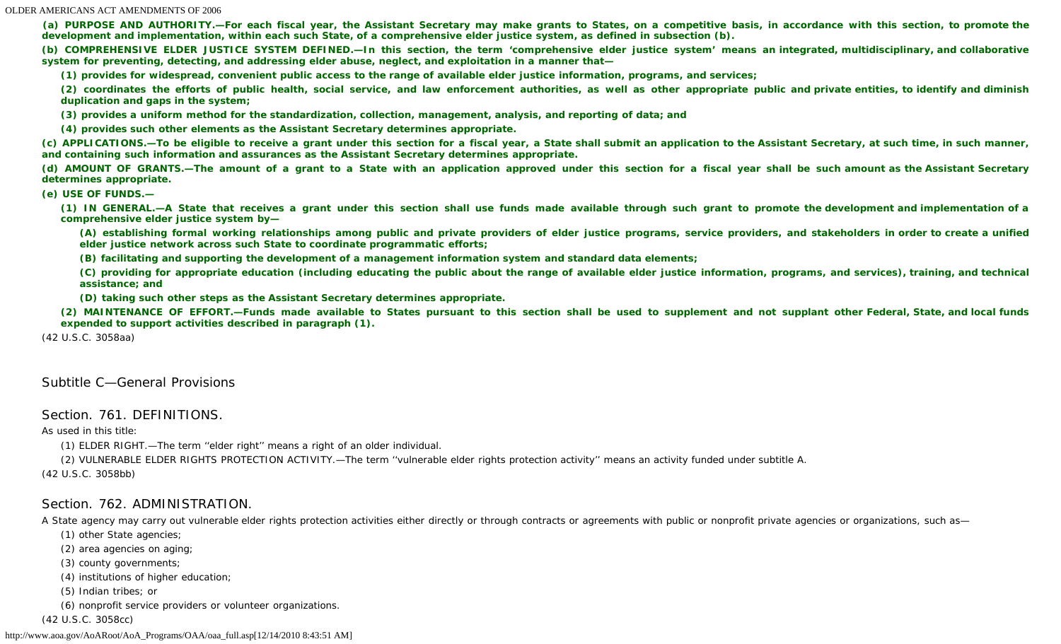**(a) PURPOSE AND AUTHORITY.—For each fiscal year, the Assistant Secretary may make grants to States, on a competitive basis, in accordance with this section, to promote the development and implementation, within each such State, of a comprehensive elder justice system, as defined in subsection (b).**

**(b) COMPREHENSIVE ELDER JUSTICE SYSTEM DEFINED.—In this section, the term 'comprehensive elder justice system' means an integrated, multidisciplinary, and collaborative system for preventing, detecting, and addressing elder abuse, neglect, and exploitation in a manner that—**

**(1) provides for widespread, convenient public access to the range of available elder justice information, programs, and services;**

**(2) coordinates the efforts of public health, social service, and law enforcement authorities, as well as other appropriate public and private entities, to identify and diminish duplication and gaps in the system;**

**(3) provides a uniform method for the standardization, collection, management, analysis, and reporting of data; and**

**(4) provides such other elements as the Assistant Secretary determines appropriate.**

**(c) APPLICATIONS.—To be eligible to receive a grant under this section for a fiscal year, a State shall submit an application to the Assistant Secretary, at such time, in such manner, and containing such information and assurances as the Assistant Secretary determines appropriate.**

**(d) AMOUNT OF GRANTS.—The amount of a grant to a State with an application approved under this section for a fiscal year shall be such amount as the Assistant Secretary determines appropriate.**

**(e) USE OF FUNDS.—**

**(1) IN GENERAL.—A State that receives a grant under this section shall use funds made available through such grant to promote the development and implementation of a comprehensive elder justice system by—**

**(A) establishing formal working relationships among public and private providers of elder justice programs, service providers, and stakeholders in order to create a unified elder justice network across such State to coordinate programmatic efforts;**

**(B) facilitating and supporting the development of a management information system and standard data elements;**

**(C) providing for appropriate education (including educating the public about the range of available elder justice information, programs, and services), training, and technical assistance; and**

**(D) taking such other steps as the Assistant Secretary determines appropriate.**

**(2) MAINTENANCE OF EFFORT.—Funds made available to States pursuant to this section shall be used to supplement and not supplant other Federal, State, and local funds expended to support activities described in paragraph (1).**

(42 U.S.C. 3058aa)

## Subtitle C—General Provisions

### Section. 761. DEFINITIONS.

As used in this title:

(1) ELDER RIGHT.—The term ''elder right'' means a right of an older individual.

(2) VULNERABLE ELDER RIGHTS PROTECTION ACTIVITY.—The term ''vulnerable elder rights protection activity'' means an activity funded under subtitle A.

(42 U.S.C. 3058bb)

### Section. 762. ADMINISTRATION.

A State agency may carry out vulnerable elder rights protection activities either directly or through contracts or agreements with public or nonprofit private agencies or organizations, such as—

(1) other State agencies;

(2) area agencies on aging;

(3) county governments;

(4) institutions of higher education;

(5) Indian tribes; or

(6) nonprofit service providers or volunteer organizations.

(42 U.S.C. 3058cc)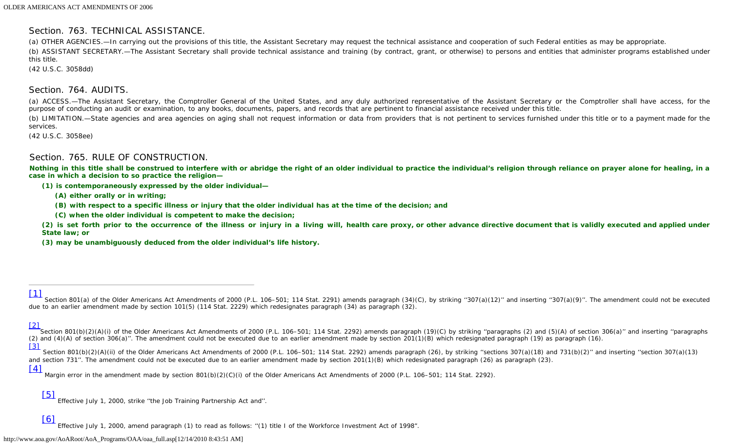## Section. 763. TECHNICAL ASSISTANCE.

(a) OTHER AGENCIES.—In carrying out the provisions of this title, the Assistant Secretary may request the technical assistance and cooperation of such Federal entities as may be appropriate.

(b) ASSISTANT SECRETARY.—The Assistant Secretary shall provide technical assistance and training (by contract, grant, or otherwise) to persons and entities that administer programs established under this title.

(42 U.S.C. 3058dd)

## Section. 764. AUDITS.

(a) ACCESS.—The Assistant Secretary, the Comptroller General of the United States, and any duly authorized representative of the Assistant Secretary or the Comptroller shall have access, for the purpose of conducting an audit or examination, to any books, documents, papers, and records that are pertinent to financial assistance received under this title.

(b) LIMITATION.—State agencies and area agencies on aging shall not request information or data from providers that is not pertinent to services furnished under this title or to a payment made for the services.

(42 U.S.C. 3058ee)

## Section. 765. RULE OF CONSTRUCTION.

**Nothing in this title shall be construed to interfere with or abridge the right of an older individual to practice the individual's religion through reliance on prayer alone for healing, in a case in which a decision to so practice the religion—**

**(1) is contemporaneously expressed by the older individual—**

**(A) either orally or in writing;**

**(B) with respect to a specific illness or injury that the older individual has at the time of the decision; and**

**(C) when the older individual is competent to make the decision;**

**(2) is set forth prior to the occurrence of the illness or injury in a living will, health care proxy, or other advance directive document that is validly executed and applied under State law; or**

**(3) may be unambiguously deduced from the older individual's life history.**

---

[1] Section 801(a) of the Older Americans Act Amendments of 2000 (P.L. 106–501; 114 Stat. 2291) amends paragraph (34)(C), by striking ''307(a)(12)'' and inserting "307(a)(9)''. The amendment could not be executed due to an earlier amendment made by section 101(5) (114 Stat. 2229) which redesignates paragraph (34) as paragraph (32).

[2] Section 801(b)(2)(A)(i) of the Older Americans Act Amendments of 2000 (P.L. 106–501; 114 Stat. 2292) amends paragraph (19)(C) by striking ''paragraphs (2) and (5)(A) of section 306(a)'' and inserting ''paragraphs (2) and (4)(A) of section 306(a)''. The amendment could not be executed due to an earlier amendment made by section 201(1)(B) which redesignated paragraph (19) as paragraph (16).

[3] Section 801(b)(2)(A)(ii) of the Older Americans Act Amendments of 2000 (P.L. 106–501; 114 Stat. 2292) amends paragraph (26), by striking ''sections 307(a)(18) and 731(b)(2)'' and inserting ''section 307(a)(13) and section 731''. The amendment could not be executed due to an earlier amendment made by section 201(1)(B) which redesignated paragraph (26) as paragraph (23).

[4] Margin error in the amendment made by section 801(b)(2)(C)(i) of the Older Americans Act Amendments of 2000 (P.L. 106–501; 114 Stat. 2292).

[5] Effective July 1, 2000, strike ''the Job Training Partnership Act and''.

[6] Effective July 1, 2000, amend paragraph (1) to read as follows: ''(1) title I of the Workforce Investment Act of 1998".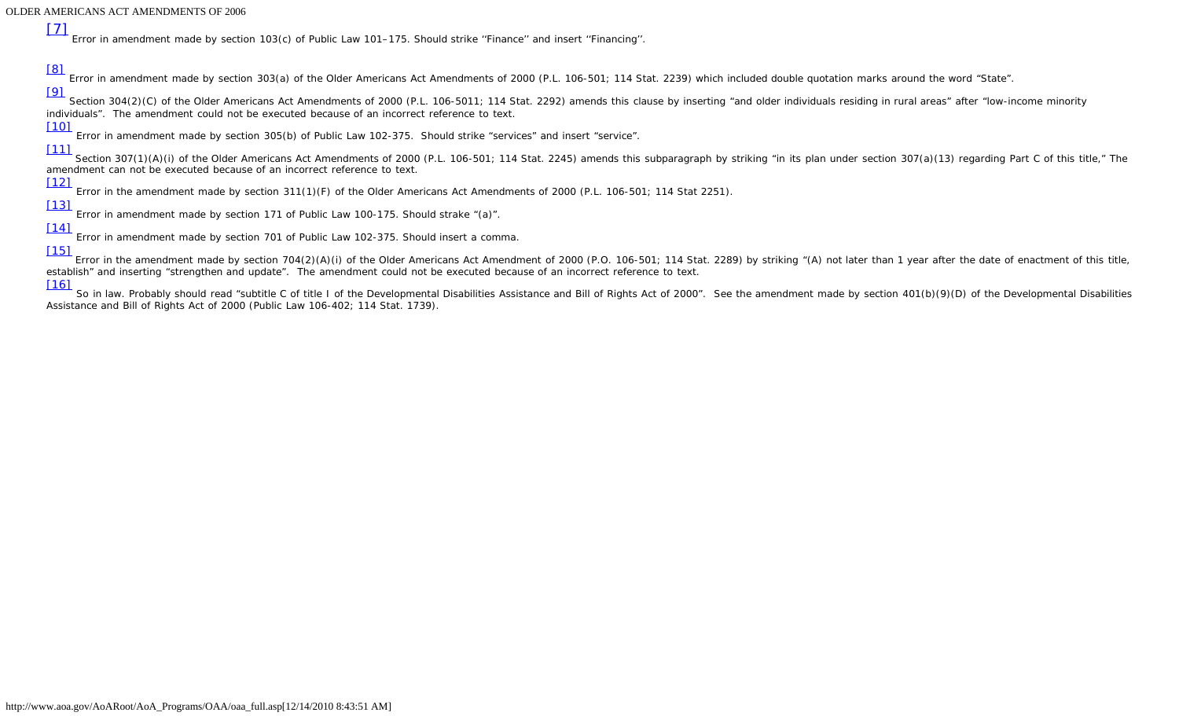[7] Error in amendment made by section 103(c) of Public Law 101–175. Should strike ''Finance'' and insert ''Financing''.

[8] Error in amendment made by section 303(a) of the Older Americans Act Amendments of 2000 (P.L. 106-501; 114 Stat. 2239) which included double quotation marks around the word "State".

[9] Section 304(2)(C) of the Older Americans Act Amendments of 2000 (P.L. 106-5011; 114 Stat. 2292) amends this clause by inserting "and older individuals residing in rural areas" after "low-income minority individuals". The amendment could not be executed because of an incorrect reference to text.

[10] Error in amendment made by section 305(b) of Public Law 102-375. Should strike "services" and insert "service".

[11] Section 307(1)(A)(i) of the Older Americans Act Amendments of 2000 (P.L. 106-501; 114 Stat. 2245) amends this subparagraph by striking "in its plan under section 307(a)(13) regarding Part C of this title," The amendment can not be executed because of an incorrect reference to text.

[12] Error in the amendment made by section 311(1)(F) of the Older Americans Act Amendments of 2000 (P.L. 106-501; 114 Stat 2251).

[13] Error in amendment made by section 171 of Public Law 100-175. Should strake "(a)".

[14] Error in amendment made by section 701 of Public Law 102-375. Should insert a comma.

[15] Error in the amendment made by section 704(2)(A)(i) of the Older Americans Act Amendment of 2000 (P.O. 106-501; 114 Stat. 2289) by striking "(A) not later than 1 year after the date of enactment of this title, establish" and inserting "strengthen and update". The amendment could not be executed because of an incorrect reference to text.

[16] So in law. Probably should read "subtitle C of title I of the Developmental Disabilities Assistance and Bill of Rights Act of 2000". See the amendment made by section 401(b)(9)(D) of the Developmental Disabilities Assistance and Bill of Rights Act of 2000 (Public Law 106-402; 114 Stat. 1739).